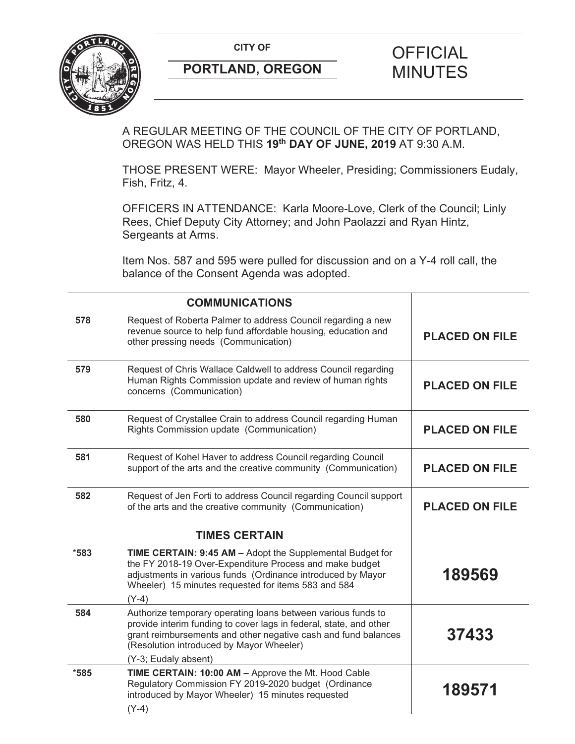**CITY OF**

**PORTLAND, OREGON**

# OFFICIAL MINUTES

A REGULAR MEETING OF THE COUNCIL OF THE CITY OF PORTLAND, OREGON WAS HELD THIS **19th DAY OF JUNE, 2019** AT 9:30 A.M.

THOSE PRESENT WERE: Mayor Wheeler, Presiding; Commissioners Eudaly, Fish, Fritz, 4.

OFFICERS IN ATTENDANCE: Karla Moore-Love, Clerk of the Council; Linly Rees, Chief Deputy City Attorney; and John Paolazzi and Ryan Hintz, Sergeants at Arms.

Item Nos. 587 and 595 were pulled for discussion and on a Y-4 roll call, the balance of the Consent Agenda was adopted.

| | **COMMUNICATIONS** | |
|---|---|---|
| **578** | Request of Roberta Palmer to address Council regarding a new revenue source to help fund affordable housing, education and other pressing needs (Communication) | **PLACED ON FILE** |
| **579** | Request of Chris Wallace Caldwell to address Council regarding Human Rights Commission update and review of human rights concerns (Communication) | **PLACED ON FILE** |
| **580** | Request of Crystallee Crain to address Council regarding Human Rights Commission update (Communication) | **PLACED ON FILE** |
| **581** | Request of Kohel Haver to address Council regarding Council support of the arts and the creative community (Communication) | **PLACED ON FILE** |
| **582** | Request of Jen Forti to address Council regarding Council support of the arts and the creative community (Communication) | **PLACED ON FILE** |
| | **TIMES CERTAIN** | |
| ***583** | **TIME CERTAIN: 9:45 AM –** Adopt the Supplemental Budget for the FY 2018-19 Over-Expenditure Process and make budget adjustments in various funds (Ordinance introduced by Mayor Wheeler) 15 minutes requested for items 583 and 584<br>(Y-4) | **189569** |
| **584** | Authorize temporary operating loans between various funds to provide interim funding to cover lags in federal, state, and other grant reimbursements and other negative cash and fund balances (Resolution introduced by Mayor Wheeler)<br>(Y-3; Eudaly absent) | **37433** |
| ***585** | **TIME CERTAIN: 10:00 AM –** Approve the Mt. Hood Cable Regulatory Commission FY 2019-2020 budget (Ordinance introduced by Mayor Wheeler) 15 minutes requested<br>(Y-4) | **189571** |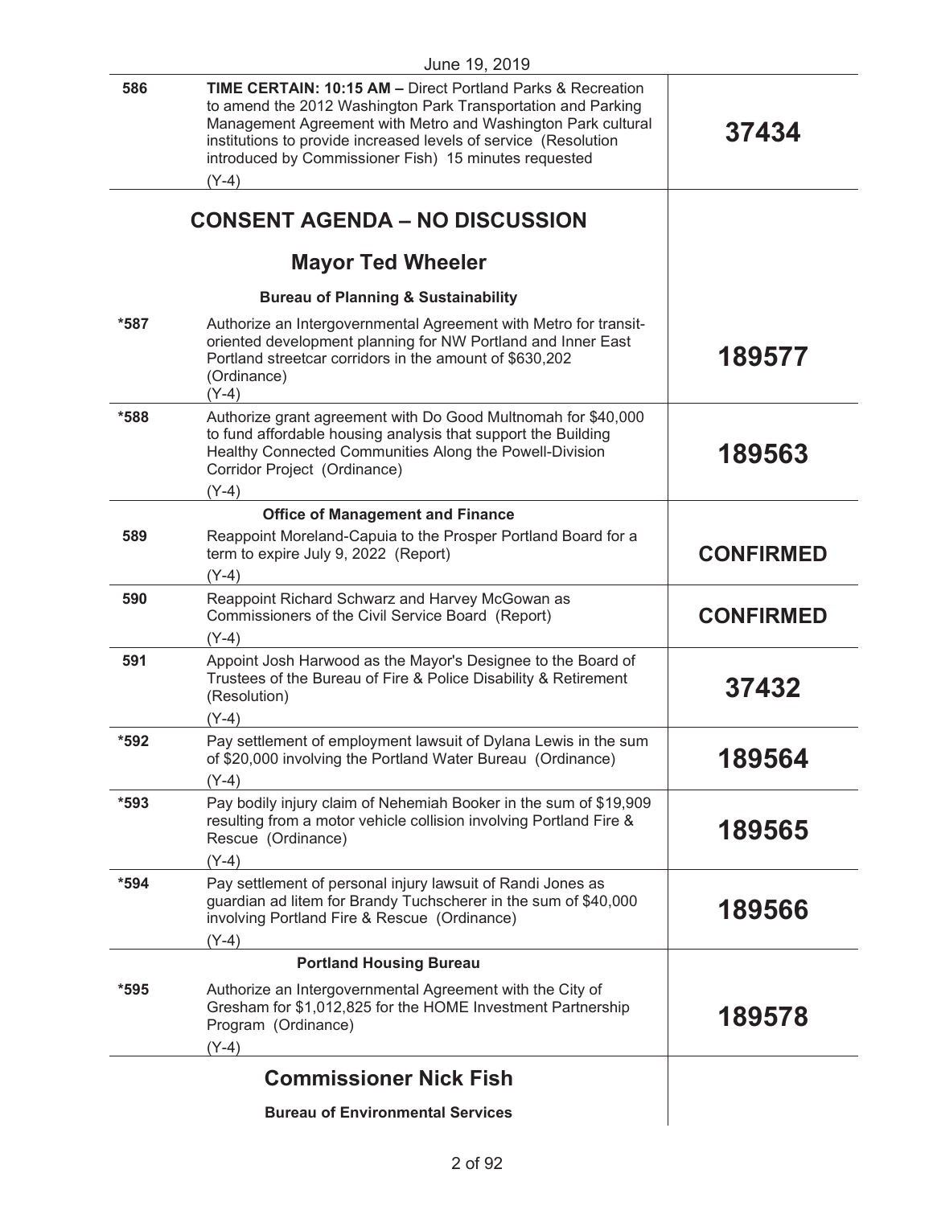June 19, 2019

| | | |
|---|---|---|
| 586 | **TIME CERTAIN: 10:15 AM –** Direct Portland Parks & Recreation to amend the 2012 Washington Park Transportation and Parking Management Agreement with Metro and Washington Park cultural institutions to provide increased levels of service (Resolution introduced by Commissioner Fish) 15 minutes requested<br>(Y-4) | **37434** |

## CONSENT AGENDA – NO DISCUSSION

### Mayor Ted Wheeler

**Bureau of Planning & Sustainability**

| | | |
|---|---|---|
| *587 | Authorize an Intergovernmental Agreement with Metro for transit-oriented development planning for NW Portland and Inner East Portland streetcar corridors in the amount of $630,202 (Ordinance)<br>(Y-4) | **189577** |
| *588 | Authorize grant agreement with Do Good Multnomah for $40,000 to fund affordable housing analysis that support the Building Healthy Connected Communities Along the Powell-Division Corridor Project (Ordinance)<br>(Y-4) | **189563** |

**Office of Management and Finance**

| | | |
|---|---|---|
| 589 | Reappoint Moreland-Capuia to the Prosper Portland Board for a term to expire July 9, 2022 (Report)<br>(Y-4) | **CONFIRMED** |
| 590 | Reappoint Richard Schwarz and Harvey McGowan as Commissioners of the Civil Service Board (Report)<br>(Y-4) | **CONFIRMED** |
| 591 | Appoint Josh Harwood as the Mayor's Designee to the Board of Trustees of the Bureau of Fire & Police Disability & Retirement (Resolution)<br>(Y-4) | **37432** |
| *592 | Pay settlement of employment lawsuit of Dylana Lewis in the sum of $20,000 involving the Portland Water Bureau (Ordinance)<br>(Y-4) | **189564** |
| *593 | Pay bodily injury claim of Nehemiah Booker in the sum of $19,909 resulting from a motor vehicle collision involving Portland Fire & Rescue (Ordinance)<br>(Y-4) | **189565** |
| *594 | Pay settlement of personal injury lawsuit of Randi Jones as guardian ad litem for Brandy Tuchscherer in the sum of $40,000 involving Portland Fire & Rescue (Ordinance)<br>(Y-4) | **189566** |

**Portland Housing Bureau**

| | | |
|---|---|---|
| *595 | Authorize an Intergovernmental Agreement with the City of Gresham for $1,012,825 for the HOME Investment Partnership Program (Ordinance)<br>(Y-4) | **189578** |

### Commissioner Nick Fish

**Bureau of Environmental Services**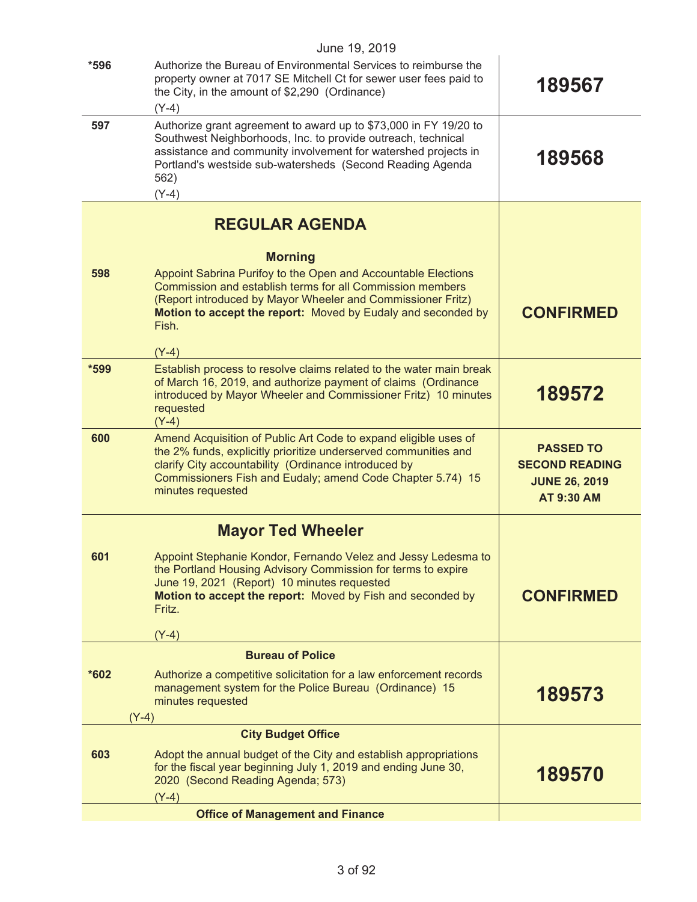June 19, 2019

| | | |
|---|---|---|
| *596 | Authorize the Bureau of Environmental Services to reimburse the property owner at 7017 SE Mitchell Ct for sewer user fees paid to the City, in the amount of $2,290 (Ordinance)<br>(Y-4) | **189567** |
| 597 | Authorize grant agreement to award up to $73,000 in FY 19/20 to Southwest Neighborhoods, Inc. to provide outreach, technical assistance and community involvement for watershed projects in Portland's westside sub-watersheds (Second Reading Agenda 562)<br>(Y-4) | **189568** |
| | **REGULAR AGENDA**<br><br>**Morning** | |
| 598 | Appoint Sabrina Purifoy to the Open and Accountable Elections Commission and establish terms for all Commission members (Report introduced by Mayor Wheeler and Commissioner Fritz)<br>**Motion to accept the report:** Moved by Eudaly and seconded by Fish.<br><br>(Y-4) | **CONFIRMED** |
| *599 | Establish process to resolve claims related to the water main break of March 16, 2019, and authorize payment of claims (Ordinance introduced by Mayor Wheeler and Commissioner Fritz) 10 minutes requested<br>(Y-4) | **189572** |
| 600 | Amend Acquisition of Public Art Code to expand eligible uses of the 2% funds, explicitly prioritize underserved communities and clarify City accountability (Ordinance introduced by Commissioners Fish and Eudaly; amend Code Chapter 5.74) 15 minutes requested | **PASSED TO SECOND READING JUNE 26, 2019 AT 9:30 AM** |
| | **Mayor Ted Wheeler** | |
| 601 | Appoint Stephanie Kondor, Fernando Velez and Jessy Ledesma to the Portland Housing Advisory Commission for terms to expire June 19, 2021 (Report) 10 minutes requested<br>**Motion to accept the report:** Moved by Fish and seconded by Fritz.<br><br>(Y-4) | **CONFIRMED** |
| | **Bureau of Police** | |
| *602 | Authorize a competitive solicitation for a law enforcement records management system for the Police Bureau (Ordinance) 15 minutes requested<br>(Y-4) | **189573** |
| | **City Budget Office** | |
| 603 | Adopt the annual budget of the City and establish appropriations for the fiscal year beginning July 1, 2019 and ending June 30, 2020 (Second Reading Agenda; 573)<br>(Y-4) | **189570** |
| | **Office of Management and Finance** | |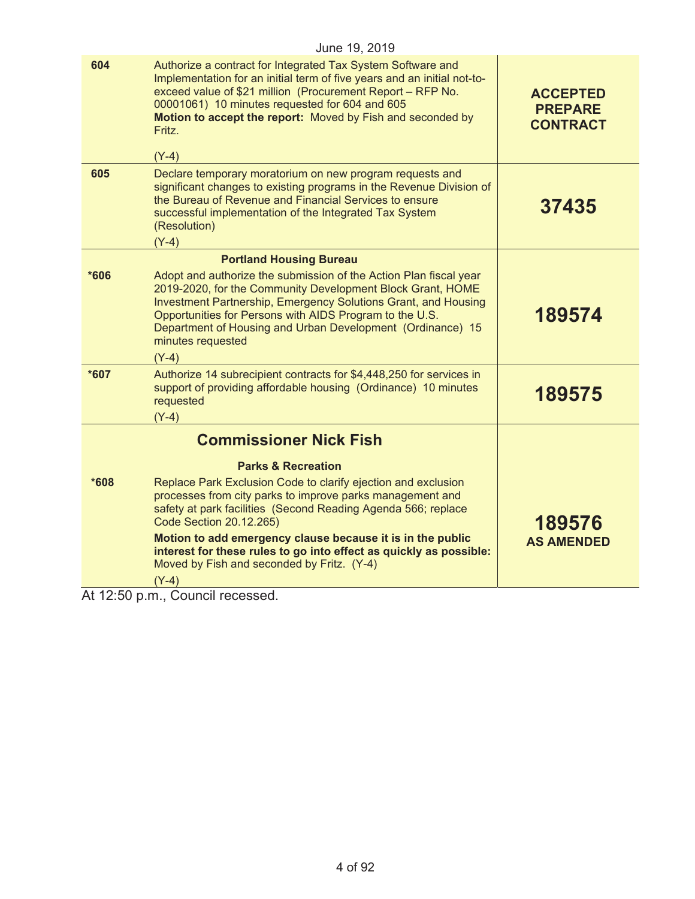June 19, 2019

| | | |
|---|---|---|
| 604 | Authorize a contract for Integrated Tax System Software and Implementation for an initial term of five years and an initial not-to-exceed value of $21 million (Procurement Report – RFP No. 00001061) 10 minutes requested for 604 and 605<br>**Motion to accept the report:** Moved by Fish and seconded by Fritz.<br><br>(Y-4) | **ACCEPTED PREPARE CONTRACT** |
| 605 | Declare temporary moratorium on new program requests and significant changes to existing programs in the Revenue Division of the Bureau of Revenue and Financial Services to ensure successful implementation of the Integrated Tax System (Resolution)<br>(Y-4) | **37435** |
| | **Portland Housing Bureau** | |
| *606 | Adopt and authorize the submission of the Action Plan fiscal year 2019-2020, for the Community Development Block Grant, HOME Investment Partnership, Emergency Solutions Grant, and Housing Opportunities for Persons with AIDS Program to the U.S. Department of Housing and Urban Development (Ordinance) 15 minutes requested<br>(Y-4) | **189574** |
| *607 | Authorize 14 subrecipient contracts for $4,448,250 for services in support of providing affordable housing (Ordinance) 10 minutes requested<br>(Y-4) | **189575** |
| | **Commissioner Nick Fish** | |
| | **Parks & Recreation** | |
| *608 | Replace Park Exclusion Code to clarify ejection and exclusion processes from city parks to improve parks management and safety at park facilities (Second Reading Agenda 566; replace Code Section 20.12.265)<br>**Motion to add emergency clause because it is in the public interest for these rules to go into effect as quickly as possible:** Moved by Fish and seconded by Fritz. (Y-4)<br>(Y-4) | **189576 AS AMENDED** |

At 12:50 p.m., Council recessed.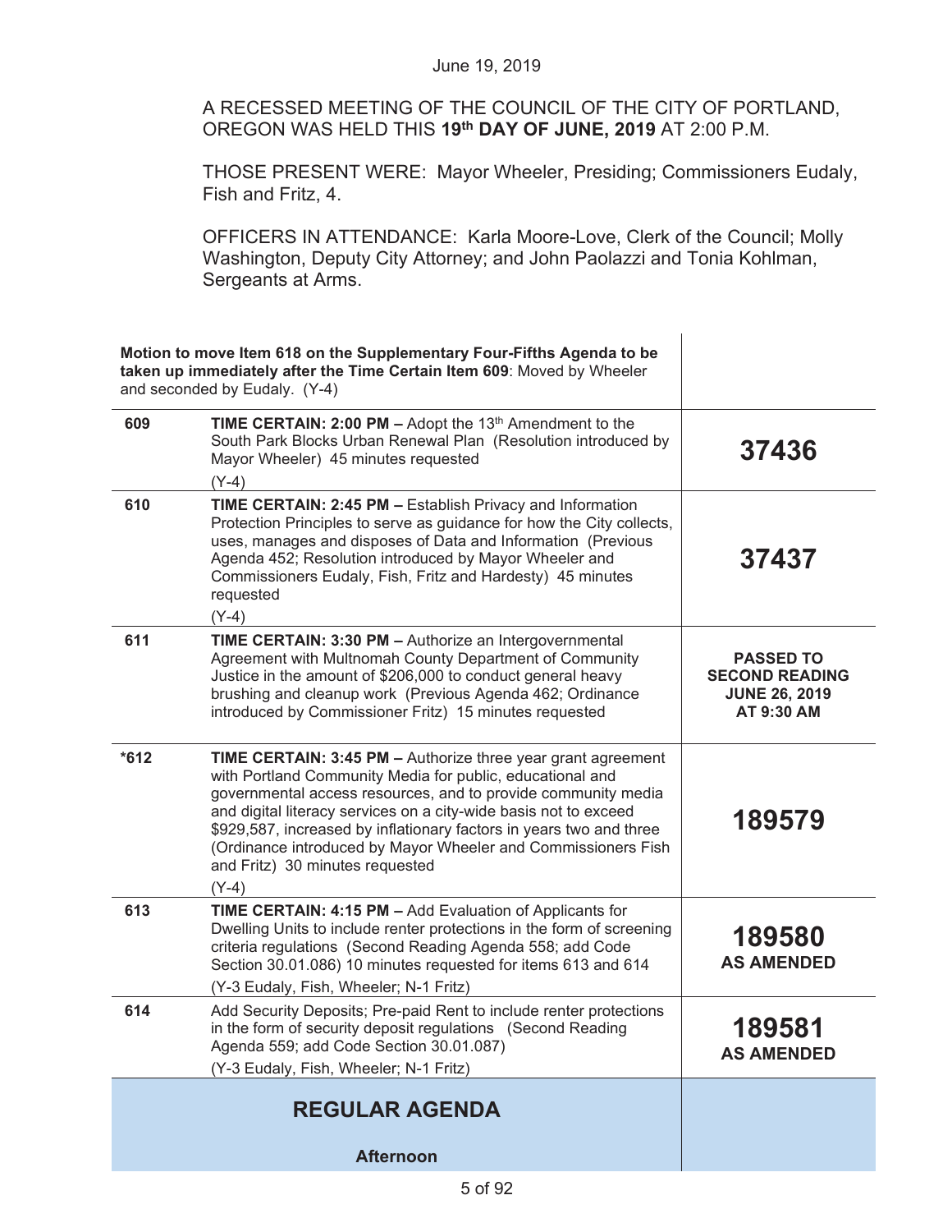June 19, 2019

A RECESSED MEETING OF THE COUNCIL OF THE CITY OF PORTLAND, OREGON WAS HELD THIS **19th DAY OF JUNE, 2019** AT 2:00 P.M.

THOSE PRESENT WERE: Mayor Wheeler, Presiding; Commissioners Eudaly, Fish and Fritz, 4.

OFFICERS IN ATTENDANCE: Karla Moore-Love, Clerk of the Council; Molly Washington, Deputy City Attorney; and John Paolazzi and Tonia Kohlman, Sergeants at Arms.

| | | |
|---|---|---|
| **Motion to move Item 618 on the Supplementary Four-Fifths Agenda to be taken up immediately after the Time Certain Item 609**: Moved by Wheeler and seconded by Eudaly. (Y-4) | | |
| 609 | **TIME CERTAIN: 2:00 PM –** Adopt the 13th Amendment to the South Park Blocks Urban Renewal Plan (Resolution introduced by Mayor Wheeler) 45 minutes requested<br>(Y-4) | **37436** |
| 610 | **TIME CERTAIN: 2:45 PM –** Establish Privacy and Information Protection Principles to serve as guidance for how the City collects, uses, manages and disposes of Data and Information (Previous Agenda 452; Resolution introduced by Mayor Wheeler and Commissioners Eudaly, Fish, Fritz and Hardesty) 45 minutes requested<br>(Y-4) | **37437** |
| 611 | **TIME CERTAIN: 3:30 PM –** Authorize an Intergovernmental Agreement with Multnomah County Department of Community Justice in the amount of $206,000 to conduct general heavy brushing and cleanup work (Previous Agenda 462; Ordinance introduced by Commissioner Fritz) 15 minutes requested | **PASSED TO SECOND READING JUNE 26, 2019 AT 9:30 AM** |
| *612 | **TIME CERTAIN: 3:45 PM –** Authorize three year grant agreement with Portland Community Media for public, educational and governmental access resources, and to provide community media and digital literacy services on a city-wide basis not to exceed $929,587, increased by inflationary factors in years two and three (Ordinance introduced by Mayor Wheeler and Commissioners Fish and Fritz) 30 minutes requested<br>(Y-4) | **189579** |
| 613 | **TIME CERTAIN: 4:15 PM –** Add Evaluation of Applicants for Dwelling Units to include renter protections in the form of screening criteria regulations (Second Reading Agenda 558; add Code Section 30.01.086) 10 minutes requested for items 613 and 614<br>(Y-3 Eudaly, Fish, Wheeler; N-1 Fritz) | **189580 AS AMENDED** |
| 614 | Add Security Deposits; Pre-paid Rent to include renter protections in the form of security deposit regulations (Second Reading Agenda 559; add Code Section 30.01.087)<br>(Y-3 Eudaly, Fish, Wheeler; N-1 Fritz) | **189581 AS AMENDED** |

## REGULAR AGENDA

**Afternoon**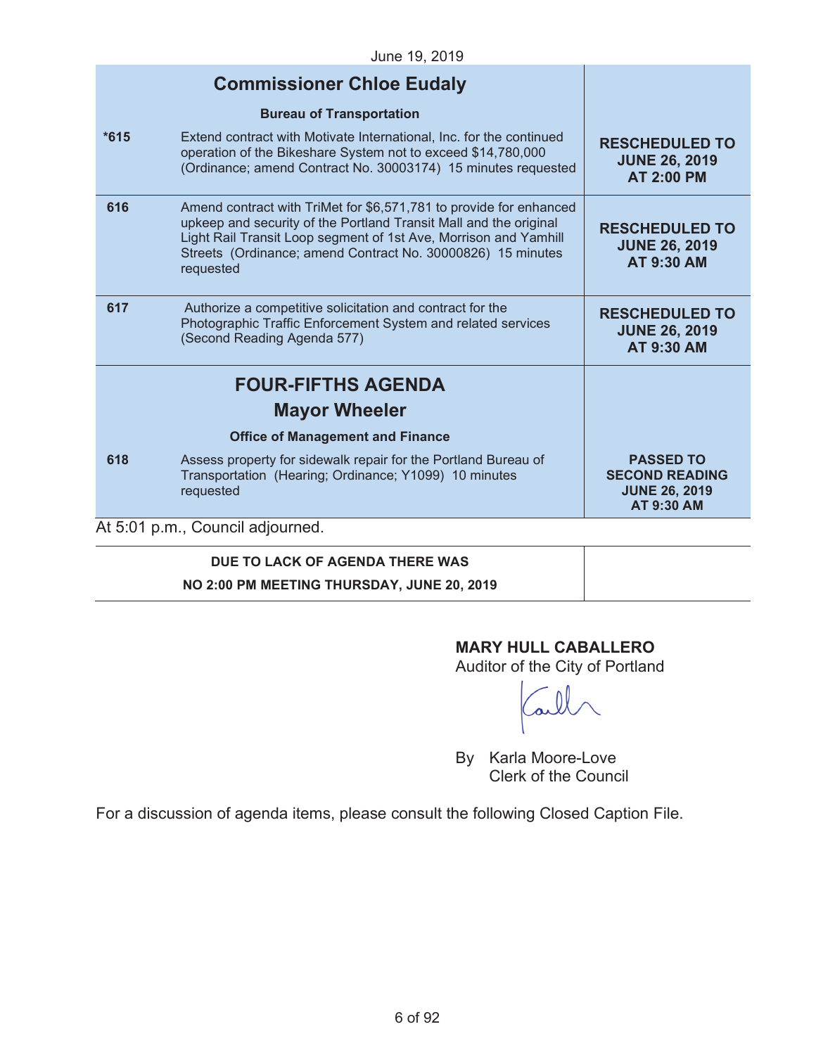June 19, 2019

| | Commissioner Chloe Eudaly | |
|---|---|---|
| | **Bureau of Transportation** | |
| *615 | Extend contract with Motivate International, Inc. for the continued operation of the Bikeshare System not to exceed $14,780,000 (Ordinance; amend Contract No. 30003174) 15 minutes requested | **RESCHEDULED TO JUNE 26, 2019 AT 2:00 PM** |
| 616 | Amend contract with TriMet for $6,571,781 to provide for enhanced upkeep and security of the Portland Transit Mall and the original Light Rail Transit Loop segment of 1st Ave, Morrison and Yamhill Streets (Ordinance; amend Contract No. 30000826) 15 minutes requested | **RESCHEDULED TO JUNE 26, 2019 AT 9:30 AM** |
| 617 | Authorize a competitive solicitation and contract for the Photographic Traffic Enforcement System and related services (Second Reading Agenda 577) | **RESCHEDULED TO JUNE 26, 2019 AT 9:30 AM** |
| | **FOUR-FIFTHS AGENDA** | |
| | **Mayor Wheeler** | |
| | **Office of Management and Finance** | |
| 618 | Assess property for sidewalk repair for the Portland Bureau of Transportation (Hearing; Ordinance; Y1099) 10 minutes requested | **PASSED TO SECOND READING JUNE 26, 2019 AT 9:30 AM** |

At 5:01 p.m., Council adjourned.

**DUE TO LACK OF AGENDA THERE WAS**
**NO 2:00 PM MEETING THURSDAY, JUNE 20, 2019**

**MARY HULL CABALLERO**
Auditor of the City of Portland

By Karla Moore-Love
Clerk of the Council

For a discussion of agenda items, please consult the following Closed Caption File.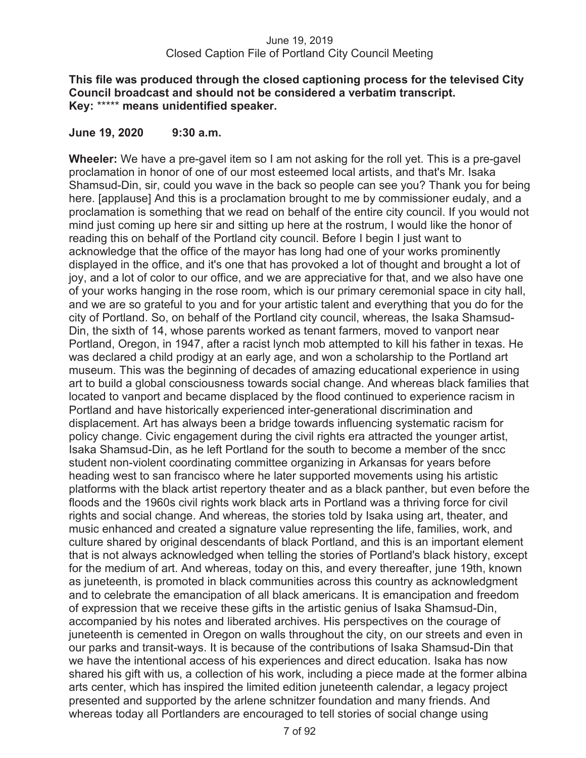June 19, 2019
Closed Caption File of Portland City Council Meeting

**This file was produced through the closed captioning process for the televised City Council broadcast and should not be considered a verbatim transcript.**
**Key: \*\*\*\*\* means unidentified speaker.**

**June 19, 2020 9:30 a.m.**

**Wheeler:** We have a pre-gavel item so I am not asking for the roll yet. This is a pre-gavel proclamation in honor of one of our most esteemed local artists, and that's Mr. Isaka Shamsud-Din, sir, could you wave in the back so people can see you? Thank you for being here. [applause] And this is a proclamation brought to me by commissioner eudaly, and a proclamation is something that we read on behalf of the entire city council. If you would not mind just coming up here sir and sitting up here at the rostrum, I would like the honor of reading this on behalf of the Portland city council. Before I begin I just want to acknowledge that the office of the mayor has long had one of your works prominently displayed in the office, and it's one that has provoked a lot of thought and brought a lot of joy, and a lot of color to our office, and we are appreciative for that, and we also have one of your works hanging in the rose room, which is our primary ceremonial space in city hall, and we are so grateful to you and for your artistic talent and everything that you do for the city of Portland. So, on behalf of the Portland city council, whereas, the Isaka Shamsud-Din, the sixth of 14, whose parents worked as tenant farmers, moved to vanport near Portland, Oregon, in 1947, after a racist lynch mob attempted to kill his father in texas. He was declared a child prodigy at an early age, and won a scholarship to the Portland art museum. This was the beginning of decades of amazing educational experience in using art to build a global consciousness towards social change. And whereas black families that located to vanport and became displaced by the flood continued to experience racism in Portland and have historically experienced inter-generational discrimination and displacement. Art has always been a bridge towards influencing systematic racism for policy change. Civic engagement during the civil rights era attracted the younger artist, Isaka Shamsud-Din, as he left Portland for the south to become a member of the sncc student non-violent coordinating committee organizing in Arkansas for years before heading west to san francisco where he later supported movements using his artistic platforms with the black artist repertory theater and as a black panther, but even before the floods and the 1960s civil rights work black arts in Portland was a thriving force for civil rights and social change. And whereas, the stories told by Isaka using art, theater, and music enhanced and created a signature value representing the life, families, work, and culture shared by original descendants of black Portland, and this is an important element that is not always acknowledged when telling the stories of Portland's black history, except for the medium of art. And whereas, today on this, and every thereafter, june 19th, known as juneteenth, is promoted in black communities across this country as acknowledgment and to celebrate the emancipation of all black americans. It is emancipation and freedom of expression that we receive these gifts in the artistic genius of Isaka Shamsud-Din, accompanied by his notes and liberated archives. His perspectives on the courage of juneteenth is cemented in Oregon on walls throughout the city, on our streets and even in our parks and transit-ways. It is because of the contributions of Isaka Shamsud-Din that we have the intentional access of his experiences and direct education. Isaka has now shared his gift with us, a collection of his work, including a piece made at the former albina arts center, which has inspired the limited edition juneteenth calendar, a legacy project presented and supported by the arlene schnitzer foundation and many friends. And whereas today all Portlanders are encouraged to tell stories of social change using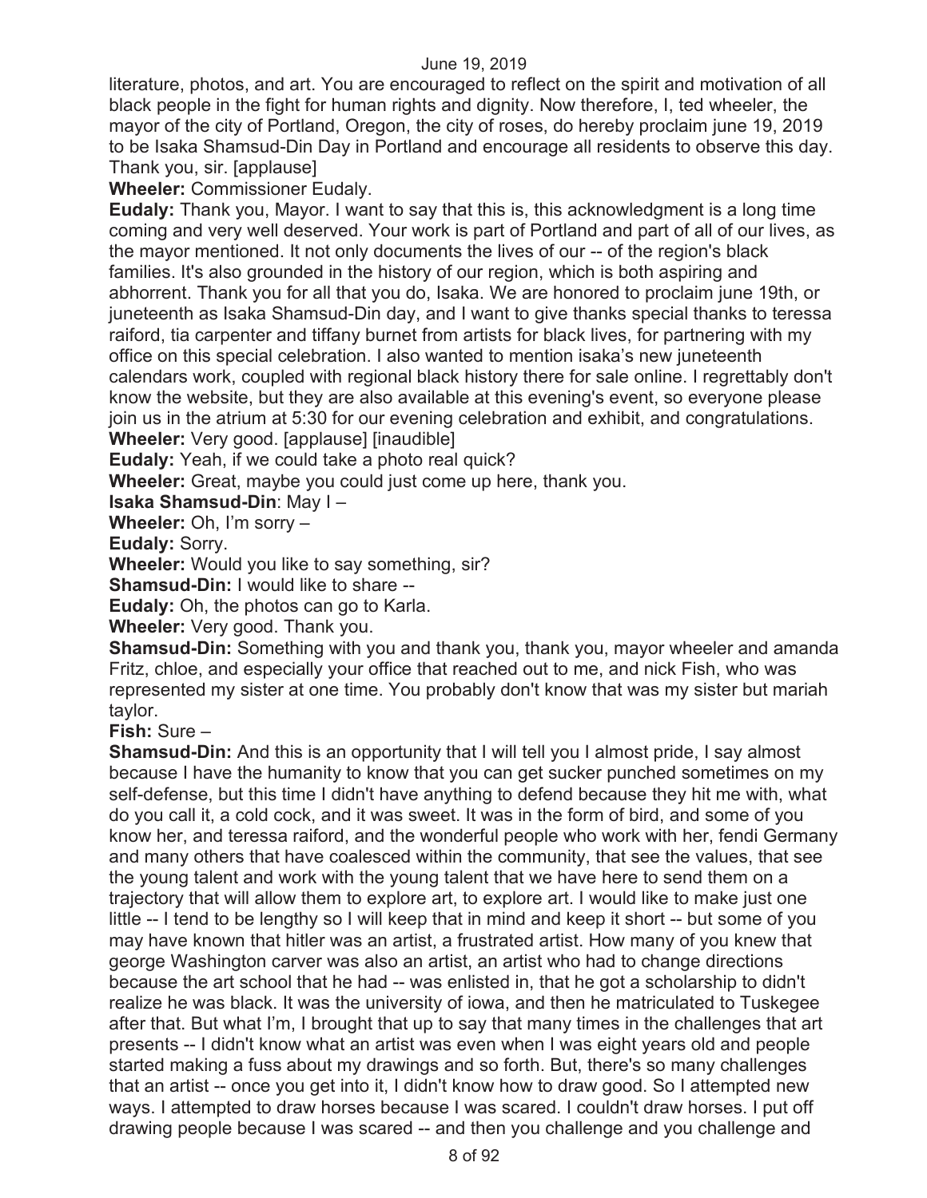literature, photos, and art. You are encouraged to reflect on the spirit and motivation of all black people in the fight for human rights and dignity. Now therefore, I, ted wheeler, the mayor of the city of Portland, Oregon, the city of roses, do hereby proclaim june 19, 2019 to be Isaka Shamsud-Din Day in Portland and encourage all residents to observe this day. Thank you, sir. [applause]

**Wheeler:** Commissioner Eudaly.

**Eudaly:** Thank you, Mayor. I want to say that this is, this acknowledgment is a long time coming and very well deserved. Your work is part of Portland and part of all of our lives, as the mayor mentioned. It not only documents the lives of our -- of the region's black families. It's also grounded in the history of our region, which is both aspiring and abhorrent. Thank you for all that you do, Isaka. We are honored to proclaim june 19th, or juneteenth as Isaka Shamsud-Din day, and I want to give thanks special thanks to teressa raiford, tia carpenter and tiffany burnet from artists for black lives, for partnering with my office on this special celebration. I also wanted to mention isaka's new juneteenth calendars work, coupled with regional black history there for sale online. I regrettably don't know the website, but they are also available at this evening's event, so everyone please join us in the atrium at 5:30 for our evening celebration and exhibit, and congratulations.

**Wheeler:** Very good. [applause] [inaudible]

**Eudaly:** Yeah, if we could take a photo real quick?

**Wheeler:** Great, maybe you could just come up here, thank you.

**Isaka Shamsud-Din**: May I –

**Wheeler:** Oh, I'm sorry –

**Eudaly:** Sorry.

**Wheeler:** Would you like to say something, sir?

**Shamsud-Din:** I would like to share --

**Eudaly:** Oh, the photos can go to Karla.

**Wheeler:** Very good. Thank you.

**Shamsud-Din:** Something with you and thank you, thank you, mayor wheeler and amanda Fritz, chloe, and especially your office that reached out to me, and nick Fish, who was represented my sister at one time. You probably don't know that was my sister but mariah taylor.

**Fish:** Sure –

**Shamsud-Din:** And this is an opportunity that I will tell you I almost pride, I say almost because I have the humanity to know that you can get sucker punched sometimes on my self-defense, but this time I didn't have anything to defend because they hit me with, what do you call it, a cold cock, and it was sweet. It was in the form of bird, and some of you know her, and teressa raiford, and the wonderful people who work with her, fendi Germany and many others that have coalesced within the community, that see the values, that see the young talent and work with the young talent that we have here to send them on a trajectory that will allow them to explore art, to explore art. I would like to make just one little -- I tend to be lengthy so I will keep that in mind and keep it short -- but some of you may have known that hitler was an artist, a frustrated artist. How many of you knew that george Washington carver was also an artist, an artist who had to change directions because the art school that he had -- was enlisted in, that he got a scholarship to didn't realize he was black. It was the university of iowa, and then he matriculated to Tuskegee after that. But what I'm, I brought that up to say that many times in the challenges that art presents -- I didn't know what an artist was even when I was eight years old and people started making a fuss about my drawings and so forth. But, there's so many challenges that an artist -- once you get into it, I didn't know how to draw good. So I attempted new ways. I attempted to draw horses because I was scared. I couldn't draw horses. I put off drawing people because I was scared -- and then you challenge and you challenge and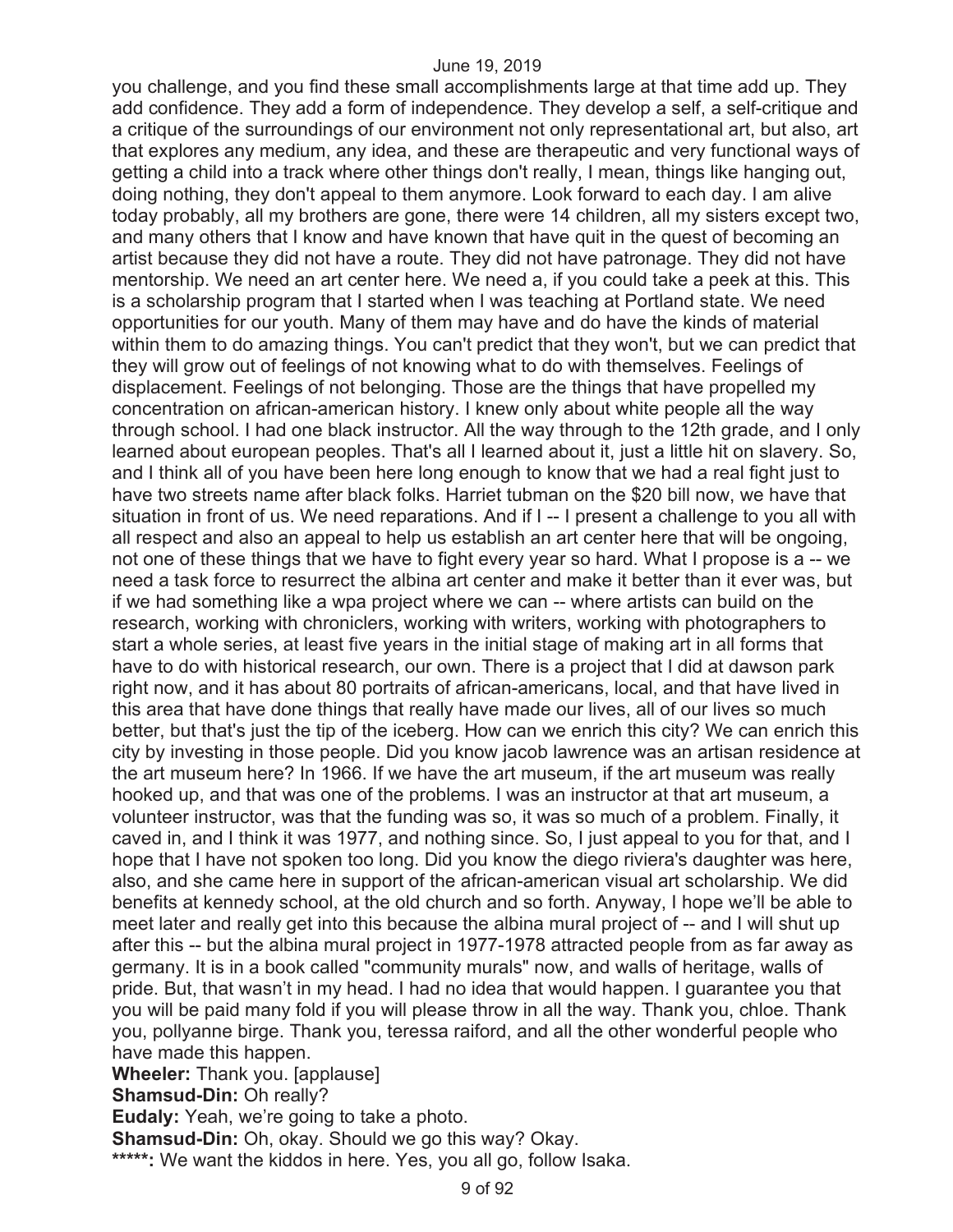you challenge, and you find these small accomplishments large at that time add up. They add confidence. They add a form of independence. They develop a self, a self-critique and a critique of the surroundings of our environment not only representational art, but also, art that explores any medium, any idea, and these are therapeutic and very functional ways of getting a child into a track where other things don't really, I mean, things like hanging out, doing nothing, they don't appeal to them anymore. Look forward to each day. I am alive today probably, all my brothers are gone, there were 14 children, all my sisters except two, and many others that I know and have known that have quit in the quest of becoming an artist because they did not have a route. They did not have patronage. They did not have mentorship. We need an art center here. We need a, if you could take a peek at this. This is a scholarship program that I started when I was teaching at Portland state. We need opportunities for our youth. Many of them may have and do have the kinds of material within them to do amazing things. You can't predict that they won't, but we can predict that they will grow out of feelings of not knowing what to do with themselves. Feelings of displacement. Feelings of not belonging. Those are the things that have propelled my concentration on african-american history. I knew only about white people all the way through school. I had one black instructor. All the way through to the 12th grade, and I only learned about european peoples. That's all I learned about it, just a little hit on slavery. So, and I think all of you have been here long enough to know that we had a real fight just to have two streets name after black folks. Harriet tubman on the $20 bill now, we have that situation in front of us. We need reparations. And if I -- I present a challenge to you all with all respect and also an appeal to help us establish an art center here that will be ongoing, not one of these things that we have to fight every year so hard. What I propose is a -- we need a task force to resurrect the albina art center and make it better than it ever was, but if we had something like a wpa project where we can -- where artists can build on the research, working with chroniclers, working with writers, working with photographers to start a whole series, at least five years in the initial stage of making art in all forms that have to do with historical research, our own. There is a project that I did at dawson park right now, and it has about 80 portraits of african-americans, local, and that have lived in this area that have done things that really have made our lives, all of our lives so much better, but that's just the tip of the iceberg. How can we enrich this city? We can enrich this city by investing in those people. Did you know jacob lawrence was an artisan residence at the art museum here? In 1966. If we have the art museum, if the art museum was really hooked up, and that was one of the problems. I was an instructor at that art museum, a volunteer instructor, was that the funding was so, it was so much of a problem. Finally, it caved in, and I think it was 1977, and nothing since. So, I just appeal to you for that, and I hope that I have not spoken too long. Did you know the diego riviera's daughter was here, also, and she came here in support of the african-american visual art scholarship. We did benefits at kennedy school, at the old church and so forth. Anyway, I hope we'll be able to meet later and really get into this because the albina mural project of -- and I will shut up after this -- but the albina mural project in 1977-1978 attracted people from as far away as germany. It is in a book called "community murals" now, and walls of heritage, walls of pride. But, that wasn't in my head. I had no idea that would happen. I guarantee you that you will be paid many fold if you will please throw in all the way. Thank you, chloe. Thank you, pollyanne birge. Thank you, teressa raiford, and all the other wonderful people who have made this happen.

**Wheeler:** Thank you. [applause]

**Shamsud-Din:** Oh really?

**Eudaly:** Yeah, we're going to take a photo.

**Shamsud-Din:** Oh, okay. Should we go this way? Okay.

*****: We want the kiddos in here. Yes, you all go, follow Isaka.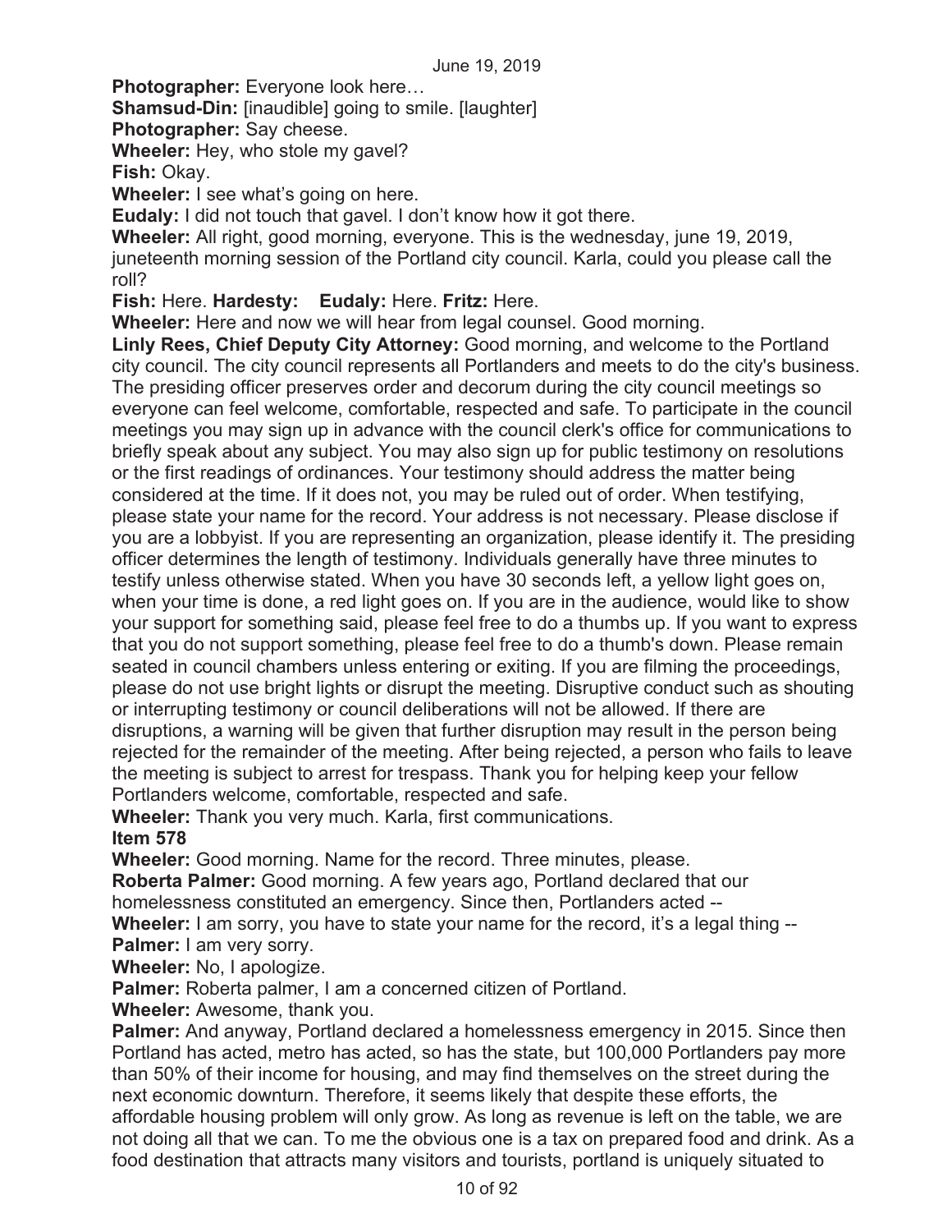**Photographer:** Everyone look here…

**Shamsud-Din:** [inaudible] going to smile. [laughter]

**Photographer:** Say cheese.

**Wheeler:** Hey, who stole my gavel?

**Fish:** Okay.

**Wheeler:** I see what's going on here.

**Eudaly:** I did not touch that gavel. I don't know how it got there.

**Wheeler:** All right, good morning, everyone. This is the wednesday, june 19, 2019, juneteenth morning session of the Portland city council. Karla, could you please call the roll?

**Fish:** Here. **Hardesty:** **Eudaly:** Here. **Fritz:** Here.

**Wheeler:** Here and now we will hear from legal counsel. Good morning.

**Linly Rees, Chief Deputy City Attorney:** Good morning, and welcome to the Portland city council. The city council represents all Portlanders and meets to do the city's business. The presiding officer preserves order and decorum during the city council meetings so everyone can feel welcome, comfortable, respected and safe. To participate in the council meetings you may sign up in advance with the council clerk's office for communications to briefly speak about any subject. You may also sign up for public testimony on resolutions or the first readings of ordinances. Your testimony should address the matter being considered at the time. If it does not, you may be ruled out of order. When testifying, please state your name for the record. Your address is not necessary. Please disclose if you are a lobbyist. If you are representing an organization, please identify it. The presiding officer determines the length of testimony. Individuals generally have three minutes to testify unless otherwise stated. When you have 30 seconds left, a yellow light goes on, when your time is done, a red light goes on. If you are in the audience, would like to show your support for something said, please feel free to do a thumbs up. If you want to express that you do not support something, please feel free to do a thumb's down. Please remain seated in council chambers unless entering or exiting. If you are filming the proceedings, please do not use bright lights or disrupt the meeting. Disruptive conduct such as shouting or interrupting testimony or council deliberations will not be allowed. If there are disruptions, a warning will be given that further disruption may result in the person being rejected for the remainder of the meeting. After being rejected, a person who fails to leave the meeting is subject to arrest for trespass. Thank you for helping keep your fellow Portlanders welcome, comfortable, respected and safe.

**Wheeler:** Thank you very much. Karla, first communications.

**Item 578**

**Wheeler:** Good morning. Name for the record. Three minutes, please.

**Roberta Palmer:** Good morning. A few years ago, Portland declared that our homelessness constituted an emergency. Since then, Portlanders acted --

**Wheeler:** I am sorry, you have to state your name for the record, it's a legal thing --

**Palmer:** I am very sorry.

**Wheeler:** No, I apologize.

**Palmer:** Roberta palmer, I am a concerned citizen of Portland.

**Wheeler:** Awesome, thank you.

**Palmer:** And anyway, Portland declared a homelessness emergency in 2015. Since then Portland has acted, metro has acted, so has the state, but 100,000 Portlanders pay more than 50% of their income for housing, and may find themselves on the street during the next economic downturn. Therefore, it seems likely that despite these efforts, the affordable housing problem will only grow. As long as revenue is left on the table, we are not doing all that we can. To me the obvious one is a tax on prepared food and drink. As a food destination that attracts many visitors and tourists, portland is uniquely situated to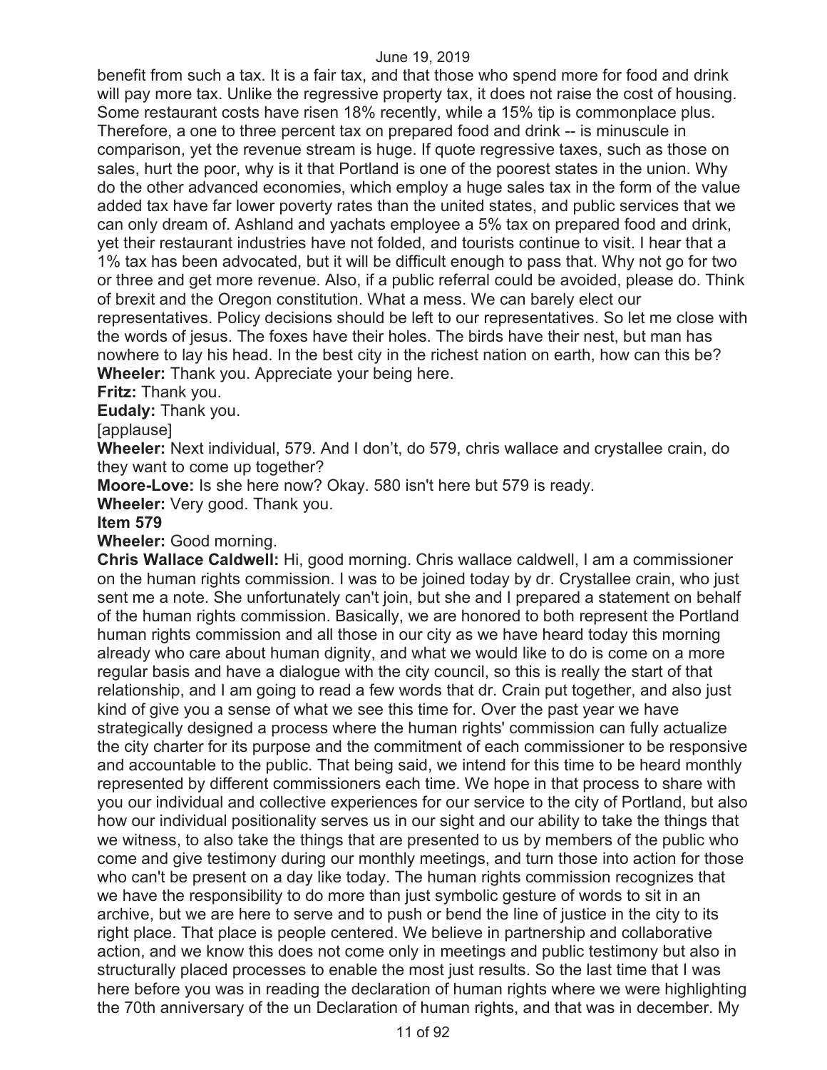benefit from such a tax. It is a fair tax, and that those who spend more for food and drink will pay more tax. Unlike the regressive property tax, it does not raise the cost of housing. Some restaurant costs have risen 18% recently, while a 15% tip is commonplace plus. Therefore, a one to three percent tax on prepared food and drink -- is minuscule in comparison, yet the revenue stream is huge. If quote regressive taxes, such as those on sales, hurt the poor, why is it that Portland is one of the poorest states in the union. Why do the other advanced economies, which employ a huge sales tax in the form of the value added tax have far lower poverty rates than the united states, and public services that we can only dream of. Ashland and yachats employee a 5% tax on prepared food and drink, yet their restaurant industries have not folded, and tourists continue to visit. I hear that a 1% tax has been advocated, but it will be difficult enough to pass that. Why not go for two or three and get more revenue. Also, if a public referral could be avoided, please do. Think of brexit and the Oregon constitution. What a mess. We can barely elect our representatives. Policy decisions should be left to our representatives. So let me close with the words of jesus. The foxes have their holes. The birds have their nest, but man has nowhere to lay his head. In the best city in the richest nation on earth, how can this be?

**Wheeler:** Thank you. Appreciate your being here.

**Fritz:** Thank you.

**Eudaly:** Thank you.

[applause]

**Wheeler:** Next individual, 579. And I don't, do 579, chris wallace and crystallee crain, do they want to come up together?

**Moore-Love:** Is she here now? Okay. 580 isn't here but 579 is ready.

**Wheeler:** Very good. Thank you.

**Item 579**

**Wheeler:** Good morning.

**Chris Wallace Caldwell:** Hi, good morning. Chris wallace caldwell, I am a commissioner on the human rights commission. I was to be joined today by dr. Crystallee crain, who just sent me a note. She unfortunately can't join, but she and I prepared a statement on behalf of the human rights commission. Basically, we are honored to both represent the Portland human rights commission and all those in our city as we have heard today this morning already who care about human dignity, and what we would like to do is come on a more regular basis and have a dialogue with the city council, so this is really the start of that relationship, and I am going to read a few words that dr. Crain put together, and also just kind of give you a sense of what we see this time for. Over the past year we have strategically designed a process where the human rights' commission can fully actualize the city charter for its purpose and the commitment of each commissioner to be responsive and accountable to the public. That being said, we intend for this time to be heard monthly represented by different commissioners each time. We hope in that process to share with you our individual and collective experiences for our service to the city of Portland, but also how our individual positionality serves us in our sight and our ability to take the things that we witness, to also take the things that are presented to us by members of the public who come and give testimony during our monthly meetings, and turn those into action for those who can't be present on a day like today. The human rights commission recognizes that we have the responsibility to do more than just symbolic gesture of words to sit in an archive, but we are here to serve and to push or bend the line of justice in the city to its right place. That place is people centered. We believe in partnership and collaborative action, and we know this does not come only in meetings and public testimony but also in structurally placed processes to enable the most just results. So the last time that I was here before you was in reading the declaration of human rights where we were highlighting the 70th anniversary of the un Declaration of human rights, and that was in december. My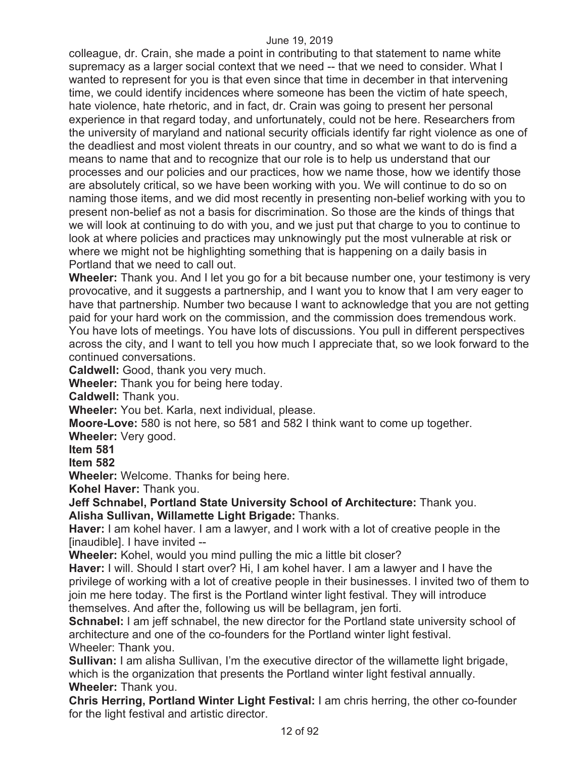colleague, dr. Crain, she made a point in contributing to that statement to name white supremacy as a larger social context that we need -- that we need to consider. What I wanted to represent for you is that even since that time in december in that intervening time, we could identify incidences where someone has been the victim of hate speech, hate violence, hate rhetoric, and in fact, dr. Crain was going to present her personal experience in that regard today, and unfortunately, could not be here. Researchers from the university of maryland and national security officials identify far right violence as one of the deadliest and most violent threats in our country, and so what we want to do is find a means to name that and to recognize that our role is to help us understand that our processes and our policies and our practices, how we name those, how we identify those are absolutely critical, so we have been working with you. We will continue to do so on naming those items, and we did most recently in presenting non-belief working with you to present non-belief as not a basis for discrimination. So those are the kinds of things that we will look at continuing to do with you, and we just put that charge to you to continue to look at where policies and practices may unknowingly put the most vulnerable at risk or where we might not be highlighting something that is happening on a daily basis in Portland that we need to call out.

**Wheeler:** Thank you. And I let you go for a bit because number one, your testimony is very provocative, and it suggests a partnership, and I want you to know that I am very eager to have that partnership. Number two because I want to acknowledge that you are not getting paid for your hard work on the commission, and the commission does tremendous work. You have lots of meetings. You have lots of discussions. You pull in different perspectives across the city, and I want to tell you how much I appreciate that, so we look forward to the continued conversations.

**Caldwell:** Good, thank you very much.

**Wheeler:** Thank you for being here today.

**Caldwell:** Thank you.

**Wheeler:** You bet. Karla, next individual, please.

**Moore-Love:** 580 is not here, so 581 and 582 I think want to come up together.

**Wheeler:** Very good.

**Item 581**

**Item 582**

**Wheeler:** Welcome. Thanks for being here.

**Kohel Haver:** Thank you.

**Jeff Schnabel, Portland State University School of Architecture:** Thank you.

**Alisha Sullivan, Willamette Light Brigade:** Thanks.

**Haver:** I am kohel haver. I am a lawyer, and I work with a lot of creative people in the [inaudible]. I have invited --

**Wheeler:** Kohel, would you mind pulling the mic a little bit closer?

**Haver:** I will. Should I start over? Hi, I am kohel haver. I am a lawyer and I have the privilege of working with a lot of creative people in their businesses. I invited two of them to join me here today. The first is the Portland winter light festival. They will introduce themselves. And after the, following us will be bellagram, jen forti.

**Schnabel:** I am jeff schnabel, the new director for the Portland state university school of architecture and one of the co-founders for the Portland winter light festival.

Wheeler: Thank you.

**Sullivan:** I am alisha Sullivan, I'm the executive director of the willamette light brigade, which is the organization that presents the Portland winter light festival annually.

**Wheeler:** Thank you.

**Chris Herring, Portland Winter Light Festival:** I am chris herring, the other co-founder for the light festival and artistic director.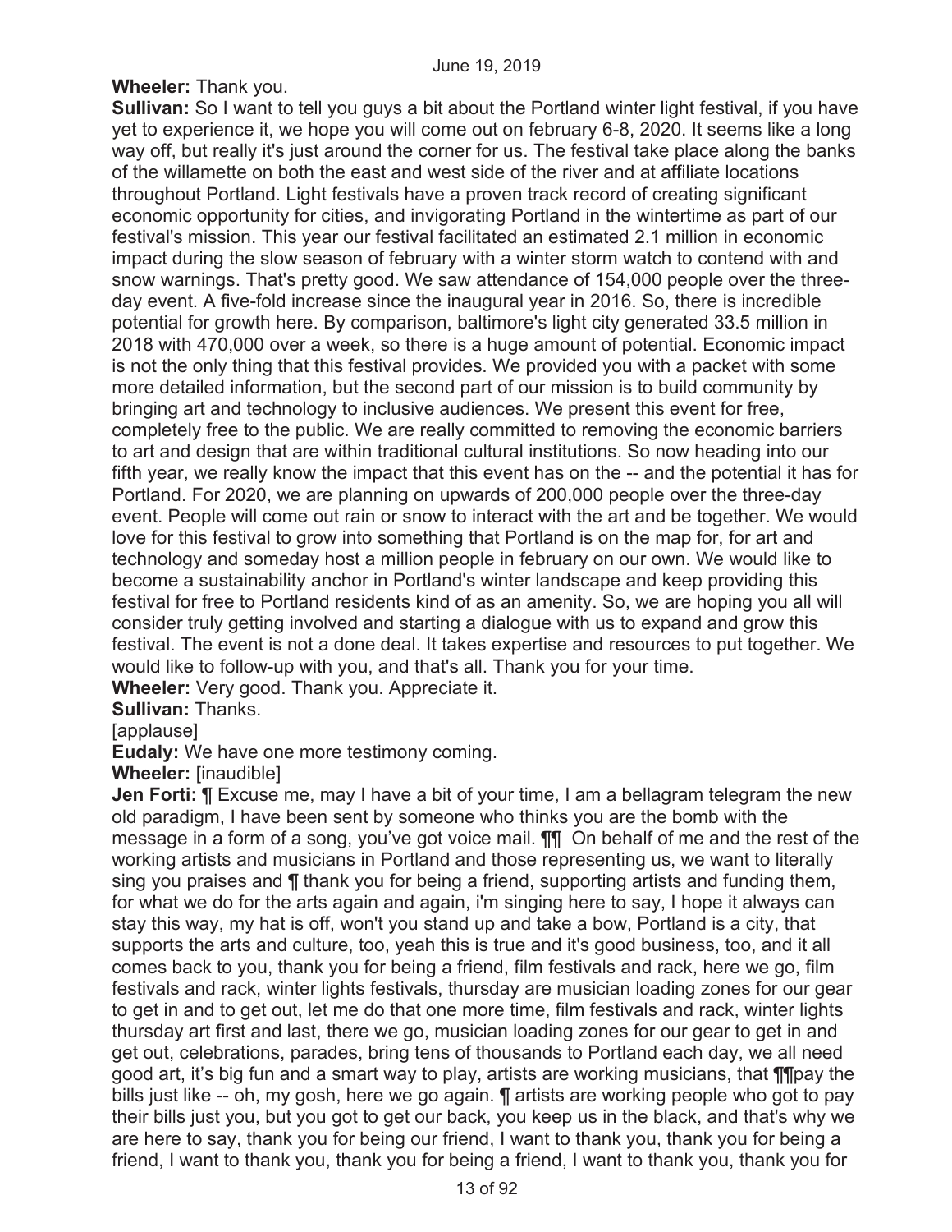**Wheeler:** Thank you.

**Sullivan:** So I want to tell you guys a bit about the Portland winter light festival, if you have yet to experience it, we hope you will come out on february 6-8, 2020. It seems like a long way off, but really it's just around the corner for us. The festival take place along the banks of the willamette on both the east and west side of the river and at affiliate locations throughout Portland. Light festivals have a proven track record of creating significant economic opportunity for cities, and invigorating Portland in the wintertime as part of our festival's mission. This year our festival facilitated an estimated 2.1 million in economic impact during the slow season of february with a winter storm watch to contend with and snow warnings. That's pretty good. We saw attendance of 154,000 people over the three-day event. A five-fold increase since the inaugural year in 2016. So, there is incredible potential for growth here. By comparison, baltimore's light city generated 33.5 million in 2018 with 470,000 over a week, so there is a huge amount of potential. Economic impact is not the only thing that this festival provides. We provided you with a packet with some more detailed information, but the second part of our mission is to build community by bringing art and technology to inclusive audiences. We present this event for free, completely free to the public. We are really committed to removing the economic barriers to art and design that are within traditional cultural institutions. So now heading into our fifth year, we really know the impact that this event has on the -- and the potential it has for Portland. For 2020, we are planning on upwards of 200,000 people over the three-day event. People will come out rain or snow to interact with the art and be together. We would love for this festival to grow into something that Portland is on the map for, for art and technology and someday host a million people in february on our own. We would like to become a sustainability anchor in Portland's winter landscape and keep providing this festival for free to Portland residents kind of as an amenity. So, we are hoping you all will consider truly getting involved and starting a dialogue with us to expand and grow this festival. The event is not a done deal. It takes expertise and resources to put together. We would like to follow-up with you, and that's all. Thank you for your time.

**Wheeler:** Very good. Thank you. Appreciate it.

**Sullivan:** Thanks.

[applause]

**Eudaly:** We have one more testimony coming.

**Wheeler:** [inaudible]

**Jen Forti:** ¶ Excuse me, may I have a bit of your time, I am a bellagram telegram the new old paradigm, I have been sent by someone who thinks you are the bomb with the message in a form of a song, you've got voice mail. ¶¶ On behalf of me and the rest of the working artists and musicians in Portland and those representing us, we want to literally sing you praises and ¶ thank you for being a friend, supporting artists and funding them, for what we do for the arts again and again, i'm singing here to say, I hope it always can stay this way, my hat is off, won't you stand up and take a bow, Portland is a city, that supports the arts and culture, too, yeah this is true and it's good business, too, and it all comes back to you, thank you for being a friend, film festivals and rack, here we go, film festivals and rack, winter lights festivals, thursday are musician loading zones for our gear to get in and to get out, let me do that one more time, film festivals and rack, winter lights thursday art first and last, there we go, musician loading zones for our gear to get in and get out, celebrations, parades, bring tens of thousands to Portland each day, we all need good art, it's big fun and a smart way to play, artists are working musicians, that ¶¶pay the bills just like -- oh, my gosh, here we go again. ¶ artists are working people who got to pay their bills just you, but you got to get our back, you keep us in the black, and that's why we are here to say, thank you for being our friend, I want to thank you, thank you for being a friend, I want to thank you, thank you for being a friend, I want to thank you, thank you for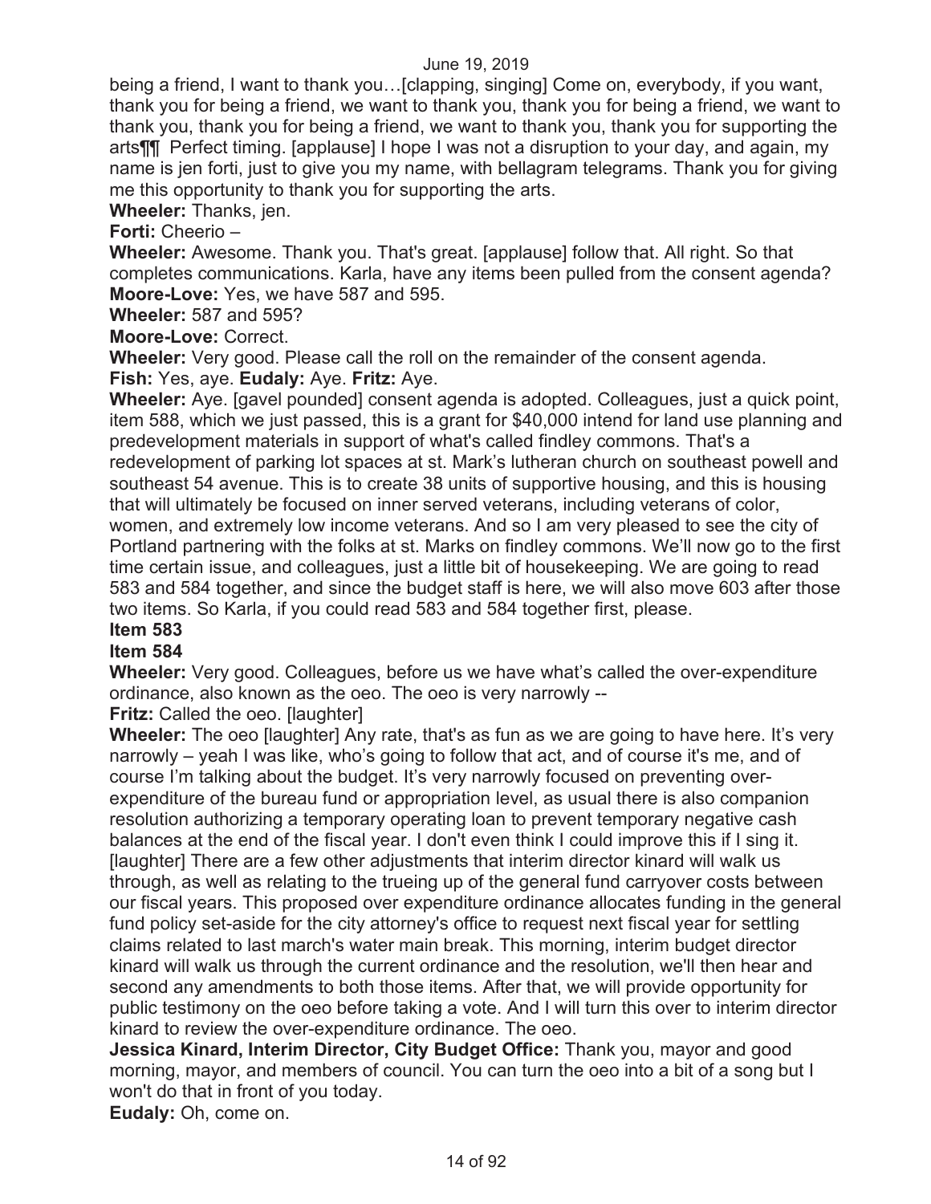being a friend, I want to thank you…[clapping, singing] Come on, everybody, if you want, thank you for being a friend, we want to thank you, thank you for being a friend, we want to thank you, thank you for being a friend, we want to thank you, thank you for supporting the arts¶¶ Perfect timing. [applause] I hope I was not a disruption to your day, and again, my name is jen forti, just to give you my name, with bellagram telegrams. Thank you for giving me this opportunity to thank you for supporting the arts.

**Wheeler:** Thanks, jen.

**Forti:** Cheerio –

**Wheeler:** Awesome. Thank you. That's great. [applause] follow that. All right. So that completes communications. Karla, have any items been pulled from the consent agenda?

**Moore-Love:** Yes, we have 587 and 595.

**Wheeler:** 587 and 595?

**Moore-Love:** Correct.

**Wheeler:** Very good. Please call the roll on the remainder of the consent agenda.

**Fish:** Yes, aye. **Eudaly:** Aye. **Fritz:** Aye.

**Wheeler:** Aye. [gavel pounded] consent agenda is adopted. Colleagues, just a quick point, item 588, which we just passed, this is a grant for $40,000 intend for land use planning and predevelopment materials in support of what's called findley commons. That's a redevelopment of parking lot spaces at st. Mark's lutheran church on southeast powell and southeast 54 avenue. This is to create 38 units of supportive housing, and this is housing that will ultimately be focused on inner served veterans, including veterans of color, women, and extremely low income veterans. And so I am very pleased to see the city of Portland partnering with the folks at st. Marks on findley commons. We'll now go to the first time certain issue, and colleagues, just a little bit of housekeeping. We are going to read 583 and 584 together, and since the budget staff is here, we will also move 603 after those two items. So Karla, if you could read 583 and 584 together first, please.

**Item 583**

**Item 584**

**Wheeler:** Very good. Colleagues, before us we have what's called the over-expenditure ordinance, also known as the oeo. The oeo is very narrowly --

**Fritz:** Called the oeo. [laughter]

**Wheeler:** The oeo [laughter] Any rate, that's as fun as we are going to have here. It's very narrowly – yeah I was like, who's going to follow that act, and of course it's me, and of course I'm talking about the budget. It's very narrowly focused on preventing over-expenditure of the bureau fund or appropriation level, as usual there is also companion resolution authorizing a temporary operating loan to prevent temporary negative cash balances at the end of the fiscal year. I don't even think I could improve this if I sing it. [laughter] There are a few other adjustments that interim director kinard will walk us through, as well as relating to the trueing up of the general fund carryover costs between our fiscal years. This proposed over expenditure ordinance allocates funding in the general fund policy set-aside for the city attorney's office to request next fiscal year for settling claims related to last march's water main break. This morning, interim budget director kinard will walk us through the current ordinance and the resolution, we'll then hear and second any amendments to both those items. After that, we will provide opportunity for public testimony on the oeo before taking a vote. And I will turn this over to interim director kinard to review the over-expenditure ordinance. The oeo.

**Jessica Kinard, Interim Director, City Budget Office:** Thank you, mayor and good morning, mayor, and members of council. You can turn the oeo into a bit of a song but I won't do that in front of you today.

**Eudaly:** Oh, come on.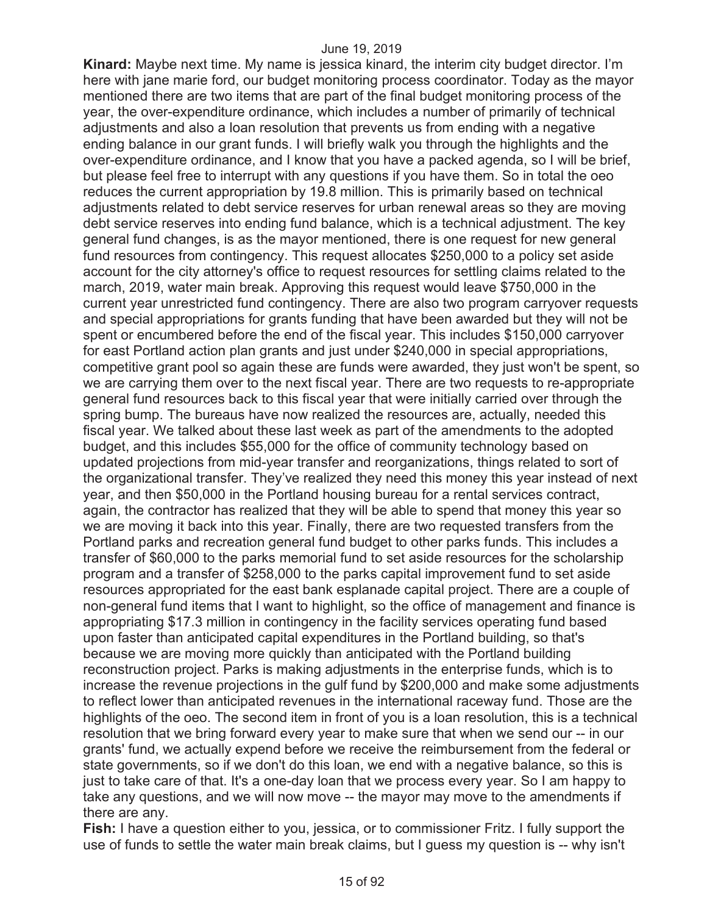**Kinard:** Maybe next time. My name is jessica kinard, the interim city budget director. I'm here with jane marie ford, our budget monitoring process coordinator. Today as the mayor mentioned there are two items that are part of the final budget monitoring process of the year, the over-expenditure ordinance, which includes a number of primarily of technical adjustments and also a loan resolution that prevents us from ending with a negative ending balance in our grant funds. I will briefly walk you through the highlights and the over-expenditure ordinance, and I know that you have a packed agenda, so I will be brief, but please feel free to interrupt with any questions if you have them. So in total the oeo reduces the current appropriation by 19.8 million. This is primarily based on technical adjustments related to debt service reserves for urban renewal areas so they are moving debt service reserves into ending fund balance, which is a technical adjustment. The key general fund changes, is as the mayor mentioned, there is one request for new general fund resources from contingency. This request allocates $250,000 to a policy set aside account for the city attorney's office to request resources for settling claims related to the march, 2019, water main break. Approving this request would leave $750,000 in the current year unrestricted fund contingency. There are also two program carryover requests and special appropriations for grants funding that have been awarded but they will not be spent or encumbered before the end of the fiscal year. This includes $150,000 carryover for east Portland action plan grants and just under $240,000 in special appropriations, competitive grant pool so again these are funds were awarded, they just won't be spent, so we are carrying them over to the next fiscal year. There are two requests to re-appropriate general fund resources back to this fiscal year that were initially carried over through the spring bump. The bureaus have now realized the resources are, actually, needed this fiscal year. We talked about these last week as part of the amendments to the adopted budget, and this includes $55,000 for the office of community technology based on updated projections from mid-year transfer and reorganizations, things related to sort of the organizational transfer. They've realized they need this money this year instead of next year, and then $50,000 in the Portland housing bureau for a rental services contract, again, the contractor has realized that they will be able to spend that money this year so we are moving it back into this year. Finally, there are two requested transfers from the Portland parks and recreation general fund budget to other parks funds. This includes a transfer of $60,000 to the parks memorial fund to set aside resources for the scholarship program and a transfer of $258,000 to the parks capital improvement fund to set aside resources appropriated for the east bank esplanade capital project. There are a couple of non-general fund items that I want to highlight, so the office of management and finance is appropriating $17.3 million in contingency in the facility services operating fund based upon faster than anticipated capital expenditures in the Portland building, so that's because we are moving more quickly than anticipated with the Portland building reconstruction project. Parks is making adjustments in the enterprise funds, which is to increase the revenue projections in the gulf fund by $200,000 and make some adjustments to reflect lower than anticipated revenues in the international raceway fund. Those are the highlights of the oeo. The second item in front of you is a loan resolution, this is a technical resolution that we bring forward every year to make sure that when we send our -- in our grants' fund, we actually expend before we receive the reimbursement from the federal or state governments, so if we don't do this loan, we end with a negative balance, so this is just to take care of that. It's a one-day loan that we process every year. So I am happy to take any questions, and we will now move -- the mayor may move to the amendments if there are any.

**Fish:** I have a question either to you, jessica, or to commissioner Fritz. I fully support the use of funds to settle the water main break claims, but I guess my question is -- why isn't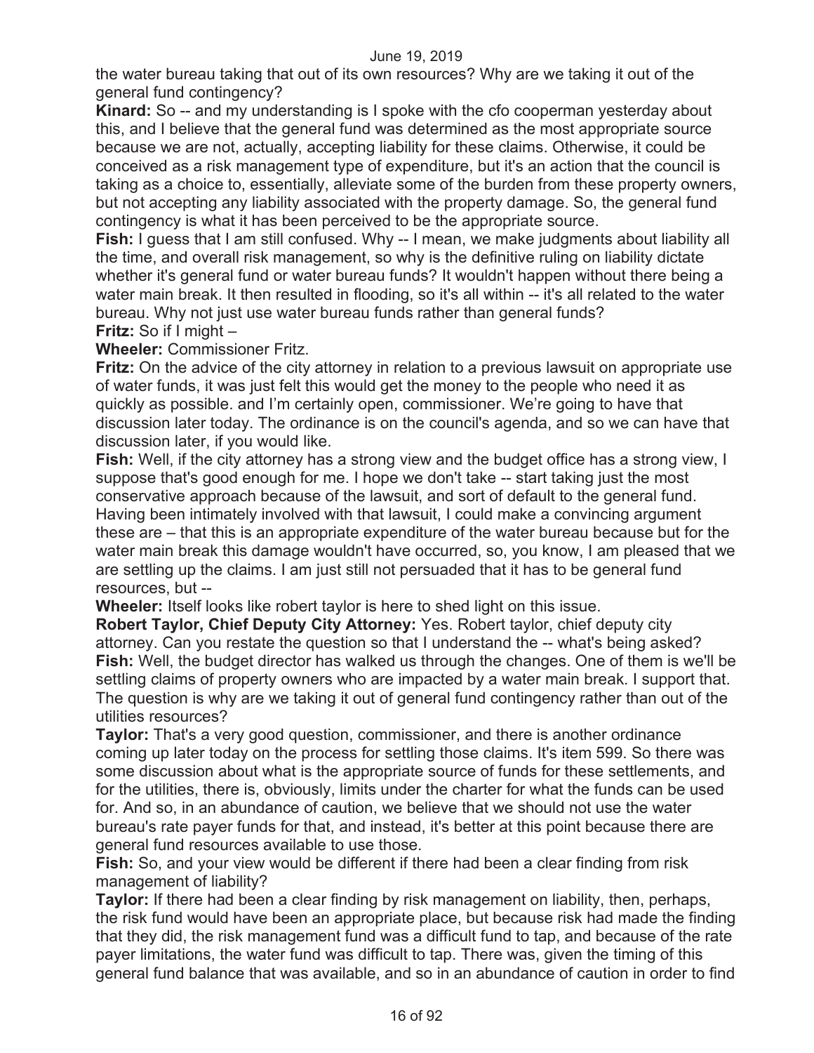the water bureau taking that out of its own resources? Why are we taking it out of the general fund contingency?

**Kinard:** So -- and my understanding is I spoke with the cfo cooperman yesterday about this, and I believe that the general fund was determined as the most appropriate source because we are not, actually, accepting liability for these claims. Otherwise, it could be conceived as a risk management type of expenditure, but it's an action that the council is taking as a choice to, essentially, alleviate some of the burden from these property owners, but not accepting any liability associated with the property damage. So, the general fund contingency is what it has been perceived to be the appropriate source.

**Fish:** I guess that I am still confused. Why -- I mean, we make judgments about liability all the time, and overall risk management, so why is the definitive ruling on liability dictate whether it's general fund or water bureau funds? It wouldn't happen without there being a water main break. It then resulted in flooding, so it's all within -- it's all related to the water bureau. Why not just use water bureau funds rather than general funds?

**Fritz:** So if I might –

**Wheeler:** Commissioner Fritz.

**Fritz:** On the advice of the city attorney in relation to a previous lawsuit on appropriate use of water funds, it was just felt this would get the money to the people who need it as quickly as possible. and I'm certainly open, commissioner. We're going to have that discussion later today. The ordinance is on the council's agenda, and so we can have that discussion later, if you would like.

**Fish:** Well, if the city attorney has a strong view and the budget office has a strong view, I suppose that's good enough for me. I hope we don't take -- start taking just the most conservative approach because of the lawsuit, and sort of default to the general fund. Having been intimately involved with that lawsuit, I could make a convincing argument these are – that this is an appropriate expenditure of the water bureau because but for the water main break this damage wouldn't have occurred, so, you know, I am pleased that we are settling up the claims. I am just still not persuaded that it has to be general fund resources, but --

**Wheeler:** Itself looks like robert taylor is here to shed light on this issue.

**Robert Taylor, Chief Deputy City Attorney:** Yes. Robert taylor, chief deputy city attorney. Can you restate the question so that I understand the -- what's being asked?

**Fish:** Well, the budget director has walked us through the changes. One of them is we'll be settling claims of property owners who are impacted by a water main break. I support that. The question is why are we taking it out of general fund contingency rather than out of the utilities resources?

**Taylor:** That's a very good question, commissioner, and there is another ordinance coming up later today on the process for settling those claims. It's item 599. So there was some discussion about what is the appropriate source of funds for these settlements, and for the utilities, there is, obviously, limits under the charter for what the funds can be used for. And so, in an abundance of caution, we believe that we should not use the water bureau's rate payer funds for that, and instead, it's better at this point because there are general fund resources available to use those.

**Fish:** So, and your view would be different if there had been a clear finding from risk management of liability?

**Taylor:** If there had been a clear finding by risk management on liability, then, perhaps, the risk fund would have been an appropriate place, but because risk had made the finding that they did, the risk management fund was a difficult fund to tap, and because of the rate payer limitations, the water fund was difficult to tap. There was, given the timing of this general fund balance that was available, and so in an abundance of caution in order to find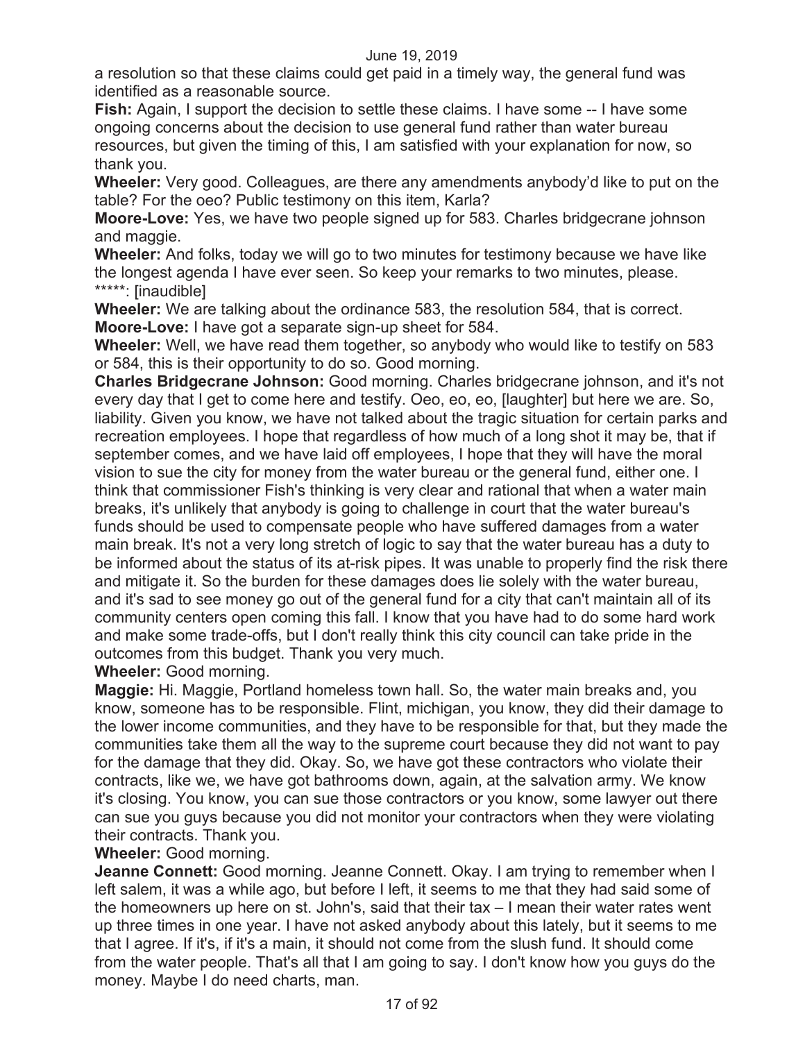a resolution so that these claims could get paid in a timely way, the general fund was identified as a reasonable source.

**Fish:** Again, I support the decision to settle these claims. I have some -- I have some ongoing concerns about the decision to use general fund rather than water bureau resources, but given the timing of this, I am satisfied with your explanation for now, so thank you.

**Wheeler:** Very good. Colleagues, are there any amendments anybody'd like to put on the table? For the oeo? Public testimony on this item, Karla?

**Moore-Love:** Yes, we have two people signed up for 583. Charles bridgecrane johnson and maggie.

**Wheeler:** And folks, today we will go to two minutes for testimony because we have like the longest agenda I have ever seen. So keep your remarks to two minutes, please.

*****: [inaudible]

**Wheeler:** We are talking about the ordinance 583, the resolution 584, that is correct.

**Moore-Love:** I have got a separate sign-up sheet for 584.

**Wheeler:** Well, we have read them together, so anybody who would like to testify on 583 or 584, this is their opportunity to do so. Good morning.

**Charles Bridgecrane Johnson:** Good morning. Charles bridgecrane johnson, and it's not every day that I get to come here and testify. Oeo, eo, eo, [laughter] but here we are. So, liability. Given you know, we have not talked about the tragic situation for certain parks and recreation employees. I hope that regardless of how much of a long shot it may be, that if september comes, and we have laid off employees, I hope that they will have the moral vision to sue the city for money from the water bureau or the general fund, either one. I think that commissioner Fish's thinking is very clear and rational that when a water main breaks, it's unlikely that anybody is going to challenge in court that the water bureau's funds should be used to compensate people who have suffered damages from a water main break. It's not a very long stretch of logic to say that the water bureau has a duty to be informed about the status of its at-risk pipes. It was unable to properly find the risk there and mitigate it. So the burden for these damages does lie solely with the water bureau, and it's sad to see money go out of the general fund for a city that can't maintain all of its community centers open coming this fall. I know that you have had to do some hard work and make some trade-offs, but I don't really think this city council can take pride in the outcomes from this budget. Thank you very much.

**Wheeler:** Good morning.

**Maggie:** Hi. Maggie, Portland homeless town hall. So, the water main breaks and, you know, someone has to be responsible. Flint, michigan, you know, they did their damage to the lower income communities, and they have to be responsible for that, but they made the communities take them all the way to the supreme court because they did not want to pay for the damage that they did. Okay. So, we have got these contractors who violate their contracts, like we, we have got bathrooms down, again, at the salvation army. We know it's closing. You know, you can sue those contractors or you know, some lawyer out there can sue you guys because you did not monitor your contractors when they were violating their contracts. Thank you.

**Wheeler:** Good morning.

**Jeanne Connett:** Good morning. Jeanne Connett. Okay. I am trying to remember when I left salem, it was a while ago, but before I left, it seems to me that they had said some of the homeowners up here on st. John's, said that their tax – I mean their water rates went up three times in one year. I have not asked anybody about this lately, but it seems to me that I agree. If it's, if it's a main, it should not come from the slush fund. It should come from the water people. That's all that I am going to say. I don't know how you guys do the money. Maybe I do need charts, man.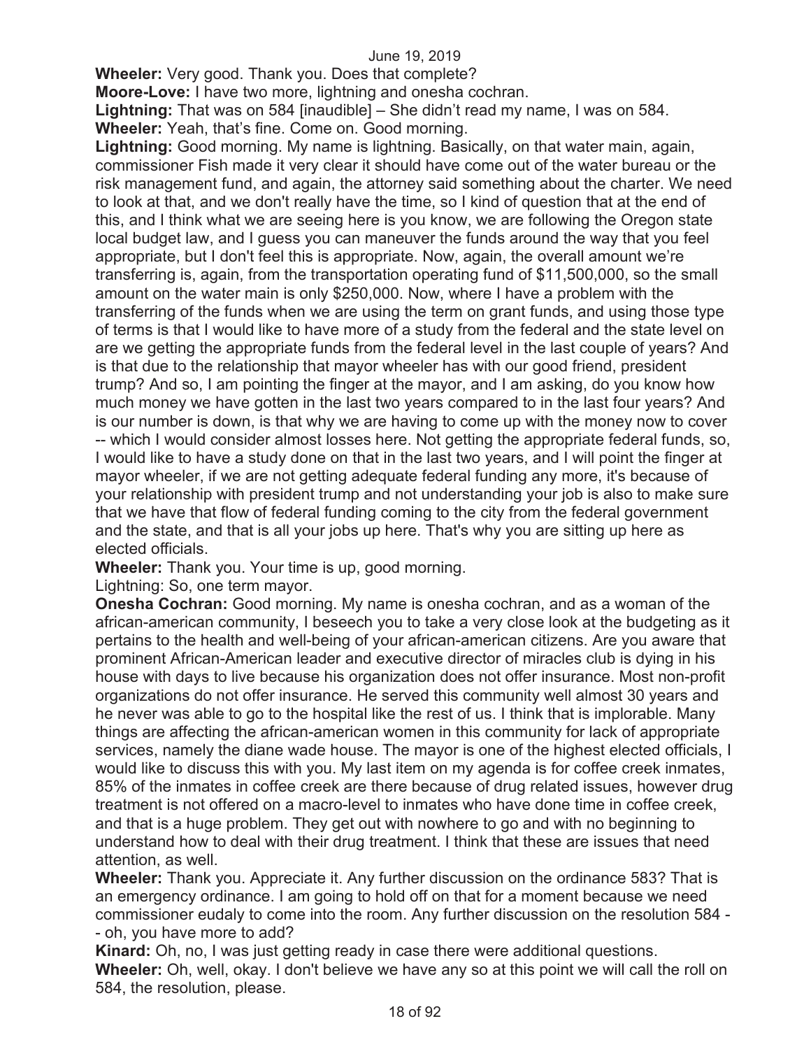**Wheeler:** Very good. Thank you. Does that complete?

**Moore-Love:** I have two more, lightning and onesha cochran.

**Lightning:** That was on 584 [inaudible] – She didn't read my name, I was on 584.

**Wheeler:** Yeah, that's fine. Come on. Good morning.

**Lightning:** Good morning. My name is lightning. Basically, on that water main, again, commissioner Fish made it very clear it should have come out of the water bureau or the risk management fund, and again, the attorney said something about the charter. We need to look at that, and we don't really have the time, so I kind of question that at the end of this, and I think what we are seeing here is you know, we are following the Oregon state local budget law, and I guess you can maneuver the funds around the way that you feel appropriate, but I don't feel this is appropriate. Now, again, the overall amount we're transferring is, again, from the transportation operating fund of $11,500,000, so the small amount on the water main is only $250,000. Now, where I have a problem with the transferring of the funds when we are using the term on grant funds, and using those type of terms is that I would like to have more of a study from the federal and the state level on are we getting the appropriate funds from the federal level in the last couple of years? And is that due to the relationship that mayor wheeler has with our good friend, president trump? And so, I am pointing the finger at the mayor, and I am asking, do you know how much money we have gotten in the last two years compared to in the last four years? And is our number is down, is that why we are having to come up with the money now to cover -- which I would consider almost losses here. Not getting the appropriate federal funds, so, I would like to have a study done on that in the last two years, and I will point the finger at mayor wheeler, if we are not getting adequate federal funding any more, it's because of your relationship with president trump and not understanding your job is also to make sure that we have that flow of federal funding coming to the city from the federal government and the state, and that is all your jobs up here. That's why you are sitting up here as elected officials.

**Wheeler:** Thank you. Your time is up, good morning.

Lightning: So, one term mayor.

**Onesha Cochran:** Good morning. My name is onesha cochran, and as a woman of the african-american community, I beseech you to take a very close look at the budgeting as it pertains to the health and well-being of your african-american citizens. Are you aware that prominent African-American leader and executive director of miracles club is dying in his house with days to live because his organization does not offer insurance. Most non-profit organizations do not offer insurance. He served this community well almost 30 years and he never was able to go to the hospital like the rest of us. I think that is implorable. Many things are affecting the african-american women in this community for lack of appropriate services, namely the diane wade house. The mayor is one of the highest elected officials, I would like to discuss this with you. My last item on my agenda is for coffee creek inmates, 85% of the inmates in coffee creek are there because of drug related issues, however drug treatment is not offered on a macro-level to inmates who have done time in coffee creek, and that is a huge problem. They get out with nowhere to go and with no beginning to understand how to deal with their drug treatment. I think that these are issues that need attention, as well.

**Wheeler:** Thank you. Appreciate it. Any further discussion on the ordinance 583? That is an emergency ordinance. I am going to hold off on that for a moment because we need commissioner eudaly to come into the room. Any further discussion on the resolution 584 -- oh, you have more to add?

**Kinard:** Oh, no, I was just getting ready in case there were additional questions.

**Wheeler:** Oh, well, okay. I don't believe we have any so at this point we will call the roll on 584, the resolution, please.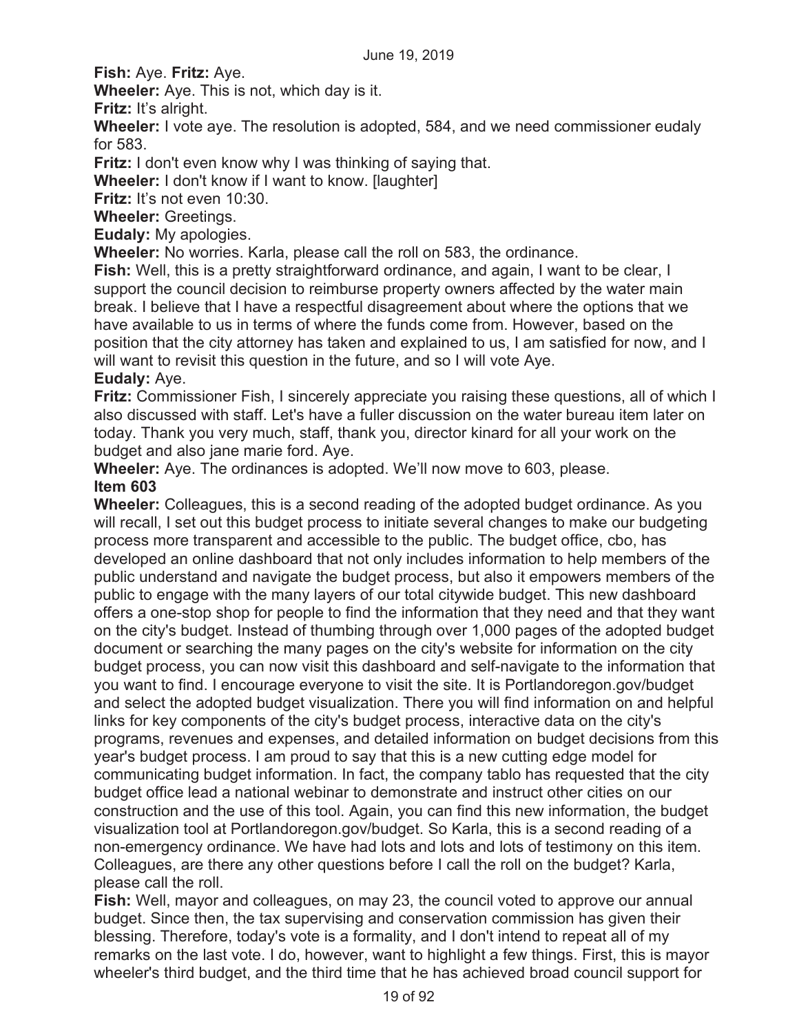**Fish:** Aye. **Fritz:** Aye.

**Wheeler:** Aye. This is not, which day is it.

**Fritz:** It's alright.

**Wheeler:** I vote aye. The resolution is adopted, 584, and we need commissioner eudaly for 583.

**Fritz:** I don't even know why I was thinking of saying that.

**Wheeler:** I don't know if I want to know. [laughter]

**Fritz:** It's not even 10:30.

**Wheeler:** Greetings.

**Eudaly:** My apologies.

**Wheeler:** No worries. Karla, please call the roll on 583, the ordinance.

**Fish:** Well, this is a pretty straightforward ordinance, and again, I want to be clear, I support the council decision to reimburse property owners affected by the water main break. I believe that I have a respectful disagreement about where the options that we have available to us in terms of where the funds come from. However, based on the position that the city attorney has taken and explained to us, I am satisfied for now, and I will want to revisit this question in the future, and so I will vote Aye.

**Eudaly:** Aye.

**Fritz:** Commissioner Fish, I sincerely appreciate you raising these questions, all of which I also discussed with staff. Let's have a fuller discussion on the water bureau item later on today. Thank you very much, staff, thank you, director kinard for all your work on the budget and also jane marie ford. Aye.

**Wheeler:** Aye. The ordinances is adopted. We'll now move to 603, please.

**Item 603**

**Wheeler:** Colleagues, this is a second reading of the adopted budget ordinance. As you will recall, I set out this budget process to initiate several changes to make our budgeting process more transparent and accessible to the public. The budget office, cbo, has developed an online dashboard that not only includes information to help members of the public understand and navigate the budget process, but also it empowers members of the public to engage with the many layers of our total citywide budget. This new dashboard offers a one-stop shop for people to find the information that they need and that they want on the city's budget. Instead of thumbing through over 1,000 pages of the adopted budget document or searching the many pages on the city's website for information on the city budget process, you can now visit this dashboard and self-navigate to the information that you want to find. I encourage everyone to visit the site. It is Portlandoregon.gov/budget and select the adopted budget visualization. There you will find information on and helpful links for key components of the city's budget process, interactive data on the city's programs, revenues and expenses, and detailed information on budget decisions from this year's budget process. I am proud to say that this is a new cutting edge model for communicating budget information. In fact, the company tablo has requested that the city budget office lead a national webinar to demonstrate and instruct other cities on our construction and the use of this tool. Again, you can find this new information, the budget visualization tool at Portlandoregon.gov/budget. So Karla, this is a second reading of a non-emergency ordinance. We have had lots and lots and lots of testimony on this item. Colleagues, are there any other questions before I call the roll on the budget? Karla, please call the roll.

**Fish:** Well, mayor and colleagues, on may 23, the council voted to approve our annual budget. Since then, the tax supervising and conservation commission has given their blessing. Therefore, today's vote is a formality, and I don't intend to repeat all of my remarks on the last vote. I do, however, want to highlight a few things. First, this is mayor wheeler's third budget, and the third time that he has achieved broad council support for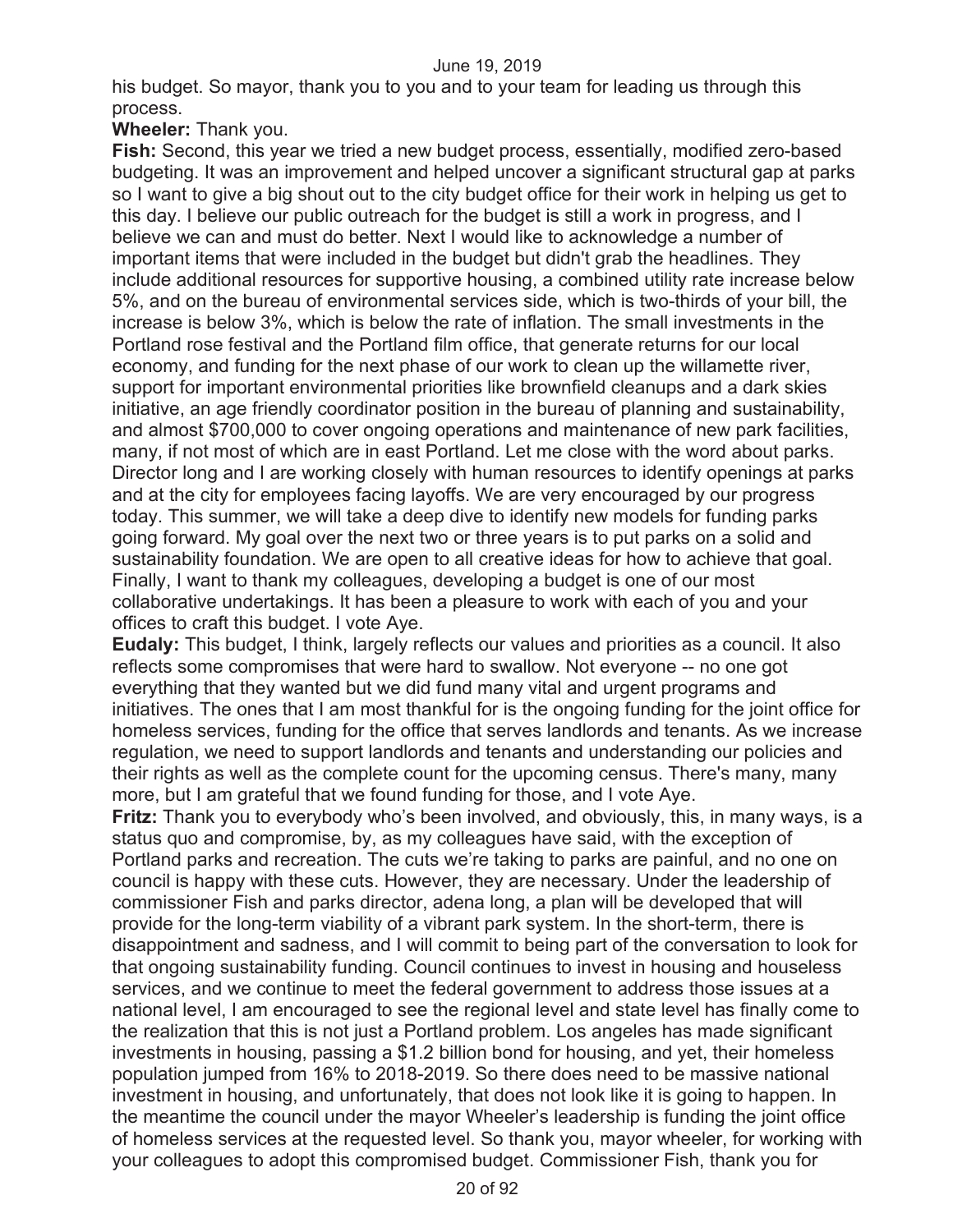his budget. So mayor, thank you to you and to your team for leading us through this process.

**Wheeler:** Thank you.

**Fish:** Second, this year we tried a new budget process, essentially, modified zero-based budgeting. It was an improvement and helped uncover a significant structural gap at parks so I want to give a big shout out to the city budget office for their work in helping us get to this day. I believe our public outreach for the budget is still a work in progress, and I believe we can and must do better. Next I would like to acknowledge a number of important items that were included in the budget but didn't grab the headlines. They include additional resources for supportive housing, a combined utility rate increase below 5%, and on the bureau of environmental services side, which is two-thirds of your bill, the increase is below 3%, which is below the rate of inflation. The small investments in the Portland rose festival and the Portland film office, that generate returns for our local economy, and funding for the next phase of our work to clean up the willamette river, support for important environmental priorities like brownfield cleanups and a dark skies initiative, an age friendly coordinator position in the bureau of planning and sustainability, and almost $700,000 to cover ongoing operations and maintenance of new park facilities, many, if not most of which are in east Portland. Let me close with the word about parks. Director long and I are working closely with human resources to identify openings at parks and at the city for employees facing layoffs. We are very encouraged by our progress today. This summer, we will take a deep dive to identify new models for funding parks going forward. My goal over the next two or three years is to put parks on a solid and sustainability foundation. We are open to all creative ideas for how to achieve that goal. Finally, I want to thank my colleagues, developing a budget is one of our most collaborative undertakings. It has been a pleasure to work with each of you and your offices to craft this budget. I vote Aye.

**Eudaly:** This budget, I think, largely reflects our values and priorities as a council. It also reflects some compromises that were hard to swallow. Not everyone -- no one got everything that they wanted but we did fund many vital and urgent programs and initiatives. The ones that I am most thankful for is the ongoing funding for the joint office for homeless services, funding for the office that serves landlords and tenants. As we increase regulation, we need to support landlords and tenants and understanding our policies and their rights as well as the complete count for the upcoming census. There's many, many more, but I am grateful that we found funding for those, and I vote Aye.

**Fritz:** Thank you to everybody who's been involved, and obviously, this, in many ways, is a status quo and compromise, by, as my colleagues have said, with the exception of Portland parks and recreation. The cuts we're taking to parks are painful, and no one on council is happy with these cuts. However, they are necessary. Under the leadership of commissioner Fish and parks director, adena long, a plan will be developed that will provide for the long-term viability of a vibrant park system. In the short-term, there is disappointment and sadness, and I will commit to being part of the conversation to look for that ongoing sustainability funding. Council continues to invest in housing and houseless services, and we continue to meet the federal government to address those issues at a national level, I am encouraged to see the regional level and state level has finally come to the realization that this is not just a Portland problem. Los angeles has made significant investments in housing, passing a $1.2 billion bond for housing, and yet, their homeless population jumped from 16% to 2018-2019. So there does need to be massive national investment in housing, and unfortunately, that does not look like it is going to happen. In the meantime the council under the mayor Wheeler's leadership is funding the joint office of homeless services at the requested level. So thank you, mayor wheeler, for working with your colleagues to adopt this compromised budget. Commissioner Fish, thank you for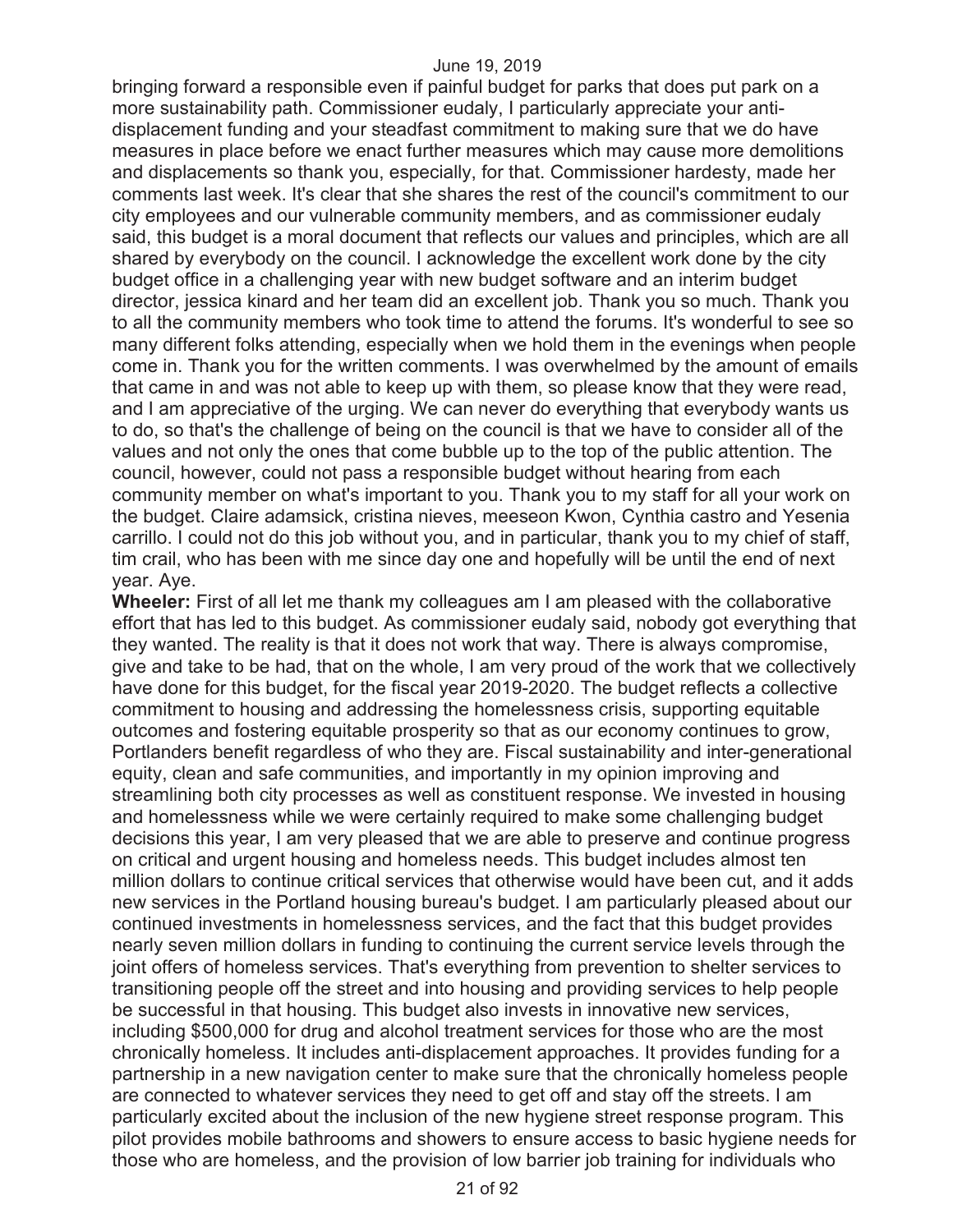bringing forward a responsible even if painful budget for parks that does put park on a more sustainability path. Commissioner eudaly, I particularly appreciate your anti-displacement funding and your steadfast commitment to making sure that we do have measures in place before we enact further measures which may cause more demolitions and displacements so thank you, especially, for that. Commissioner hardesty, made her comments last week. It's clear that she shares the rest of the council's commitment to our city employees and our vulnerable community members, and as commissioner eudaly said, this budget is a moral document that reflects our values and principles, which are all shared by everybody on the council. I acknowledge the excellent work done by the city budget office in a challenging year with new budget software and an interim budget director, jessica kinard and her team did an excellent job. Thank you so much. Thank you to all the community members who took time to attend the forums. It's wonderful to see so many different folks attending, especially when we hold them in the evenings when people come in. Thank you for the written comments. I was overwhelmed by the amount of emails that came in and was not able to keep up with them, so please know that they were read, and I am appreciative of the urging. We can never do everything that everybody wants us to do, so that's the challenge of being on the council is that we have to consider all of the values and not only the ones that come bubble up to the top of the public attention. The council, however, could not pass a responsible budget without hearing from each community member on what's important to you. Thank you to my staff for all your work on the budget. Claire adamsick, cristina nieves, meeseon Kwon, Cynthia castro and Yesenia carrillo. I could not do this job without you, and in particular, thank you to my chief of staff, tim crail, who has been with me since day one and hopefully will be until the end of next year. Aye.

**Wheeler:** First of all let me thank my colleagues am I am pleased with the collaborative effort that has led to this budget. As commissioner eudaly said, nobody got everything that they wanted. The reality is that it does not work that way. There is always compromise, give and take to be had, that on the whole, I am very proud of the work that we collectively have done for this budget, for the fiscal year 2019-2020. The budget reflects a collective commitment to housing and addressing the homelessness crisis, supporting equitable outcomes and fostering equitable prosperity so that as our economy continues to grow, Portlanders benefit regardless of who they are. Fiscal sustainability and inter-generational equity, clean and safe communities, and importantly in my opinion improving and streamlining both city processes as well as constituent response. We invested in housing and homelessness while we were certainly required to make some challenging budget decisions this year, I am very pleased that we are able to preserve and continue progress on critical and urgent housing and homeless needs. This budget includes almost ten million dollars to continue critical services that otherwise would have been cut, and it adds new services in the Portland housing bureau's budget. I am particularly pleased about our continued investments in homelessness services, and the fact that this budget provides nearly seven million dollars in funding to continuing the current service levels through the joint offers of homeless services. That's everything from prevention to shelter services to transitioning people off the street and into housing and providing services to help people be successful in that housing. This budget also invests in innovative new services, including $500,000 for drug and alcohol treatment services for those who are the most chronically homeless. It includes anti-displacement approaches. It provides funding for a partnership in a new navigation center to make sure that the chronically homeless people are connected to whatever services they need to get off and stay off the streets. I am particularly excited about the inclusion of the new hygiene street response program. This pilot provides mobile bathrooms and showers to ensure access to basic hygiene needs for those who are homeless, and the provision of low barrier job training for individuals who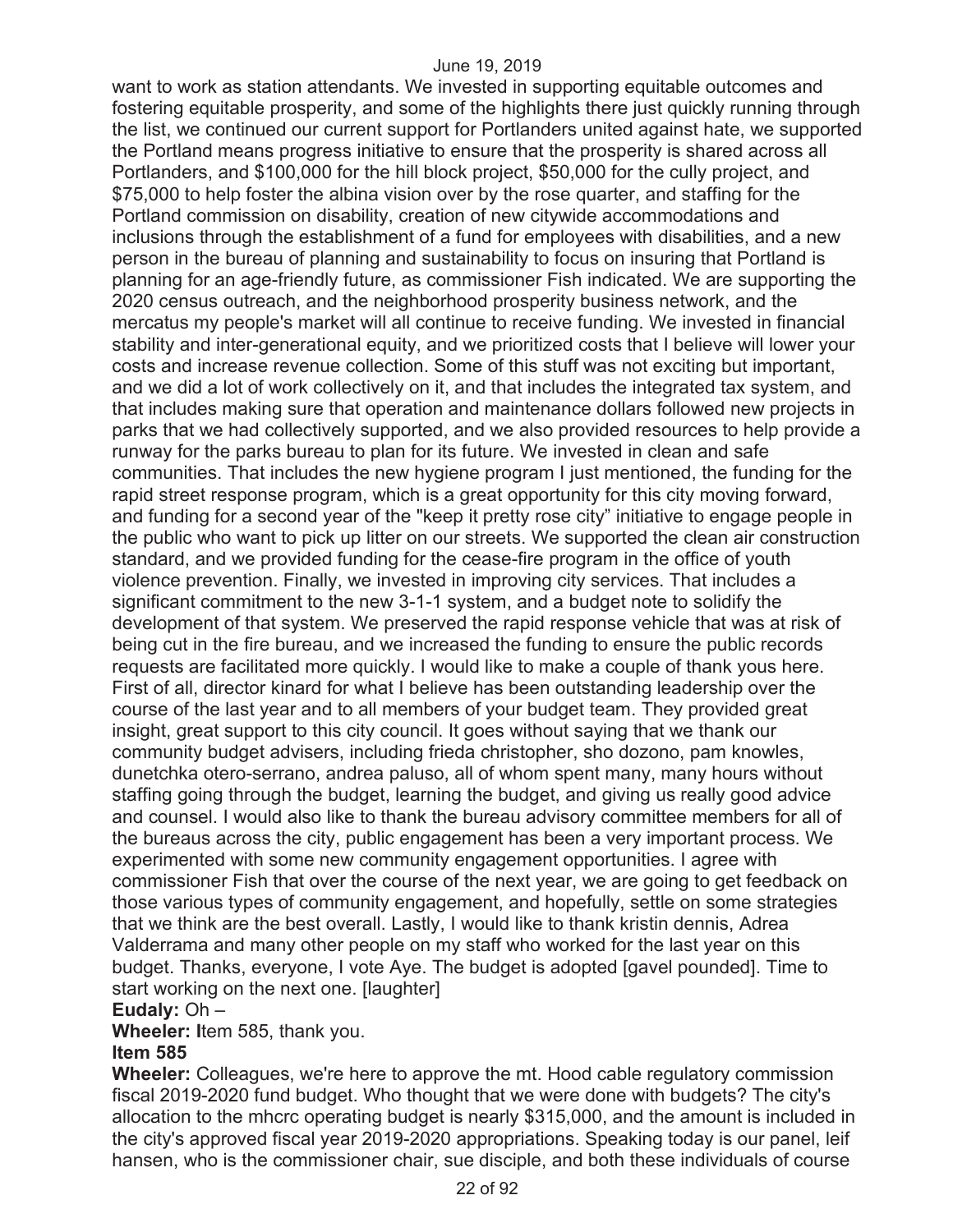want to work as station attendants. We invested in supporting equitable outcomes and fostering equitable prosperity, and some of the highlights there just quickly running through the list, we continued our current support for Portlanders united against hate, we supported the Portland means progress initiative to ensure that the prosperity is shared across all Portlanders, and $100,000 for the hill block project, $50,000 for the cully project, and $75,000 to help foster the albina vision over by the rose quarter, and staffing for the Portland commission on disability, creation of new citywide accommodations and inclusions through the establishment of a fund for employees with disabilities, and a new person in the bureau of planning and sustainability to focus on insuring that Portland is planning for an age-friendly future, as commissioner Fish indicated. We are supporting the 2020 census outreach, and the neighborhood prosperity business network, and the mercatus my people's market will all continue to receive funding. We invested in financial stability and inter-generational equity, and we prioritized costs that I believe will lower your costs and increase revenue collection. Some of this stuff was not exciting but important, and we did a lot of work collectively on it, and that includes the integrated tax system, and that includes making sure that operation and maintenance dollars followed new projects in parks that we had collectively supported, and we also provided resources to help provide a runway for the parks bureau to plan for its future. We invested in clean and safe communities. That includes the new hygiene program I just mentioned, the funding for the rapid street response program, which is a great opportunity for this city moving forward, and funding for a second year of the "keep it pretty rose city" initiative to engage people in the public who want to pick up litter on our streets. We supported the clean air construction standard, and we provided funding for the cease-fire program in the office of youth violence prevention. Finally, we invested in improving city services. That includes a significant commitment to the new 3-1-1 system, and a budget note to solidify the development of that system. We preserved the rapid response vehicle that was at risk of being cut in the fire bureau, and we increased the funding to ensure the public records requests are facilitated more quickly. I would like to make a couple of thank yous here. First of all, director kinard for what I believe has been outstanding leadership over the course of the last year and to all members of your budget team. They provided great insight, great support to this city council. It goes without saying that we thank our community budget advisers, including frieda christopher, sho dozono, pam knowles, dunetchka otero-serrano, andrea paluso, all of whom spent many, many hours without staffing going through the budget, learning the budget, and giving us really good advice and counsel. I would also like to thank the bureau advisory committee members for all of the bureaus across the city, public engagement has been a very important process. We experimented with some new community engagement opportunities. I agree with commissioner Fish that over the course of the next year, we are going to get feedback on those various types of community engagement, and hopefully, settle on some strategies that we think are the best overall. Lastly, I would like to thank kristin dennis, Adrea Valderrama and many other people on my staff who worked for the last year on this budget. Thanks, everyone, I vote Aye. The budget is adopted [gavel pounded]. Time to start working on the next one. [laughter]

**Eudaly:** Oh –

**Wheeler:** Item 585, thank you.

**Item 585**

**Wheeler:** Colleagues, we're here to approve the mt. Hood cable regulatory commission fiscal 2019-2020 fund budget. Who thought that we were done with budgets? The city's allocation to the mhcrc operating budget is nearly $315,000, and the amount is included in the city's approved fiscal year 2019-2020 appropriations. Speaking today is our panel, leif hansen, who is the commissioner chair, sue disciple, and both these individuals of course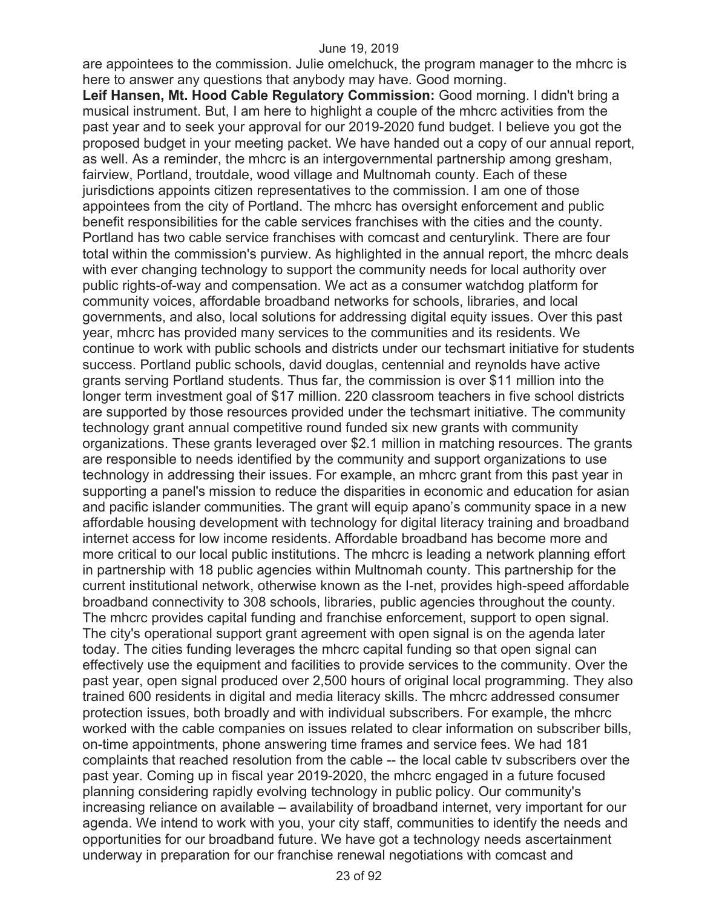are appointees to the commission. Julie omelchuck, the program manager to the mhcrc is here to answer any questions that anybody may have. Good morning.

**Leif Hansen, Mt. Hood Cable Regulatory Commission:** Good morning. I didn't bring a musical instrument. But, I am here to highlight a couple of the mhcrc activities from the past year and to seek your approval for our 2019-2020 fund budget. I believe you got the proposed budget in your meeting packet. We have handed out a copy of our annual report, as well. As a reminder, the mhcrc is an intergovernmental partnership among gresham, fairview, Portland, troutdale, wood village and Multnomah county. Each of these jurisdictions appoints citizen representatives to the commission. I am one of those appointees from the city of Portland. The mhcrc has oversight enforcement and public benefit responsibilities for the cable services franchises with the cities and the county. Portland has two cable service franchises with comcast and centurylink. There are four total within the commission's purview. As highlighted in the annual report, the mhcrc deals with ever changing technology to support the community needs for local authority over public rights-of-way and compensation. We act as a consumer watchdog platform for community voices, affordable broadband networks for schools, libraries, and local governments, and also, local solutions for addressing digital equity issues. Over this past year, mhcrc has provided many services to the communities and its residents. We continue to work with public schools and districts under our techsmart initiative for students success. Portland public schools, david douglas, centennial and reynolds have active grants serving Portland students. Thus far, the commission is over $11 million into the longer term investment goal of $17 million. 220 classroom teachers in five school districts are supported by those resources provided under the techsmart initiative. The community technology grant annual competitive round funded six new grants with community organizations. These grants leveraged over $2.1 million in matching resources. The grants are responsible to needs identified by the community and support organizations to use technology in addressing their issues. For example, an mhcrc grant from this past year in supporting a panel's mission to reduce the disparities in economic and education for asian and pacific islander communities. The grant will equip apano's community space in a new affordable housing development with technology for digital literacy training and broadband internet access for low income residents. Affordable broadband has become more and more critical to our local public institutions. The mhcrc is leading a network planning effort in partnership with 18 public agencies within Multnomah county. This partnership for the current institutional network, otherwise known as the I-net, provides high-speed affordable broadband connectivity to 308 schools, libraries, public agencies throughout the county. The mhcrc provides capital funding and franchise enforcement, support to open signal. The city's operational support grant agreement with open signal is on the agenda later today. The cities funding leverages the mhcrc capital funding so that open signal can effectively use the equipment and facilities to provide services to the community. Over the past year, open signal produced over 2,500 hours of original local programming. They also trained 600 residents in digital and media literacy skills. The mhcrc addressed consumer protection issues, both broadly and with individual subscribers. For example, the mhcrc worked with the cable companies on issues related to clear information on subscriber bills, on-time appointments, phone answering time frames and service fees. We had 181 complaints that reached resolution from the cable -- the local cable tv subscribers over the past year. Coming up in fiscal year 2019-2020, the mhcrc engaged in a future focused planning considering rapidly evolving technology in public policy. Our community's increasing reliance on available – availability of broadband internet, very important for our agenda. We intend to work with you, your city staff, communities to identify the needs and opportunities for our broadband future. We have got a technology needs ascertainment underway in preparation for our franchise renewal negotiations with comcast and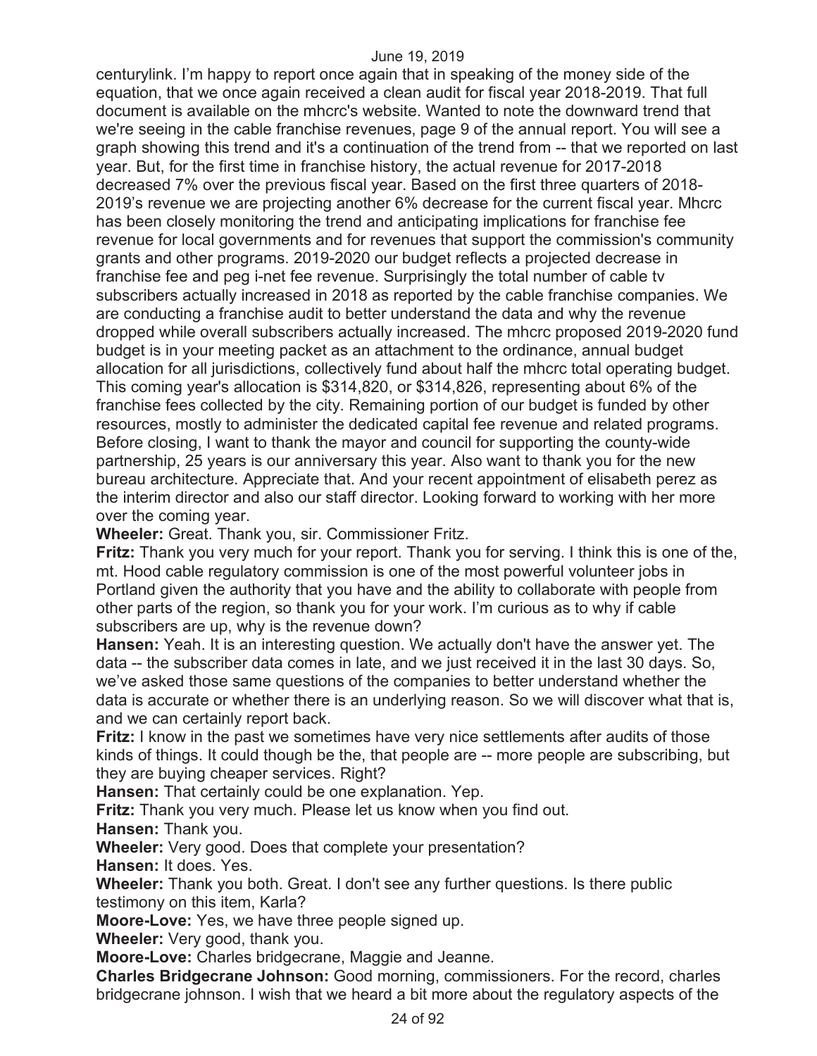centurylink. I'm happy to report once again that in speaking of the money side of the equation, that we once again received a clean audit for fiscal year 2018-2019. That full document is available on the mhcrc's website. Wanted to note the downward trend that we're seeing in the cable franchise revenues, page 9 of the annual report. You will see a graph showing this trend and it's a continuation of the trend from -- that we reported on last year. But, for the first time in franchise history, the actual revenue for 2017-2018 decreased 7% over the previous fiscal year. Based on the first three quarters of 2018-2019's revenue we are projecting another 6% decrease for the current fiscal year. Mhcrc has been closely monitoring the trend and anticipating implications for franchise fee revenue for local governments and for revenues that support the commission's community grants and other programs. 2019-2020 our budget reflects a projected decrease in franchise fee and peg i-net fee revenue. Surprisingly the total number of cable tv subscribers actually increased in 2018 as reported by the cable franchise companies. We are conducting a franchise audit to better understand the data and why the revenue dropped while overall subscribers actually increased. The mhcrc proposed 2019-2020 fund budget is in your meeting packet as an attachment to the ordinance, annual budget allocation for all jurisdictions, collectively fund about half the mhcrc total operating budget. This coming year's allocation is $314,820, or $314,826, representing about 6% of the franchise fees collected by the city. Remaining portion of our budget is funded by other resources, mostly to administer the dedicated capital fee revenue and related programs. Before closing, I want to thank the mayor and council for supporting the county-wide partnership, 25 years is our anniversary this year. Also want to thank you for the new bureau architecture. Appreciate that. And your recent appointment of elisabeth perez as the interim director and also our staff director. Looking forward to working with her more over the coming year.

**Wheeler:** Great. Thank you, sir. Commissioner Fritz.

**Fritz:** Thank you very much for your report. Thank you for serving. I think this is one of the, mt. Hood cable regulatory commission is one of the most powerful volunteer jobs in Portland given the authority that you have and the ability to collaborate with people from other parts of the region, so thank you for your work. I'm curious as to why if cable subscribers are up, why is the revenue down?

**Hansen:** Yeah. It is an interesting question. We actually don't have the answer yet. The data -- the subscriber data comes in late, and we just received it in the last 30 days. So, we've asked those same questions of the companies to better understand whether the data is accurate or whether there is an underlying reason. So we will discover what that is, and we can certainly report back.

**Fritz:** I know in the past we sometimes have very nice settlements after audits of those kinds of things. It could though be the, that people are -- more people are subscribing, but they are buying cheaper services. Right?

**Hansen:** That certainly could be one explanation. Yep.

**Fritz:** Thank you very much. Please let us know when you find out.

**Hansen:** Thank you.

**Wheeler:** Very good. Does that complete your presentation?

**Hansen:** It does. Yes.

**Wheeler:** Thank you both. Great. I don't see any further questions. Is there public testimony on this item, Karla?

**Moore-Love:** Yes, we have three people signed up.

**Wheeler:** Very good, thank you.

**Moore-Love:** Charles bridgecrane, Maggie and Jeanne.

**Charles Bridgecrane Johnson:** Good morning, commissioners. For the record, charles bridgecrane johnson. I wish that we heard a bit more about the regulatory aspects of the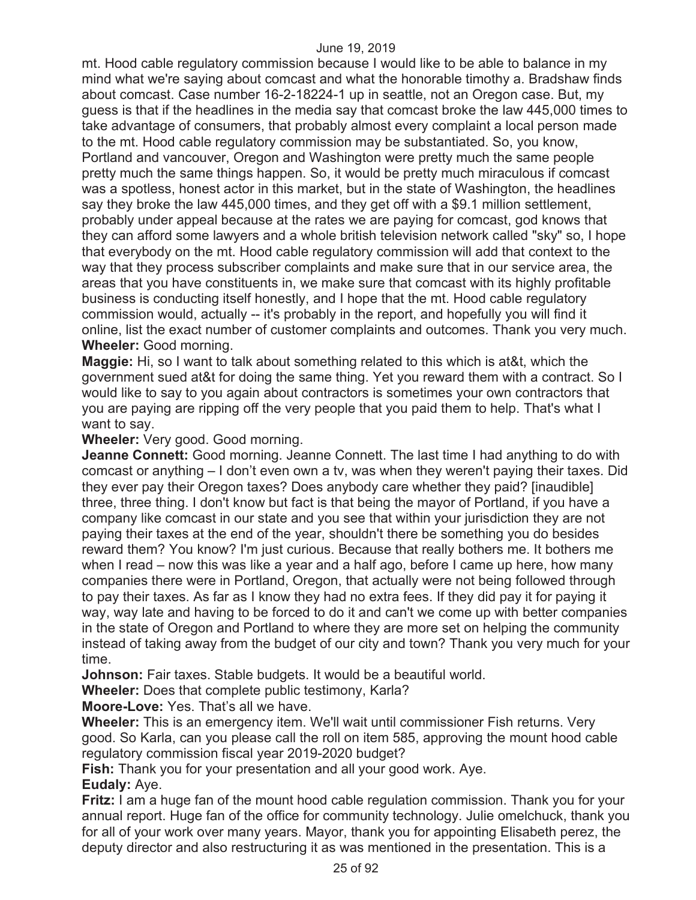mt. Hood cable regulatory commission because I would like to be able to balance in my mind what we're saying about comcast and what the honorable timothy a. Bradshaw finds about comcast. Case number 16-2-18224-1 up in seattle, not an Oregon case. But, my guess is that if the headlines in the media say that comcast broke the law 445,000 times to take advantage of consumers, that probably almost every complaint a local person made to the mt. Hood cable regulatory commission may be substantiated. So, you know, Portland and vancouver, Oregon and Washington were pretty much the same people pretty much the same things happen. So, it would be pretty much miraculous if comcast was a spotless, honest actor in this market, but in the state of Washington, the headlines say they broke the law 445,000 times, and they get off with a $9.1 million settlement, probably under appeal because at the rates we are paying for comcast, god knows that they can afford some lawyers and a whole british television network called "sky" so, I hope that everybody on the mt. Hood cable regulatory commission will add that context to the way that they process subscriber complaints and make sure that in our service area, the areas that you have constituents in, we make sure that comcast with its highly profitable business is conducting itself honestly, and I hope that the mt. Hood cable regulatory commission would, actually -- it's probably in the report, and hopefully you will find it online, list the exact number of customer complaints and outcomes. Thank you very much.

**Wheeler:** Good morning.

**Maggie:** Hi, so I want to talk about something related to this which is at&t, which the government sued at&t for doing the same thing. Yet you reward them with a contract. So I would like to say to you again about contractors is sometimes your own contractors that you are paying are ripping off the very people that you paid them to help. That's what I want to say.

**Wheeler:** Very good. Good morning.

**Jeanne Connett:** Good morning. Jeanne Connett. The last time I had anything to do with comcast or anything – I don't even own a tv, was when they weren't paying their taxes. Did they ever pay their Oregon taxes? Does anybody care whether they paid? [inaudible] three, three thing. I don't know but fact is that being the mayor of Portland, if you have a company like comcast in our state and you see that within your jurisdiction they are not paying their taxes at the end of the year, shouldn't there be something you do besides reward them? You know? I'm just curious. Because that really bothers me. It bothers me when I read – now this was like a year and a half ago, before I came up here, how many companies there were in Portland, Oregon, that actually were not being followed through to pay their taxes. As far as I know they had no extra fees. If they did pay it for paying it way, way late and having to be forced to do it and can't we come up with better companies in the state of Oregon and Portland to where they are more set on helping the community instead of taking away from the budget of our city and town? Thank you very much for your time.

**Johnson:** Fair taxes. Stable budgets. It would be a beautiful world.

**Wheeler:** Does that complete public testimony, Karla?

**Moore-Love:** Yes. That's all we have.

**Wheeler:** This is an emergency item. We'll wait until commissioner Fish returns. Very good. So Karla, can you please call the roll on item 585, approving the mount hood cable regulatory commission fiscal year 2019-2020 budget?

**Fish:** Thank you for your presentation and all your good work. Aye.

**Eudaly:** Aye.

**Fritz:** I am a huge fan of the mount hood cable regulation commission. Thank you for your annual report. Huge fan of the office for community technology. Julie omelchuck, thank you for all of your work over many years. Mayor, thank you for appointing Elisabeth perez, the deputy director and also restructuring it as was mentioned in the presentation. This is a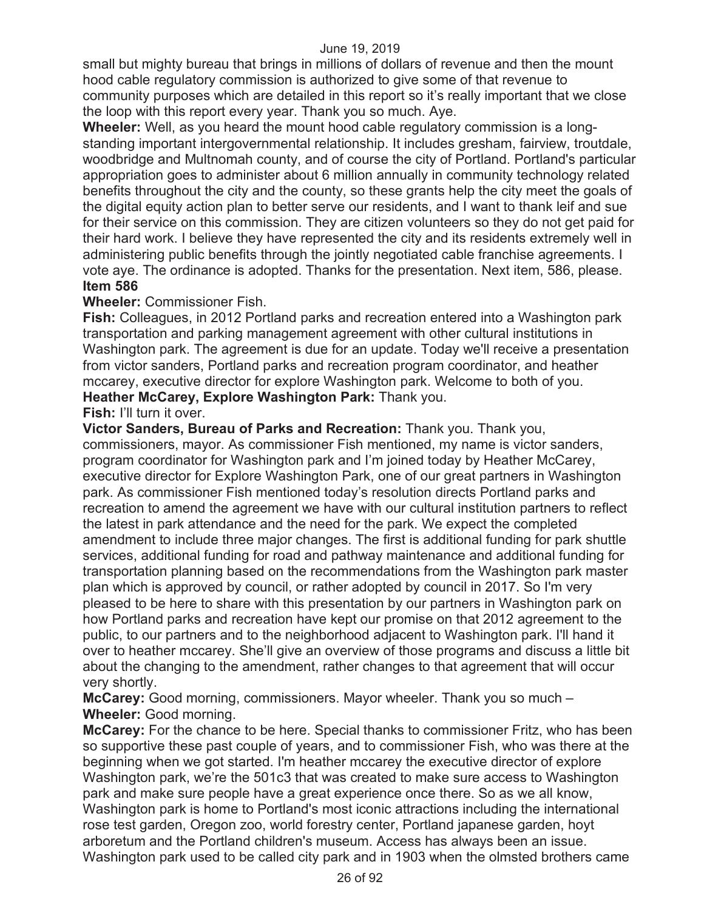small but mighty bureau that brings in millions of dollars of revenue and then the mount hood cable regulatory commission is authorized to give some of that revenue to community purposes which are detailed in this report so it's really important that we close the loop with this report every year. Thank you so much. Aye.

**Wheeler:** Well, as you heard the mount hood cable regulatory commission is a long-standing important intergovernmental relationship. It includes gresham, fairview, troutdale, woodbridge and Multnomah county, and of course the city of Portland. Portland's particular appropriation goes to administer about 6 million annually in community technology related benefits throughout the city and the county, so these grants help the city meet the goals of the digital equity action plan to better serve our residents, and I want to thank leif and sue for their service on this commission. They are citizen volunteers so they do not get paid for their hard work. I believe they have represented the city and its residents extremely well in administering public benefits through the jointly negotiated cable franchise agreements. I vote aye. The ordinance is adopted. Thanks for the presentation. Next item, 586, please.

**Item 586**

**Wheeler:** Commissioner Fish.

**Fish:** Colleagues, in 2012 Portland parks and recreation entered into a Washington park transportation and parking management agreement with other cultural institutions in Washington park. The agreement is due for an update. Today we'll receive a presentation from victor sanders, Portland parks and recreation program coordinator, and heather mccarey, executive director for explore Washington park. Welcome to both of you.

**Heather McCarey, Explore Washington Park:** Thank you.

**Fish:** I'll turn it over.

**Victor Sanders, Bureau of Parks and Recreation:** Thank you. Thank you, commissioners, mayor. As commissioner Fish mentioned, my name is victor sanders, program coordinator for Washington park and I'm joined today by Heather McCarey, executive director for Explore Washington Park, one of our great partners in Washington park. As commissioner Fish mentioned today's resolution directs Portland parks and recreation to amend the agreement we have with our cultural institution partners to reflect the latest in park attendance and the need for the park. We expect the completed amendment to include three major changes. The first is additional funding for park shuttle services, additional funding for road and pathway maintenance and additional funding for transportation planning based on the recommendations from the Washington park master plan which is approved by council, or rather adopted by council in 2017. So I'm very pleased to be here to share with this presentation by our partners in Washington park on how Portland parks and recreation have kept our promise on that 2012 agreement to the public, to our partners and to the neighborhood adjacent to Washington park. I'll hand it over to heather mccarey. She'll give an overview of those programs and discuss a little bit about the changing to the amendment, rather changes to that agreement that will occur very shortly.

**McCarey:** Good morning, commissioners. Mayor wheeler. Thank you so much –

**Wheeler:** Good morning.

**McCarey:** For the chance to be here. Special thanks to commissioner Fritz, who has been so supportive these past couple of years, and to commissioner Fish, who was there at the beginning when we got started. I'm heather mccarey the executive director of explore Washington park, we're the 501c3 that was created to make sure access to Washington park and make sure people have a great experience once there. So as we all know, Washington park is home to Portland's most iconic attractions including the international rose test garden, Oregon zoo, world forestry center, Portland japanese garden, hoyt arboretum and the Portland children's museum. Access has always been an issue. Washington park used to be called city park and in 1903 when the olmsted brothers came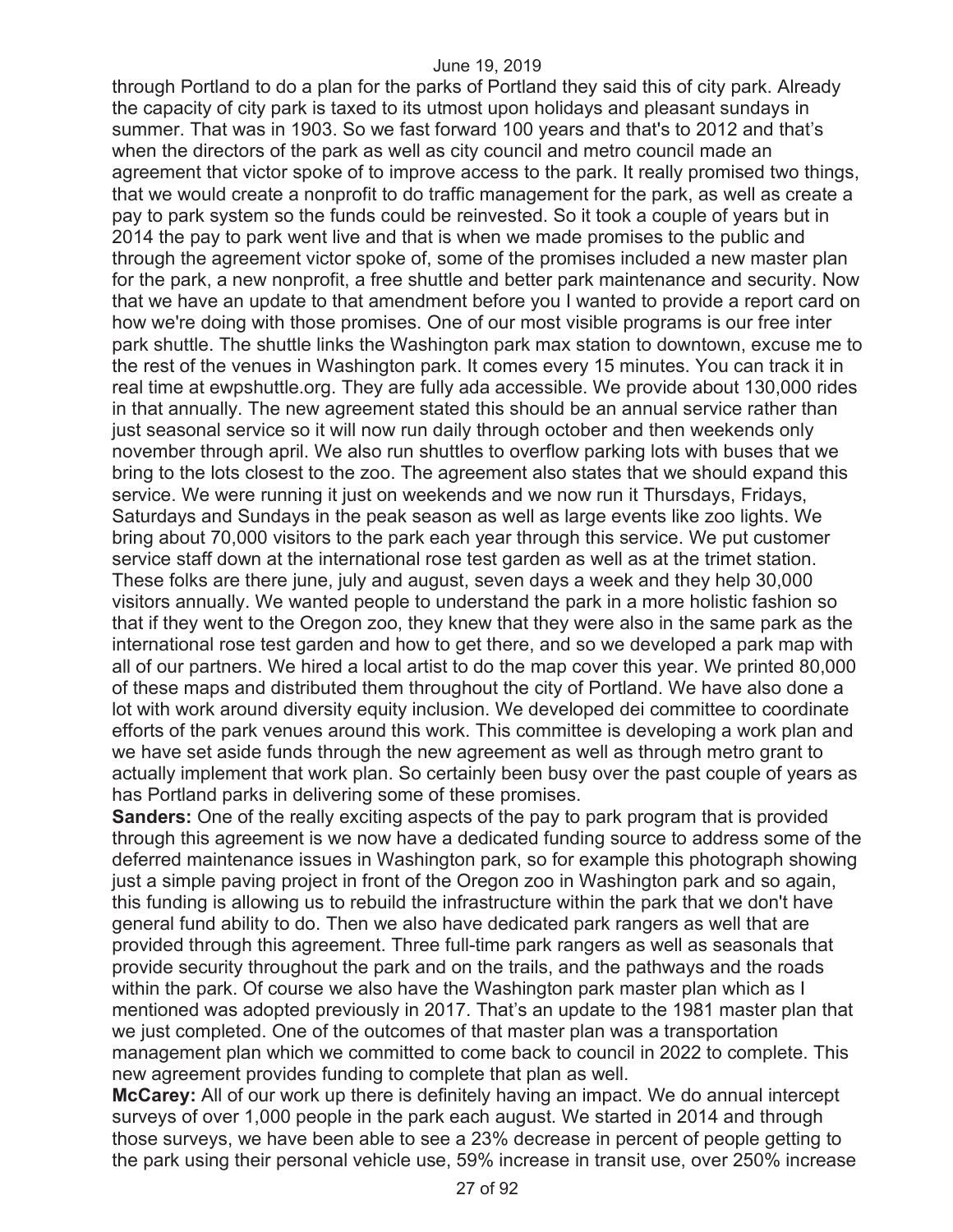through Portland to do a plan for the parks of Portland they said this of city park. Already the capacity of city park is taxed to its utmost upon holidays and pleasant sundays in summer. That was in 1903. So we fast forward 100 years and that's to 2012 and that's when the directors of the park as well as city council and metro council made an agreement that victor spoke of to improve access to the park. It really promised two things, that we would create a nonprofit to do traffic management for the park, as well as create a pay to park system so the funds could be reinvested. So it took a couple of years but in 2014 the pay to park went live and that is when we made promises to the public and through the agreement victor spoke of, some of the promises included a new master plan for the park, a new nonprofit, a free shuttle and better park maintenance and security. Now that we have an update to that amendment before you I wanted to provide a report card on how we're doing with those promises. One of our most visible programs is our free inter park shuttle. The shuttle links the Washington park max station to downtown, excuse me to the rest of the venues in Washington park. It comes every 15 minutes. You can track it in real time at ewpshuttle.org. They are fully ada accessible. We provide about 130,000 rides in that annually. The new agreement stated this should be an annual service rather than just seasonal service so it will now run daily through october and then weekends only november through april. We also run shuttles to overflow parking lots with buses that we bring to the lots closest to the zoo. The agreement also states that we should expand this service. We were running it just on weekends and we now run it Thursdays, Fridays, Saturdays and Sundays in the peak season as well as large events like zoo lights. We bring about 70,000 visitors to the park each year through this service. We put customer service staff down at the international rose test garden as well as at the trimet station. These folks are there june, july and august, seven days a week and they help 30,000 visitors annually. We wanted people to understand the park in a more holistic fashion so that if they went to the Oregon zoo, they knew that they were also in the same park as the international rose test garden and how to get there, and so we developed a park map with all of our partners. We hired a local artist to do the map cover this year. We printed 80,000 of these maps and distributed them throughout the city of Portland. We have also done a lot with work around diversity equity inclusion. We developed dei committee to coordinate efforts of the park venues around this work. This committee is developing a work plan and we have set aside funds through the new agreement as well as through metro grant to actually implement that work plan. So certainly been busy over the past couple of years as has Portland parks in delivering some of these promises.

**Sanders:** One of the really exciting aspects of the pay to park program that is provided through this agreement is we now have a dedicated funding source to address some of the deferred maintenance issues in Washington park, so for example this photograph showing just a simple paving project in front of the Oregon zoo in Washington park and so again, this funding is allowing us to rebuild the infrastructure within the park that we don't have general fund ability to do. Then we also have dedicated park rangers as well that are provided through this agreement. Three full-time park rangers as well as seasonals that provide security throughout the park and on the trails, and the pathways and the roads within the park. Of course we also have the Washington park master plan which as I mentioned was adopted previously in 2017. That's an update to the 1981 master plan that we just completed. One of the outcomes of that master plan was a transportation management plan which we committed to come back to council in 2022 to complete. This new agreement provides funding to complete that plan as well.

**McCarey:** All of our work up there is definitely having an impact. We do annual intercept surveys of over 1,000 people in the park each august. We started in 2014 and through those surveys, we have been able to see a 23% decrease in percent of people getting to the park using their personal vehicle use, 59% increase in transit use, over 250% increase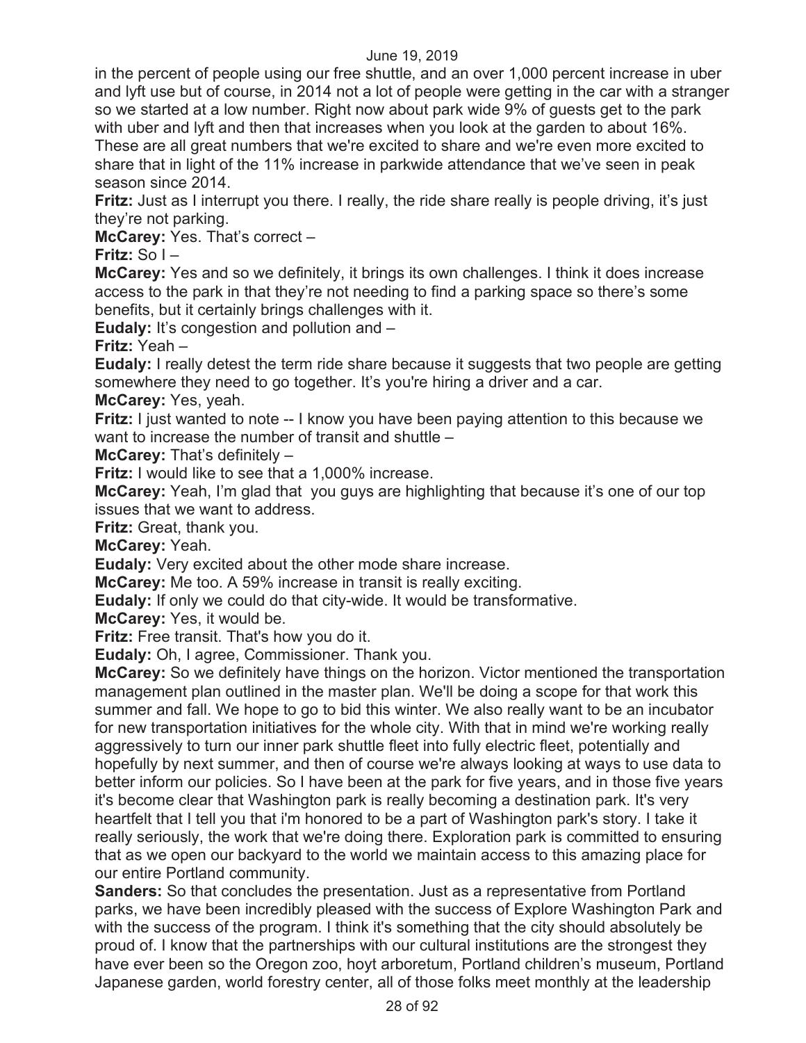in the percent of people using our free shuttle, and an over 1,000 percent increase in uber and lyft use but of course, in 2014 not a lot of people were getting in the car with a stranger so we started at a low number. Right now about park wide 9% of guests get to the park with uber and lyft and then that increases when you look at the garden to about 16%. These are all great numbers that we're excited to share and we're even more excited to share that in light of the 11% increase in parkwide attendance that we've seen in peak season since 2014.

**Fritz:** Just as I interrupt you there. I really, the ride share really is people driving, it's just they're not parking.

**McCarey:** Yes. That's correct –

**Fritz:** So I –

**McCarey:** Yes and so we definitely, it brings its own challenges. I think it does increase access to the park in that they're not needing to find a parking space so there's some benefits, but it certainly brings challenges with it.

**Eudaly:** It's congestion and pollution and –

**Fritz:** Yeah –

**Eudaly:** I really detest the term ride share because it suggests that two people are getting somewhere they need to go together. It's you're hiring a driver and a car.

**McCarey:** Yes, yeah.

**Fritz:** I just wanted to note -- I know you have been paying attention to this because we want to increase the number of transit and shuttle –

**McCarey:** That's definitely –

**Fritz:** I would like to see that a 1,000% increase.

**McCarey:** Yeah, I'm glad that you guys are highlighting that because it's one of our top issues that we want to address.

**Fritz:** Great, thank you.

**McCarey:** Yeah.

**Eudaly:** Very excited about the other mode share increase.

**McCarey:** Me too. A 59% increase in transit is really exciting.

**Eudaly:** If only we could do that city-wide. It would be transformative.

**McCarey:** Yes, it would be.

**Fritz:** Free transit. That's how you do it.

**Eudaly:** Oh, I agree, Commissioner. Thank you.

**McCarey:** So we definitely have things on the horizon. Victor mentioned the transportation management plan outlined in the master plan. We'll be doing a scope for that work this summer and fall. We hope to go to bid this winter. We also really want to be an incubator for new transportation initiatives for the whole city. With that in mind we're working really aggressively to turn our inner park shuttle fleet into fully electric fleet, potentially and hopefully by next summer, and then of course we're always looking at ways to use data to better inform our policies. So I have been at the park for five years, and in those five years it's become clear that Washington park is really becoming a destination park. It's very heartfelt that I tell you that i'm honored to be a part of Washington park's story. I take it really seriously, the work that we're doing there. Exploration park is committed to ensuring that as we open our backyard to the world we maintain access to this amazing place for our entire Portland community.

**Sanders:** So that concludes the presentation. Just as a representative from Portland parks, we have been incredibly pleased with the success of Explore Washington Park and with the success of the program. I think it's something that the city should absolutely be proud of. I know that the partnerships with our cultural institutions are the strongest they have ever been so the Oregon zoo, hoyt arboretum, Portland children's museum, Portland Japanese garden, world forestry center, all of those folks meet monthly at the leadership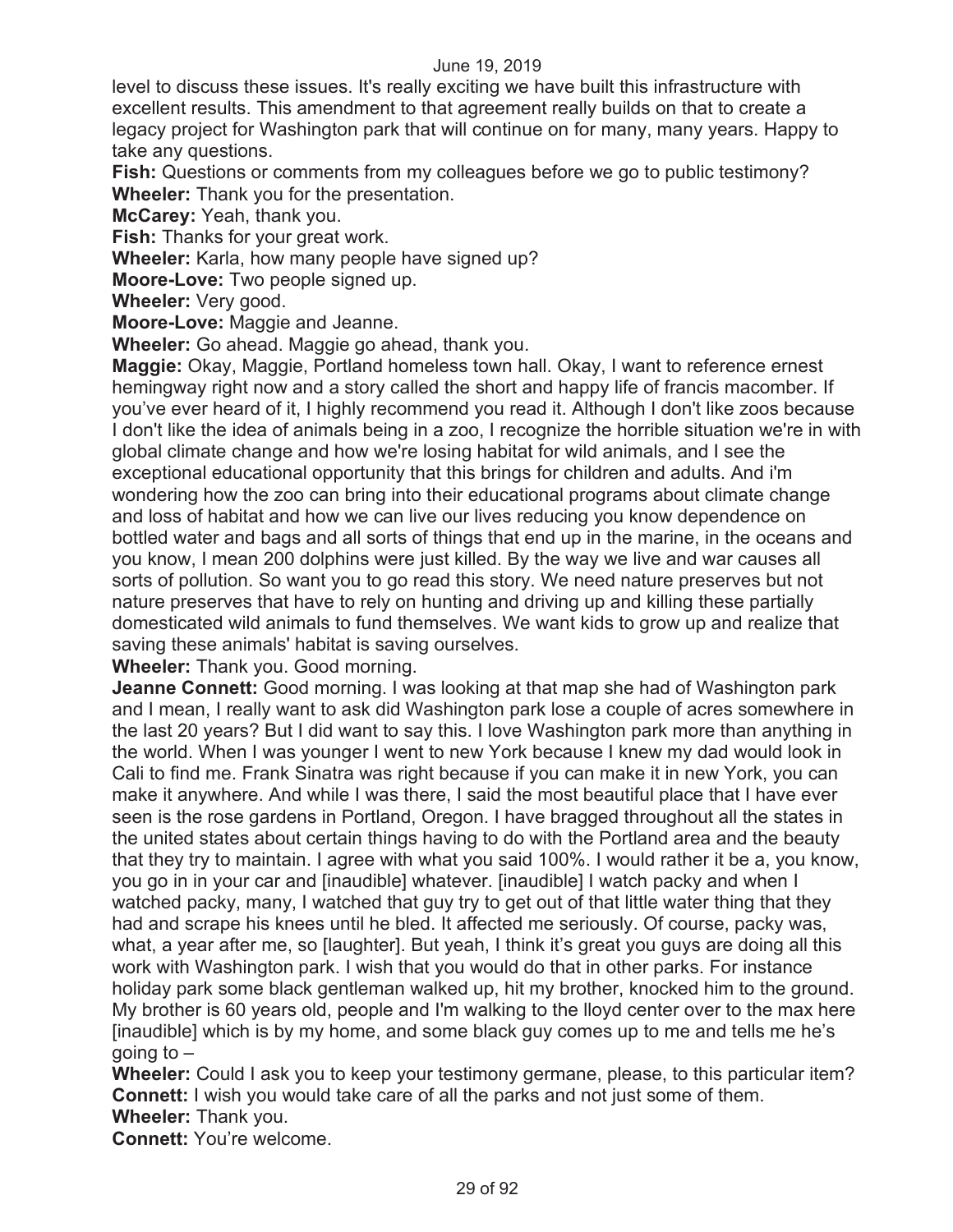level to discuss these issues. It's really exciting we have built this infrastructure with excellent results. This amendment to that agreement really builds on that to create a legacy project for Washington park that will continue on for many, many years. Happy to take any questions.

**Fish:** Questions or comments from my colleagues before we go to public testimony?

**Wheeler:** Thank you for the presentation.

**McCarey:** Yeah, thank you.

**Fish:** Thanks for your great work.

**Wheeler:** Karla, how many people have signed up?

**Moore-Love:** Two people signed up.

**Wheeler:** Very good.

**Moore-Love:** Maggie and Jeanne.

**Wheeler:** Go ahead. Maggie go ahead, thank you.

**Maggie:** Okay, Maggie, Portland homeless town hall. Okay, I want to reference ernest hemingway right now and a story called the short and happy life of francis macomber. If you've ever heard of it, I highly recommend you read it. Although I don't like zoos because I don't like the idea of animals being in a zoo, I recognize the horrible situation we're in with global climate change and how we're losing habitat for wild animals, and I see the exceptional educational opportunity that this brings for children and adults. And i'm wondering how the zoo can bring into their educational programs about climate change and loss of habitat and how we can live our lives reducing you know dependence on bottled water and bags and all sorts of things that end up in the marine, in the oceans and you know, I mean 200 dolphins were just killed. By the way we live and war causes all sorts of pollution. So want you to go read this story. We need nature preserves but not nature preserves that have to rely on hunting and driving up and killing these partially domesticated wild animals to fund themselves. We want kids to grow up and realize that saving these animals' habitat is saving ourselves.

**Wheeler:** Thank you. Good morning.

**Jeanne Connett:** Good morning. I was looking at that map she had of Washington park and I mean, I really want to ask did Washington park lose a couple of acres somewhere in the last 20 years? But I did want to say this. I love Washington park more than anything in the world. When I was younger I went to new York because I knew my dad would look in Cali to find me. Frank Sinatra was right because if you can make it in new York, you can make it anywhere. And while I was there, I said the most beautiful place that I have ever seen is the rose gardens in Portland, Oregon. I have bragged throughout all the states in the united states about certain things having to do with the Portland area and the beauty that they try to maintain. I agree with what you said 100%. I would rather it be a, you know, you go in in your car and [inaudible] whatever. [inaudible] I watch packy and when I watched packy, many, I watched that guy try to get out of that little water thing that they had and scrape his knees until he bled. It affected me seriously. Of course, packy was, what, a year after me, so [laughter]. But yeah, I think it's great you guys are doing all this work with Washington park. I wish that you would do that in other parks. For instance holiday park some black gentleman walked up, hit my brother, knocked him to the ground. My brother is 60 years old, people and I'm walking to the lloyd center over to the max here [inaudible] which is by my home, and some black guy comes up to me and tells me he's going to –

**Wheeler:** Could I ask you to keep your testimony germane, please, to this particular item?

**Connett:** I wish you would take care of all the parks and not just some of them.

**Wheeler:** Thank you.

**Connett:** You're welcome.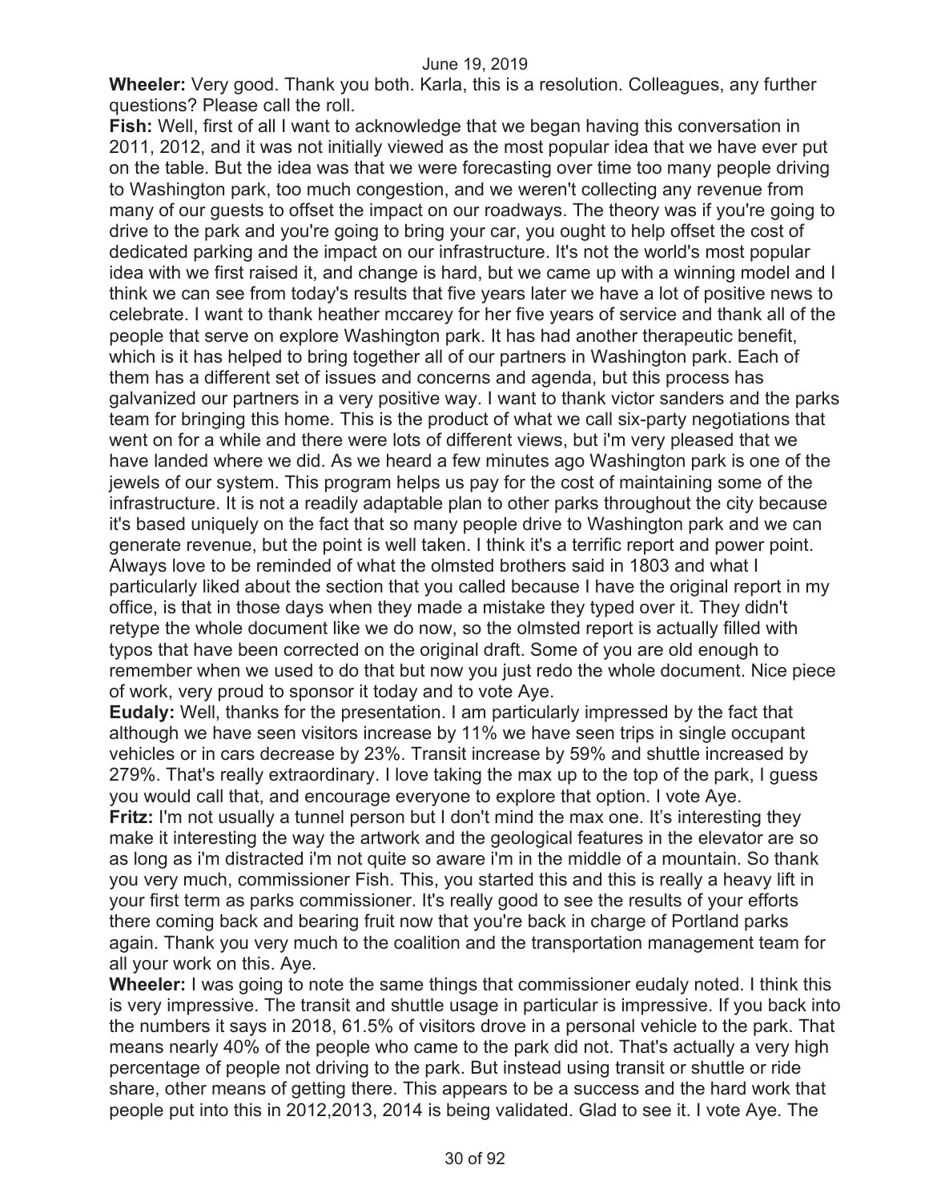**Wheeler:** Very good. Thank you both. Karla, this is a resolution. Colleagues, any further questions? Please call the roll.

**Fish:** Well, first of all I want to acknowledge that we began having this conversation in 2011, 2012, and it was not initially viewed as the most popular idea that we have ever put on the table. But the idea was that we were forecasting over time too many people driving to Washington park, too much congestion, and we weren't collecting any revenue from many of our guests to offset the impact on our roadways. The theory was if you're going to drive to the park and you're going to bring your car, you ought to help offset the cost of dedicated parking and the impact on our infrastructure. It's not the world's most popular idea with we first raised it, and change is hard, but we came up with a winning model and I think we can see from today's results that five years later we have a lot of positive news to celebrate. I want to thank heather mccarey for her five years of service and thank all of the people that serve on explore Washington park. It has had another therapeutic benefit, which is it has helped to bring together all of our partners in Washington park. Each of them has a different set of issues and concerns and agenda, but this process has galvanized our partners in a very positive way. I want to thank victor sanders and the parks team for bringing this home. This is the product of what we call six-party negotiations that went on for a while and there were lots of different views, but i'm very pleased that we have landed where we did. As we heard a few minutes ago Washington park is one of the jewels of our system. This program helps us pay for the cost of maintaining some of the infrastructure. It is not a readily adaptable plan to other parks throughout the city because it's based uniquely on the fact that so many people drive to Washington park and we can generate revenue, but the point is well taken. I think it's a terrific report and power point. Always love to be reminded of what the olmsted brothers said in 1803 and what I particularly liked about the section that you called because I have the original report in my office, is that in those days when they made a mistake they typed over it. They didn't retype the whole document like we do now, so the olmsted report is actually filled with typos that have been corrected on the original draft. Some of you are old enough to remember when we used to do that but now you just redo the whole document. Nice piece of work, very proud to sponsor it today and to vote Aye.

**Eudaly:** Well, thanks for the presentation. I am particularly impressed by the fact that although we have seen visitors increase by 11% we have seen trips in single occupant vehicles or in cars decrease by 23%. Transit increase by 59% and shuttle increased by 279%. That's really extraordinary. I love taking the max up to the top of the park, I guess you would call that, and encourage everyone to explore that option. I vote Aye.

**Fritz:** I'm not usually a tunnel person but I don't mind the max one. It's interesting they make it interesting the way the artwork and the geological features in the elevator are so as long as i'm distracted i'm not quite so aware i'm in the middle of a mountain. So thank you very much, commissioner Fish. This, you started this and this is really a heavy lift in your first term as parks commissioner. It's really good to see the results of your efforts there coming back and bearing fruit now that you're back in charge of Portland parks again. Thank you very much to the coalition and the transportation management team for all your work on this. Aye.

**Wheeler:** I was going to note the same things that commissioner eudaly noted. I think this is very impressive. The transit and shuttle usage in particular is impressive. If you back into the numbers it says in 2018, 61.5% of visitors drove in a personal vehicle to the park. That means nearly 40% of the people who came to the park did not. That's actually a very high percentage of people not driving to the park. But instead using transit or shuttle or ride share, other means of getting there. This appears to be a success and the hard work that people put into this in 2012,2013, 2014 is being validated. Glad to see it. I vote Aye. The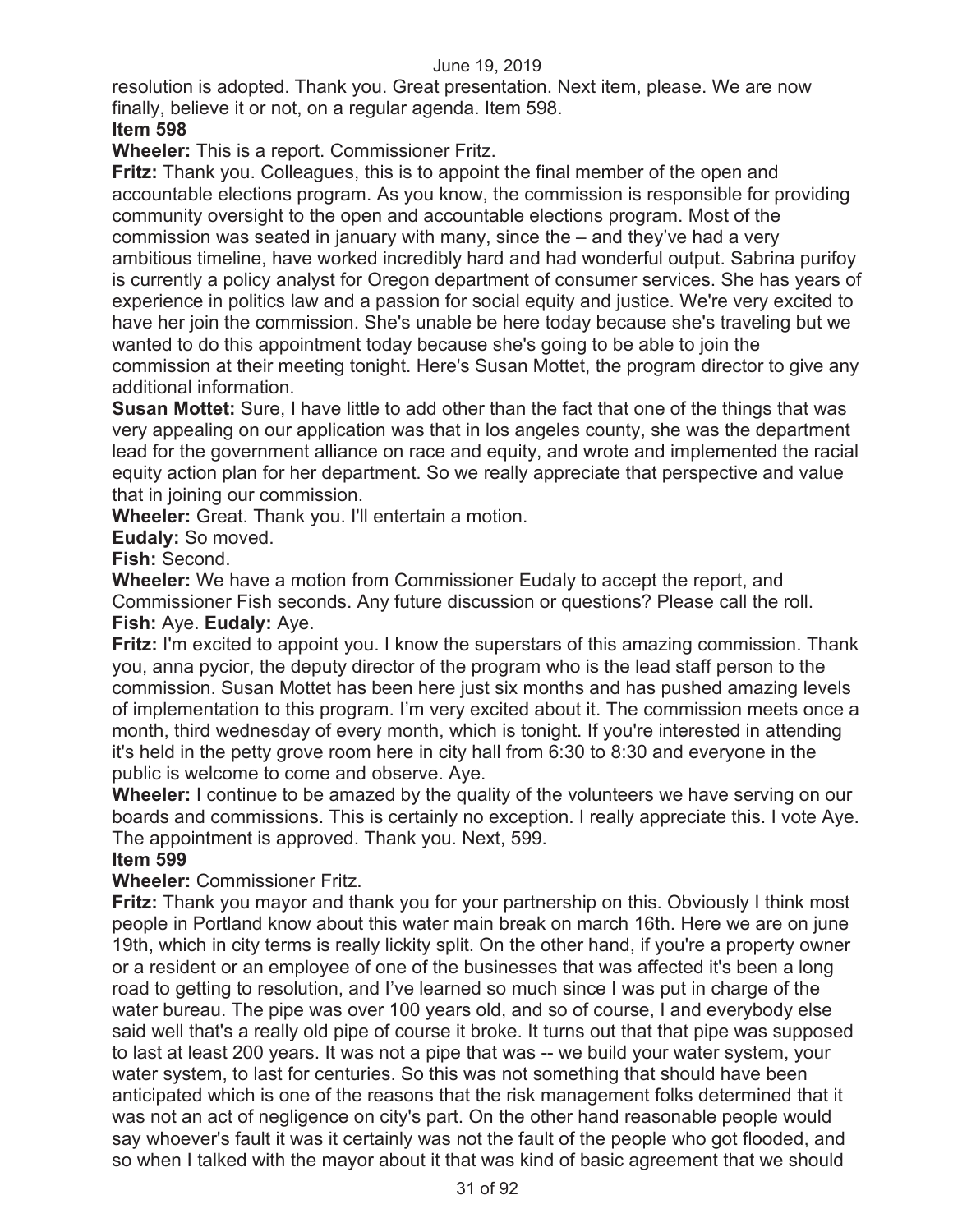resolution is adopted. Thank you. Great presentation. Next item, please. We are now finally, believe it or not, on a regular agenda. Item 598.

**Item 598**

**Wheeler:** This is a report. Commissioner Fritz.

**Fritz:** Thank you. Colleagues, this is to appoint the final member of the open and accountable elections program. As you know, the commission is responsible for providing community oversight to the open and accountable elections program. Most of the commission was seated in january with many, since the – and they've had a very ambitious timeline, have worked incredibly hard and had wonderful output. Sabrina purifoy is currently a policy analyst for Oregon department of consumer services. She has years of experience in politics law and a passion for social equity and justice. We're very excited to have her join the commission. She's unable be here today because she's traveling but we wanted to do this appointment today because she's going to be able to join the commission at their meeting tonight. Here's Susan Mottet, the program director to give any additional information.

**Susan Mottet:** Sure, I have little to add other than the fact that one of the things that was very appealing on our application was that in los angeles county, she was the department lead for the government alliance on race and equity, and wrote and implemented the racial equity action plan for her department. So we really appreciate that perspective and value that in joining our commission.

**Wheeler:** Great. Thank you. I'll entertain a motion.

**Eudaly:** So moved.

**Fish:** Second.

**Wheeler:** We have a motion from Commissioner Eudaly to accept the report, and Commissioner Fish seconds. Any future discussion or questions? Please call the roll.

**Fish:** Aye. **Eudaly:** Aye.

**Fritz:** I'm excited to appoint you. I know the superstars of this amazing commission. Thank you, anna pycior, the deputy director of the program who is the lead staff person to the commission. Susan Mottet has been here just six months and has pushed amazing levels of implementation to this program. I'm very excited about it. The commission meets once a month, third wednesday of every month, which is tonight. If you're interested in attending it's held in the petty grove room here in city hall from 6:30 to 8:30 and everyone in the public is welcome to come and observe. Aye.

**Wheeler:** I continue to be amazed by the quality of the volunteers we have serving on our boards and commissions. This is certainly no exception. I really appreciate this. I vote Aye. The appointment is approved. Thank you. Next, 599.

**Item 599**

**Wheeler:** Commissioner Fritz.

**Fritz:** Thank you mayor and thank you for your partnership on this. Obviously I think most people in Portland know about this water main break on march 16th. Here we are on june 19th, which in city terms is really lickity split. On the other hand, if you're a property owner or a resident or an employee of one of the businesses that was affected it's been a long road to getting to resolution, and I've learned so much since I was put in charge of the water bureau. The pipe was over 100 years old, and so of course, I and everybody else said well that's a really old pipe of course it broke. It turns out that that pipe was supposed to last at least 200 years. It was not a pipe that was -- we build your water system, your water system, to last for centuries. So this was not something that should have been anticipated which is one of the reasons that the risk management folks determined that it was not an act of negligence on city's part. On the other hand reasonable people would say whoever's fault it was it certainly was not the fault of the people who got flooded, and so when I talked with the mayor about it that was kind of basic agreement that we should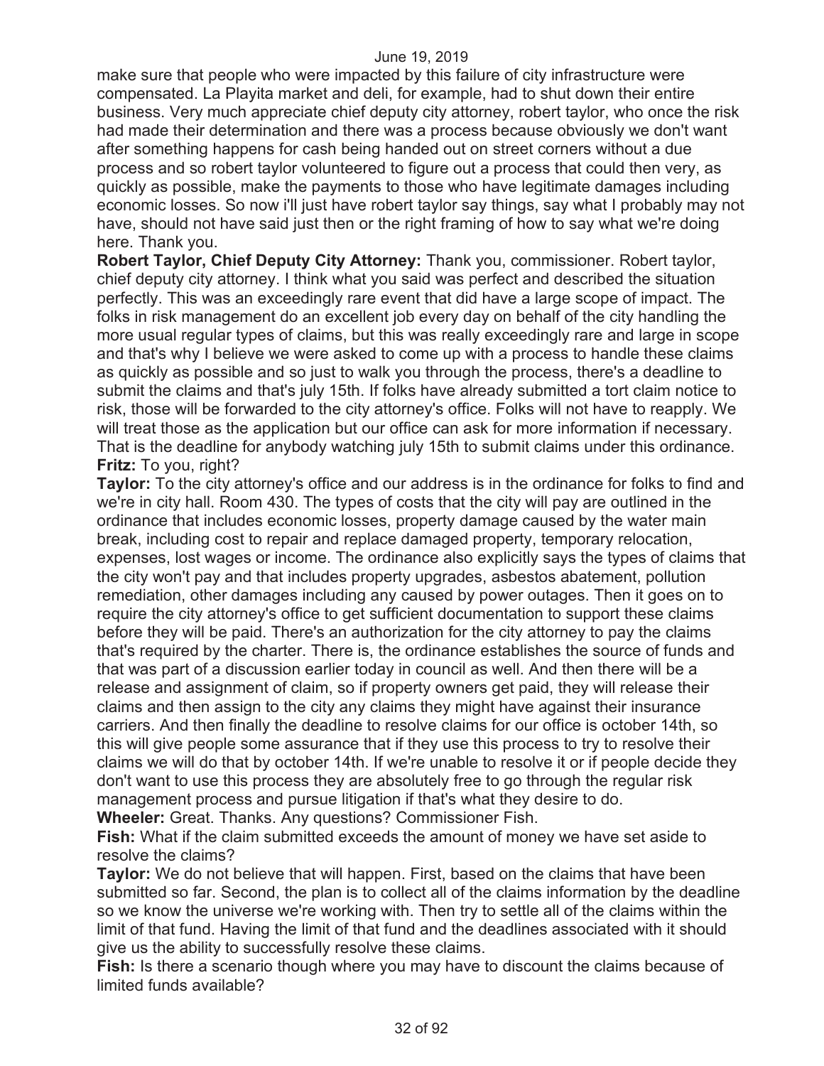make sure that people who were impacted by this failure of city infrastructure were compensated. La Playita market and deli, for example, had to shut down their entire business. Very much appreciate chief deputy city attorney, robert taylor, who once the risk had made their determination and there was a process because obviously we don't want after something happens for cash being handed out on street corners without a due process and so robert taylor volunteered to figure out a process that could then very, as quickly as possible, make the payments to those who have legitimate damages including economic losses. So now i'll just have robert taylor say things, say what I probably may not have, should not have said just then or the right framing of how to say what we're doing here. Thank you.

**Robert Taylor, Chief Deputy City Attorney:** Thank you, commissioner. Robert taylor, chief deputy city attorney. I think what you said was perfect and described the situation perfectly. This was an exceedingly rare event that did have a large scope of impact. The folks in risk management do an excellent job every day on behalf of the city handling the more usual regular types of claims, but this was really exceedingly rare and large in scope and that's why I believe we were asked to come up with a process to handle these claims as quickly as possible and so just to walk you through the process, there's a deadline to submit the claims and that's july 15th. If folks have already submitted a tort claim notice to risk, those will be forwarded to the city attorney's office. Folks will not have to reapply. We will treat those as the application but our office can ask for more information if necessary. That is the deadline for anybody watching july 15th to submit claims under this ordinance.

**Fritz:** To you, right?

**Taylor:** To the city attorney's office and our address is in the ordinance for folks to find and we're in city hall. Room 430. The types of costs that the city will pay are outlined in the ordinance that includes economic losses, property damage caused by the water main break, including cost to repair and replace damaged property, temporary relocation, expenses, lost wages or income. The ordinance also explicitly says the types of claims that the city won't pay and that includes property upgrades, asbestos abatement, pollution remediation, other damages including any caused by power outages. Then it goes on to require the city attorney's office to get sufficient documentation to support these claims before they will be paid. There's an authorization for the city attorney to pay the claims that's required by the charter. There is, the ordinance establishes the source of funds and that was part of a discussion earlier today in council as well. And then there will be a release and assignment of claim, so if property owners get paid, they will release their claims and then assign to the city any claims they might have against their insurance carriers. And then finally the deadline to resolve claims for our office is october 14th, so this will give people some assurance that if they use this process to try to resolve their claims we will do that by october 14th. If we're unable to resolve it or if people decide they don't want to use this process they are absolutely free to go through the regular risk management process and pursue litigation if that's what they desire to do.

**Wheeler:** Great. Thanks. Any questions? Commissioner Fish.

**Fish:** What if the claim submitted exceeds the amount of money we have set aside to resolve the claims?

**Taylor:** We do not believe that will happen. First, based on the claims that have been submitted so far. Second, the plan is to collect all of the claims information by the deadline so we know the universe we're working with. Then try to settle all of the claims within the limit of that fund. Having the limit of that fund and the deadlines associated with it should give us the ability to successfully resolve these claims.

**Fish:** Is there a scenario though where you may have to discount the claims because of limited funds available?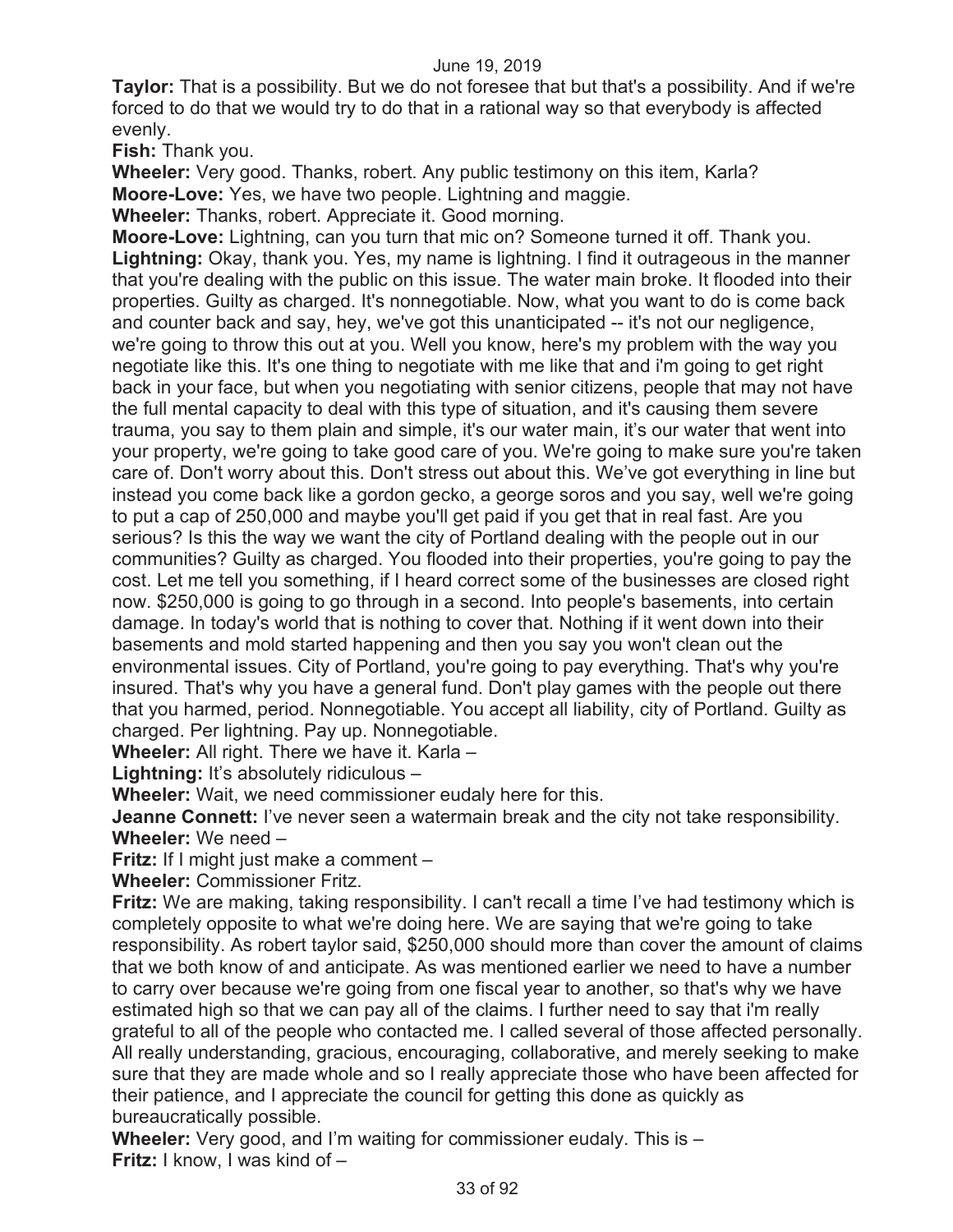**Taylor:** That is a possibility. But we do not foresee that but that's a possibility. And if we're forced to do that we would try to do that in a rational way so that everybody is affected evenly.

**Fish:** Thank you.

**Wheeler:** Very good. Thanks, robert. Any public testimony on this item, Karla?

**Moore-Love:** Yes, we have two people. Lightning and maggie.

**Wheeler:** Thanks, robert. Appreciate it. Good morning.

**Moore-Love:** Lightning, can you turn that mic on? Someone turned it off. Thank you.

**Lightning:** Okay, thank you. Yes, my name is lightning. I find it outrageous in the manner that you're dealing with the public on this issue. The water main broke. It flooded into their properties. Guilty as charged. It's nonnegotiable. Now, what you want to do is come back and counter back and say, hey, we've got this unanticipated -- it's not our negligence, we're going to throw this out at you. Well you know, here's my problem with the way you negotiate like this. It's one thing to negotiate with me like that and i'm going to get right back in your face, but when you negotiating with senior citizens, people that may not have the full mental capacity to deal with this type of situation, and it's causing them severe trauma, you say to them plain and simple, it's our water main, it's our water that went into your property, we're going to take good care of you. We're going to make sure you're taken care of. Don't worry about this. Don't stress out about this. We've got everything in line but instead you come back like a gordon gecko, a george soros and you say, well we're going to put a cap of 250,000 and maybe you'll get paid if you get that in real fast. Are you serious? Is this the way we want the city of Portland dealing with the people out in our communities? Guilty as charged. You flooded into their properties, you're going to pay the cost. Let me tell you something, if I heard correct some of the businesses are closed right now. $250,000 is going to go through in a second. Into people's basements, into certain damage. In today's world that is nothing to cover that. Nothing if it went down into their basements and mold started happening and then you say you won't clean out the environmental issues. City of Portland, you're going to pay everything. That's why you're insured. That's why you have a general fund. Don't play games with the people out there that you harmed, period. Nonnegotiable. You accept all liability, city of Portland. Guilty as charged. Per lightning. Pay up. Nonnegotiable.

**Wheeler:** All right. There we have it. Karla –

**Lightning:** It's absolutely ridiculous –

**Wheeler:** Wait, we need commissioner eudaly here for this.

**Jeanne Connett:** I've never seen a watermain break and the city not take responsibility.

**Wheeler:** We need –

**Fritz:** If I might just make a comment –

**Wheeler:** Commissioner Fritz.

**Fritz:** We are making, taking responsibility. I can't recall a time I've had testimony which is completely opposite to what we're doing here. We are saying that we're going to take responsibility. As robert taylor said, $250,000 should more than cover the amount of claims that we both know of and anticipate. As was mentioned earlier we need to have a number to carry over because we're going from one fiscal year to another, so that's why we have estimated high so that we can pay all of the claims. I further need to say that i'm really grateful to all of the people who contacted me. I called several of those affected personally. All really understanding, gracious, encouraging, collaborative, and merely seeking to make sure that they are made whole and so I really appreciate those who have been affected for their patience, and I appreciate the council for getting this done as quickly as bureaucratically possible.

**Wheeler:** Very good, and I'm waiting for commissioner eudaly. This is –

**Fritz:** I know, I was kind of –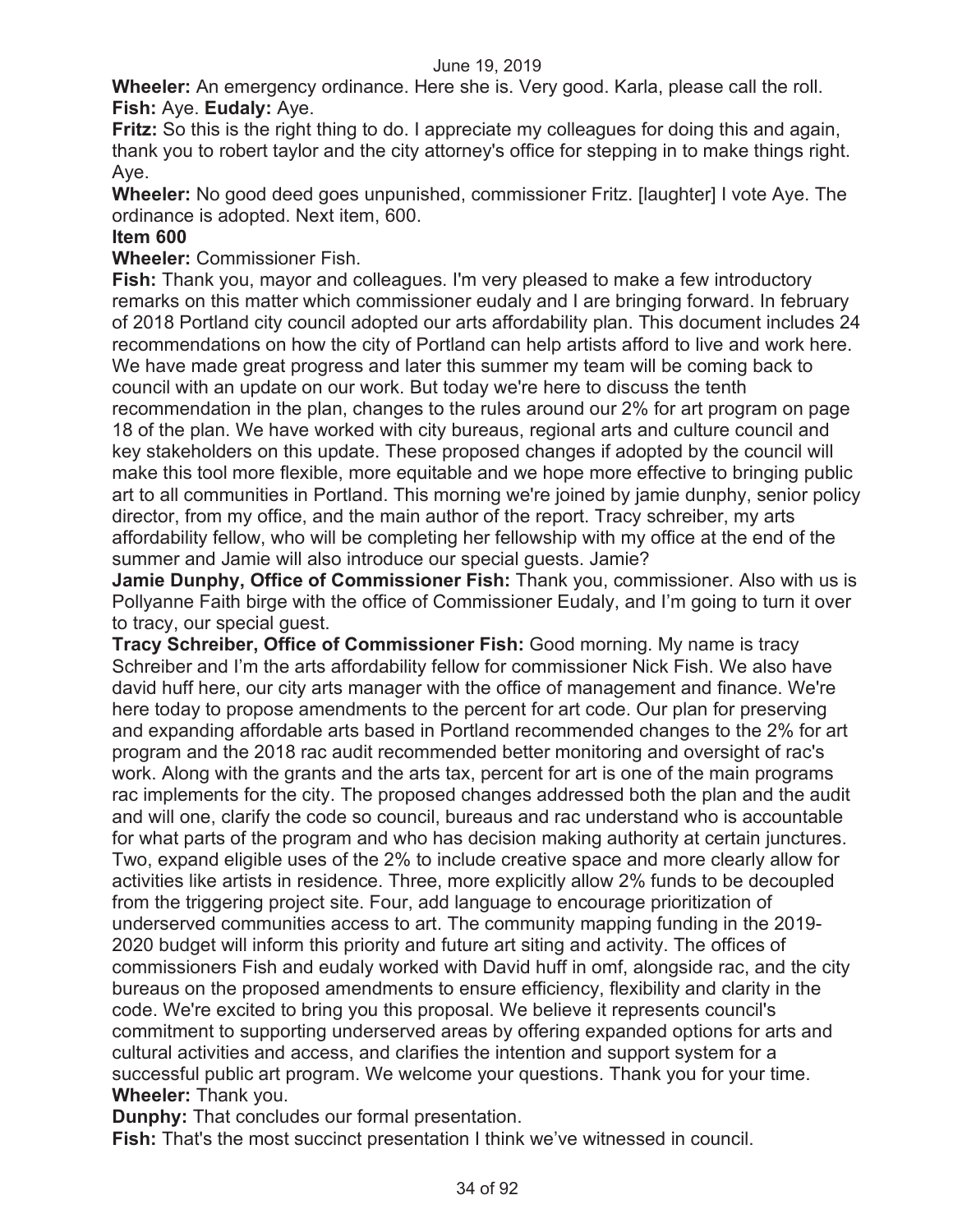**Wheeler:** An emergency ordinance. Here she is. Very good. Karla, please call the roll.
**Fish:** Aye. **Eudaly:** Aye.

**Fritz:** So this is the right thing to do. I appreciate my colleagues for doing this and again, thank you to robert taylor and the city attorney's office for stepping in to make things right. Aye.

**Wheeler:** No good deed goes unpunished, commissioner Fritz. [laughter] I vote Aye. The ordinance is adopted. Next item, 600.

**Item 600**

**Wheeler:** Commissioner Fish.

**Fish:** Thank you, mayor and colleagues. I'm very pleased to make a few introductory remarks on this matter which commissioner eudaly and I are bringing forward. In february of 2018 Portland city council adopted our arts affordability plan. This document includes 24 recommendations on how the city of Portland can help artists afford to live and work here. We have made great progress and later this summer my team will be coming back to council with an update on our work. But today we're here to discuss the tenth recommendation in the plan, changes to the rules around our 2% for art program on page 18 of the plan. We have worked with city bureaus, regional arts and culture council and key stakeholders on this update. These proposed changes if adopted by the council will make this tool more flexible, more equitable and we hope more effective to bringing public art to all communities in Portland. This morning we're joined by jamie dunphy, senior policy director, from my office, and the main author of the report. Tracy schreiber, my arts affordability fellow, who will be completing her fellowship with my office at the end of the summer and Jamie will also introduce our special guests. Jamie?

**Jamie Dunphy, Office of Commissioner Fish:** Thank you, commissioner. Also with us is Pollyanne Faith birge with the office of Commissioner Eudaly, and I'm going to turn it over to tracy, our special guest.

**Tracy Schreiber, Office of Commissioner Fish:** Good morning. My name is tracy Schreiber and I'm the arts affordability fellow for commissioner Nick Fish. We also have david huff here, our city arts manager with the office of management and finance. We're here today to propose amendments to the percent for art code. Our plan for preserving and expanding affordable arts based in Portland recommended changes to the 2% for art program and the 2018 rac audit recommended better monitoring and oversight of rac's work. Along with the grants and the arts tax, percent for art is one of the main programs rac implements for the city. The proposed changes addressed both the plan and the audit and will one, clarify the code so council, bureaus and rac understand who is accountable for what parts of the program and who has decision making authority at certain junctures. Two, expand eligible uses of the 2% to include creative space and more clearly allow for activities like artists in residence. Three, more explicitly allow 2% funds to be decoupled from the triggering project site. Four, add language to encourage prioritization of underserved communities access to art. The community mapping funding in the 2019-2020 budget will inform this priority and future art siting and activity. The offices of commissioners Fish and eudaly worked with David huff in omf, alongside rac, and the city bureaus on the proposed amendments to ensure efficiency, flexibility and clarity in the code. We're excited to bring you this proposal. We believe it represents council's commitment to supporting underserved areas by offering expanded options for arts and cultural activities and access, and clarifies the intention and support system for a successful public art program. We welcome your questions. Thank you for your time.

**Wheeler:** Thank you.

**Dunphy:** That concludes our formal presentation.

**Fish:** That's the most succinct presentation I think we've witnessed in council.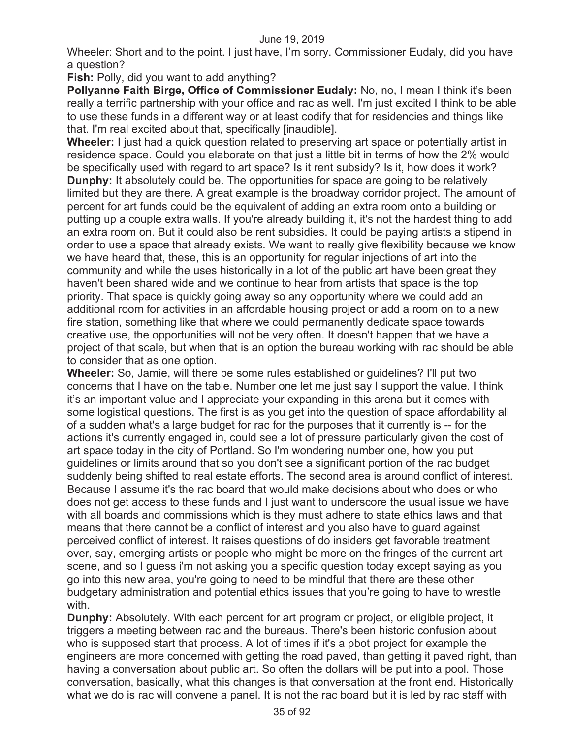Wheeler: Short and to the point. I just have, I'm sorry. Commissioner Eudaly, did you have a question?

**Fish:** Polly, did you want to add anything?

**Pollyanne Faith Birge, Office of Commissioner Eudaly:** No, no, I mean I think it's been really a terrific partnership with your office and rac as well. I'm just excited I think to be able to use these funds in a different way or at least codify that for residencies and things like that. I'm real excited about that, specifically [inaudible].

**Wheeler:** I just had a quick question related to preserving art space or potentially artist in residence space. Could you elaborate on that just a little bit in terms of how the 2% would be specifically used with regard to art space? Is it rent subsidy? Is it, how does it work?

**Dunphy:** It absolutely could be. The opportunities for space are going to be relatively limited but they are there. A great example is the broadway corridor project. The amount of percent for art funds could be the equivalent of adding an extra room onto a building or putting up a couple extra walls. If you're already building it, it's not the hardest thing to add an extra room on. But it could also be rent subsidies. It could be paying artists a stipend in order to use a space that already exists. We want to really give flexibility because we know we have heard that, these, this is an opportunity for regular injections of art into the community and while the uses historically in a lot of the public art have been great they haven't been shared wide and we continue to hear from artists that space is the top priority. That space is quickly going away so any opportunity where we could add an additional room for activities in an affordable housing project or add a room on to a new fire station, something like that where we could permanently dedicate space towards creative use, the opportunities will not be very often. It doesn't happen that we have a project of that scale, but when that is an option the bureau working with rac should be able to consider that as one option.

**Wheeler:** So, Jamie, will there be some rules established or guidelines? I'll put two concerns that I have on the table. Number one let me just say I support the value. I think it's an important value and I appreciate your expanding in this arena but it comes with some logistical questions. The first is as you get into the question of space affordability all of a sudden what's a large budget for rac for the purposes that it currently is -- for the actions it's currently engaged in, could see a lot of pressure particularly given the cost of art space today in the city of Portland. So I'm wondering number one, how you put guidelines or limits around that so you don't see a significant portion of the rac budget suddenly being shifted to real estate efforts. The second area is around conflict of interest. Because I assume it's the rac board that would make decisions about who does or who does not get access to these funds and I just want to underscore the usual issue we have with all boards and commissions which is they must adhere to state ethics laws and that means that there cannot be a conflict of interest and you also have to guard against perceived conflict of interest. It raises questions of do insiders get favorable treatment over, say, emerging artists or people who might be more on the fringes of the current art scene, and so I guess i'm not asking you a specific question today except saying as you go into this new area, you're going to need to be mindful that there are these other budgetary administration and potential ethics issues that you're going to have to wrestle with.

**Dunphy:** Absolutely. With each percent for art program or project, or eligible project, it triggers a meeting between rac and the bureaus. There's been historic confusion about who is supposed start that process. A lot of times if it's a pbot project for example the engineers are more concerned with getting the road paved, than getting it paved right, than having a conversation about public art. So often the dollars will be put into a pool. Those conversation, basically, what this changes is that conversation at the front end. Historically what we do is rac will convene a panel. It is not the rac board but it is led by rac staff with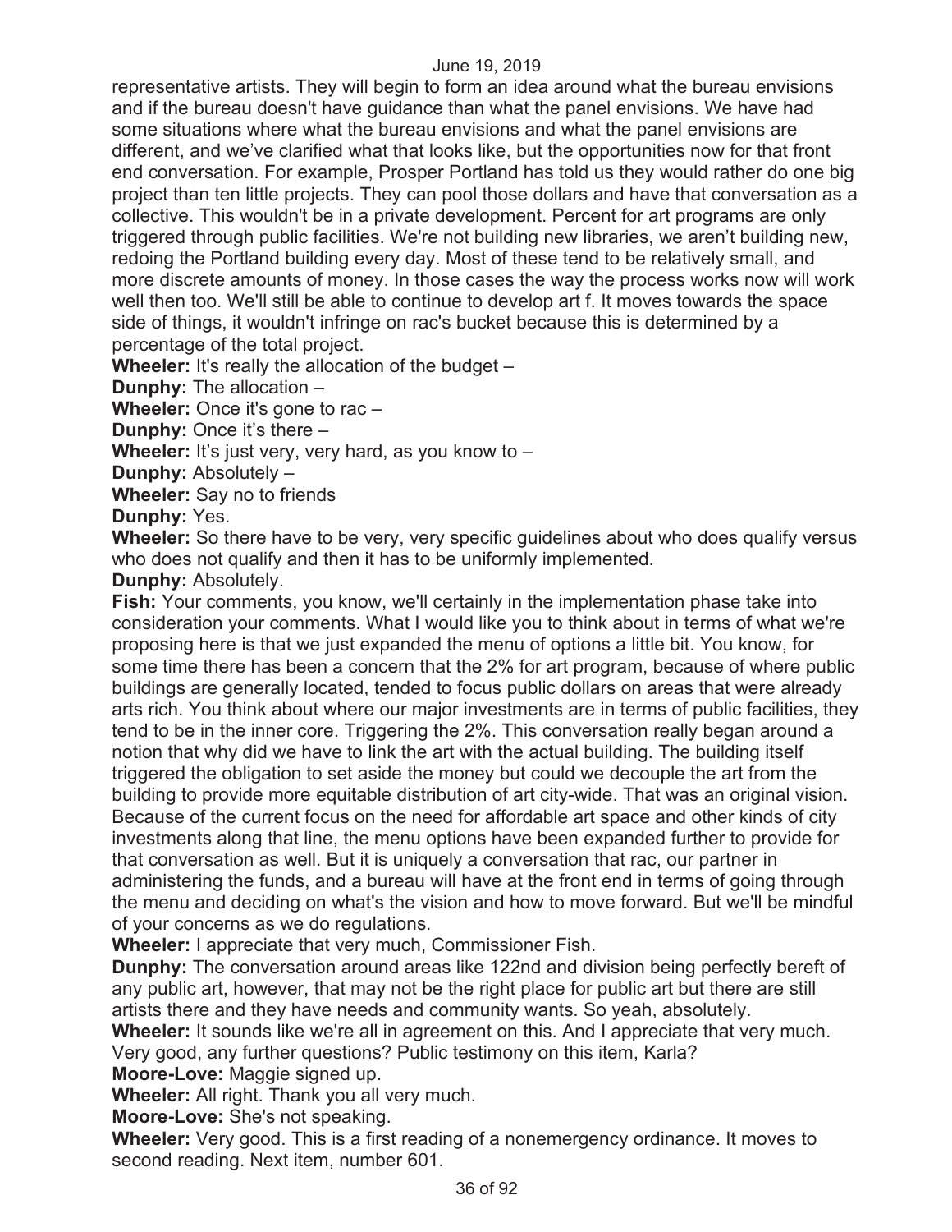representative artists. They will begin to form an idea around what the bureau envisions and if the bureau doesn't have guidance than what the panel envisions. We have had some situations where what the bureau envisions and what the panel envisions are different, and we've clarified what that looks like, but the opportunities now for that front end conversation. For example, Prosper Portland has told us they would rather do one big project than ten little projects. They can pool those dollars and have that conversation as a collective. This wouldn't be in a private development. Percent for art programs are only triggered through public facilities. We're not building new libraries, we aren't building new, redoing the Portland building every day. Most of these tend to be relatively small, and more discrete amounts of money. In those cases the way the process works now will work well then too. We'll still be able to continue to develop art f. It moves towards the space side of things, it wouldn't infringe on rac's bucket because this is determined by a percentage of the total project.

**Wheeler:** It's really the allocation of the budget –

**Dunphy:** The allocation –

**Wheeler:** Once it's gone to rac –

**Dunphy:** Once it's there –

**Wheeler:** It's just very, very hard, as you know to –

**Dunphy:** Absolutely –

**Wheeler:** Say no to friends

**Dunphy:** Yes.

**Wheeler:** So there have to be very, very specific guidelines about who does qualify versus who does not qualify and then it has to be uniformly implemented.

**Dunphy:** Absolutely.

**Fish:** Your comments, you know, we'll certainly in the implementation phase take into consideration your comments. What I would like you to think about in terms of what we're proposing here is that we just expanded the menu of options a little bit. You know, for some time there has been a concern that the 2% for art program, because of where public buildings are generally located, tended to focus public dollars on areas that were already arts rich. You think about where our major investments are in terms of public facilities, they tend to be in the inner core. Triggering the 2%. This conversation really began around a notion that why did we have to link the art with the actual building. The building itself triggered the obligation to set aside the money but could we decouple the art from the building to provide more equitable distribution of art city-wide. That was an original vision. Because of the current focus on the need for affordable art space and other kinds of city investments along that line, the menu options have been expanded further to provide for that conversation as well. But it is uniquely a conversation that rac, our partner in administering the funds, and a bureau will have at the front end in terms of going through the menu and deciding on what's the vision and how to move forward. But we'll be mindful of your concerns as we do regulations.

**Wheeler:** I appreciate that very much, Commissioner Fish.

**Dunphy:** The conversation around areas like 122nd and division being perfectly bereft of any public art, however, that may not be the right place for public art but there are still artists there and they have needs and community wants. So yeah, absolutely.

**Wheeler:** It sounds like we're all in agreement on this. And I appreciate that very much. Very good, any further questions? Public testimony on this item, Karla?

**Moore-Love:** Maggie signed up.

**Wheeler:** All right. Thank you all very much.

**Moore-Love:** She's not speaking.

**Wheeler:** Very good. This is a first reading of a nonemergency ordinance. It moves to second reading. Next item, number 601.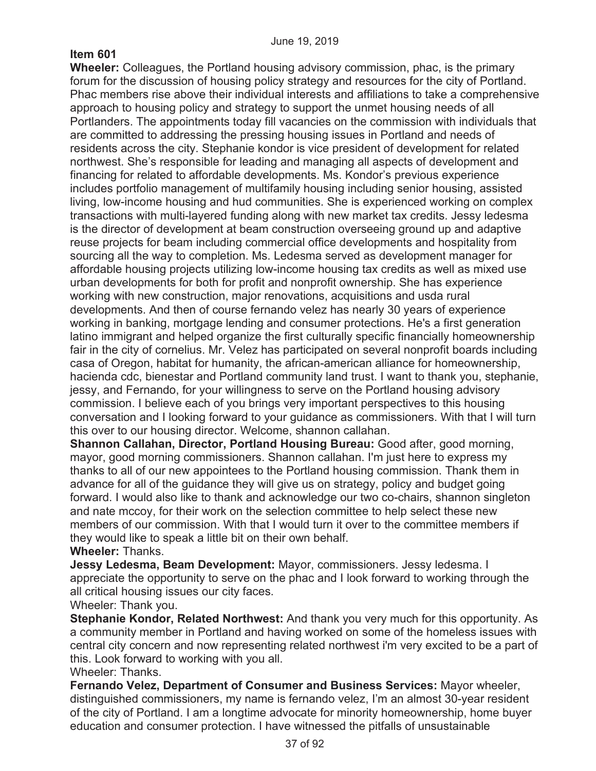**Item 601**

**Wheeler:** Colleagues, the Portland housing advisory commission, phac, is the primary forum for the discussion of housing policy strategy and resources for the city of Portland. Phac members rise above their individual interests and affiliations to take a comprehensive approach to housing policy and strategy to support the unmet housing needs of all Portlanders. The appointments today fill vacancies on the commission with individuals that are committed to addressing the pressing housing issues in Portland and needs of residents across the city. Stephanie kondor is vice president of development for related northwest. She's responsible for leading and managing all aspects of development and financing for related to affordable developments. Ms. Kondor's previous experience includes portfolio management of multifamily housing including senior housing, assisted living, low-income housing and hud communities. She is experienced working on complex transactions with multi-layered funding along with new market tax credits. Jessy ledesma is the director of development at beam construction overseeing ground up and adaptive reuse projects for beam including commercial office developments and hospitality from sourcing all the way to completion. Ms. Ledesma served as development manager for affordable housing projects utilizing low-income housing tax credits as well as mixed use urban developments for both for profit and nonprofit ownership. She has experience working with new construction, major renovations, acquisitions and usda rural developments. And then of course fernando velez has nearly 30 years of experience working in banking, mortgage lending and consumer protections. He's a first generation latino immigrant and helped organize the first culturally specific financially homeownership fair in the city of cornelius. Mr. Velez has participated on several nonprofit boards including casa of Oregon, habitat for humanity, the african-american alliance for homeownership, hacienda cdc, bienestar and Portland community land trust. I want to thank you, stephanie, jessy, and Fernando, for your willingness to serve on the Portland housing advisory commission. I believe each of you brings very important perspectives to this housing conversation and I looking forward to your guidance as commissioners. With that I will turn this over to our housing director. Welcome, shannon callahan.

**Shannon Callahan, Director, Portland Housing Bureau:** Good after, good morning, mayor, good morning commissioners. Shannon callahan. I'm just here to express my thanks to all of our new appointees to the Portland housing commission. Thank them in advance for all of the guidance they will give us on strategy, policy and budget going forward. I would also like to thank and acknowledge our two co-chairs, shannon singleton and nate mccoy, for their work on the selection committee to help select these new members of our commission. With that I would turn it over to the committee members if they would like to speak a little bit on their own behalf.

**Wheeler:** Thanks.

**Jessy Ledesma, Beam Development:** Mayor, commissioners. Jessy ledesma. I appreciate the opportunity to serve on the phac and I look forward to working through the all critical housing issues our city faces.

Wheeler: Thank you.

**Stephanie Kondor, Related Northwest:** And thank you very much for this opportunity. As a community member in Portland and having worked on some of the homeless issues with central city concern and now representing related northwest i'm very excited to be a part of this. Look forward to working with you all.

Wheeler: Thanks.

**Fernando Velez, Department of Consumer and Business Services:** Mayor wheeler, distinguished commissioners, my name is fernando velez, I'm an almost 30-year resident of the city of Portland. I am a longtime advocate for minority homeownership, home buyer education and consumer protection. I have witnessed the pitfalls of unsustainable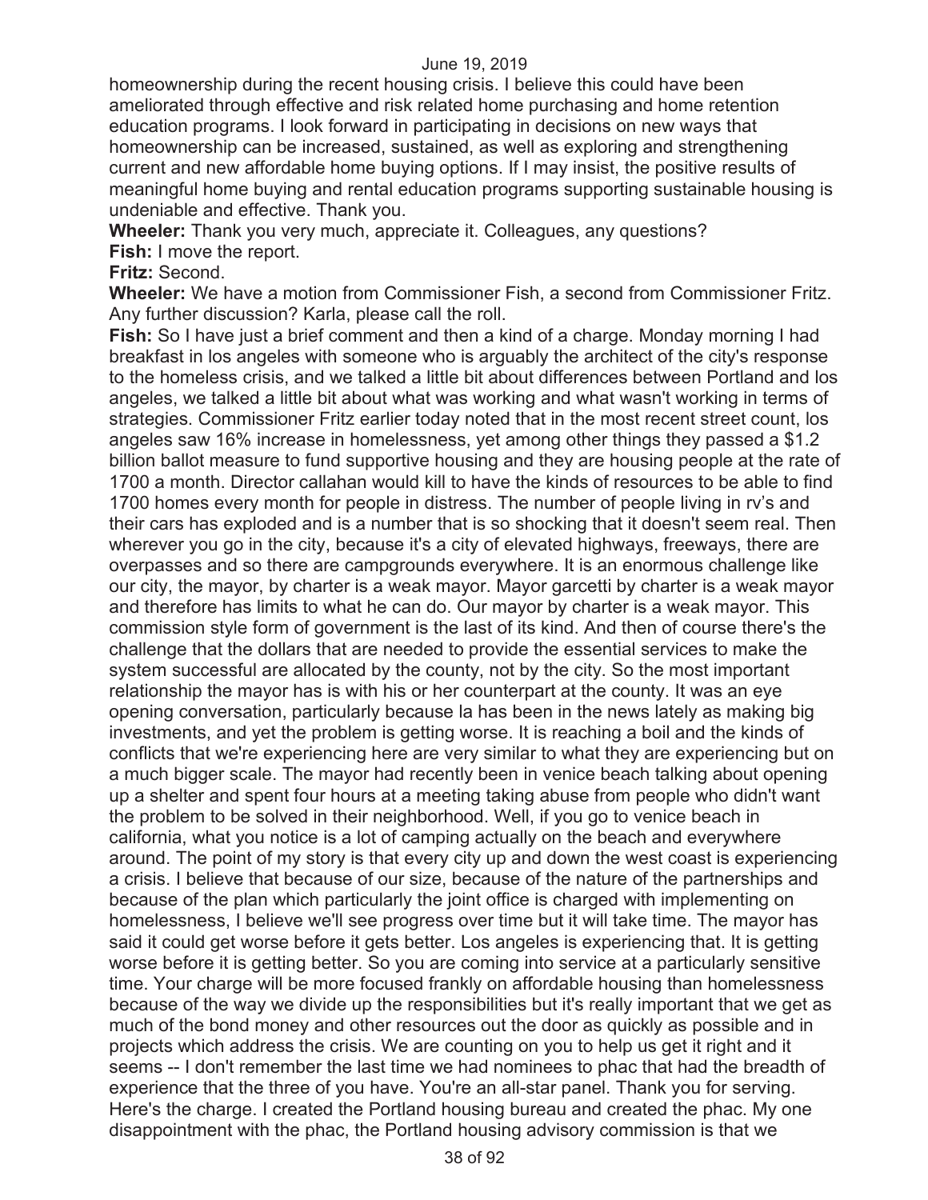homeownership during the recent housing crisis. I believe this could have been ameliorated through effective and risk related home purchasing and home retention education programs. I look forward in participating in decisions on new ways that homeownership can be increased, sustained, as well as exploring and strengthening current and new affordable home buying options. If I may insist, the positive results of meaningful home buying and rental education programs supporting sustainable housing is undeniable and effective. Thank you.

**Wheeler:** Thank you very much, appreciate it. Colleagues, any questions?

**Fish:** I move the report.

**Fritz:** Second.

**Wheeler:** We have a motion from Commissioner Fish, a second from Commissioner Fritz. Any further discussion? Karla, please call the roll.

**Fish:** So I have just a brief comment and then a kind of a charge. Monday morning I had breakfast in los angeles with someone who is arguably the architect of the city's response to the homeless crisis, and we talked a little bit about differences between Portland and los angeles, we talked a little bit about what was working and what wasn't working in terms of strategies. Commissioner Fritz earlier today noted that in the most recent street count, los angeles saw 16% increase in homelessness, yet among other things they passed a $1.2 billion ballot measure to fund supportive housing and they are housing people at the rate of 1700 a month. Director callahan would kill to have the kinds of resources to be able to find 1700 homes every month for people in distress. The number of people living in rv's and their cars has exploded and is a number that is so shocking that it doesn't seem real. Then wherever you go in the city, because it's a city of elevated highways, freeways, there are overpasses and so there are campgrounds everywhere. It is an enormous challenge like our city, the mayor, by charter is a weak mayor. Mayor garcetti by charter is a weak mayor and therefore has limits to what he can do. Our mayor by charter is a weak mayor. This commission style form of government is the last of its kind. And then of course there's the challenge that the dollars that are needed to provide the essential services to make the system successful are allocated by the county, not by the city. So the most important relationship the mayor has is with his or her counterpart at the county. It was an eye opening conversation, particularly because la has been in the news lately as making big investments, and yet the problem is getting worse. It is reaching a boil and the kinds of conflicts that we're experiencing here are very similar to what they are experiencing but on a much bigger scale. The mayor had recently been in venice beach talking about opening up a shelter and spent four hours at a meeting taking abuse from people who didn't want the problem to be solved in their neighborhood. Well, if you go to venice beach in california, what you notice is a lot of camping actually on the beach and everywhere around. The point of my story is that every city up and down the west coast is experiencing a crisis. I believe that because of our size, because of the nature of the partnerships and because of the plan which particularly the joint office is charged with implementing on homelessness, I believe we'll see progress over time but it will take time. The mayor has said it could get worse before it gets better. Los angeles is experiencing that. It is getting worse before it is getting better. So you are coming into service at a particularly sensitive time. Your charge will be more focused frankly on affordable housing than homelessness because of the way we divide up the responsibilities but it's really important that we get as much of the bond money and other resources out the door as quickly as possible and in projects which address the crisis. We are counting on you to help us get it right and it seems -- I don't remember the last time we had nominees to phac that had the breadth of experience that the three of you have. You're an all-star panel. Thank you for serving. Here's the charge. I created the Portland housing bureau and created the phac. My one disappointment with the phac, the Portland housing advisory commission is that we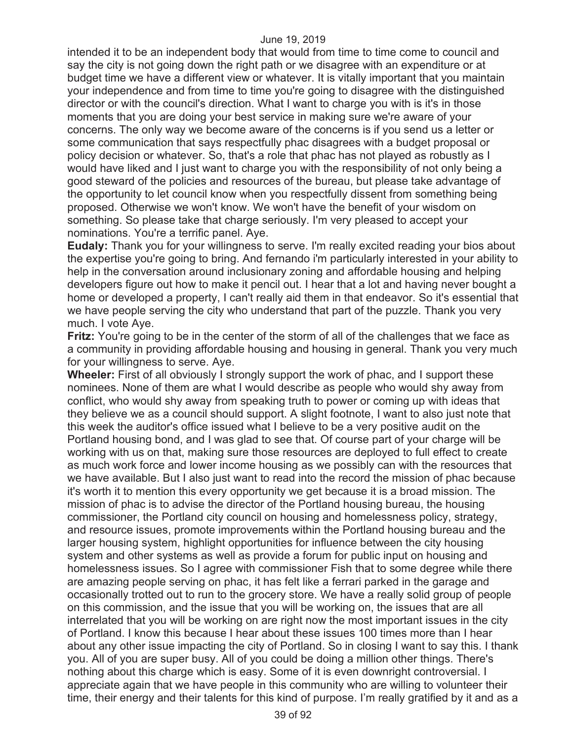intended it to be an independent body that would from time to time come to council and say the city is not going down the right path or we disagree with an expenditure or at budget time we have a different view or whatever. It is vitally important that you maintain your independence and from time to time you're going to disagree with the distinguished director or with the council's direction. What I want to charge you with is it's in those moments that you are doing your best service in making sure we're aware of your concerns. The only way we become aware of the concerns is if you send us a letter or some communication that says respectfully phac disagrees with a budget proposal or policy decision or whatever. So, that's a role that phac has not played as robustly as I would have liked and I just want to charge you with the responsibility of not only being a good steward of the policies and resources of the bureau, but please take advantage of the opportunity to let council know when you respectfully dissent from something being proposed. Otherwise we won't know. We won't have the benefit of your wisdom on something. So please take that charge seriously. I'm very pleased to accept your nominations. You're a terrific panel. Aye.

**Eudaly:** Thank you for your willingness to serve. I'm really excited reading your bios about the expertise you're going to bring. And fernando i'm particularly interested in your ability to help in the conversation around inclusionary zoning and affordable housing and helping developers figure out how to make it pencil out. I hear that a lot and having never bought a home or developed a property, I can't really aid them in that endeavor. So it's essential that we have people serving the city who understand that part of the puzzle. Thank you very much. I vote Aye.

**Fritz:** You're going to be in the center of the storm of all of the challenges that we face as a community in providing affordable housing and housing in general. Thank you very much for your willingness to serve. Aye.

**Wheeler:** First of all obviously I strongly support the work of phac, and I support these nominees. None of them are what I would describe as people who would shy away from conflict, who would shy away from speaking truth to power or coming up with ideas that they believe we as a council should support. A slight footnote, I want to also just note that this week the auditor's office issued what I believe to be a very positive audit on the Portland housing bond, and I was glad to see that. Of course part of your charge will be working with us on that, making sure those resources are deployed to full effect to create as much work force and lower income housing as we possibly can with the resources that we have available. But I also just want to read into the record the mission of phac because it's worth it to mention this every opportunity we get because it is a broad mission. The mission of phac is to advise the director of the Portland housing bureau, the housing commissioner, the Portland city council on housing and homelessness policy, strategy, and resource issues, promote improvements within the Portland housing bureau and the larger housing system, highlight opportunities for influence between the city housing system and other systems as well as provide a forum for public input on housing and homelessness issues. So I agree with commissioner Fish that to some degree while there are amazing people serving on phac, it has felt like a ferrari parked in the garage and occasionally trotted out to run to the grocery store. We have a really solid group of people on this commission, and the issue that you will be working on, the issues that are all interrelated that you will be working on are right now the most important issues in the city of Portland. I know this because I hear about these issues 100 times more than I hear about any other issue impacting the city of Portland. So in closing I want to say this. I thank you. All of you are super busy. All of you could be doing a million other things. There's nothing about this charge which is easy. Some of it is even downright controversial. I appreciate again that we have people in this community who are willing to volunteer their time, their energy and their talents for this kind of purpose. I'm really gratified by it and as a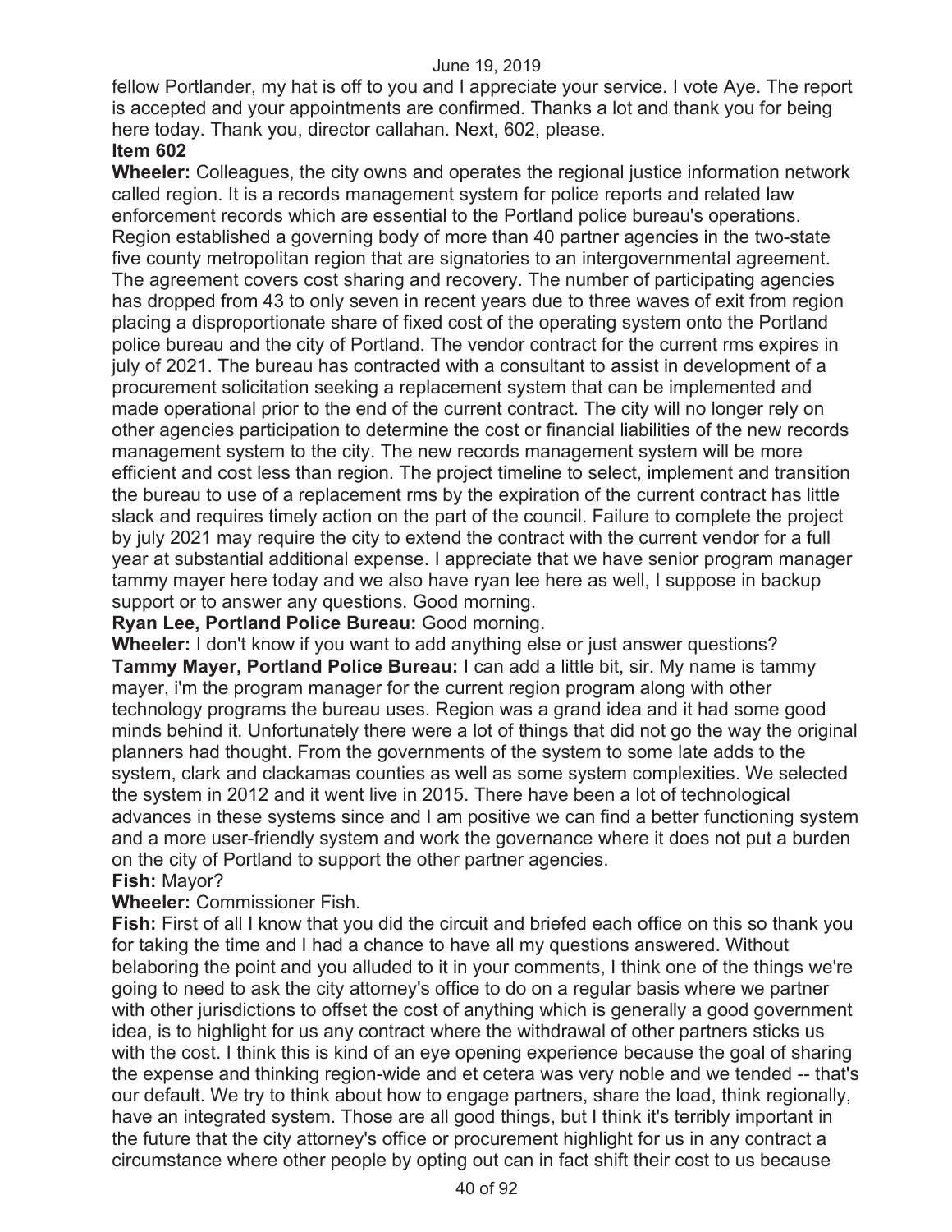fellow Portlander, my hat is off to you and I appreciate your service. I vote Aye. The report is accepted and your appointments are confirmed. Thanks a lot and thank you for being here today. Thank you, director callahan. Next, 602, please.

**Item 602**

**Wheeler:** Colleagues, the city owns and operates the regional justice information network called region. It is a records management system for police reports and related law enforcement records which are essential to the Portland police bureau's operations. Region established a governing body of more than 40 partner agencies in the two-state five county metropolitan region that are signatories to an intergovernmental agreement. The agreement covers cost sharing and recovery. The number of participating agencies has dropped from 43 to only seven in recent years due to three waves of exit from region placing a disproportionate share of fixed cost of the operating system onto the Portland police bureau and the city of Portland. The vendor contract for the current rms expires in july of 2021. The bureau has contracted with a consultant to assist in development of a procurement solicitation seeking a replacement system that can be implemented and made operational prior to the end of the current contract. The city will no longer rely on other agencies participation to determine the cost or financial liabilities of the new records management system to the city. The new records management system will be more efficient and cost less than region. The project timeline to select, implement and transition the bureau to use of a replacement rms by the expiration of the current contract has little slack and requires timely action on the part of the council. Failure to complete the project by july 2021 may require the city to extend the contract with the current vendor for a full year at substantial additional expense. I appreciate that we have senior program manager tammy mayer here today and we also have ryan lee here as well, I suppose in backup support or to answer any questions. Good morning.

**Ryan Lee, Portland Police Bureau:** Good morning.

**Wheeler:** I don't know if you want to add anything else or just answer questions?

**Tammy Mayer, Portland Police Bureau:** I can add a little bit, sir. My name is tammy mayer, i'm the program manager for the current region program along with other technology programs the bureau uses. Region was a grand idea and it had some good minds behind it. Unfortunately there were a lot of things that did not go the way the original planners had thought. From the governments of the system to some late adds to the system, clark and clackamas counties as well as some system complexities. We selected the system in 2012 and it went live in 2015. There have been a lot of technological advances in these systems since and I am positive we can find a better functioning system and a more user-friendly system and work the governance where it does not put a burden on the city of Portland to support the other partner agencies.

**Fish:** Mayor?

**Wheeler:** Commissioner Fish.

**Fish:** First of all I know that you did the circuit and briefed each office on this so thank you for taking the time and I had a chance to have all my questions answered. Without belaboring the point and you alluded to it in your comments, I think one of the things we're going to need to ask the city attorney's office to do on a regular basis where we partner with other jurisdictions to offset the cost of anything which is generally a good government idea, is to highlight for us any contract where the withdrawal of other partners sticks us with the cost. I think this is kind of an eye opening experience because the goal of sharing the expense and thinking region-wide and et cetera was very noble and we tended -- that's our default. We try to think about how to engage partners, share the load, think regionally, have an integrated system. Those are all good things, but I think it's terribly important in the future that the city attorney's office or procurement highlight for us in any contract a circumstance where other people by opting out can in fact shift their cost to us because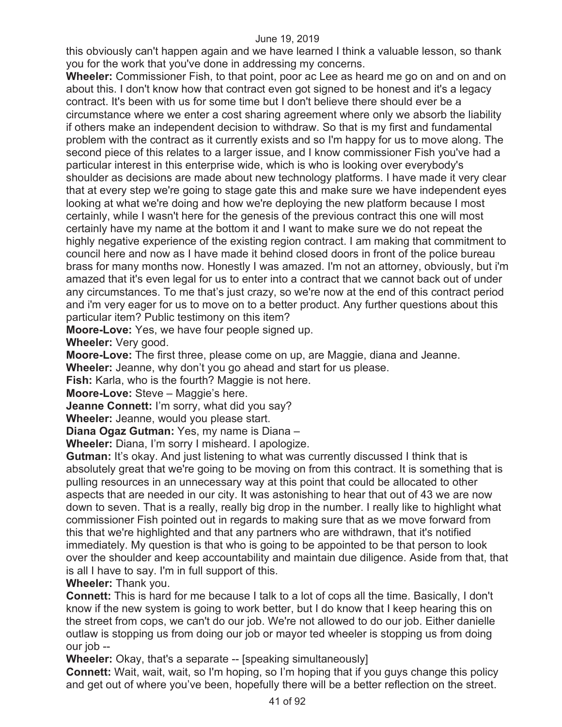this obviously can't happen again and we have learned I think a valuable lesson, so thank you for the work that you've done in addressing my concerns.

**Wheeler:** Commissioner Fish, to that point, poor ac Lee as heard me go on and on and on about this. I don't know how that contract even got signed to be honest and it's a legacy contract. It's been with us for some time but I don't believe there should ever be a circumstance where we enter a cost sharing agreement where only we absorb the liability if others make an independent decision to withdraw. So that is my first and fundamental problem with the contract as it currently exists and so I'm happy for us to move along. The second piece of this relates to a larger issue, and I know commissioner Fish you've had a particular interest in this enterprise wide, which is who is looking over everybody's shoulder as decisions are made about new technology platforms. I have made it very clear that at every step we're going to stage gate this and make sure we have independent eyes looking at what we're doing and how we're deploying the new platform because I most certainly, while I wasn't here for the genesis of the previous contract this one will most certainly have my name at the bottom it and I want to make sure we do not repeat the highly negative experience of the existing region contract. I am making that commitment to council here and now as I have made it behind closed doors in front of the police bureau brass for many months now. Honestly I was amazed. I'm not an attorney, obviously, but i'm amazed that it's even legal for us to enter into a contract that we cannot back out of under any circumstances. To me that's just crazy, so we're now at the end of this contract period and i'm very eager for us to move on to a better product. Any further questions about this particular item? Public testimony on this item?

**Moore-Love:** Yes, we have four people signed up.

**Wheeler:** Very good.

**Moore-Love:** The first three, please come on up, are Maggie, diana and Jeanne.

**Wheeler:** Jeanne, why don't you go ahead and start for us please.

**Fish:** Karla, who is the fourth? Maggie is not here.

**Moore-Love:** Steve – Maggie's here.

**Jeanne Connett:** I'm sorry, what did you say?

**Wheeler:** Jeanne, would you please start.

**Diana Ogaz Gutman:** Yes, my name is Diana –

**Wheeler:** Diana, I'm sorry I misheard. I apologize.

**Gutman:** It's okay. And just listening to what was currently discussed I think that is absolutely great that we're going to be moving on from this contract. It is something that is pulling resources in an unnecessary way at this point that could be allocated to other aspects that are needed in our city. It was astonishing to hear that out of 43 we are now down to seven. That is a really, really big drop in the number. I really like to highlight what commissioner Fish pointed out in regards to making sure that as we move forward from this that we're highlighted and that any partners who are withdrawn, that it's notified immediately. My question is that who is going to be appointed to be that person to look over the shoulder and keep accountability and maintain due diligence. Aside from that, that is all I have to say. I'm in full support of this.

**Wheeler:** Thank you.

**Connett:** This is hard for me because I talk to a lot of cops all the time. Basically, I don't know if the new system is going to work better, but I do know that I keep hearing this on the street from cops, we can't do our job. We're not allowed to do our job. Either danielle outlaw is stopping us from doing our job or mayor ted wheeler is stopping us from doing our job --

**Wheeler:** Okay, that's a separate -- [speaking simultaneously]

**Connett:** Wait, wait, wait, so I'm hoping, so I'm hoping that if you guys change this policy and get out of where you've been, hopefully there will be a better reflection on the street.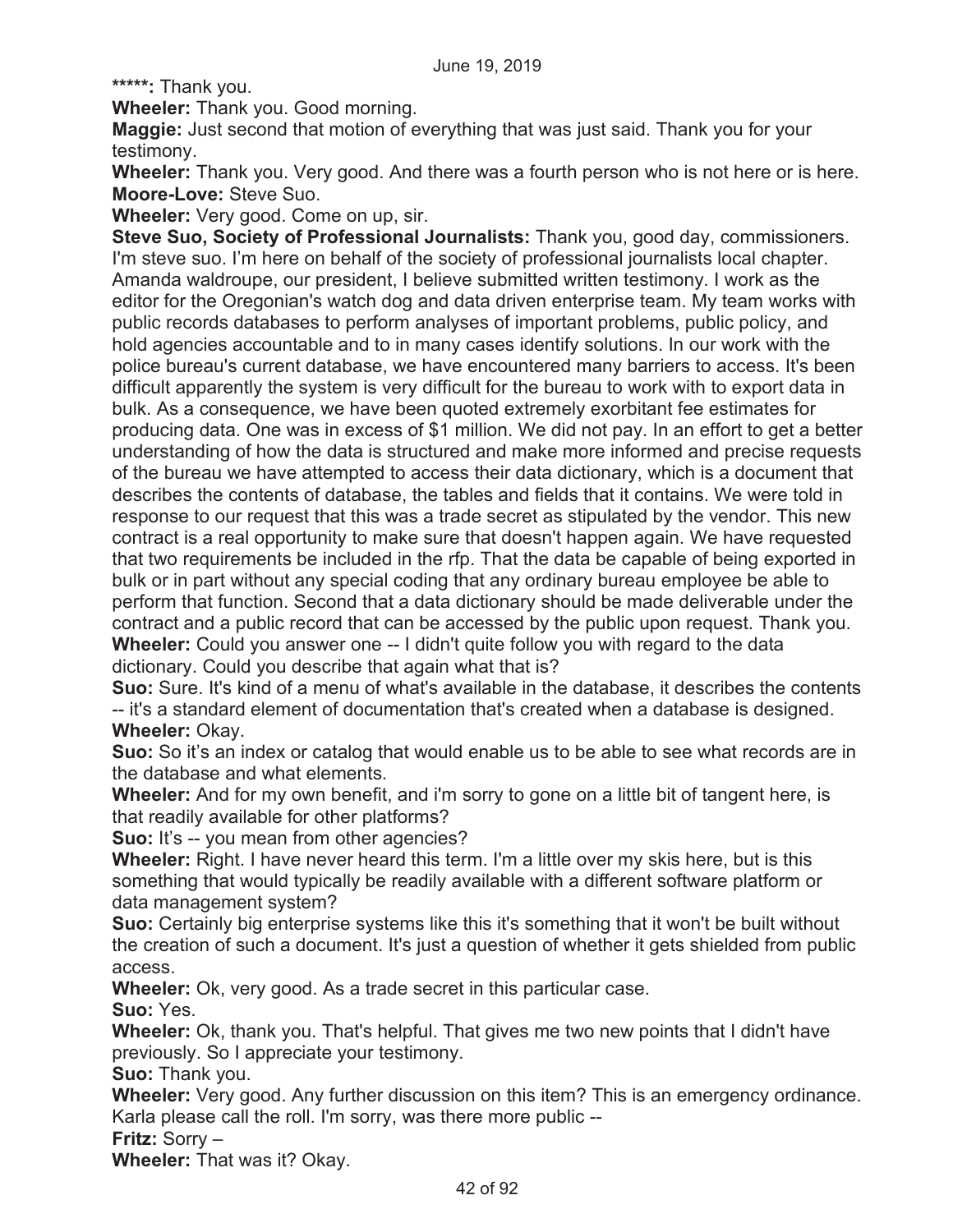**\*\*\*\*\*:** Thank you.

**Wheeler:** Thank you. Good morning.

**Maggie:** Just second that motion of everything that was just said. Thank you for your testimony.

**Wheeler:** Thank you. Very good. And there was a fourth person who is not here or is here.

**Moore-Love:** Steve Suo.

**Wheeler:** Very good. Come on up, sir.

**Steve Suo, Society of Professional Journalists:** Thank you, good day, commissioners. I'm steve suo. I'm here on behalf of the society of professional journalists local chapter. Amanda waldroupe, our president, I believe submitted written testimony. I work as the editor for the Oregonian's watch dog and data driven enterprise team. My team works with public records databases to perform analyses of important problems, public policy, and hold agencies accountable and to in many cases identify solutions. In our work with the police bureau's current database, we have encountered many barriers to access. It's been difficult apparently the system is very difficult for the bureau to work with to export data in bulk. As a consequence, we have been quoted extremely exorbitant fee estimates for producing data. One was in excess of $1 million. We did not pay. In an effort to get a better understanding of how the data is structured and make more informed and precise requests of the bureau we have attempted to access their data dictionary, which is a document that describes the contents of database, the tables and fields that it contains. We were told in response to our request that this was a trade secret as stipulated by the vendor. This new contract is a real opportunity to make sure that doesn't happen again. We have requested that two requirements be included in the rfp. That the data be capable of being exported in bulk or in part without any special coding that any ordinary bureau employee be able to perform that function. Second that a data dictionary should be made deliverable under the contract and a public record that can be accessed by the public upon request. Thank you.

**Wheeler:** Could you answer one -- I didn't quite follow you with regard to the data dictionary. Could you describe that again what that is?

**Suo:** Sure. It's kind of a menu of what's available in the database, it describes the contents -- it's a standard element of documentation that's created when a database is designed.

**Wheeler:** Okay.

**Suo:** So it's an index or catalog that would enable us to be able to see what records are in the database and what elements.

**Wheeler:** And for my own benefit, and i'm sorry to gone on a little bit of tangent here, is that readily available for other platforms?

**Suo:** It's -- you mean from other agencies?

**Wheeler:** Right. I have never heard this term. I'm a little over my skis here, but is this something that would typically be readily available with a different software platform or data management system?

**Suo:** Certainly big enterprise systems like this it's something that it won't be built without the creation of such a document. It's just a question of whether it gets shielded from public access.

**Wheeler:** Ok, very good. As a trade secret in this particular case.

**Suo:** Yes.

**Wheeler:** Ok, thank you. That's helpful. That gives me two new points that I didn't have previously. So I appreciate your testimony.

**Suo:** Thank you.

**Wheeler:** Very good. Any further discussion on this item? This is an emergency ordinance. Karla please call the roll. I'm sorry, was there more public --

**Fritz:** Sorry –

**Wheeler:** That was it? Okay.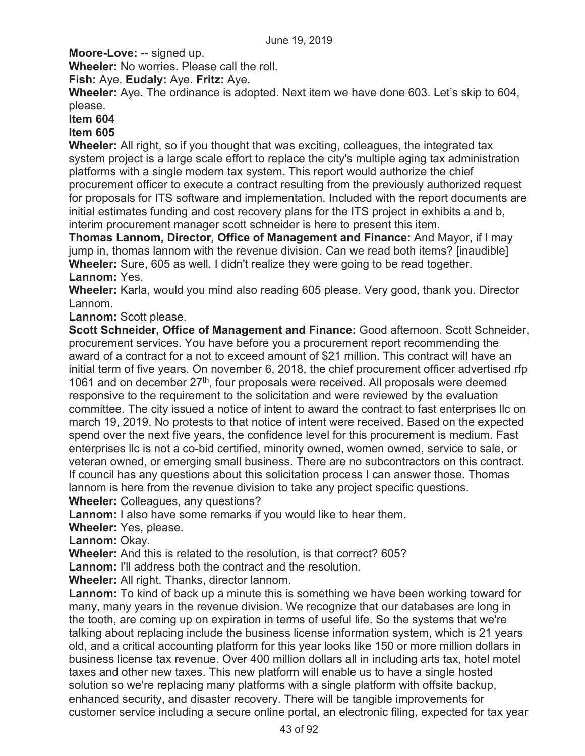**Moore-Love:** -- signed up.

**Wheeler:** No worries. Please call the roll.

**Fish:** Aye. **Eudaly:** Aye. **Fritz:** Aye.

**Wheeler:** Aye. The ordinance is adopted. Next item we have done 603. Let's skip to 604, please.

**Item 604**

**Item 605**

**Wheeler:** All right, so if you thought that was exciting, colleagues, the integrated tax system project is a large scale effort to replace the city's multiple aging tax administration platforms with a single modern tax system. This report would authorize the chief procurement officer to execute a contract resulting from the previously authorized request for proposals for ITS software and implementation. Included with the report documents are initial estimates funding and cost recovery plans for the ITS project in exhibits a and b, interim procurement manager scott schneider is here to present this item.

**Thomas Lannom, Director, Office of Management and Finance:** And Mayor, if I may jump in, thomas lannom with the revenue division. Can we read both items? [inaudible]

**Wheeler:** Sure, 605 as well. I didn't realize they were going to be read together.

**Lannom:** Yes.

**Wheeler:** Karla, would you mind also reading 605 please. Very good, thank you. Director Lannom.

**Lannom:** Scott please.

**Scott Schneider, Office of Management and Finance:** Good afternoon. Scott Schneider, procurement services. You have before you a procurement report recommending the award of a contract for a not to exceed amount of $21 million. This contract will have an initial term of five years. On november 6, 2018, the chief procurement officer advertised rfp 1061 and on december 27th, four proposals were received. All proposals were deemed responsive to the requirement to the solicitation and were reviewed by the evaluation committee. The city issued a notice of intent to award the contract to fast enterprises llc on march 19, 2019. No protests to that notice of intent were received. Based on the expected spend over the next five years, the confidence level for this procurement is medium. Fast enterprises llc is not a co-bid certified, minority owned, women owned, service to sale, or veteran owned, or emerging small business. There are no subcontractors on this contract. If council has any questions about this solicitation process I can answer those. Thomas lannom is here from the revenue division to take any project specific questions.

**Wheeler:** Colleagues, any questions?

**Lannom:** I also have some remarks if you would like to hear them.

**Wheeler:** Yes, please.

**Lannom:** Okay.

**Wheeler:** And this is related to the resolution, is that correct? 605?

**Lannom:** I'll address both the contract and the resolution.

**Wheeler:** All right. Thanks, director lannom.

**Lannom:** To kind of back up a minute this is something we have been working toward for many, many years in the revenue division. We recognize that our databases are long in the tooth, are coming up on expiration in terms of useful life. So the systems that we're talking about replacing include the business license information system, which is 21 years old, and a critical accounting platform for this year looks like 150 or more million dollars in business license tax revenue. Over 400 million dollars all in including arts tax, hotel motel taxes and other new taxes. This new platform will enable us to have a single hosted solution so we're replacing many platforms with a single platform with offsite backup, enhanced security, and disaster recovery. There will be tangible improvements for customer service including a secure online portal, an electronic filing, expected for tax year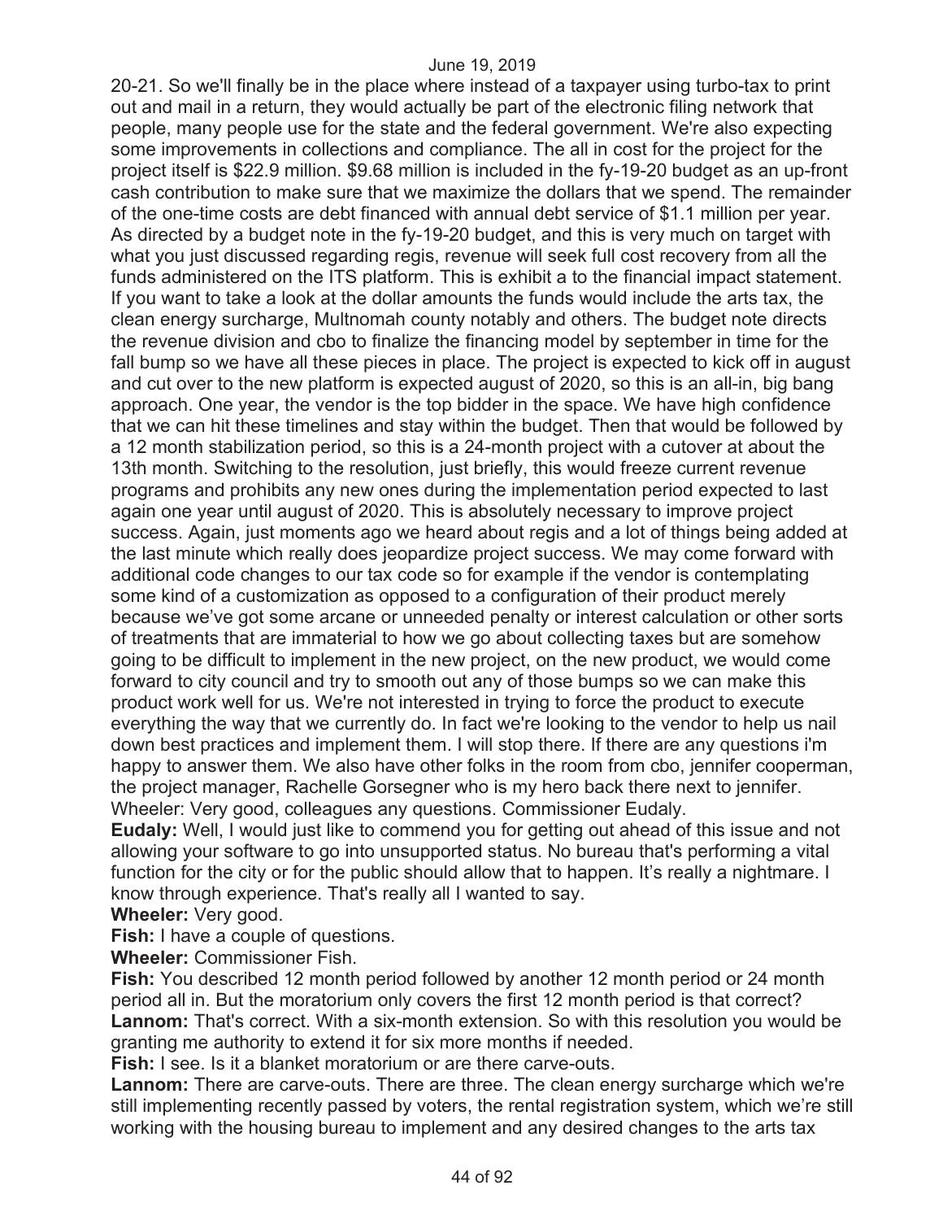20-21. So we'll finally be in the place where instead of a taxpayer using turbo-tax to print out and mail in a return, they would actually be part of the electronic filing network that people, many people use for the state and the federal government. We're also expecting some improvements in collections and compliance. The all in cost for the project for the project itself is $22.9 million. $9.68 million is included in the fy-19-20 budget as an up-front cash contribution to make sure that we maximize the dollars that we spend. The remainder of the one-time costs are debt financed with annual debt service of $1.1 million per year. As directed by a budget note in the fy-19-20 budget, and this is very much on target with what you just discussed regarding regis, revenue will seek full cost recovery from all the funds administered on the ITS platform. This is exhibit a to the financial impact statement. If you want to take a look at the dollar amounts the funds would include the arts tax, the clean energy surcharge, Multnomah county notably and others. The budget note directs the revenue division and cbo to finalize the financing model by september in time for the fall bump so we have all these pieces in place. The project is expected to kick off in august and cut over to the new platform is expected august of 2020, so this is an all-in, big bang approach. One year, the vendor is the top bidder in the space. We have high confidence that we can hit these timelines and stay within the budget. Then that would be followed by a 12 month stabilization period, so this is a 24-month project with a cutover at about the 13th month. Switching to the resolution, just briefly, this would freeze current revenue programs and prohibits any new ones during the implementation period expected to last again one year until august of 2020. This is absolutely necessary to improve project success. Again, just moments ago we heard about regis and a lot of things being added at the last minute which really does jeopardize project success. We may come forward with additional code changes to our tax code so for example if the vendor is contemplating some kind of a customization as opposed to a configuration of their product merely because we've got some arcane or unneeded penalty or interest calculation or other sorts of treatments that are immaterial to how we go about collecting taxes but are somehow going to be difficult to implement in the new project, on the new product, we would come forward to city council and try to smooth out any of those bumps so we can make this product work well for us. We're not interested in trying to force the product to execute everything the way that we currently do. In fact we're looking to the vendor to help us nail down best practices and implement them. I will stop there. If there are any questions i'm happy to answer them. We also have other folks in the room from cbo, jennifer cooperman, the project manager, Rachelle Gorsegner who is my hero back there next to jennifer.
Wheeler: Very good, colleagues any questions. Commissioner Eudaly.

**Eudaly:** Well, I would just like to commend you for getting out ahead of this issue and not allowing your software to go into unsupported status. No bureau that's performing a vital function for the city or for the public should allow that to happen. It's really a nightmare. I know through experience. That's really all I wanted to say.

**Wheeler:** Very good.

**Fish:** I have a couple of questions.

**Wheeler:** Commissioner Fish.

**Fish:** You described 12 month period followed by another 12 month period or 24 month period all in. But the moratorium only covers the first 12 month period is that correct?

**Lannom:** That's correct. With a six-month extension. So with this resolution you would be granting me authority to extend it for six more months if needed.

**Fish:** I see. Is it a blanket moratorium or are there carve-outs.

**Lannom:** There are carve-outs. There are three. The clean energy surcharge which we're still implementing recently passed by voters, the rental registration system, which we're still working with the housing bureau to implement and any desired changes to the arts tax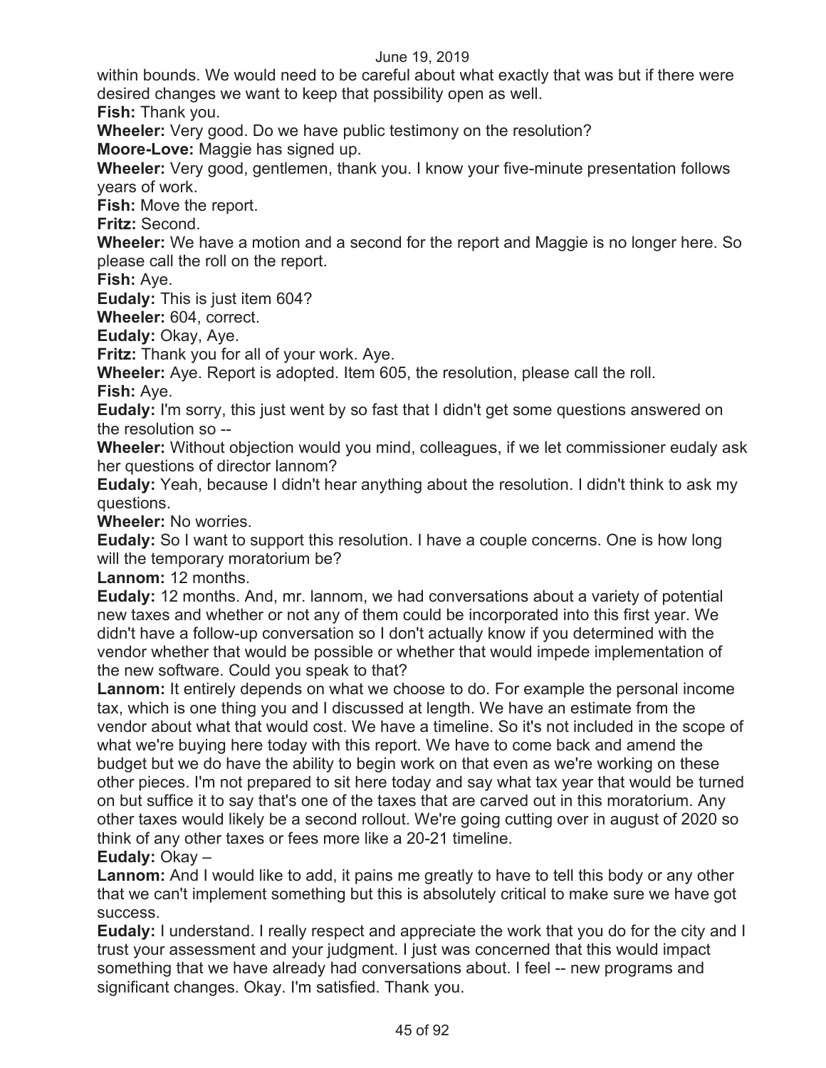within bounds. We would need to be careful about what exactly that was but if there were desired changes we want to keep that possibility open as well.

**Fish:** Thank you.

**Wheeler:** Very good. Do we have public testimony on the resolution?

**Moore-Love:** Maggie has signed up.

**Wheeler:** Very good, gentlemen, thank you. I know your five-minute presentation follows years of work.

**Fish:** Move the report.

**Fritz:** Second.

**Wheeler:** We have a motion and a second for the report and Maggie is no longer here. So please call the roll on the report.

**Fish:** Aye.

**Eudaly:** This is just item 604?

**Wheeler:** 604, correct.

**Eudaly:** Okay, Aye.

**Fritz:** Thank you for all of your work. Aye.

**Wheeler:** Aye. Report is adopted. Item 605, the resolution, please call the roll.

**Fish:** Aye.

**Eudaly:** I'm sorry, this just went by so fast that I didn't get some questions answered on the resolution so --

**Wheeler:** Without objection would you mind, colleagues, if we let commissioner eudaly ask her questions of director lannom?

**Eudaly:** Yeah, because I didn't hear anything about the resolution. I didn't think to ask my questions.

**Wheeler:** No worries.

**Eudaly:** So I want to support this resolution. I have a couple concerns. One is how long will the temporary moratorium be?

**Lannom:** 12 months.

**Eudaly:** 12 months. And, mr. lannom, we had conversations about a variety of potential new taxes and whether or not any of them could be incorporated into this first year. We didn't have a follow-up conversation so I don't actually know if you determined with the vendor whether that would be possible or whether that would impede implementation of the new software. Could you speak to that?

**Lannom:** It entirely depends on what we choose to do. For example the personal income tax, which is one thing you and I discussed at length. We have an estimate from the vendor about what that would cost. We have a timeline. So it's not included in the scope of what we're buying here today with this report. We have to come back and amend the budget but we do have the ability to begin work on that even as we're working on these other pieces. I'm not prepared to sit here today and say what tax year that would be turned on but suffice it to say that's one of the taxes that are carved out in this moratorium. Any other taxes would likely be a second rollout. We're going cutting over in august of 2020 so think of any other taxes or fees more like a 20-21 timeline.

**Eudaly:** Okay –

**Lannom:** And I would like to add, it pains me greatly to have to tell this body or any other that we can't implement something but this is absolutely critical to make sure we have got success.

**Eudaly:** I understand. I really respect and appreciate the work that you do for the city and I trust your assessment and your judgment. I just was concerned that this would impact something that we have already had conversations about. I feel -- new programs and significant changes. Okay. I'm satisfied. Thank you.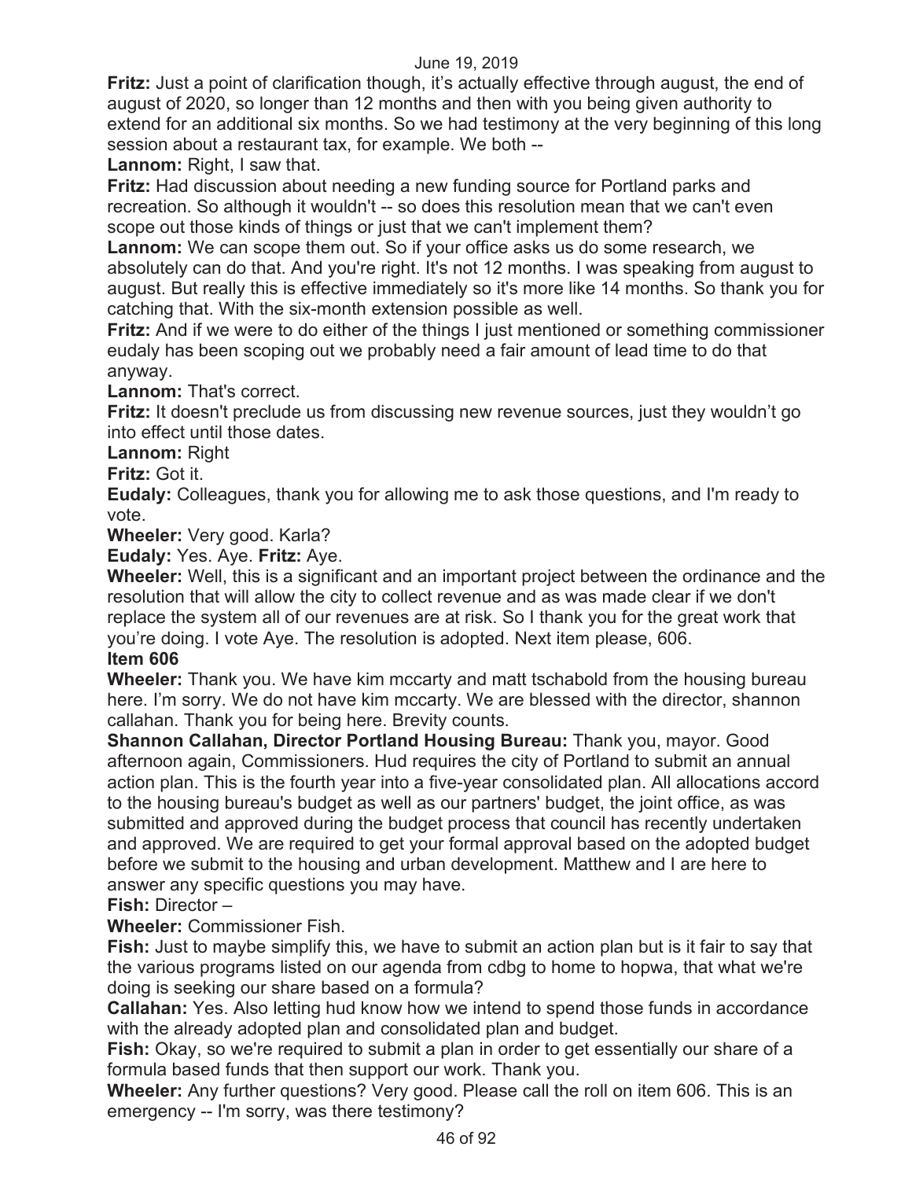**Fritz:** Just a point of clarification though, it's actually effective through august, the end of august of 2020, so longer than 12 months and then with you being given authority to extend for an additional six months. So we had testimony at the very beginning of this long session about a restaurant tax, for example. We both --

**Lannom:** Right, I saw that.

**Fritz:** Had discussion about needing a new funding source for Portland parks and recreation. So although it wouldn't -- so does this resolution mean that we can't even scope out those kinds of things or just that we can't implement them?

**Lannom:** We can scope them out. So if your office asks us do some research, we absolutely can do that. And you're right. It's not 12 months. I was speaking from august to august. But really this is effective immediately so it's more like 14 months. So thank you for catching that. With the six-month extension possible as well.

**Fritz:** And if we were to do either of the things I just mentioned or something commissioner eudaly has been scoping out we probably need a fair amount of lead time to do that anyway.

**Lannom:** That's correct.

**Fritz:** It doesn't preclude us from discussing new revenue sources, just they wouldn't go into effect until those dates.

**Lannom:** Right

**Fritz:** Got it.

**Eudaly:** Colleagues, thank you for allowing me to ask those questions, and I'm ready to vote.

**Wheeler:** Very good. Karla?

**Eudaly:** Yes. Aye. **Fritz:** Aye.

**Wheeler:** Well, this is a significant and an important project between the ordinance and the resolution that will allow the city to collect revenue and as was made clear if we don't replace the system all of our revenues are at risk. So I thank you for the great work that you're doing. I vote Aye. The resolution is adopted. Next item please, 606.

**Item 606**

**Wheeler:** Thank you. We have kim mccarty and matt tschabold from the housing bureau here. I'm sorry. We do not have kim mccarty. We are blessed with the director, shannon callahan. Thank you for being here. Brevity counts.

**Shannon Callahan, Director Portland Housing Bureau:** Thank you, mayor. Good afternoon again, Commissioners. Hud requires the city of Portland to submit an annual action plan. This is the fourth year into a five-year consolidated plan. All allocations accord to the housing bureau's budget as well as our partners' budget, the joint office, as was submitted and approved during the budget process that council has recently undertaken and approved. We are required to get your formal approval based on the adopted budget before we submit to the housing and urban development. Matthew and I are here to answer any specific questions you may have.

**Fish:** Director –

**Wheeler:** Commissioner Fish.

**Fish:** Just to maybe simplify this, we have to submit an action plan but is it fair to say that the various programs listed on our agenda from cdbg to home to hopwa, that what we're doing is seeking our share based on a formula?

**Callahan:** Yes. Also letting hud know how we intend to spend those funds in accordance with the already adopted plan and consolidated plan and budget.

**Fish:** Okay, so we're required to submit a plan in order to get essentially our share of a formula based funds that then support our work. Thank you.

**Wheeler:** Any further questions? Very good. Please call the roll on item 606. This is an emergency -- I'm sorry, was there testimony?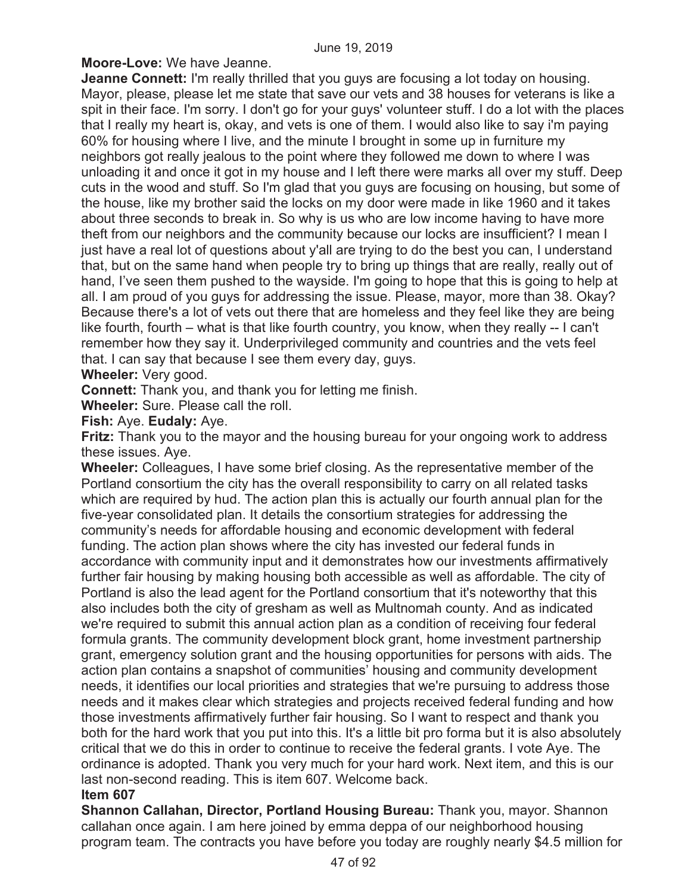**Moore-Love:** We have Jeanne.

**Jeanne Connett:** I'm really thrilled that you guys are focusing a lot today on housing. Mayor, please, please let me state that save our vets and 38 houses for veterans is like a spit in their face. I'm sorry. I don't go for your guys' volunteer stuff. I do a lot with the places that I really my heart is, okay, and vets is one of them. I would also like to say i'm paying 60% for housing where I live, and the minute I brought in some up in furniture my neighbors got really jealous to the point where they followed me down to where I was unloading it and once it got in my house and I left there were marks all over my stuff. Deep cuts in the wood and stuff. So I'm glad that you guys are focusing on housing, but some of the house, like my brother said the locks on my door were made in like 1960 and it takes about three seconds to break in. So why is us who are low income having to have more theft from our neighbors and the community because our locks are insufficient? I mean I just have a real lot of questions about y'all are trying to do the best you can, I understand that, but on the same hand when people try to bring up things that are really, really out of hand, I've seen them pushed to the wayside. I'm going to hope that this is going to help at all. I am proud of you guys for addressing the issue. Please, mayor, more than 38. Okay? Because there's a lot of vets out there that are homeless and they feel like they are being like fourth, fourth – what is that like fourth country, you know, when they really -- I can't remember how they say it. Underprivileged community and countries and the vets feel that. I can say that because I see them every day, guys.

**Wheeler:** Very good.

**Connett:** Thank you, and thank you for letting me finish.

**Wheeler:** Sure. Please call the roll.

**Fish:** Aye. **Eudaly:** Aye.

**Fritz:** Thank you to the mayor and the housing bureau for your ongoing work to address these issues. Aye.

**Wheeler:** Colleagues, I have some brief closing. As the representative member of the Portland consortium the city has the overall responsibility to carry on all related tasks which are required by hud. The action plan this is actually our fourth annual plan for the five-year consolidated plan. It details the consortium strategies for addressing the community's needs for affordable housing and economic development with federal funding. The action plan shows where the city has invested our federal funds in accordance with community input and it demonstrates how our investments affirmatively further fair housing by making housing both accessible as well as affordable. The city of Portland is also the lead agent for the Portland consortium that it's noteworthy that this also includes both the city of gresham as well as Multnomah county. And as indicated we're required to submit this annual action plan as a condition of receiving four federal formula grants. The community development block grant, home investment partnership grant, emergency solution grant and the housing opportunities for persons with aids. The action plan contains a snapshot of communities' housing and community development needs, it identifies our local priorities and strategies that we're pursuing to address those needs and it makes clear which strategies and projects received federal funding and how those investments affirmatively further fair housing. So I want to respect and thank you both for the hard work that you put into this. It's a little bit pro forma but it is also absolutely critical that we do this in order to continue to receive the federal grants. I vote Aye. The ordinance is adopted. Thank you very much for your hard work. Next item, and this is our last non-second reading. This is item 607. Welcome back.

**Item 607**

**Shannon Callahan, Director, Portland Housing Bureau:** Thank you, mayor. Shannon callahan once again. I am here joined by emma deppa of our neighborhood housing program team. The contracts you have before you today are roughly nearly $4.5 million for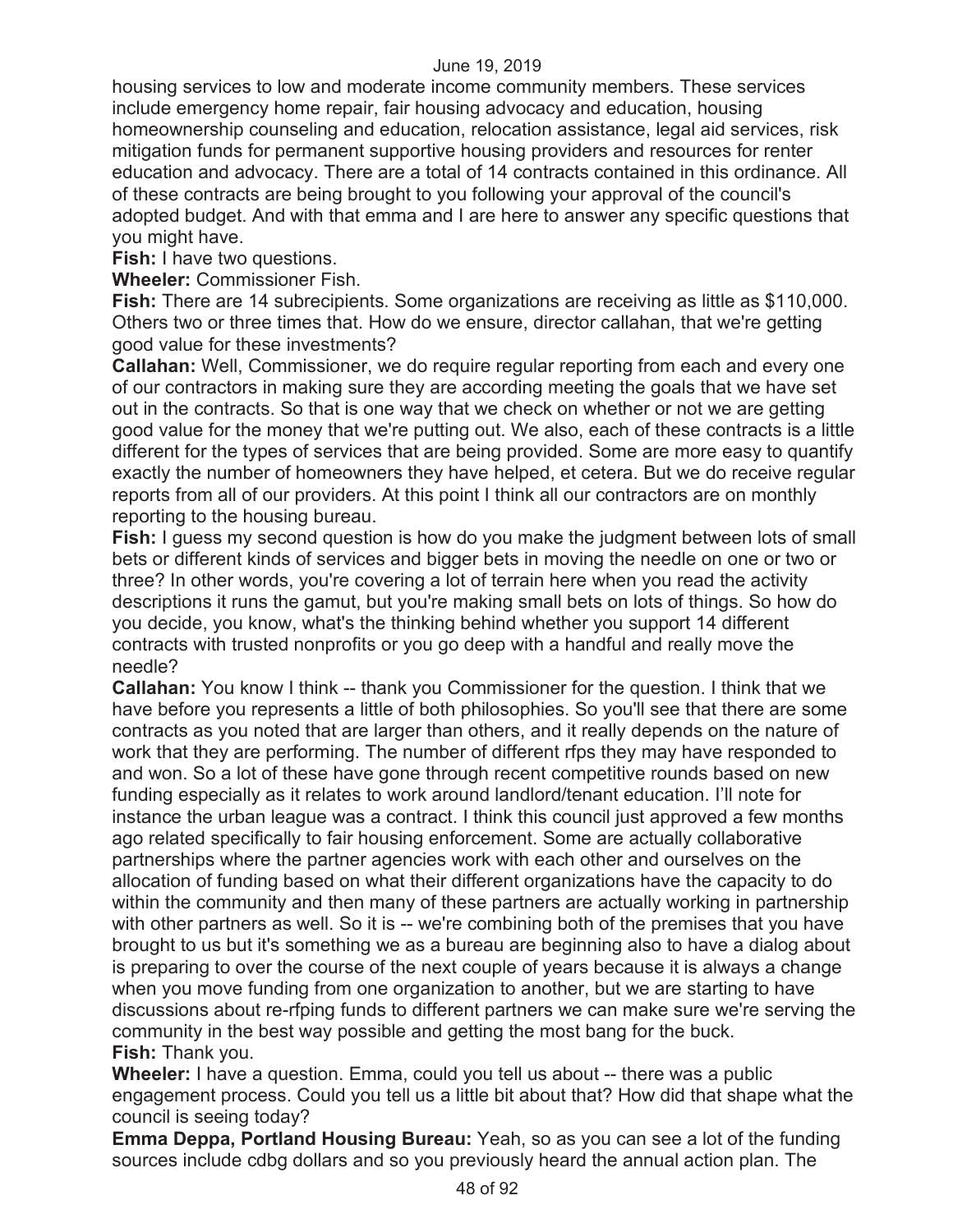housing services to low and moderate income community members. These services include emergency home repair, fair housing advocacy and education, housing homeownership counseling and education, relocation assistance, legal aid services, risk mitigation funds for permanent supportive housing providers and resources for renter education and advocacy. There are a total of 14 contracts contained in this ordinance. All of these contracts are being brought to you following your approval of the council's adopted budget. And with that emma and I are here to answer any specific questions that you might have.

**Fish:** I have two questions.

**Wheeler:** Commissioner Fish.

**Fish:** There are 14 subrecipients. Some organizations are receiving as little as $110,000. Others two or three times that. How do we ensure, director callahan, that we're getting good value for these investments?

**Callahan:** Well, Commissioner, we do require regular reporting from each and every one of our contractors in making sure they are according meeting the goals that we have set out in the contracts. So that is one way that we check on whether or not we are getting good value for the money that we're putting out. We also, each of these contracts is a little different for the types of services that are being provided. Some are more easy to quantify exactly the number of homeowners they have helped, et cetera. But we do receive regular reports from all of our providers. At this point I think all our contractors are on monthly reporting to the housing bureau.

**Fish:** I guess my second question is how do you make the judgment between lots of small bets or different kinds of services and bigger bets in moving the needle on one or two or three? In other words, you're covering a lot of terrain here when you read the activity descriptions it runs the gamut, but you're making small bets on lots of things. So how do you decide, you know, what's the thinking behind whether you support 14 different contracts with trusted nonprofits or you go deep with a handful and really move the needle?

**Callahan:** You know I think -- thank you Commissioner for the question. I think that we have before you represents a little of both philosophies. So you'll see that there are some contracts as you noted that are larger than others, and it really depends on the nature of work that they are performing. The number of different rfps they may have responded to and won. So a lot of these have gone through recent competitive rounds based on new funding especially as it relates to work around landlord/tenant education. I'll note for instance the urban league was a contract. I think this council just approved a few months ago related specifically to fair housing enforcement. Some are actually collaborative partnerships where the partner agencies work with each other and ourselves on the allocation of funding based on what their different organizations have the capacity to do within the community and then many of these partners are actually working in partnership with other partners as well. So it is -- we're combining both of the premises that you have brought to us but it's something we as a bureau are beginning also to have a dialog about is preparing to over the course of the next couple of years because it is always a change when you move funding from one organization to another, but we are starting to have discussions about re-rfping funds to different partners we can make sure we're serving the community in the best way possible and getting the most bang for the buck.

**Fish:** Thank you.

**Wheeler:** I have a question. Emma, could you tell us about -- there was a public engagement process. Could you tell us a little bit about that? How did that shape what the council is seeing today?

**Emma Deppa, Portland Housing Bureau:** Yeah, so as you can see a lot of the funding sources include cdbg dollars and so you previously heard the annual action plan. The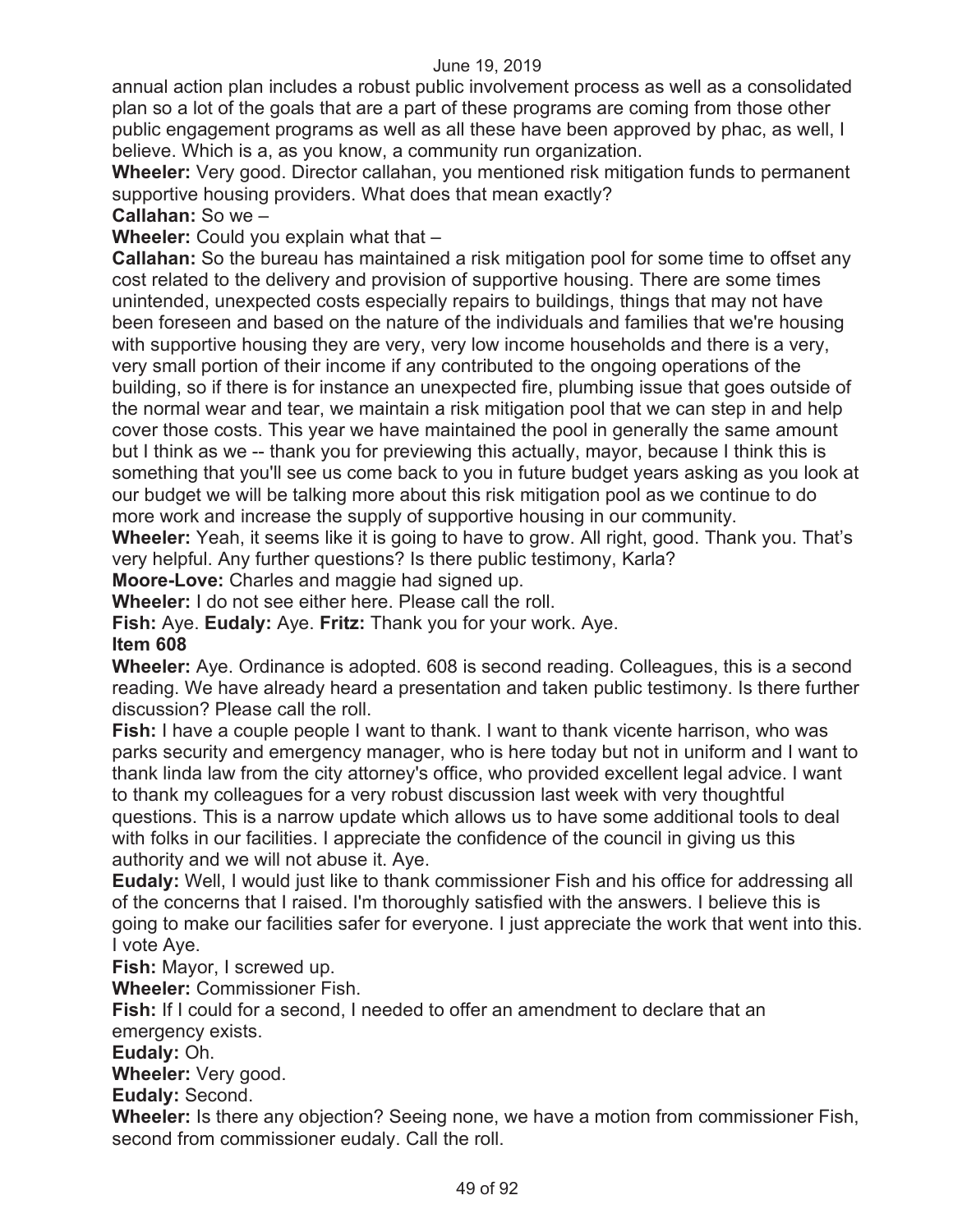annual action plan includes a robust public involvement process as well as a consolidated plan so a lot of the goals that are a part of these programs are coming from those other public engagement programs as well as all these have been approved by phac, as well, I believe. Which is a, as you know, a community run organization.

**Wheeler:** Very good. Director callahan, you mentioned risk mitigation funds to permanent supportive housing providers. What does that mean exactly?

**Callahan:** So we –

**Wheeler:** Could you explain what that –

**Callahan:** So the bureau has maintained a risk mitigation pool for some time to offset any cost related to the delivery and provision of supportive housing. There are some times unintended, unexpected costs especially repairs to buildings, things that may not have been foreseen and based on the nature of the individuals and families that we're housing with supportive housing they are very, very low income households and there is a very, very small portion of their income if any contributed to the ongoing operations of the building, so if there is for instance an unexpected fire, plumbing issue that goes outside of the normal wear and tear, we maintain a risk mitigation pool that we can step in and help cover those costs. This year we have maintained the pool in generally the same amount but I think as we -- thank you for previewing this actually, mayor, because I think this is something that you'll see us come back to you in future budget years asking as you look at our budget we will be talking more about this risk mitigation pool as we continue to do more work and increase the supply of supportive housing in our community.

**Wheeler:** Yeah, it seems like it is going to have to grow. All right, good. Thank you. That's very helpful. Any further questions? Is there public testimony, Karla?

**Moore-Love:** Charles and maggie had signed up.

**Wheeler:** I do not see either here. Please call the roll.

**Fish:** Aye. **Eudaly:** Aye. **Fritz:** Thank you for your work. Aye.

**Item 608**

**Wheeler:** Aye. Ordinance is adopted. 608 is second reading. Colleagues, this is a second reading. We have already heard a presentation and taken public testimony. Is there further discussion? Please call the roll.

**Fish:** I have a couple people I want to thank. I want to thank vicente harrison, who was parks security and emergency manager, who is here today but not in uniform and I want to thank linda law from the city attorney's office, who provided excellent legal advice. I want to thank my colleagues for a very robust discussion last week with very thoughtful questions. This is a narrow update which allows us to have some additional tools to deal with folks in our facilities. I appreciate the confidence of the council in giving us this authority and we will not abuse it. Aye.

**Eudaly:** Well, I would just like to thank commissioner Fish and his office for addressing all of the concerns that I raised. I'm thoroughly satisfied with the answers. I believe this is going to make our facilities safer for everyone. I just appreciate the work that went into this. I vote Aye.

**Fish:** Mayor, I screwed up.

**Wheeler:** Commissioner Fish.

**Fish:** If I could for a second, I needed to offer an amendment to declare that an emergency exists.

**Eudaly:** Oh.

**Wheeler:** Very good.

**Eudaly:** Second.

**Wheeler:** Is there any objection? Seeing none, we have a motion from commissioner Fish, second from commissioner eudaly. Call the roll.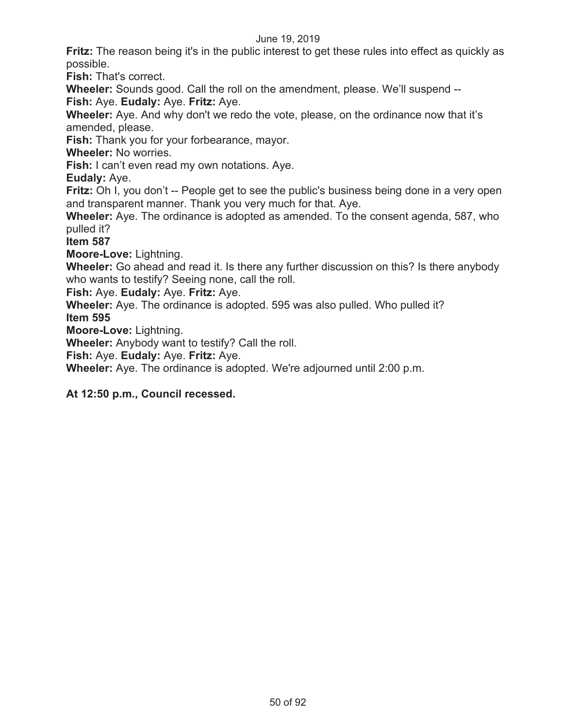**Fritz:** The reason being it's in the public interest to get these rules into effect as quickly as possible.

**Fish:** That's correct.

**Wheeler:** Sounds good. Call the roll on the amendment, please. We'll suspend --

**Fish:** Aye. **Eudaly:** Aye. **Fritz:** Aye.

**Wheeler:** Aye. And why don't we redo the vote, please, on the ordinance now that it's amended, please.

**Fish:** Thank you for your forbearance, mayor.

**Wheeler:** No worries.

**Fish:** I can't even read my own notations. Aye.

**Eudaly:** Aye.

**Fritz:** Oh I, you don't -- People get to see the public's business being done in a very open and transparent manner. Thank you very much for that. Aye.

**Wheeler:** Aye. The ordinance is adopted as amended. To the consent agenda, 587, who pulled it?

**Item 587**

**Moore-Love:** Lightning.

**Wheeler:** Go ahead and read it. Is there any further discussion on this? Is there anybody who wants to testify? Seeing none, call the roll.

**Fish:** Aye. **Eudaly:** Aye. **Fritz:** Aye.

**Wheeler:** Aye. The ordinance is adopted. 595 was also pulled. Who pulled it?

**Item 595**

**Moore-Love:** Lightning.

**Wheeler:** Anybody want to testify? Call the roll.

**Fish:** Aye. **Eudaly:** Aye. **Fritz:** Aye.

**Wheeler:** Aye. The ordinance is adopted. We're adjourned until 2:00 p.m.

**At 12:50 p.m., Council recessed.**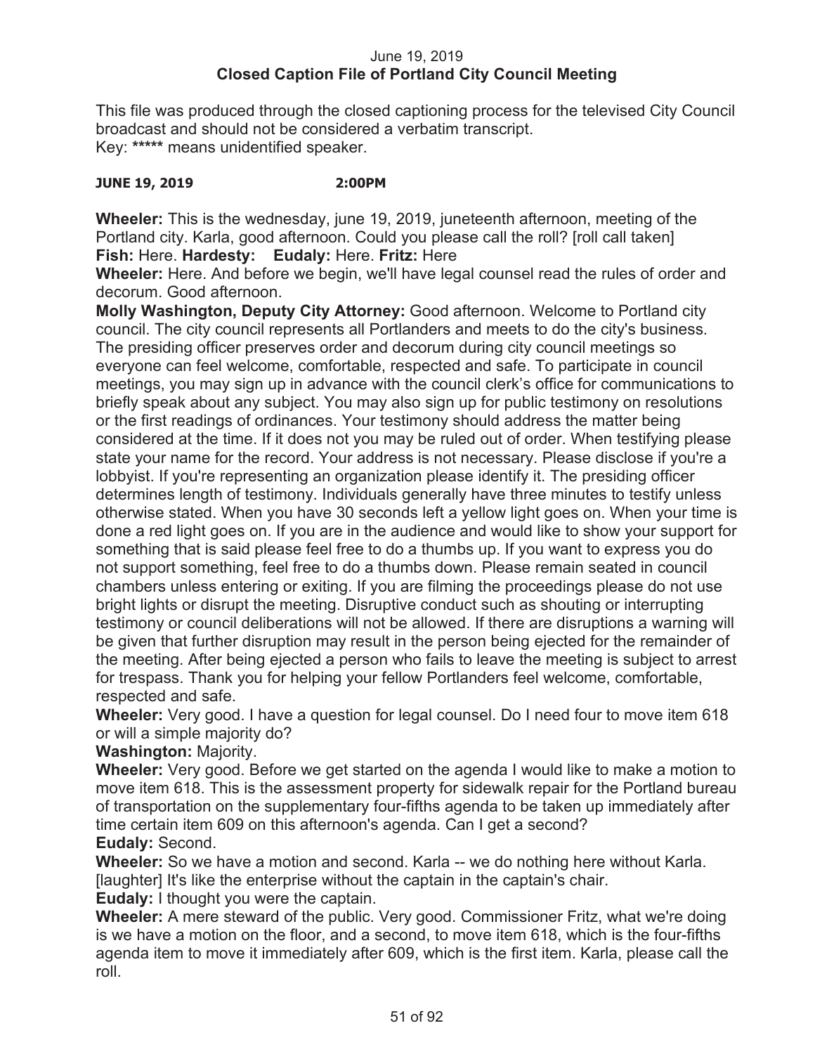June 19, 2019

**Closed Caption File of Portland City Council Meeting**

This file was produced through the closed captioning process for the televised City Council broadcast and should not be considered a verbatim transcript.
Key: ***** means unidentified speaker.

**JUNE 19, 2019 2:00PM**

**Wheeler:** This is the wednesday, june 19, 2019, juneteenth afternoon, meeting of the Portland city. Karla, good afternoon. Could you please call the roll? [roll call taken]
**Fish:** Here. **Hardesty:** **Eudaly:** Here. **Fritz:** Here

**Wheeler:** Here. And before we begin, we'll have legal counsel read the rules of order and decorum. Good afternoon.

**Molly Washington, Deputy City Attorney:** Good afternoon. Welcome to Portland city council. The city council represents all Portlanders and meets to do the city's business. The presiding officer preserves order and decorum during city council meetings so everyone can feel welcome, comfortable, respected and safe. To participate in council meetings, you may sign up in advance with the council clerk's office for communications to briefly speak about any subject. You may also sign up for public testimony on resolutions or the first readings of ordinances. Your testimony should address the matter being considered at the time. If it does not you may be ruled out of order. When testifying please state your name for the record. Your address is not necessary. Please disclose if you're a lobbyist. If you're representing an organization please identify it. The presiding officer determines length of testimony. Individuals generally have three minutes to testify unless otherwise stated. When you have 30 seconds left a yellow light goes on. When your time is done a red light goes on. If you are in the audience and would like to show your support for something that is said please feel free to do a thumbs up. If you want to express you do not support something, feel free to do a thumbs down. Please remain seated in council chambers unless entering or exiting. If you are filming the proceedings please do not use bright lights or disrupt the meeting. Disruptive conduct such as shouting or interrupting testimony or council deliberations will not be allowed. If there are disruptions a warning will be given that further disruption may result in the person being ejected for the remainder of the meeting. After being ejected a person who fails to leave the meeting is subject to arrest for trespass. Thank you for helping your fellow Portlanders feel welcome, comfortable, respected and safe.

**Wheeler:** Very good. I have a question for legal counsel. Do I need four to move item 618 or will a simple majority do?

**Washington:** Majority.

**Wheeler:** Very good. Before we get started on the agenda I would like to make a motion to move item 618. This is the assessment property for sidewalk repair for the Portland bureau of transportation on the supplementary four-fifths agenda to be taken up immediately after time certain item 609 on this afternoon's agenda. Can I get a second?

**Eudaly:** Second.

**Wheeler:** So we have a motion and second. Karla -- we do nothing here without Karla. [laughter] It's like the enterprise without the captain in the captain's chair.

**Eudaly:** I thought you were the captain.

**Wheeler:** A mere steward of the public. Very good. Commissioner Fritz, what we're doing is we have a motion on the floor, and a second, to move item 618, which is the four-fifths agenda item to move it immediately after 609, which is the first item. Karla, please call the roll.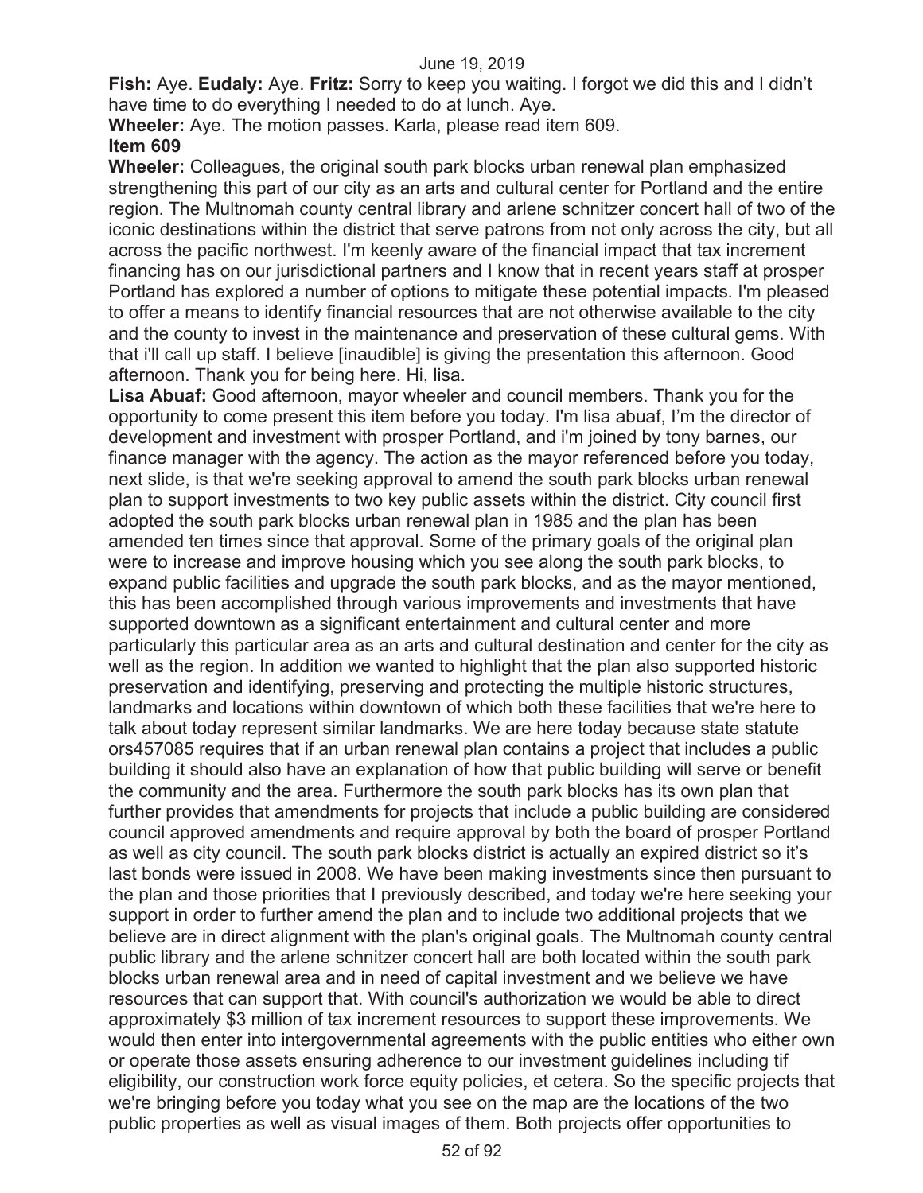**Fish:** Aye. **Eudaly:** Aye. **Fritz:** Sorry to keep you waiting. I forgot we did this and I didn't have time to do everything I needed to do at lunch. Aye.

**Wheeler:** Aye. The motion passes. Karla, please read item 609.

**Item 609**

**Wheeler:** Colleagues, the original south park blocks urban renewal plan emphasized strengthening this part of our city as an arts and cultural center for Portland and the entire region. The Multnomah county central library and arlene schnitzer concert hall of two of the iconic destinations within the district that serve patrons from not only across the city, but all across the pacific northwest. I'm keenly aware of the financial impact that tax increment financing has on our jurisdictional partners and I know that in recent years staff at prosper Portland has explored a number of options to mitigate these potential impacts. I'm pleased to offer a means to identify financial resources that are not otherwise available to the city and the county to invest in the maintenance and preservation of these cultural gems. With that i'll call up staff. I believe [inaudible] is giving the presentation this afternoon. Good afternoon. Thank you for being here. Hi, lisa.

**Lisa Abuaf:** Good afternoon, mayor wheeler and council members. Thank you for the opportunity to come present this item before you today. I'm lisa abuaf, I'm the director of development and investment with prosper Portland, and i'm joined by tony barnes, our finance manager with the agency. The action as the mayor referenced before you today, next slide, is that we're seeking approval to amend the south park blocks urban renewal plan to support investments to two key public assets within the district. City council first adopted the south park blocks urban renewal plan in 1985 and the plan has been amended ten times since that approval. Some of the primary goals of the original plan were to increase and improve housing which you see along the south park blocks, to expand public facilities and upgrade the south park blocks, and as the mayor mentioned, this has been accomplished through various improvements and investments that have supported downtown as a significant entertainment and cultural center and more particularly this particular area as an arts and cultural destination and center for the city as well as the region. In addition we wanted to highlight that the plan also supported historic preservation and identifying, preserving and protecting the multiple historic structures, landmarks and locations within downtown of which both these facilities that we're here to talk about today represent similar landmarks. We are here today because state statute ors457085 requires that if an urban renewal plan contains a project that includes a public building it should also have an explanation of how that public building will serve or benefit the community and the area. Furthermore the south park blocks has its own plan that further provides that amendments for projects that include a public building are considered council approved amendments and require approval by both the board of prosper Portland as well as city council. The south park blocks district is actually an expired district so it's last bonds were issued in 2008. We have been making investments since then pursuant to the plan and those priorities that I previously described, and today we're here seeking your support in order to further amend the plan and to include two additional projects that we believe are in direct alignment with the plan's original goals. The Multnomah county central public library and the arlene schnitzer concert hall are both located within the south park blocks urban renewal area and in need of capital investment and we believe we have resources that can support that. With council's authorization we would be able to direct approximately $3 million of tax increment resources to support these improvements. We would then enter into intergovernmental agreements with the public entities who either own or operate those assets ensuring adherence to our investment guidelines including tif eligibility, our construction work force equity policies, et cetera. So the specific projects that we're bringing before you today what you see on the map are the locations of the two public properties as well as visual images of them. Both projects offer opportunities to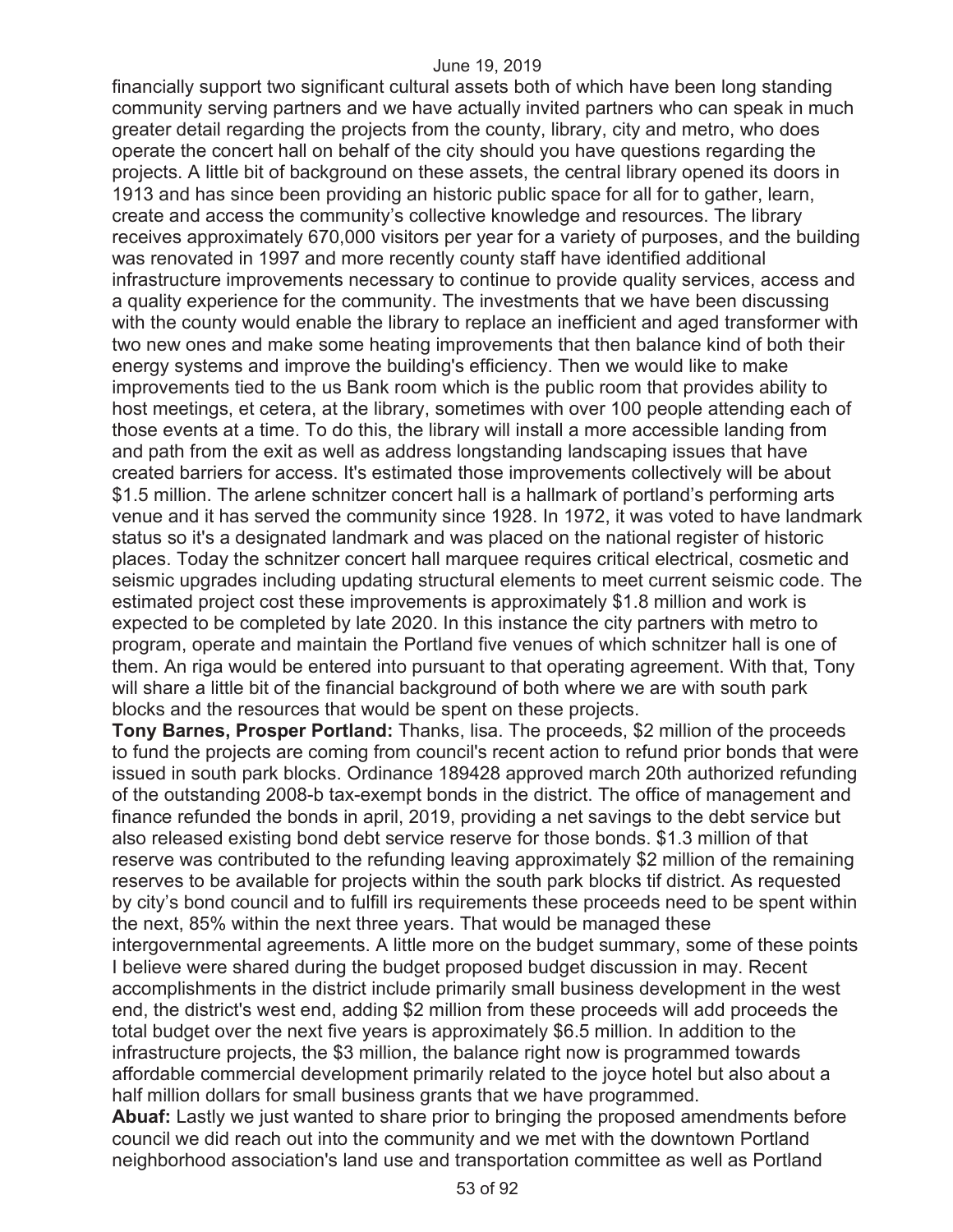financially support two significant cultural assets both of which have been long standing community serving partners and we have actually invited partners who can speak in much greater detail regarding the projects from the county, library, city and metro, who does operate the concert hall on behalf of the city should you have questions regarding the projects. A little bit of background on these assets, the central library opened its doors in 1913 and has since been providing an historic public space for all for to gather, learn, create and access the community's collective knowledge and resources. The library receives approximately 670,000 visitors per year for a variety of purposes, and the building was renovated in 1997 and more recently county staff have identified additional infrastructure improvements necessary to continue to provide quality services, access and a quality experience for the community. The investments that we have been discussing with the county would enable the library to replace an inefficient and aged transformer with two new ones and make some heating improvements that then balance kind of both their energy systems and improve the building's efficiency. Then we would like to make improvements tied to the us Bank room which is the public room that provides ability to host meetings, et cetera, at the library, sometimes with over 100 people attending each of those events at a time. To do this, the library will install a more accessible landing from and path from the exit as well as address longstanding landscaping issues that have created barriers for access. It's estimated those improvements collectively will be about $1.5 million. The arlene schnitzer concert hall is a hallmark of portland's performing arts venue and it has served the community since 1928. In 1972, it was voted to have landmark status so it's a designated landmark and was placed on the national register of historic places. Today the schnitzer concert hall marquee requires critical electrical, cosmetic and seismic upgrades including updating structural elements to meet current seismic code. The estimated project cost these improvements is approximately $1.8 million and work is expected to be completed by late 2020. In this instance the city partners with metro to program, operate and maintain the Portland five venues of which schnitzer hall is one of them. An riga would be entered into pursuant to that operating agreement. With that, Tony will share a little bit of the financial background of both where we are with south park blocks and the resources that would be spent on these projects.

**Tony Barnes, Prosper Portland:** Thanks, lisa. The proceeds, $2 million of the proceeds to fund the projects are coming from council's recent action to refund prior bonds that were issued in south park blocks. Ordinance 189428 approved march 20th authorized refunding of the outstanding 2008-b tax-exempt bonds in the district. The office of management and finance refunded the bonds in april, 2019, providing a net savings to the debt service but also released existing bond debt service reserve for those bonds. $1.3 million of that reserve was contributed to the refunding leaving approximately $2 million of the remaining reserves to be available for projects within the south park blocks tif district. As requested by city's bond council and to fulfill irs requirements these proceeds need to be spent within the next, 85% within the next three years. That would be managed these intergovernmental agreements. A little more on the budget summary, some of these points I believe were shared during the budget proposed budget discussion in may. Recent accomplishments in the district include primarily small business development in the west end, the district's west end, adding $2 million from these proceeds will add proceeds the total budget over the next five years is approximately $6.5 million. In addition to the infrastructure projects, the $3 million, the balance right now is programmed towards affordable commercial development primarily related to the joyce hotel but also about a half million dollars for small business grants that we have programmed.

**Abuaf:** Lastly we just wanted to share prior to bringing the proposed amendments before council we did reach out into the community and we met with the downtown Portland neighborhood association's land use and transportation committee as well as Portland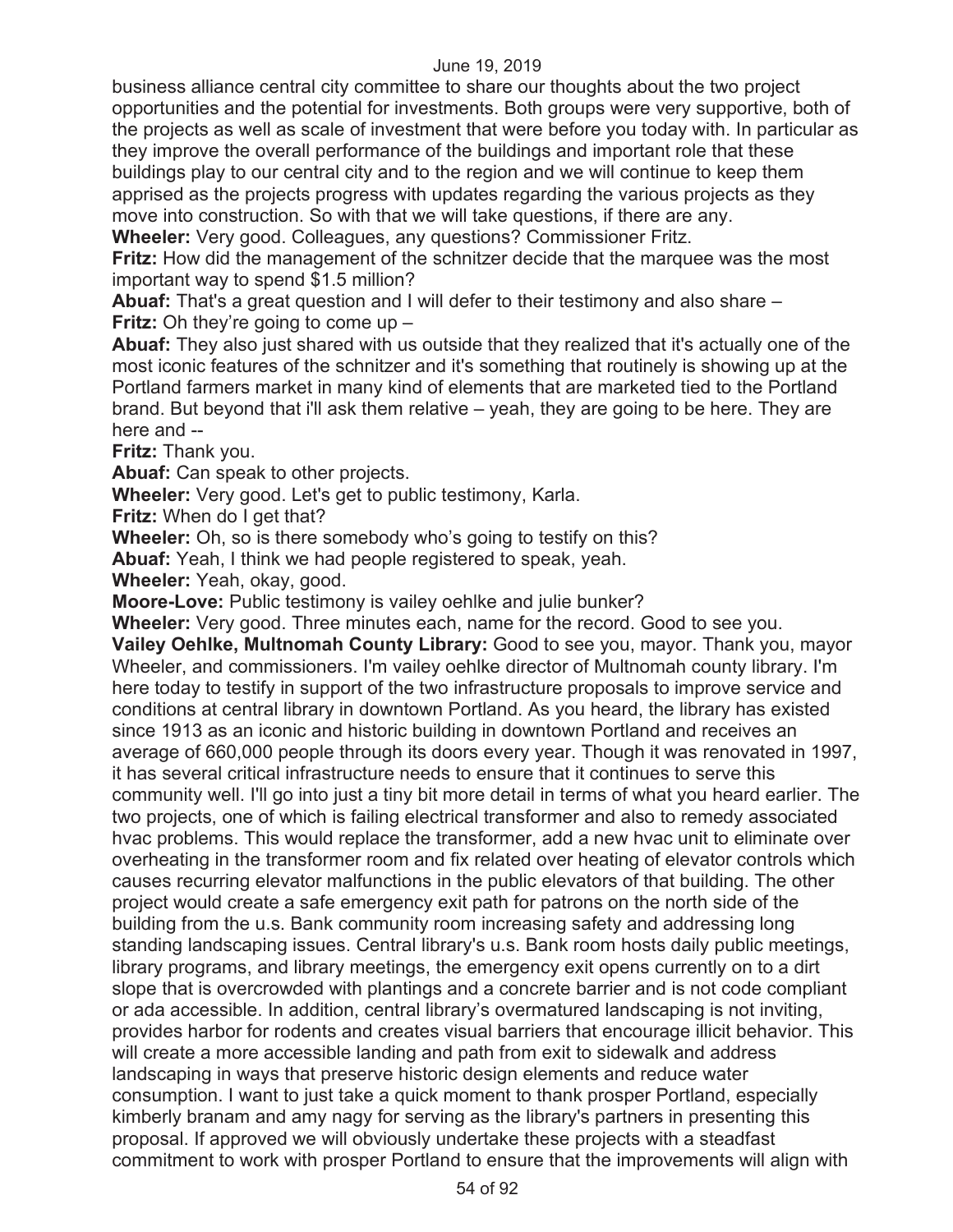business alliance central city committee to share our thoughts about the two project opportunities and the potential for investments. Both groups were very supportive, both of the projects as well as scale of investment that were before you today with. In particular as they improve the overall performance of the buildings and important role that these buildings play to our central city and to the region and we will continue to keep them apprised as the projects progress with updates regarding the various projects as they move into construction. So with that we will take questions, if there are any.

**Wheeler:** Very good. Colleagues, any questions? Commissioner Fritz.

**Fritz:** How did the management of the schnitzer decide that the marquee was the most important way to spend $1.5 million?

**Abuaf:** That's a great question and I will defer to their testimony and also share –

**Fritz:** Oh they're going to come up –

**Abuaf:** They also just shared with us outside that they realized that it's actually one of the most iconic features of the schnitzer and it's something that routinely is showing up at the Portland farmers market in many kind of elements that are marketed tied to the Portland brand. But beyond that i'll ask them relative – yeah, they are going to be here. They are here and --

**Fritz:** Thank you.

**Abuaf:** Can speak to other projects.

**Wheeler:** Very good. Let's get to public testimony, Karla.

**Fritz:** When do I get that?

**Wheeler:** Oh, so is there somebody who's going to testify on this?

**Abuaf:** Yeah, I think we had people registered to speak, yeah.

**Wheeler:** Yeah, okay, good.

**Moore-Love:** Public testimony is vailey oehlke and julie bunker?

**Wheeler:** Very good. Three minutes each, name for the record. Good to see you.

**Vailey Oehlke, Multnomah County Library:** Good to see you, mayor. Thank you, mayor Wheeler, and commissioners. I'm vailey oehlke director of Multnomah county library. I'm here today to testify in support of the two infrastructure proposals to improve service and conditions at central library in downtown Portland. As you heard, the library has existed since 1913 as an iconic and historic building in downtown Portland and receives an average of 660,000 people through its doors every year. Though it was renovated in 1997, it has several critical infrastructure needs to ensure that it continues to serve this community well. I'll go into just a tiny bit more detail in terms of what you heard earlier. The two projects, one of which is failing electrical transformer and also to remedy associated hvac problems. This would replace the transformer, add a new hvac unit to eliminate over overheating in the transformer room and fix related over heating of elevator controls which causes recurring elevator malfunctions in the public elevators of that building. The other project would create a safe emergency exit path for patrons on the north side of the building from the u.s. Bank community room increasing safety and addressing long standing landscaping issues. Central library's u.s. Bank room hosts daily public meetings, library programs, and library meetings, the emergency exit opens currently on to a dirt slope that is overcrowded with plantings and a concrete barrier and is not code compliant or ada accessible. In addition, central library's overmatured landscaping is not inviting, provides harbor for rodents and creates visual barriers that encourage illicit behavior. This will create a more accessible landing and path from exit to sidewalk and address landscaping in ways that preserve historic design elements and reduce water consumption. I want to just take a quick moment to thank prosper Portland, especially kimberly branam and amy nagy for serving as the library's partners in presenting this proposal. If approved we will obviously undertake these projects with a steadfast commitment to work with prosper Portland to ensure that the improvements will align with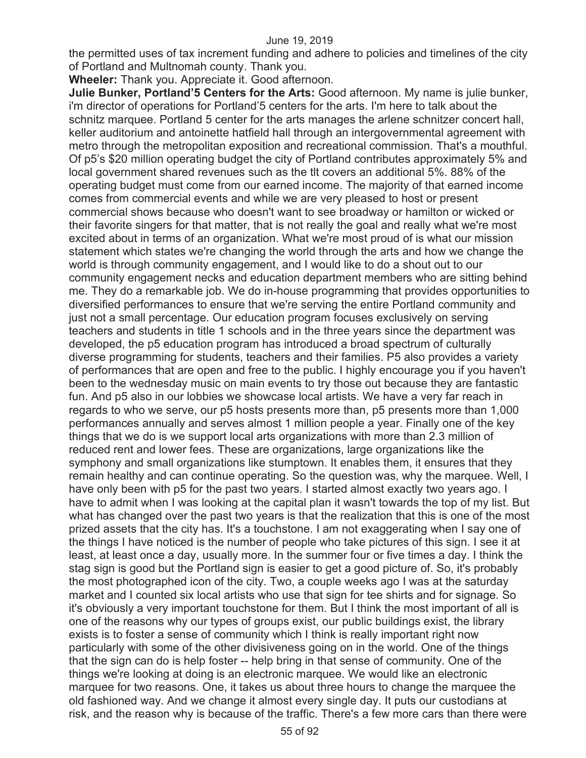the permitted uses of tax increment funding and adhere to policies and timelines of the city of Portland and Multnomah county. Thank you.

**Wheeler:** Thank you. Appreciate it. Good afternoon.

**Julie Bunker, Portland'5 Centers for the Arts:** Good afternoon. My name is julie bunker, i'm director of operations for Portland'5 centers for the arts. I'm here to talk about the schnitz marquee. Portland 5 center for the arts manages the arlene schnitzer concert hall, keller auditorium and antoinette hatfield hall through an intergovernmental agreement with metro through the metropolitan exposition and recreational commission. That's a mouthful. Of p5's $20 million operating budget the city of Portland contributes approximately 5% and local government shared revenues such as the tlt covers an additional 5%. 88% of the operating budget must come from our earned income. The majority of that earned income comes from commercial events and while we are very pleased to host or present commercial shows because who doesn't want to see broadway or hamilton or wicked or their favorite singers for that matter, that is not really the goal and really what we're most excited about in terms of an organization. What we're most proud of is what our mission statement which states we're changing the world through the arts and how we change the world is through community engagement, and I would like to do a shout out to our community engagement necks and education department members who are sitting behind me. They do a remarkable job. We do in-house programming that provides opportunities to diversified performances to ensure that we're serving the entire Portland community and just not a small percentage. Our education program focuses exclusively on serving teachers and students in title 1 schools and in the three years since the department was developed, the p5 education program has introduced a broad spectrum of culturally diverse programming for students, teachers and their families. P5 also provides a variety of performances that are open and free to the public. I highly encourage you if you haven't been to the wednesday music on main events to try those out because they are fantastic fun. And p5 also in our lobbies we showcase local artists. We have a very far reach in regards to who we serve, our p5 hosts presents more than, p5 presents more than 1,000 performances annually and serves almost 1 million people a year. Finally one of the key things that we do is we support local arts organizations with more than 2.3 million of reduced rent and lower fees. These are organizations, large organizations like the symphony and small organizations like stumptown. It enables them, it ensures that they remain healthy and can continue operating. So the question was, why the marquee. Well, I have only been with p5 for the past two years. I started almost exactly two years ago. I have to admit when I was looking at the capital plan it wasn't towards the top of my list. But what has changed over the past two years is that the realization that this is one of the most prized assets that the city has. It's a touchstone. I am not exaggerating when I say one of the things I have noticed is the number of people who take pictures of this sign. I see it at least, at least once a day, usually more. In the summer four or five times a day. I think the stag sign is good but the Portland sign is easier to get a good picture of. So, it's probably the most photographed icon of the city. Two, a couple weeks ago I was at the saturday market and I counted six local artists who use that sign for tee shirts and for signage. So it's obviously a very important touchstone for them. But I think the most important of all is one of the reasons why our types of groups exist, our public buildings exist, the library exists is to foster a sense of community which I think is really important right now particularly with some of the other divisiveness going on in the world. One of the things that the sign can do is help foster -- help bring in that sense of community. One of the things we're looking at doing is an electronic marquee. We would like an electronic marquee for two reasons. One, it takes us about three hours to change the marquee the old fashioned way. And we change it almost every single day. It puts our custodians at risk, and the reason why is because of the traffic. There's a few more cars than there were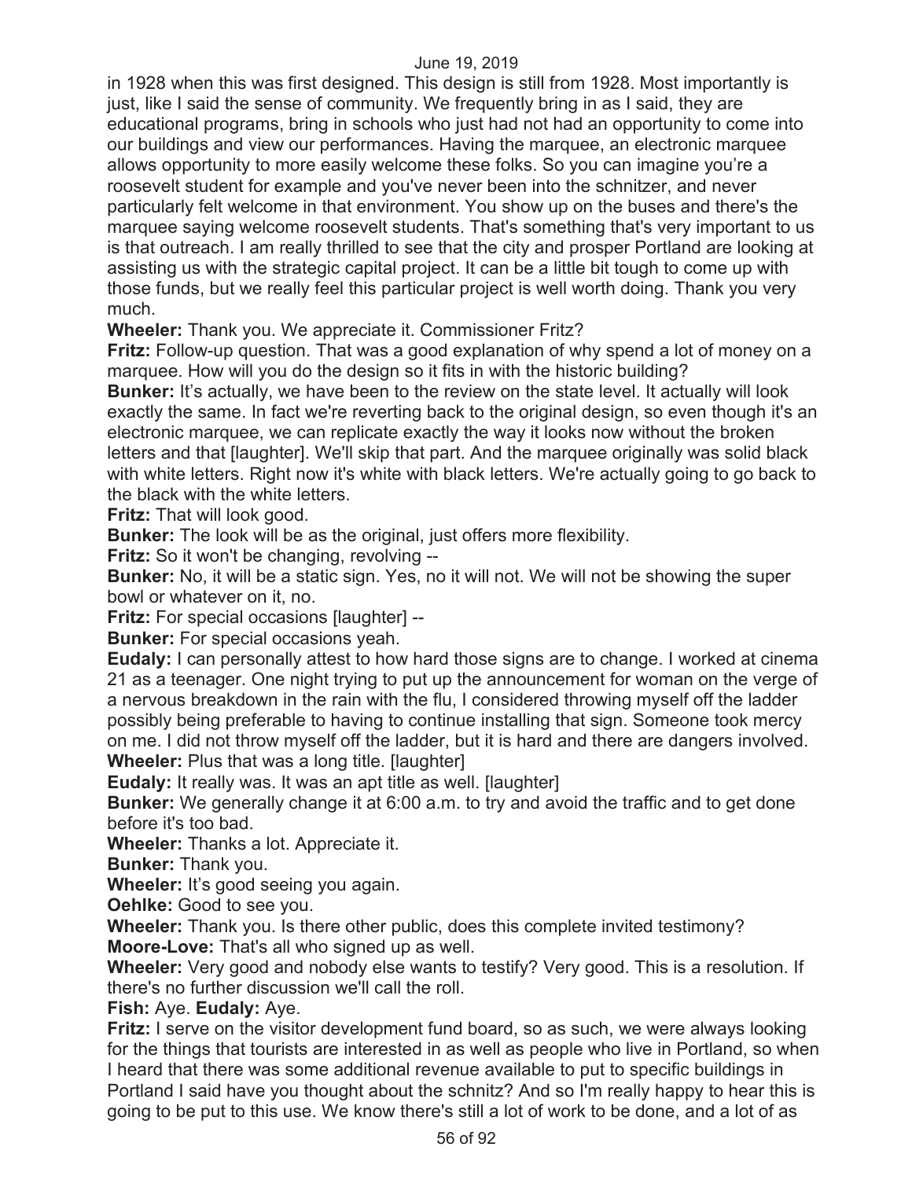in 1928 when this was first designed. This design is still from 1928. Most importantly is just, like I said the sense of community. We frequently bring in as I said, they are educational programs, bring in schools who just had not had an opportunity to come into our buildings and view our performances. Having the marquee, an electronic marquee allows opportunity to more easily welcome these folks. So you can imagine you're a roosevelt student for example and you've never been into the schnitzer, and never particularly felt welcome in that environment. You show up on the buses and there's the marquee saying welcome roosevelt students. That's something that's very important to us is that outreach. I am really thrilled to see that the city and prosper Portland are looking at assisting us with the strategic capital project. It can be a little bit tough to come up with those funds, but we really feel this particular project is well worth doing. Thank you very much.

**Wheeler:** Thank you. We appreciate it. Commissioner Fritz?

**Fritz:** Follow-up question. That was a good explanation of why spend a lot of money on a marquee. How will you do the design so it fits in with the historic building?

**Bunker:** It's actually, we have been to the review on the state level. It actually will look exactly the same. In fact we're reverting back to the original design, so even though it's an electronic marquee, we can replicate exactly the way it looks now without the broken letters and that [laughter]. We'll skip that part. And the marquee originally was solid black with white letters. Right now it's white with black letters. We're actually going to go back to the black with the white letters.

**Fritz:** That will look good.

**Bunker:** The look will be as the original, just offers more flexibility.

**Fritz:** So it won't be changing, revolving --

**Bunker:** No, it will be a static sign. Yes, no it will not. We will not be showing the super bowl or whatever on it, no.

**Fritz:** For special occasions [laughter] --

**Bunker:** For special occasions yeah.

**Eudaly:** I can personally attest to how hard those signs are to change. I worked at cinema 21 as a teenager. One night trying to put up the announcement for woman on the verge of a nervous breakdown in the rain with the flu, I considered throwing myself off the ladder possibly being preferable to having to continue installing that sign. Someone took mercy on me. I did not throw myself off the ladder, but it is hard and there are dangers involved.

**Wheeler:** Plus that was a long title. [laughter]

**Eudaly:** It really was. It was an apt title as well. [laughter]

**Bunker:** We generally change it at 6:00 a.m. to try and avoid the traffic and to get done before it's too bad.

**Wheeler:** Thanks a lot. Appreciate it.

**Bunker:** Thank you.

**Wheeler:** It's good seeing you again.

**Oehlke:** Good to see you.

**Wheeler:** Thank you. Is there other public, does this complete invited testimony?

**Moore-Love:** That's all who signed up as well.

**Wheeler:** Very good and nobody else wants to testify? Very good. This is a resolution. If there's no further discussion we'll call the roll.

**Fish:** Aye. **Eudaly:** Aye.

**Fritz:** I serve on the visitor development fund board, so as such, we were always looking for the things that tourists are interested in as well as people who live in Portland, so when I heard that there was some additional revenue available to put to specific buildings in Portland I said have you thought about the schnitz? And so I'm really happy to hear this is going to be put to this use. We know there's still a lot of work to be done, and a lot of as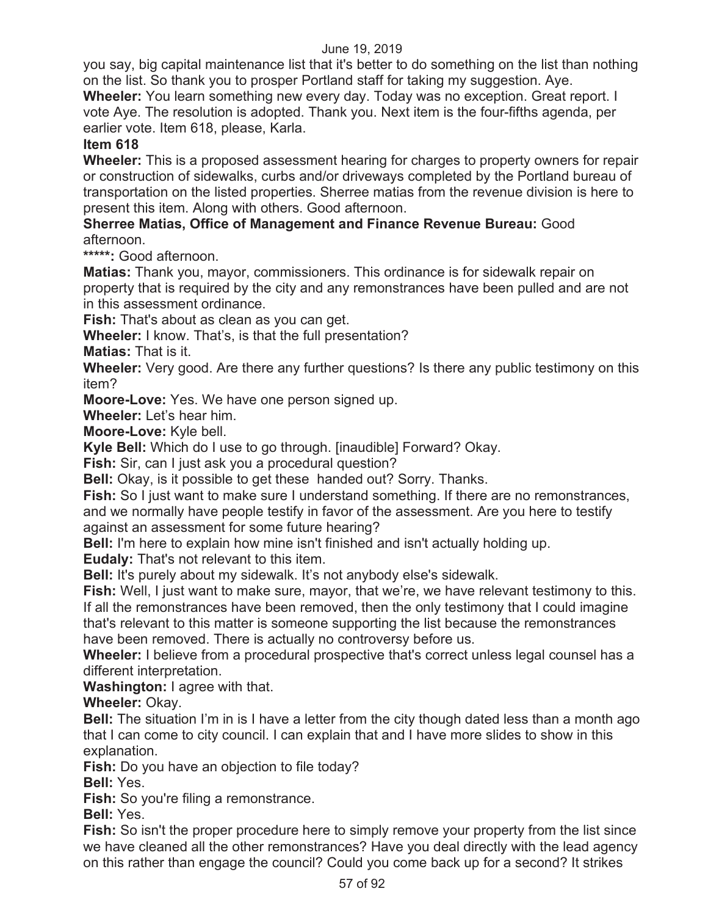you say, big capital maintenance list that it's better to do something on the list than nothing on the list. So thank you to prosper Portland staff for taking my suggestion. Aye.

**Wheeler:** You learn something new every day. Today was no exception. Great report. I vote Aye. The resolution is adopted. Thank you. Next item is the four-fifths agenda, per earlier vote. Item 618, please, Karla.

**Item 618**

**Wheeler:** This is a proposed assessment hearing for charges to property owners for repair or construction of sidewalks, curbs and/or driveways completed by the Portland bureau of transportation on the listed properties. Sherree matias from the revenue division is here to present this item. Along with others. Good afternoon.

**Sherree Matias, Office of Management and Finance Revenue Bureau:** Good afternoon.

**\*\*\*\*\*:** Good afternoon.

**Matias:** Thank you, mayor, commissioners. This ordinance is for sidewalk repair on property that is required by the city and any remonstrances have been pulled and are not in this assessment ordinance.

**Fish:** That's about as clean as you can get.

**Wheeler:** I know. That's, is that the full presentation?

**Matias:** That is it.

**Wheeler:** Very good. Are there any further questions? Is there any public testimony on this item?

**Moore-Love:** Yes. We have one person signed up.

**Wheeler:** Let's hear him.

**Moore-Love:** Kyle bell.

**Kyle Bell:** Which do I use to go through. [inaudible] Forward? Okay.

**Fish:** Sir, can I just ask you a procedural question?

**Bell:** Okay, is it possible to get these handed out? Sorry. Thanks.

**Fish:** So I just want to make sure I understand something. If there are no remonstrances, and we normally have people testify in favor of the assessment. Are you here to testify against an assessment for some future hearing?

**Bell:** I'm here to explain how mine isn't finished and isn't actually holding up.

**Eudaly:** That's not relevant to this item.

**Bell:** It's purely about my sidewalk. It's not anybody else's sidewalk.

**Fish:** Well, I just want to make sure, mayor, that we're, we have relevant testimony to this. If all the remonstrances have been removed, then the only testimony that I could imagine that's relevant to this matter is someone supporting the list because the remonstrances have been removed. There is actually no controversy before us.

**Wheeler:** I believe from a procedural prospective that's correct unless legal counsel has a different interpretation.

**Washington:** I agree with that.

**Wheeler:** Okay.

**Bell:** The situation I'm in is I have a letter from the city though dated less than a month ago that I can come to city council. I can explain that and I have more slides to show in this explanation.

**Fish:** Do you have an objection to file today?

**Bell:** Yes.

**Fish:** So you're filing a remonstrance.

**Bell:** Yes.

**Fish:** So isn't the proper procedure here to simply remove your property from the list since we have cleaned all the other remonstrances? Have you deal directly with the lead agency on this rather than engage the council? Could you come back up for a second? It strikes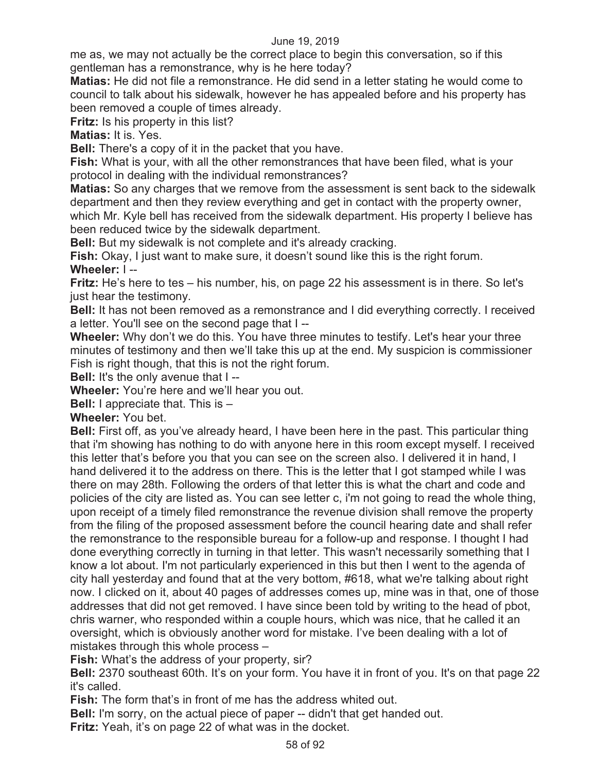me as, we may not actually be the correct place to begin this conversation, so if this gentleman has a remonstrance, why is he here today?

**Matias:** He did not file a remonstrance. He did send in a letter stating he would come to council to talk about his sidewalk, however he has appealed before and his property has been removed a couple of times already.

**Fritz:** Is his property in this list?

**Matias:** It is. Yes.

**Bell:** There's a copy of it in the packet that you have.

**Fish:** What is your, with all the other remonstrances that have been filed, what is your protocol in dealing with the individual remonstrances?

**Matias:** So any charges that we remove from the assessment is sent back to the sidewalk department and then they review everything and get in contact with the property owner, which Mr. Kyle bell has received from the sidewalk department. His property I believe has been reduced twice by the sidewalk department.

**Bell:** But my sidewalk is not complete and it's already cracking.

**Fish:** Okay, I just want to make sure, it doesn't sound like this is the right forum.

**Wheeler:** I --

**Fritz:** He's here to tes – his number, his, on page 22 his assessment is in there. So let's just hear the testimony.

**Bell:** It has not been removed as a remonstrance and I did everything correctly. I received a letter. You'll see on the second page that I --

**Wheeler:** Why don't we do this. You have three minutes to testify. Let's hear your three minutes of testimony and then we'll take this up at the end. My suspicion is commissioner Fish is right though, that this is not the right forum.

**Bell:** It's the only avenue that I --

**Wheeler:** You're here and we'll hear you out.

**Bell:** I appreciate that. This is –

**Wheeler:** You bet.

**Bell:** First off, as you've already heard, I have been here in the past. This particular thing that i'm showing has nothing to do with anyone here in this room except myself. I received this letter that's before you that you can see on the screen also. I delivered it in hand, I hand delivered it to the address on there. This is the letter that I got stamped while I was there on may 28th. Following the orders of that letter this is what the chart and code and policies of the city are listed as. You can see letter c, i'm not going to read the whole thing, upon receipt of a timely filed remonstrance the revenue division shall remove the property from the filing of the proposed assessment before the council hearing date and shall refer the remonstrance to the responsible bureau for a follow-up and response. I thought I had done everything correctly in turning in that letter. This wasn't necessarily something that I know a lot about. I'm not particularly experienced in this but then I went to the agenda of city hall yesterday and found that at the very bottom, #618, what we're talking about right now. I clicked on it, about 40 pages of addresses comes up, mine was in that, one of those addresses that did not get removed. I have since been told by writing to the head of pbot, chris warner, who responded within a couple hours, which was nice, that he called it an oversight, which is obviously another word for mistake. I've been dealing with a lot of mistakes through this whole process –

**Fish:** What's the address of your property, sir?

**Bell:** 2370 southeast 60th. It's on your form. You have it in front of you. It's on that page 22 it's called.

**Fish:** The form that's in front of me has the address whited out.

**Bell:** I'm sorry, on the actual piece of paper -- didn't that get handed out.

**Fritz:** Yeah, it's on page 22 of what was in the docket.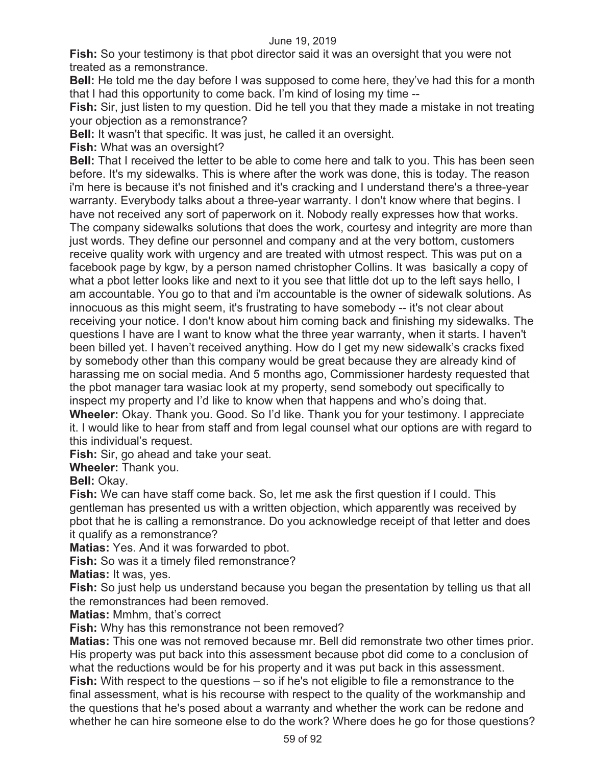**Fish:** So your testimony is that pbot director said it was an oversight that you were not treated as a remonstrance.

**Bell:** He told me the day before I was supposed to come here, they've had this for a month that I had this opportunity to come back. I'm kind of losing my time --

**Fish:** Sir, just listen to my question. Did he tell you that they made a mistake in not treating your objection as a remonstrance?

**Bell:** It wasn't that specific. It was just, he called it an oversight.

**Fish:** What was an oversight?

**Bell:** That I received the letter to be able to come here and talk to you. This has been seen before. It's my sidewalks. This is where after the work was done, this is today. The reason i'm here is because it's not finished and it's cracking and I understand there's a three-year warranty. Everybody talks about a three-year warranty. I don't know where that begins. I have not received any sort of paperwork on it. Nobody really expresses how that works. The company sidewalks solutions that does the work, courtesy and integrity are more than just words. They define our personnel and company and at the very bottom, customers receive quality work with urgency and are treated with utmost respect. This was put on a facebook page by kgw, by a person named christopher Collins. It was basically a copy of what a pbot letter looks like and next to it you see that little dot up to the left says hello, I am accountable. You go to that and i'm accountable is the owner of sidewalk solutions. As innocuous as this might seem, it's frustrating to have somebody -- it's not clear about receiving your notice. I don't know about him coming back and finishing my sidewalks. The questions I have are I want to know what the three year warranty, when it starts. I haven't been billed yet. I haven't received anything. How do I get my new sidewalk's cracks fixed by somebody other than this company would be great because they are already kind of harassing me on social media. And 5 months ago, Commissioner hardesty requested that the pbot manager tara wasiac look at my property, send somebody out specifically to inspect my property and I'd like to know when that happens and who's doing that.

**Wheeler:** Okay. Thank you. Good. So I'd like. Thank you for your testimony. I appreciate it. I would like to hear from staff and from legal counsel what our options are with regard to this individual's request.

**Fish:** Sir, go ahead and take your seat.

**Wheeler:** Thank you.

**Bell:** Okay.

**Fish:** We can have staff come back. So, let me ask the first question if I could. This gentleman has presented us with a written objection, which apparently was received by pbot that he is calling a remonstrance. Do you acknowledge receipt of that letter and does it qualify as a remonstrance?

**Matias:** Yes. And it was forwarded to pbot.

**Fish:** So was it a timely filed remonstrance?

**Matias:** It was, yes.

**Fish:** So just help us understand because you began the presentation by telling us that all the remonstrances had been removed.

**Matias:** Mmhm, that's correct

**Fish:** Why has this remonstrance not been removed?

**Matias:** This one was not removed because mr. Bell did remonstrate two other times prior. His property was put back into this assessment because pbot did come to a conclusion of what the reductions would be for his property and it was put back in this assessment.

**Fish:** With respect to the questions – so if he's not eligible to file a remonstrance to the final assessment, what is his recourse with respect to the quality of the workmanship and the questions that he's posed about a warranty and whether the work can be redone and whether he can hire someone else to do the work? Where does he go for those questions?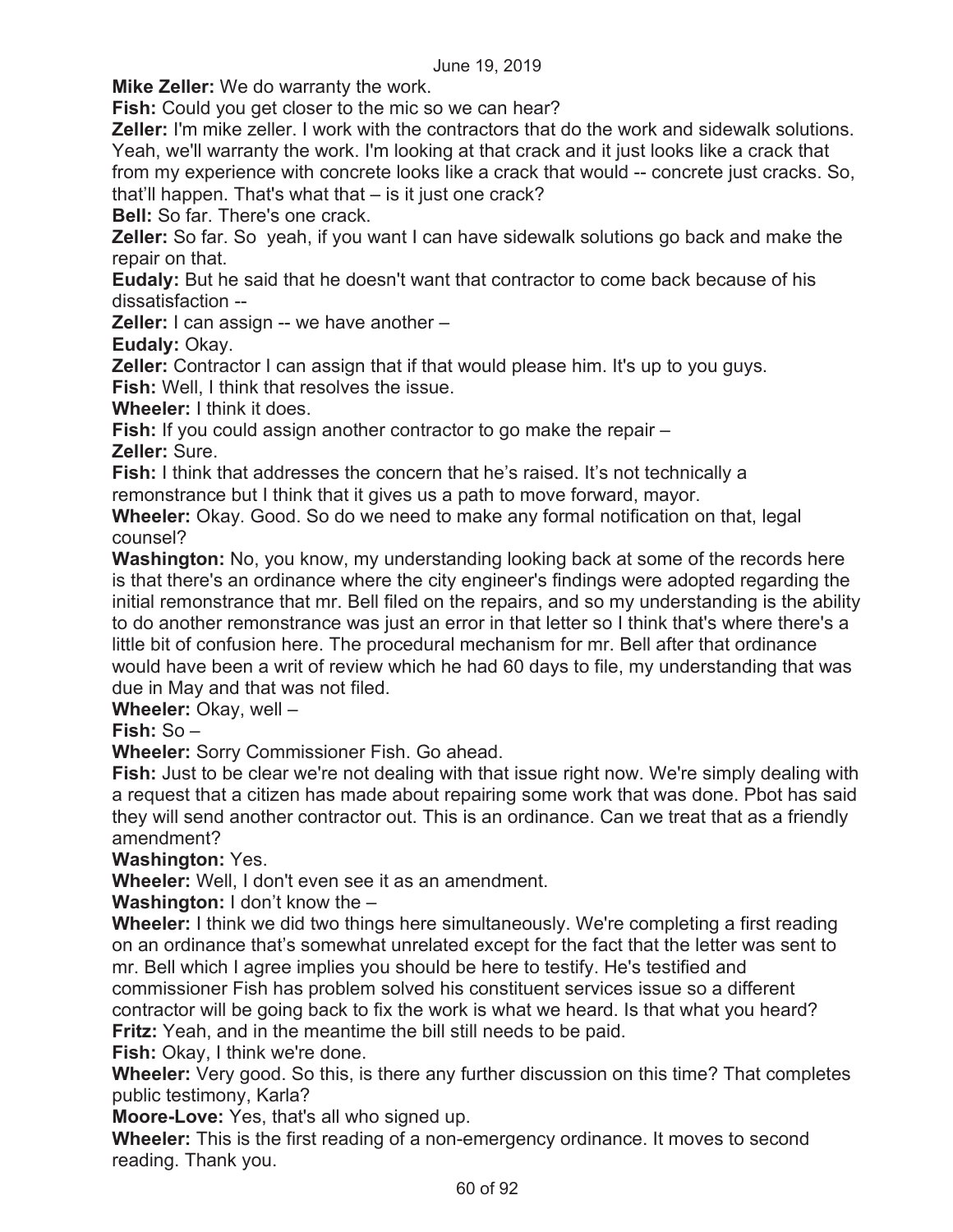**Mike Zeller:** We do warranty the work.

**Fish:** Could you get closer to the mic so we can hear?

**Zeller:** I'm mike zeller. I work with the contractors that do the work and sidewalk solutions. Yeah, we'll warranty the work. I'm looking at that crack and it just looks like a crack that from my experience with concrete looks like a crack that would -- concrete just cracks. So, that'll happen. That's what that – is it just one crack?

**Bell:** So far. There's one crack.

**Zeller:** So far. So yeah, if you want I can have sidewalk solutions go back and make the repair on that.

**Eudaly:** But he said that he doesn't want that contractor to come back because of his dissatisfaction --

**Zeller:** I can assign -- we have another –

**Eudaly:** Okay.

**Zeller:** Contractor I can assign that if that would please him. It's up to you guys.

**Fish:** Well, I think that resolves the issue.

**Wheeler:** I think it does.

**Fish:** If you could assign another contractor to go make the repair –

**Zeller:** Sure.

**Fish:** I think that addresses the concern that he's raised. It's not technically a remonstrance but I think that it gives us a path to move forward, mayor.

**Wheeler:** Okay. Good. So do we need to make any formal notification on that, legal counsel?

**Washington:** No, you know, my understanding looking back at some of the records here is that there's an ordinance where the city engineer's findings were adopted regarding the initial remonstrance that mr. Bell filed on the repairs, and so my understanding is the ability to do another remonstrance was just an error in that letter so I think that's where there's a little bit of confusion here. The procedural mechanism for mr. Bell after that ordinance would have been a writ of review which he had 60 days to file, my understanding that was due in May and that was not filed.

**Wheeler:** Okay, well –

**Fish:** So –

**Wheeler:** Sorry Commissioner Fish. Go ahead.

**Fish:** Just to be clear we're not dealing with that issue right now. We're simply dealing with a request that a citizen has made about repairing some work that was done. Pbot has said they will send another contractor out. This is an ordinance. Can we treat that as a friendly amendment?

**Washington:** Yes.

**Wheeler:** Well, I don't even see it as an amendment.

**Washington:** I don't know the –

**Wheeler:** I think we did two things here simultaneously. We're completing a first reading on an ordinance that's somewhat unrelated except for the fact that the letter was sent to mr. Bell which I agree implies you should be here to testify. He's testified and commissioner Fish has problem solved his constituent services issue so a different contractor will be going back to fix the work is what we heard. Is that what you heard?

**Fritz:** Yeah, and in the meantime the bill still needs to be paid.

**Fish:** Okay, I think we're done.

**Wheeler:** Very good. So this, is there any further discussion on this time? That completes public testimony, Karla?

**Moore-Love:** Yes, that's all who signed up.

**Wheeler:** This is the first reading of a non-emergency ordinance. It moves to second reading. Thank you.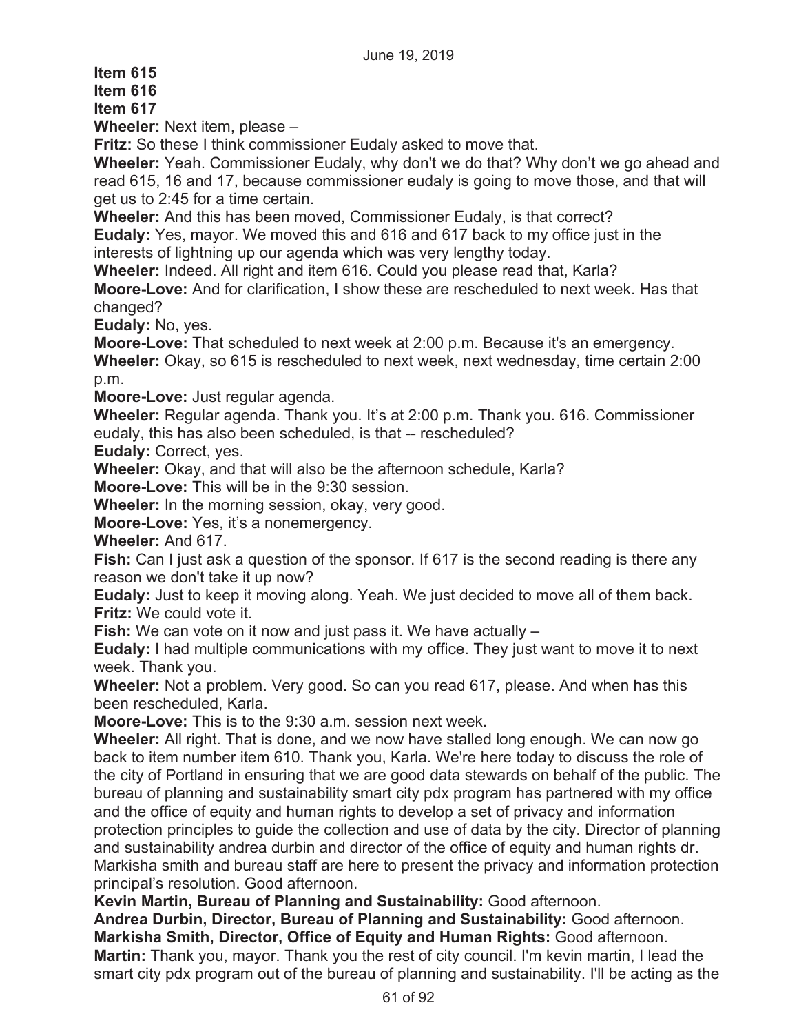**Item 615**

**Item 616**

**Item 617**

**Wheeler:** Next item, please –

**Fritz:** So these I think commissioner Eudaly asked to move that.

**Wheeler:** Yeah. Commissioner Eudaly, why don't we do that? Why don't we go ahead and read 615, 16 and 17, because commissioner eudaly is going to move those, and that will get us to 2:45 for a time certain.

**Wheeler:** And this has been moved, Commissioner Eudaly, is that correct?

**Eudaly:** Yes, mayor. We moved this and 616 and 617 back to my office just in the interests of lightning up our agenda which was very lengthy today.

**Wheeler:** Indeed. All right and item 616. Could you please read that, Karla?

**Moore-Love:** And for clarification, I show these are rescheduled to next week. Has that changed?

**Eudaly:** No, yes.

**Moore-Love:** That scheduled to next week at 2:00 p.m. Because it's an emergency.

**Wheeler:** Okay, so 615 is rescheduled to next week, next wednesday, time certain 2:00 p.m.

**Moore-Love:** Just regular agenda.

**Wheeler:** Regular agenda. Thank you. It's at 2:00 p.m. Thank you. 616. Commissioner eudaly, this has also been scheduled, is that -- rescheduled?

**Eudaly:** Correct, yes.

**Wheeler:** Okay, and that will also be the afternoon schedule, Karla?

**Moore-Love:** This will be in the 9:30 session.

**Wheeler:** In the morning session, okay, very good.

**Moore-Love:** Yes, it's a nonemergency.

**Wheeler:** And 617.

**Fish:** Can I just ask a question of the sponsor. If 617 is the second reading is there any reason we don't take it up now?

**Eudaly:** Just to keep it moving along. Yeah. We just decided to move all of them back.

**Fritz:** We could vote it.

**Fish:** We can vote on it now and just pass it. We have actually –

**Eudaly:** I had multiple communications with my office. They just want to move it to next week. Thank you.

**Wheeler:** Not a problem. Very good. So can you read 617, please. And when has this been rescheduled, Karla.

**Moore-Love:** This is to the 9:30 a.m. session next week.

**Wheeler:** All right. That is done, and we now have stalled long enough. We can now go back to item number item 610. Thank you, Karla. We're here today to discuss the role of the city of Portland in ensuring that we are good data stewards on behalf of the public. The bureau of planning and sustainability smart city pdx program has partnered with my office and the office of equity and human rights to develop a set of privacy and information protection principles to guide the collection and use of data by the city. Director of planning and sustainability andrea durbin and director of the office of equity and human rights dr. Markisha smith and bureau staff are here to present the privacy and information protection principal's resolution. Good afternoon.

**Kevin Martin, Bureau of Planning and Sustainability:** Good afternoon.

**Andrea Durbin, Director, Bureau of Planning and Sustainability:** Good afternoon.

**Markisha Smith, Director, Office of Equity and Human Rights:** Good afternoon.

**Martin:** Thank you, mayor. Thank you the rest of city council. I'm kevin martin, I lead the smart city pdx program out of the bureau of planning and sustainability. I'll be acting as the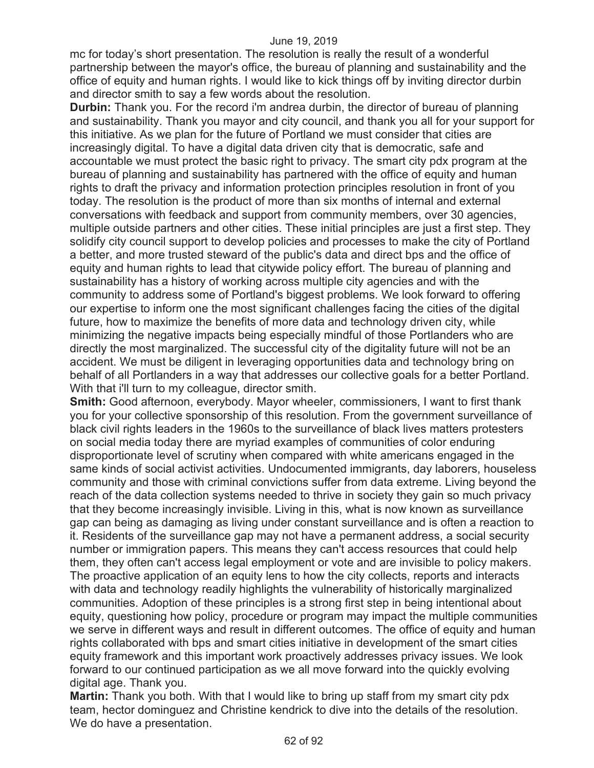mc for today's short presentation. The resolution is really the result of a wonderful partnership between the mayor's office, the bureau of planning and sustainability and the office of equity and human rights. I would like to kick things off by inviting director durbin and director smith to say a few words about the resolution.

**Durbin:** Thank you. For the record i'm andrea durbin, the director of bureau of planning and sustainability. Thank you mayor and city council, and thank you all for your support for this initiative. As we plan for the future of Portland we must consider that cities are increasingly digital. To have a digital data driven city that is democratic, safe and accountable we must protect the basic right to privacy. The smart city pdx program at the bureau of planning and sustainability has partnered with the office of equity and human rights to draft the privacy and information protection principles resolution in front of you today. The resolution is the product of more than six months of internal and external conversations with feedback and support from community members, over 30 agencies, multiple outside partners and other cities. These initial principles are just a first step. They solidify city council support to develop policies and processes to make the city of Portland a better, and more trusted steward of the public's data and direct bps and the office of equity and human rights to lead that citywide policy effort. The bureau of planning and sustainability has a history of working across multiple city agencies and with the community to address some of Portland's biggest problems. We look forward to offering our expertise to inform one the most significant challenges facing the cities of the digital future, how to maximize the benefits of more data and technology driven city, while minimizing the negative impacts being especially mindful of those Portlanders who are directly the most marginalized. The successful city of the digitality future will not be an accident. We must be diligent in leveraging opportunities data and technology bring on behalf of all Portlanders in a way that addresses our collective goals for a better Portland. With that i'll turn to my colleague, director smith.

**Smith:** Good afternoon, everybody. Mayor wheeler, commissioners, I want to first thank you for your collective sponsorship of this resolution. From the government surveillance of black civil rights leaders in the 1960s to the surveillance of black lives matters protesters on social media today there are myriad examples of communities of color enduring disproportionate level of scrutiny when compared with white americans engaged in the same kinds of social activist activities. Undocumented immigrants, day laborers, houseless community and those with criminal convictions suffer from data extreme. Living beyond the reach of the data collection systems needed to thrive in society they gain so much privacy that they become increasingly invisible. Living in this, what is now known as surveillance gap can being as damaging as living under constant surveillance and is often a reaction to it. Residents of the surveillance gap may not have a permanent address, a social security number or immigration papers. This means they can't access resources that could help them, they often can't access legal employment or vote and are invisible to policy makers. The proactive application of an equity lens to how the city collects, reports and interacts with data and technology readily highlights the vulnerability of historically marginalized communities. Adoption of these principles is a strong first step in being intentional about equity, questioning how policy, procedure or program may impact the multiple communities we serve in different ways and result in different outcomes. The office of equity and human rights collaborated with bps and smart cities initiative in development of the smart cities equity framework and this important work proactively addresses privacy issues. We look forward to our continued participation as we all move forward into the quickly evolving digital age. Thank you.

**Martin:** Thank you both. With that I would like to bring up staff from my smart city pdx team, hector dominguez and Christine kendrick to dive into the details of the resolution. We do have a presentation.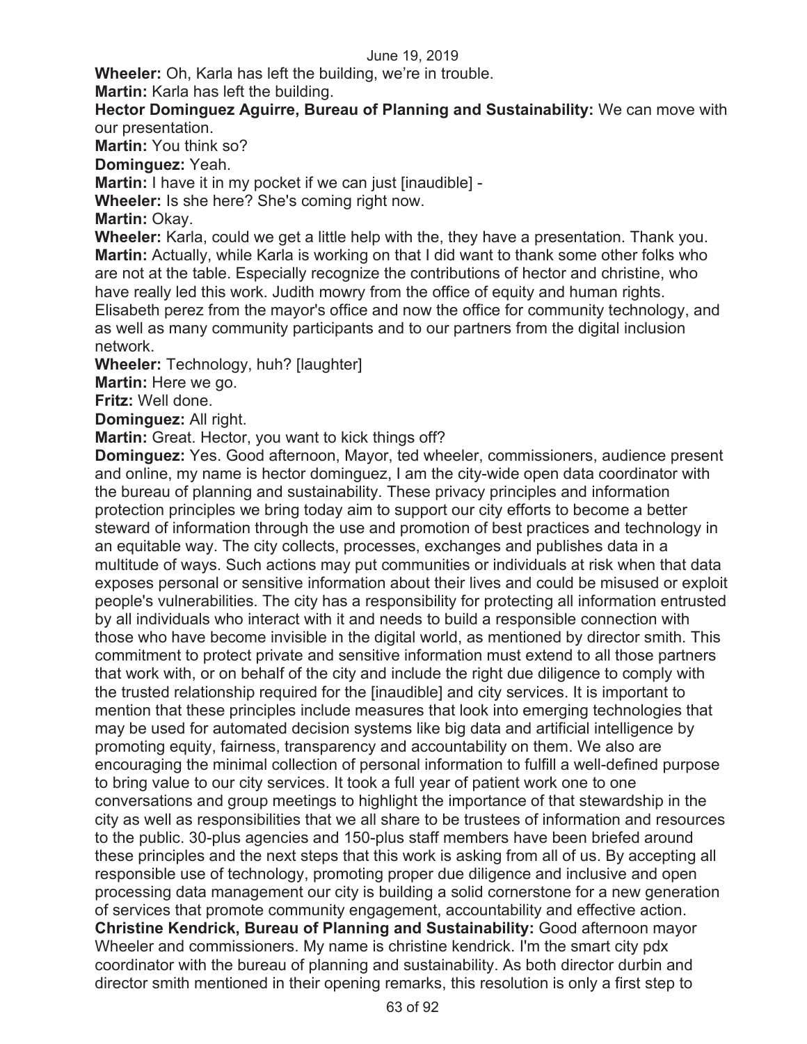**Wheeler:** Oh, Karla has left the building, we're in trouble.

**Martin:** Karla has left the building.

**Hector Dominguez Aguirre, Bureau of Planning and Sustainability:** We can move with our presentation.

**Martin:** You think so?

**Dominguez:** Yeah.

**Martin:** I have it in my pocket if we can just [inaudible] -

**Wheeler:** Is she here? She's coming right now.

**Martin:** Okay.

**Wheeler:** Karla, could we get a little help with the, they have a presentation. Thank you.

**Martin:** Actually, while Karla is working on that I did want to thank some other folks who are not at the table. Especially recognize the contributions of hector and christine, who have really led this work. Judith mowry from the office of equity and human rights. Elisabeth perez from the mayor's office and now the office for community technology, and as well as many community participants and to our partners from the digital inclusion network.

**Wheeler:** Technology, huh? [laughter]

**Martin:** Here we go.

**Fritz:** Well done.

**Dominguez:** All right.

**Martin:** Great. Hector, you want to kick things off?

**Dominguez:** Yes. Good afternoon, Mayor, ted wheeler, commissioners, audience present and online, my name is hector dominguez, I am the city-wide open data coordinator with the bureau of planning and sustainability. These privacy principles and information protection principles we bring today aim to support our city efforts to become a better steward of information through the use and promotion of best practices and technology in an equitable way. The city collects, processes, exchanges and publishes data in a multitude of ways. Such actions may put communities or individuals at risk when that data exposes personal or sensitive information about their lives and could be misused or exploit people's vulnerabilities. The city has a responsibility for protecting all information entrusted by all individuals who interact with it and needs to build a responsible connection with those who have become invisible in the digital world, as mentioned by director smith. This commitment to protect private and sensitive information must extend to all those partners that work with, or on behalf of the city and include the right due diligence to comply with the trusted relationship required for the [inaudible] and city services. It is important to mention that these principles include measures that look into emerging technologies that may be used for automated decision systems like big data and artificial intelligence by promoting equity, fairness, transparency and accountability on them. We also are encouraging the minimal collection of personal information to fulfill a well-defined purpose to bring value to our city services. It took a full year of patient work one to one conversations and group meetings to highlight the importance of that stewardship in the city as well as responsibilities that we all share to be trustees of information and resources to the public. 30-plus agencies and 150-plus staff members have been briefed around these principles and the next steps that this work is asking from all of us. By accepting all responsible use of technology, promoting proper due diligence and inclusive and open processing data management our city is building a solid cornerstone for a new generation of services that promote community engagement, accountability and effective action.

**Christine Kendrick, Bureau of Planning and Sustainability:** Good afternoon mayor Wheeler and commissioners. My name is christine kendrick. I'm the smart city pdx coordinator with the bureau of planning and sustainability. As both director durbin and director smith mentioned in their opening remarks, this resolution is only a first step to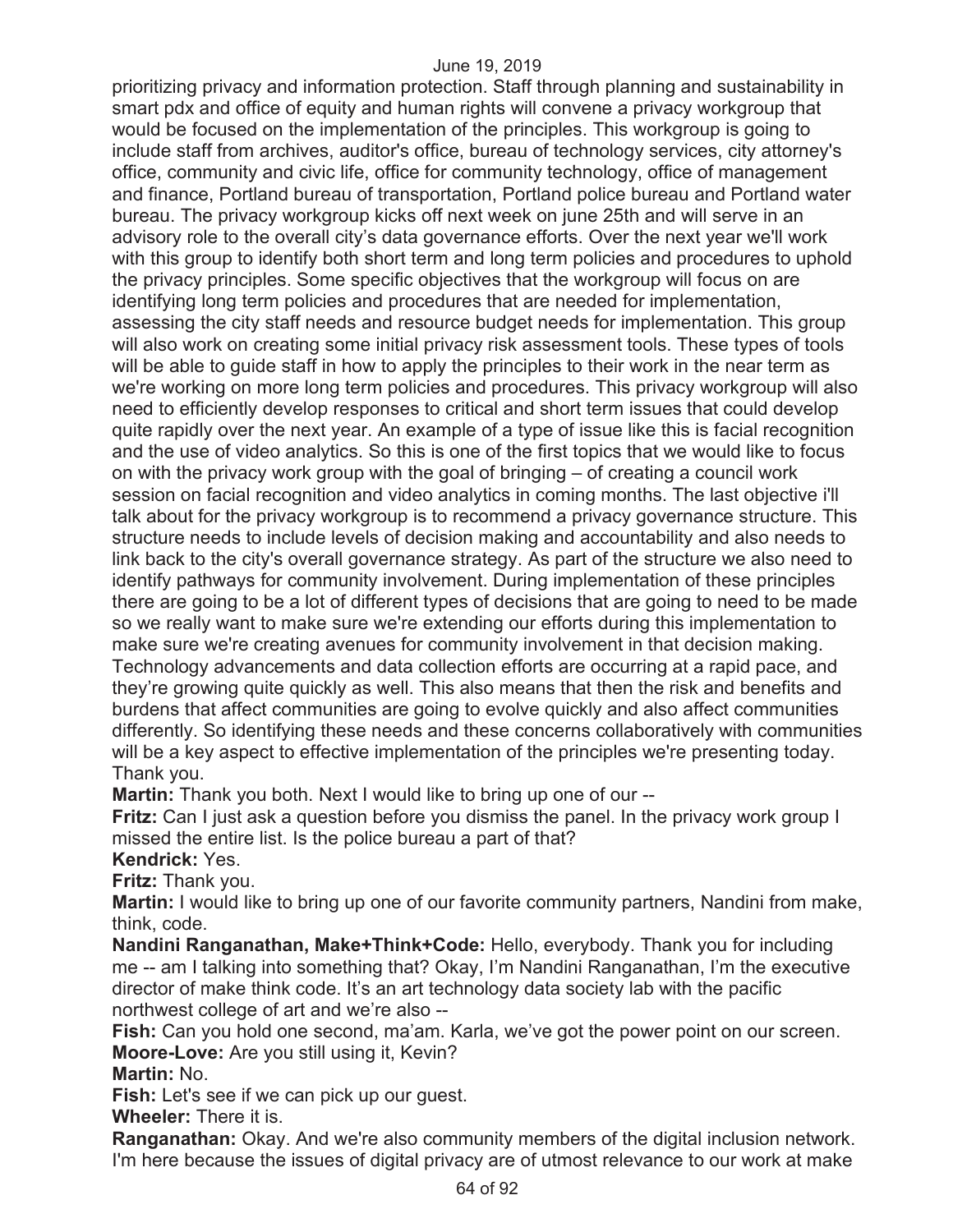prioritizing privacy and information protection. Staff through planning and sustainability in smart pdx and office of equity and human rights will convene a privacy workgroup that would be focused on the implementation of the principles. This workgroup is going to include staff from archives, auditor's office, bureau of technology services, city attorney's office, community and civic life, office for community technology, office of management and finance, Portland bureau of transportation, Portland police bureau and Portland water bureau. The privacy workgroup kicks off next week on june 25th and will serve in an advisory role to the overall city's data governance efforts. Over the next year we'll work with this group to identify both short term and long term policies and procedures to uphold the privacy principles. Some specific objectives that the workgroup will focus on are identifying long term policies and procedures that are needed for implementation, assessing the city staff needs and resource budget needs for implementation. This group will also work on creating some initial privacy risk assessment tools. These types of tools will be able to guide staff in how to apply the principles to their work in the near term as we're working on more long term policies and procedures. This privacy workgroup will also need to efficiently develop responses to critical and short term issues that could develop quite rapidly over the next year. An example of a type of issue like this is facial recognition and the use of video analytics. So this is one of the first topics that we would like to focus on with the privacy work group with the goal of bringing – of creating a council work session on facial recognition and video analytics in coming months. The last objective i'll talk about for the privacy workgroup is to recommend a privacy governance structure. This structure needs to include levels of decision making and accountability and also needs to link back to the city's overall governance strategy. As part of the structure we also need to identify pathways for community involvement. During implementation of these principles there are going to be a lot of different types of decisions that are going to need to be made so we really want to make sure we're extending our efforts during this implementation to make sure we're creating avenues for community involvement in that decision making. Technology advancements and data collection efforts are occurring at a rapid pace, and they're growing quite quickly as well. This also means that then the risk and benefits and burdens that affect communities are going to evolve quickly and also affect communities differently. So identifying these needs and these concerns collaboratively with communities will be a key aspect to effective implementation of the principles we're presenting today. Thank you.

**Martin:** Thank you both. Next I would like to bring up one of our --

**Fritz:** Can I just ask a question before you dismiss the panel. In the privacy work group I missed the entire list. Is the police bureau a part of that?

**Kendrick:** Yes.

**Fritz:** Thank you.

**Martin:** I would like to bring up one of our favorite community partners, Nandini from make, think, code.

**Nandini Ranganathan, Make+Think+Code:** Hello, everybody. Thank you for including me -- am I talking into something that? Okay, I'm Nandini Ranganathan, I'm the executive director of make think code. It's an art technology data society lab with the pacific northwest college of art and we're also --

**Fish:** Can you hold one second, ma'am. Karla, we've got the power point on our screen.

**Moore-Love:** Are you still using it, Kevin?

**Martin:** No.

**Fish:** Let's see if we can pick up our guest.

**Wheeler:** There it is.

**Ranganathan:** Okay. And we're also community members of the digital inclusion network. I'm here because the issues of digital privacy are of utmost relevance to our work at make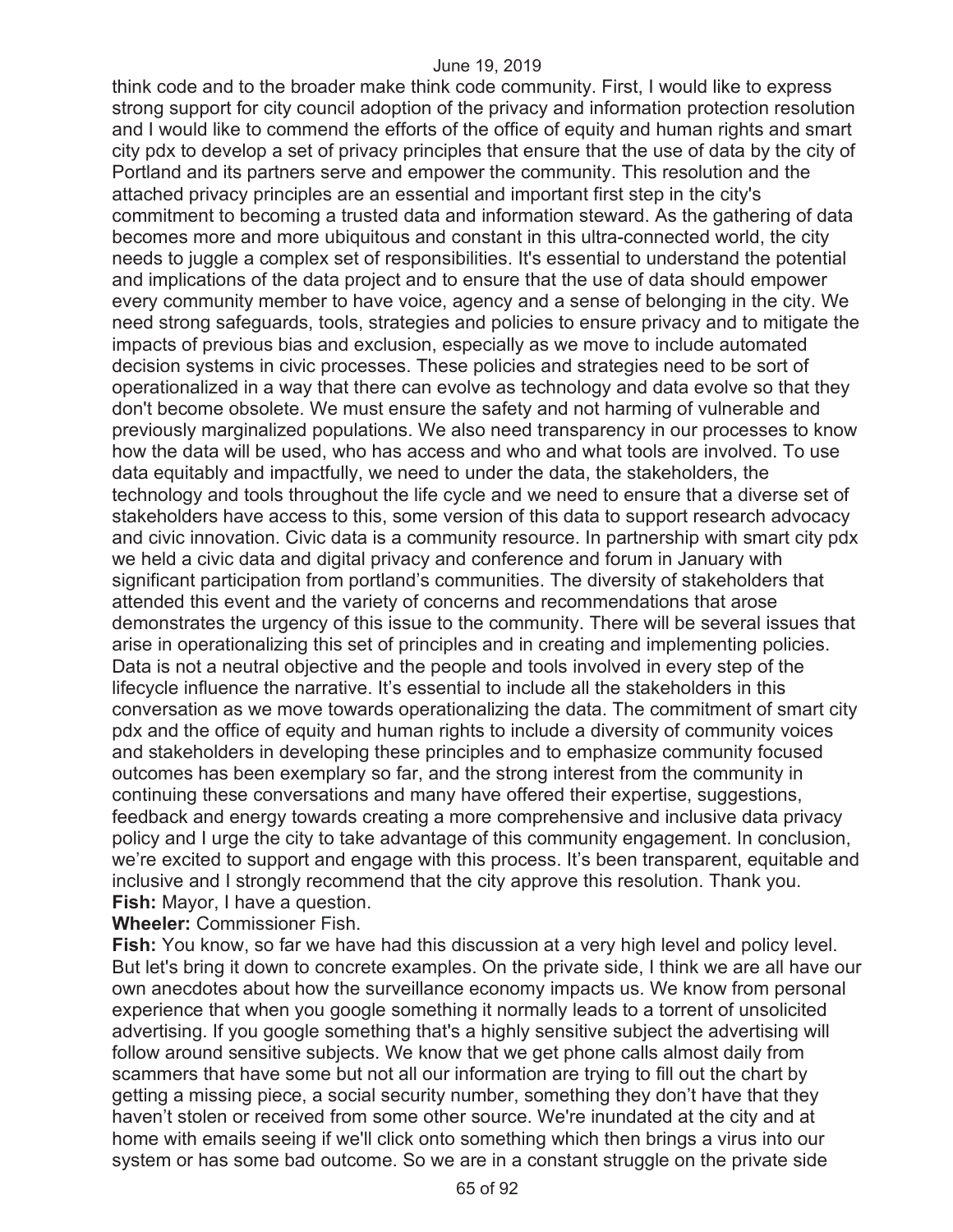think code and to the broader make think code community. First, I would like to express strong support for city council adoption of the privacy and information protection resolution and I would like to commend the efforts of the office of equity and human rights and smart city pdx to develop a set of privacy principles that ensure that the use of data by the city of Portland and its partners serve and empower the community. This resolution and the attached privacy principles are an essential and important first step in the city's commitment to becoming a trusted data and information steward. As the gathering of data becomes more and more ubiquitous and constant in this ultra-connected world, the city needs to juggle a complex set of responsibilities. It's essential to understand the potential and implications of the data project and to ensure that the use of data should empower every community member to have voice, agency and a sense of belonging in the city. We need strong safeguards, tools, strategies and policies to ensure privacy and to mitigate the impacts of previous bias and exclusion, especially as we move to include automated decision systems in civic processes. These policies and strategies need to be sort of operationalized in a way that there can evolve as technology and data evolve so that they don't become obsolete. We must ensure the safety and not harming of vulnerable and previously marginalized populations. We also need transparency in our processes to know how the data will be used, who has access and who and what tools are involved. To use data equitably and impactfully, we need to under the data, the stakeholders, the technology and tools throughout the life cycle and we need to ensure that a diverse set of stakeholders have access to this, some version of this data to support research advocacy and civic innovation. Civic data is a community resource. In partnership with smart city pdx we held a civic data and digital privacy and conference and forum in January with significant participation from portland's communities. The diversity of stakeholders that attended this event and the variety of concerns and recommendations that arose demonstrates the urgency of this issue to the community. There will be several issues that arise in operationalizing this set of principles and in creating and implementing policies. Data is not a neutral objective and the people and tools involved in every step of the lifecycle influence the narrative. It's essential to include all the stakeholders in this conversation as we move towards operationalizing the data. The commitment of smart city pdx and the office of equity and human rights to include a diversity of community voices and stakeholders in developing these principles and to emphasize community focused outcomes has been exemplary so far, and the strong interest from the community in continuing these conversations and many have offered their expertise, suggestions, feedback and energy towards creating a more comprehensive and inclusive data privacy policy and I urge the city to take advantage of this community engagement. In conclusion, we're excited to support and engage with this process. It's been transparent, equitable and inclusive and I strongly recommend that the city approve this resolution. Thank you.

**Fish:** Mayor, I have a question.

**Wheeler:** Commissioner Fish.

**Fish:** You know, so far we have had this discussion at a very high level and policy level. But let's bring it down to concrete examples. On the private side, I think we are all have our own anecdotes about how the surveillance economy impacts us. We know from personal experience that when you google something it normally leads to a torrent of unsolicited advertising. If you google something that's a highly sensitive subject the advertising will follow around sensitive subjects. We know that we get phone calls almost daily from scammers that have some but not all our information are trying to fill out the chart by getting a missing piece, a social security number, something they don't have that they haven't stolen or received from some other source. We're inundated at the city and at home with emails seeing if we'll click onto something which then brings a virus into our system or has some bad outcome. So we are in a constant struggle on the private side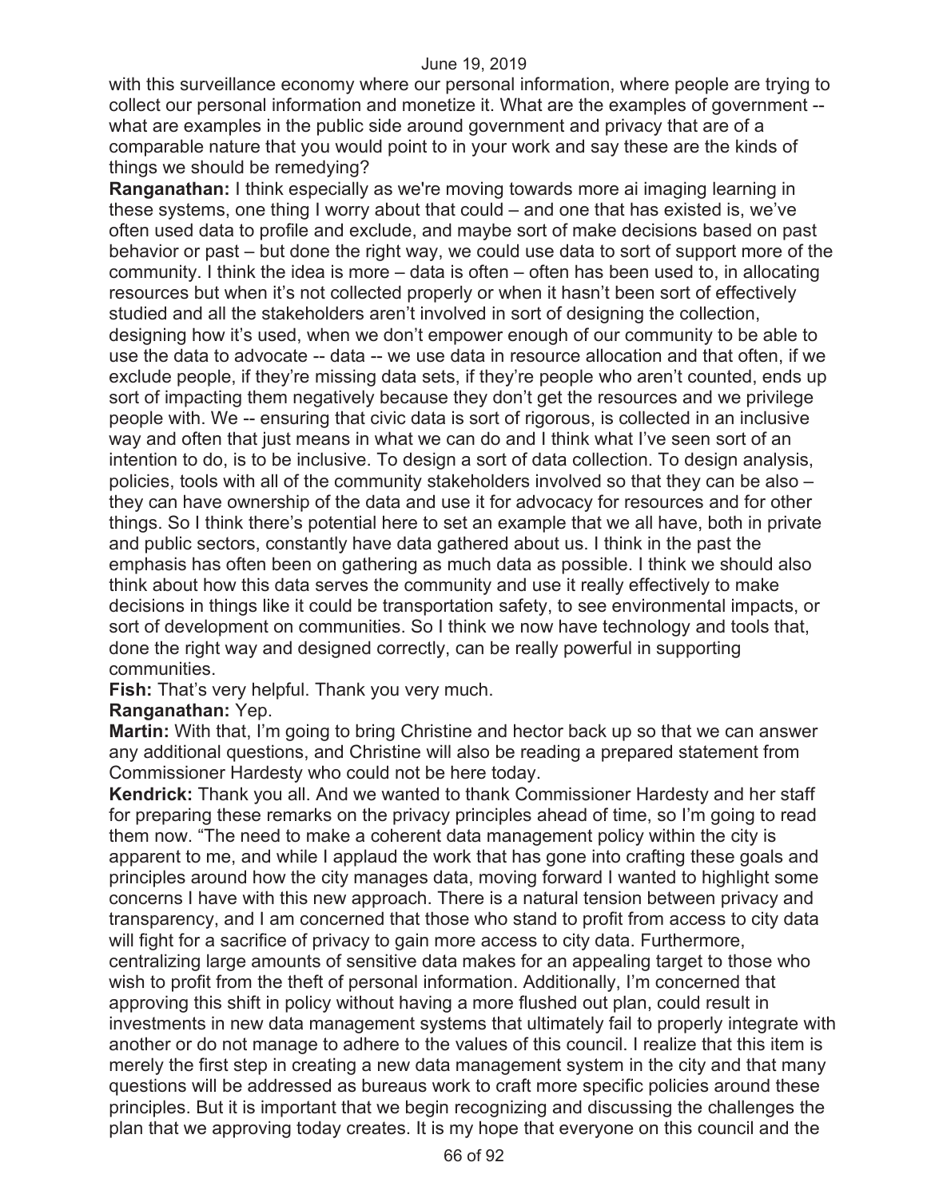with this surveillance economy where our personal information, where people are trying to collect our personal information and monetize it. What are the examples of government -- what are examples in the public side around government and privacy that are of a comparable nature that you would point to in your work and say these are the kinds of things we should be remedying?

**Ranganathan:** I think especially as we're moving towards more ai imaging learning in these systems, one thing I worry about that could – and one that has existed is, we've often used data to profile and exclude, and maybe sort of make decisions based on past behavior or past – but done the right way, we could use data to sort of support more of the community. I think the idea is more – data is often – often has been used to, in allocating resources but when it's not collected properly or when it hasn't been sort of effectively studied and all the stakeholders aren't involved in sort of designing the collection, designing how it's used, when we don't empower enough of our community to be able to use the data to advocate -- data -- we use data in resource allocation and that often, if we exclude people, if they're missing data sets, if they're people who aren't counted, ends up sort of impacting them negatively because they don't get the resources and we privilege people with. We -- ensuring that civic data is sort of rigorous, is collected in an inclusive way and often that just means in what we can do and I think what I've seen sort of an intention to do, is to be inclusive. To design a sort of data collection. To design analysis, policies, tools with all of the community stakeholders involved so that they can be also – they can have ownership of the data and use it for advocacy for resources and for other things. So I think there's potential here to set an example that we all have, both in private and public sectors, constantly have data gathered about us. I think in the past the emphasis has often been on gathering as much data as possible. I think we should also think about how this data serves the community and use it really effectively to make decisions in things like it could be transportation safety, to see environmental impacts, or sort of development on communities. So I think we now have technology and tools that, done the right way and designed correctly, can be really powerful in supporting communities.

**Fish:** That's very helpful. Thank you very much.

**Ranganathan:** Yep.

**Martin:** With that, I'm going to bring Christine and hector back up so that we can answer any additional questions, and Christine will also be reading a prepared statement from Commissioner Hardesty who could not be here today.

**Kendrick:** Thank you all. And we wanted to thank Commissioner Hardesty and her staff for preparing these remarks on the privacy principles ahead of time, so I'm going to read them now. "The need to make a coherent data management policy within the city is apparent to me, and while I applaud the work that has gone into crafting these goals and principles around how the city manages data, moving forward I wanted to highlight some concerns I have with this new approach. There is a natural tension between privacy and transparency, and I am concerned that those who stand to profit from access to city data will fight for a sacrifice of privacy to gain more access to city data. Furthermore, centralizing large amounts of sensitive data makes for an appealing target to those who wish to profit from the theft of personal information. Additionally, I'm concerned that approving this shift in policy without having a more flushed out plan, could result in investments in new data management systems that ultimately fail to properly integrate with another or do not manage to adhere to the values of this council. I realize that this item is merely the first step in creating a new data management system in the city and that many questions will be addressed as bureaus work to craft more specific policies around these principles. But it is important that we begin recognizing and discussing the challenges the plan that we approving today creates. It is my hope that everyone on this council and the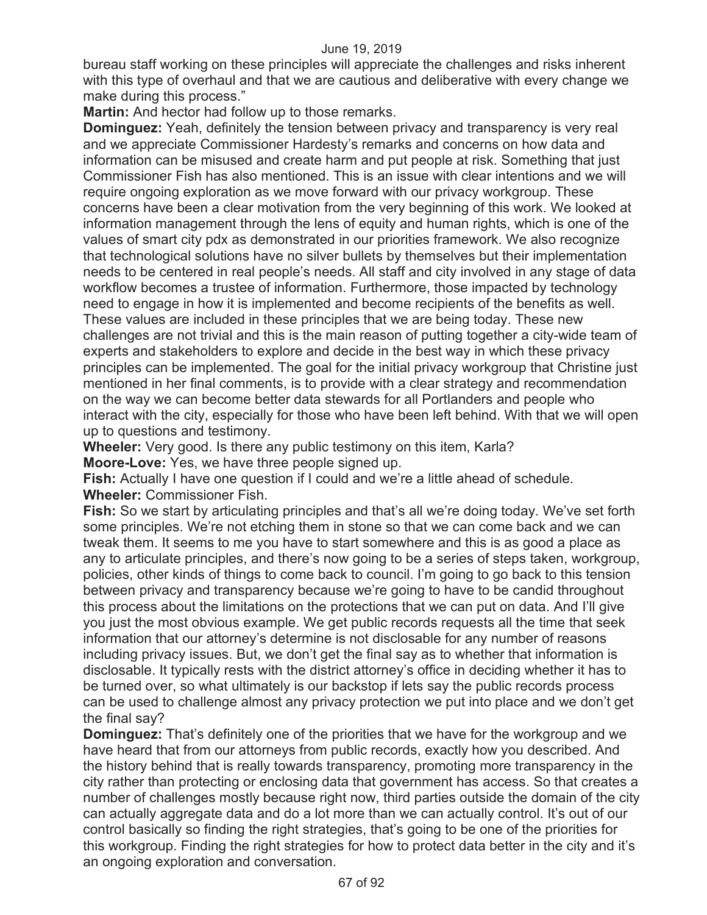bureau staff working on these principles will appreciate the challenges and risks inherent with this type of overhaul and that we are cautious and deliberative with every change we make during this process."

**Martin:** And hector had follow up to those remarks.

**Dominguez:** Yeah, definitely the tension between privacy and transparency is very real and we appreciate Commissioner Hardesty's remarks and concerns on how data and information can be misused and create harm and put people at risk. Something that just Commissioner Fish has also mentioned. This is an issue with clear intentions and we will require ongoing exploration as we move forward with our privacy workgroup. These concerns have been a clear motivation from the very beginning of this work. We looked at information management through the lens of equity and human rights, which is one of the values of smart city pdx as demonstrated in our priorities framework. We also recognize that technological solutions have no silver bullets by themselves but their implementation needs to be centered in real people's needs. All staff and city involved in any stage of data workflow becomes a trustee of information. Furthermore, those impacted by technology need to engage in how it is implemented and become recipients of the benefits as well. These values are included in these principles that we are being today. These new challenges are not trivial and this is the main reason of putting together a city-wide team of experts and stakeholders to explore and decide in the best way in which these privacy principles can be implemented. The goal for the initial privacy workgroup that Christine just mentioned in her final comments, is to provide with a clear strategy and recommendation on the way we can become better data stewards for all Portlanders and people who interact with the city, especially for those who have been left behind. With that we will open up to questions and testimony.

**Wheeler:** Very good. Is there any public testimony on this item, Karla?

**Moore-Love:** Yes, we have three people signed up.

**Fish:** Actually I have one question if I could and we're a little ahead of schedule.

**Wheeler:** Commissioner Fish.

**Fish:** So we start by articulating principles and that's all we're doing today. We've set forth some principles. We're not etching them in stone so that we can come back and we can tweak them. It seems to me you have to start somewhere and this is as good a place as any to articulate principles, and there's now going to be a series of steps taken, workgroup, policies, other kinds of things to come back to council. I'm going to go back to this tension between privacy and transparency because we're going to have to be candid throughout this process about the limitations on the protections that we can put on data. And I'll give you just the most obvious example. We get public records requests all the time that seek information that our attorney's determine is not disclosable for any number of reasons including privacy issues. But, we don't get the final say as to whether that information is disclosable. It typically rests with the district attorney's office in deciding whether it has to be turned over, so what ultimately is our backstop if lets say the public records process can be used to challenge almost any privacy protection we put into place and we don't get the final say?

**Dominguez:** That's definitely one of the priorities that we have for the workgroup and we have heard that from our attorneys from public records, exactly how you described. And the history behind that is really towards transparency, promoting more transparency in the city rather than protecting or enclosing data that government has access. So that creates a number of challenges mostly because right now, third parties outside the domain of the city can actually aggregate data and do a lot more than we can actually control. It's out of our control basically so finding the right strategies, that's going to be one of the priorities for this workgroup. Finding the right strategies for how to protect data better in the city and it's an ongoing exploration and conversation.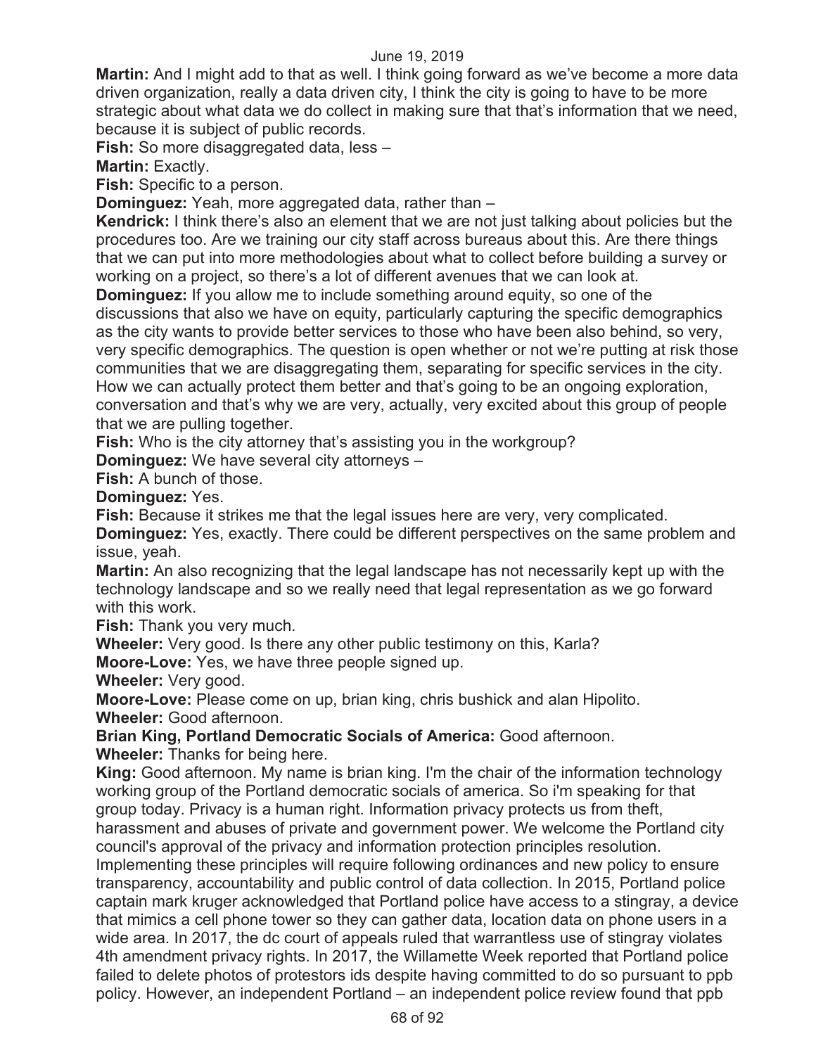**Martin:** And I might add to that as well. I think going forward as we've become a more data driven organization, really a data driven city, I think the city is going to have to be more strategic about what data we do collect in making sure that that's information that we need, because it is subject of public records.

**Fish:** So more disaggregated data, less –

**Martin:** Exactly.

**Fish:** Specific to a person.

**Dominguez:** Yeah, more aggregated data, rather than –

**Kendrick:** I think there's also an element that we are not just talking about policies but the procedures too. Are we training our city staff across bureaus about this. Are there things that we can put into more methodologies about what to collect before building a survey or working on a project, so there's a lot of different avenues that we can look at.

**Dominguez:** If you allow me to include something around equity, so one of the discussions that also we have on equity, particularly capturing the specific demographics as the city wants to provide better services to those who have been also behind, so very, very specific demographics. The question is open whether or not we're putting at risk those communities that we are disaggregating them, separating for specific services in the city. How we can actually protect them better and that's going to be an ongoing exploration, conversation and that's why we are very, actually, very excited about this group of people that we are pulling together.

**Fish:** Who is the city attorney that's assisting you in the workgroup?

**Dominguez:** We have several city attorneys –

**Fish:** A bunch of those.

**Dominguez:** Yes.

**Fish:** Because it strikes me that the legal issues here are very, very complicated.

**Dominguez:** Yes, exactly. There could be different perspectives on the same problem and issue, yeah.

**Martin:** An also recognizing that the legal landscape has not necessarily kept up with the technology landscape and so we really need that legal representation as we go forward with this work.

**Fish:** Thank you very much.

**Wheeler:** Very good. Is there any other public testimony on this, Karla?

**Moore-Love:** Yes, we have three people signed up.

**Wheeler:** Very good.

**Moore-Love:** Please come on up, brian king, chris bushick and alan Hipolito.

**Wheeler:** Good afternoon.

**Brian King, Portland Democratic Socials of America:** Good afternoon.

**Wheeler:** Thanks for being here.

**King:** Good afternoon. My name is brian king. I'm the chair of the information technology working group of the Portland democratic socials of america. So i'm speaking for that group today. Privacy is a human right. Information privacy protects us from theft, harassment and abuses of private and government power. We welcome the Portland city council's approval of the privacy and information protection principles resolution. Implementing these principles will require following ordinances and new policy to ensure transparency, accountability and public control of data collection. In 2015, Portland police captain mark kruger acknowledged that Portland police have access to a stingray, a device that mimics a cell phone tower so they can gather data, location data on phone users in a wide area. In 2017, the dc court of appeals ruled that warrantless use of stingray violates 4th amendment privacy rights. In 2017, the Willamette Week reported that Portland police failed to delete photos of protestors ids despite having committed to do so pursuant to ppb policy. However, an independent Portland – an independent police review found that ppb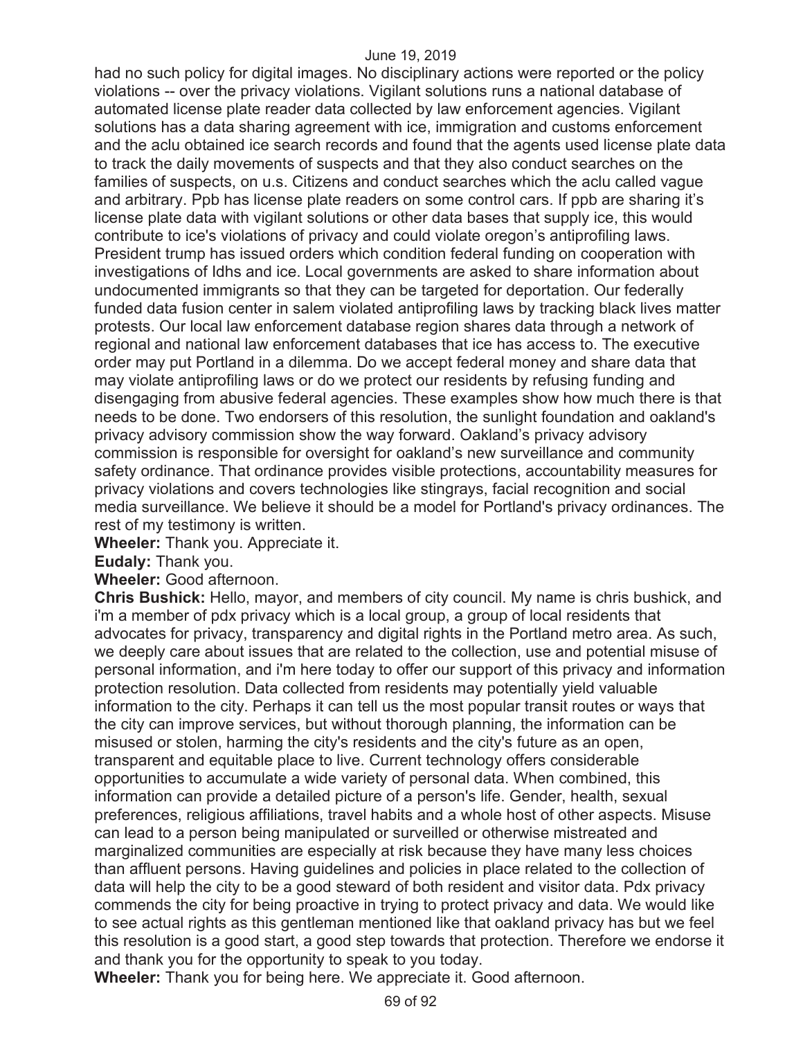had no such policy for digital images. No disciplinary actions were reported or the policy violations -- over the privacy violations. Vigilant solutions runs a national database of automated license plate reader data collected by law enforcement agencies. Vigilant solutions has a data sharing agreement with ice, immigration and customs enforcement and the aclu obtained ice search records and found that the agents used license plate data to track the daily movements of suspects and that they also conduct searches on the families of suspects, on u.s. Citizens and conduct searches which the aclu called vague and arbitrary. Ppb has license plate readers on some control cars. If ppb are sharing it's license plate data with vigilant solutions or other data bases that supply ice, this would contribute to ice's violations of privacy and could violate oregon's antiprofiling laws. President trump has issued orders which condition federal funding on cooperation with investigations of ldhs and ice. Local governments are asked to share information about undocumented immigrants so that they can be targeted for deportation. Our federally funded data fusion center in salem violated antiprofiling laws by tracking black lives matter protests. Our local law enforcement database region shares data through a network of regional and national law enforcement databases that ice has access to. The executive order may put Portland in a dilemma. Do we accept federal money and share data that may violate antiprofiling laws or do we protect our residents by refusing funding and disengaging from abusive federal agencies. These examples show how much there is that needs to be done. Two endorsers of this resolution, the sunlight foundation and oakland's privacy advisory commission show the way forward. Oakland's privacy advisory commission is responsible for oversight for oakland's new surveillance and community safety ordinance. That ordinance provides visible protections, accountability measures for privacy violations and covers technologies like stingrays, facial recognition and social media surveillance. We believe it should be a model for Portland's privacy ordinances. The rest of my testimony is written.

**Wheeler:** Thank you. Appreciate it.

**Eudaly:** Thank you.

**Wheeler:** Good afternoon.

**Chris Bushick:** Hello, mayor, and members of city council. My name is chris bushick, and i'm a member of pdx privacy which is a local group, a group of local residents that advocates for privacy, transparency and digital rights in the Portland metro area. As such, we deeply care about issues that are related to the collection, use and potential misuse of personal information, and i'm here today to offer our support of this privacy and information protection resolution. Data collected from residents may potentially yield valuable information to the city. Perhaps it can tell us the most popular transit routes or ways that the city can improve services, but without thorough planning, the information can be misused or stolen, harming the city's residents and the city's future as an open, transparent and equitable place to live. Current technology offers considerable opportunities to accumulate a wide variety of personal data. When combined, this information can provide a detailed picture of a person's life. Gender, health, sexual preferences, religious affiliations, travel habits and a whole host of other aspects. Misuse can lead to a person being manipulated or surveilled or otherwise mistreated and marginalized communities are especially at risk because they have many less choices than affluent persons. Having guidelines and policies in place related to the collection of data will help the city to be a good steward of both resident and visitor data. Pdx privacy commends the city for being proactive in trying to protect privacy and data. We would like to see actual rights as this gentleman mentioned like that oakland privacy has but we feel this resolution is a good start, a good step towards that protection. Therefore we endorse it and thank you for the opportunity to speak to you today.

**Wheeler:** Thank you for being here. We appreciate it. Good afternoon.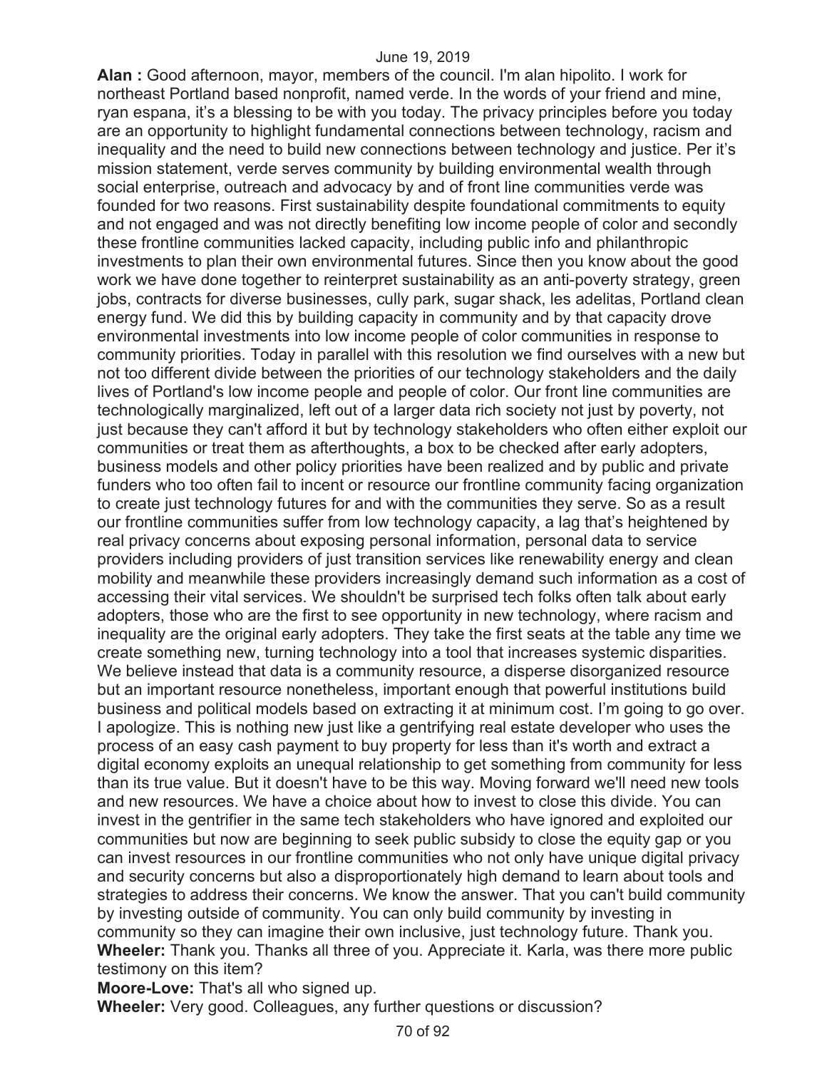**Alan :** Good afternoon, mayor, members of the council. I'm alan hipolito. I work for northeast Portland based nonprofit, named verde. In the words of your friend and mine, ryan espana, it's a blessing to be with you today. The privacy principles before you today are an opportunity to highlight fundamental connections between technology, racism and inequality and the need to build new connections between technology and justice. Per it's mission statement, verde serves community by building environmental wealth through social enterprise, outreach and advocacy by and of front line communities verde was founded for two reasons. First sustainability despite foundational commitments to equity and not engaged and was not directly benefiting low income people of color and secondly these frontline communities lacked capacity, including public info and philanthropic investments to plan their own environmental futures. Since then you know about the good work we have done together to reinterpret sustainability as an anti-poverty strategy, green jobs, contracts for diverse businesses, cully park, sugar shack, les adelitas, Portland clean energy fund. We did this by building capacity in community and by that capacity drove environmental investments into low income people of color communities in response to community priorities. Today in parallel with this resolution we find ourselves with a new but not too different divide between the priorities of our technology stakeholders and the daily lives of Portland's low income people and people of color. Our front line communities are technologically marginalized, left out of a larger data rich society not just by poverty, not just because they can't afford it but by technology stakeholders who often either exploit our communities or treat them as afterthoughts, a box to be checked after early adopters, business models and other policy priorities have been realized and by public and private funders who too often fail to incent or resource our frontline community facing organization to create just technology futures for and with the communities they serve. So as a result our frontline communities suffer from low technology capacity, a lag that's heightened by real privacy concerns about exposing personal information, personal data to service providers including providers of just transition services like renewability energy and clean mobility and meanwhile these providers increasingly demand such information as a cost of accessing their vital services. We shouldn't be surprised tech folks often talk about early adopters, those who are the first to see opportunity in new technology, where racism and inequality are the original early adopters. They take the first seats at the table any time we create something new, turning technology into a tool that increases systemic disparities. We believe instead that data is a community resource, a disperse disorganized resource but an important resource nonetheless, important enough that powerful institutions build business and political models based on extracting it at minimum cost. I'm going to go over. I apologize. This is nothing new just like a gentrifying real estate developer who uses the process of an easy cash payment to buy property for less than it's worth and extract a digital economy exploits an unequal relationship to get something from community for less than its true value. But it doesn't have to be this way. Moving forward we'll need new tools and new resources. We have a choice about how to invest to close this divide. You can invest in the gentrifier in the same tech stakeholders who have ignored and exploited our communities but now are beginning to seek public subsidy to close the equity gap or you can invest resources in our frontline communities who not only have unique digital privacy and security concerns but also a disproportionately high demand to learn about tools and strategies to address their concerns. We know the answer. That you can't build community by investing outside of community. You can only build community by investing in community so they can imagine their own inclusive, just technology future. Thank you.

**Wheeler:** Thank you. Thanks all three of you. Appreciate it. Karla, was there more public testimony on this item?

**Moore-Love:** That's all who signed up.

**Wheeler:** Very good. Colleagues, any further questions or discussion?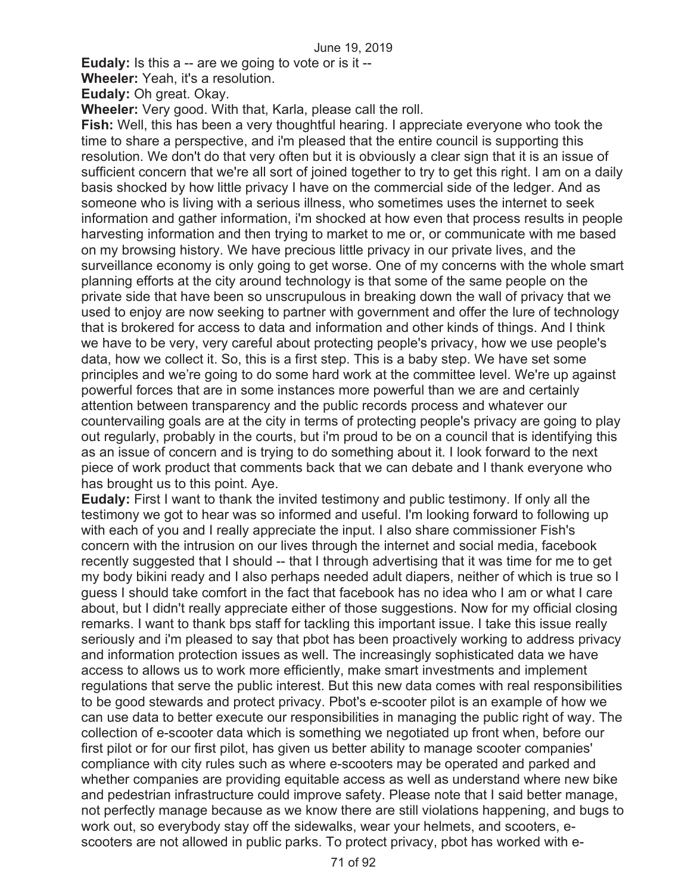**Eudaly:** Is this a -- are we going to vote or is it --

**Wheeler:** Yeah, it's a resolution.

**Eudaly:** Oh great. Okay.

**Wheeler:** Very good. With that, Karla, please call the roll.

**Fish:** Well, this has been a very thoughtful hearing. I appreciate everyone who took the time to share a perspective, and i'm pleased that the entire council is supporting this resolution. We don't do that very often but it is obviously a clear sign that it is an issue of sufficient concern that we're all sort of joined together to try to get this right. I am on a daily basis shocked by how little privacy I have on the commercial side of the ledger. And as someone who is living with a serious illness, who sometimes uses the internet to seek information and gather information, i'm shocked at how even that process results in people harvesting information and then trying to market to me or, or communicate with me based on my browsing history. We have precious little privacy in our private lives, and the surveillance economy is only going to get worse. One of my concerns with the whole smart planning efforts at the city around technology is that some of the same people on the private side that have been so unscrupulous in breaking down the wall of privacy that we used to enjoy are now seeking to partner with government and offer the lure of technology that is brokered for access to data and information and other kinds of things. And I think we have to be very, very careful about protecting people's privacy, how we use people's data, how we collect it. So, this is a first step. This is a baby step. We have set some principles and we're going to do some hard work at the committee level. We're up against powerful forces that are in some instances more powerful than we are and certainly attention between transparency and the public records process and whatever our countervailing goals are at the city in terms of protecting people's privacy are going to play out regularly, probably in the courts, but i'm proud to be on a council that is identifying this as an issue of concern and is trying to do something about it. I look forward to the next piece of work product that comments back that we can debate and I thank everyone who has brought us to this point. Aye.

**Eudaly:** First I want to thank the invited testimony and public testimony. If only all the testimony we got to hear was so informed and useful. I'm looking forward to following up with each of you and I really appreciate the input. I also share commissioner Fish's concern with the intrusion on our lives through the internet and social media, facebook recently suggested that I should -- that I through advertising that it was time for me to get my body bikini ready and I also perhaps needed adult diapers, neither of which is true so I guess I should take comfort in the fact that facebook has no idea who I am or what I care about, but I didn't really appreciate either of those suggestions. Now for my official closing remarks. I want to thank bps staff for tackling this important issue. I take this issue really seriously and i'm pleased to say that pbot has been proactively working to address privacy and information protection issues as well. The increasingly sophisticated data we have access to allows us to work more efficiently, make smart investments and implement regulations that serve the public interest. But this new data comes with real responsibilities to be good stewards and protect privacy. Pbot's e-scooter pilot is an example of how we can use data to better execute our responsibilities in managing the public right of way. The collection of e-scooter data which is something we negotiated up front when, before our first pilot or for our first pilot, has given us better ability to manage scooter companies' compliance with city rules such as where e-scooters may be operated and parked and whether companies are providing equitable access as well as understand where new bike and pedestrian infrastructure could improve safety. Please note that I said better manage, not perfectly manage because as we know there are still violations happening, and bugs to work out, so everybody stay off the sidewalks, wear your helmets, and scooters, e-scooters are not allowed in public parks. To protect privacy, pbot has worked with e-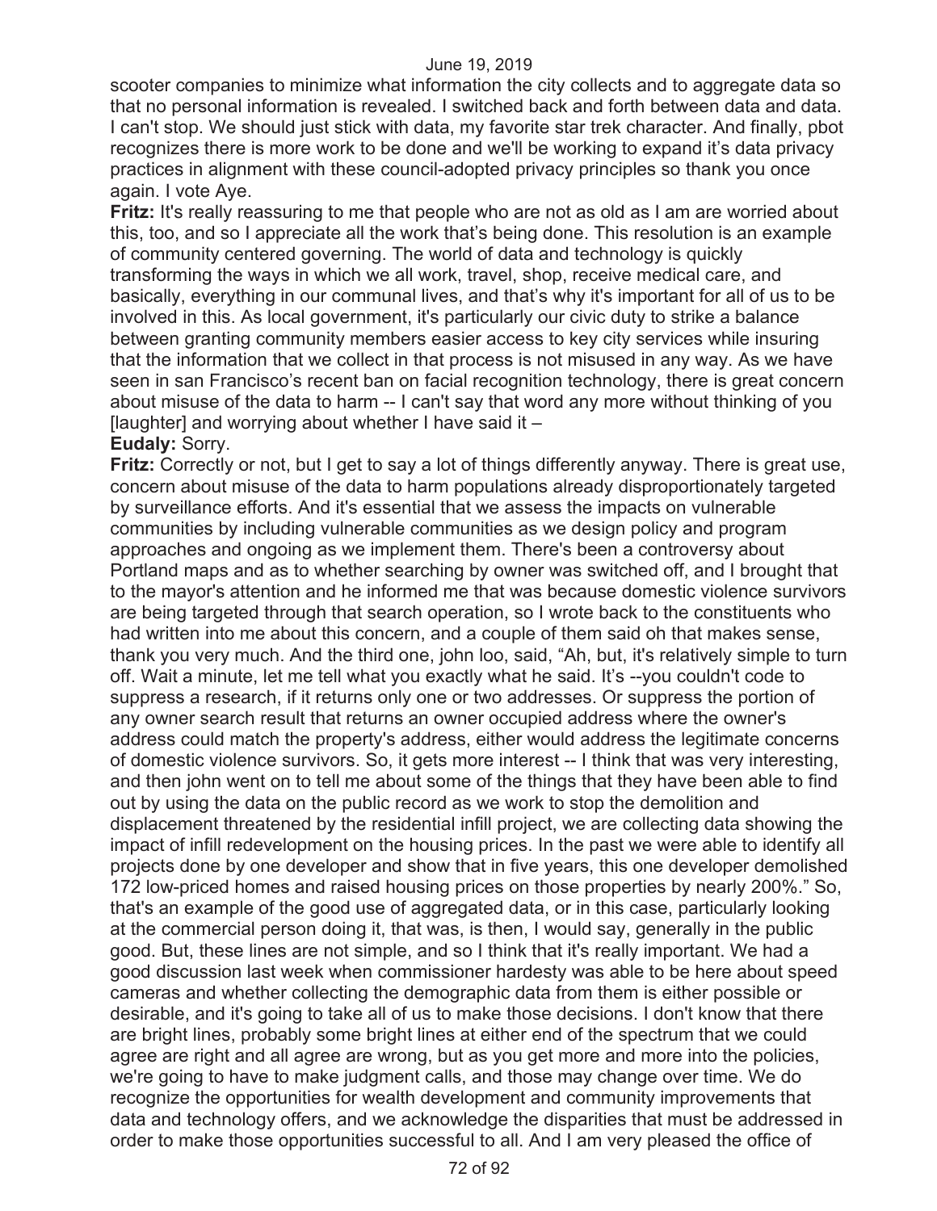scooter companies to minimize what information the city collects and to aggregate data so that no personal information is revealed. I switched back and forth between data and data. I can't stop. We should just stick with data, my favorite star trek character. And finally, pbot recognizes there is more work to be done and we'll be working to expand it's data privacy practices in alignment with these council-adopted privacy principles so thank you once again. I vote Aye.

**Fritz:** It's really reassuring to me that people who are not as old as I am are worried about this, too, and so I appreciate all the work that's being done. This resolution is an example of community centered governing. The world of data and technology is quickly transforming the ways in which we all work, travel, shop, receive medical care, and basically, everything in our communal lives, and that's why it's important for all of us to be involved in this. As local government, it's particularly our civic duty to strike a balance between granting community members easier access to key city services while insuring that the information that we collect in that process is not misused in any way. As we have seen in san Francisco's recent ban on facial recognition technology, there is great concern about misuse of the data to harm -- I can't say that word any more without thinking of you [laughter] and worrying about whether I have said it –

**Eudaly:** Sorry.

**Fritz:** Correctly or not, but I get to say a lot of things differently anyway. There is great use, concern about misuse of the data to harm populations already disproportionately targeted by surveillance efforts. And it's essential that we assess the impacts on vulnerable communities by including vulnerable communities as we design policy and program approaches and ongoing as we implement them. There's been a controversy about Portland maps and as to whether searching by owner was switched off, and I brought that to the mayor's attention and he informed me that was because domestic violence survivors are being targeted through that search operation, so I wrote back to the constituents who had written into me about this concern, and a couple of them said oh that makes sense, thank you very much. And the third one, john loo, said, "Ah, but, it's relatively simple to turn off. Wait a minute, let me tell what you exactly what he said. It's --you couldn't code to suppress a research, if it returns only one or two addresses. Or suppress the portion of any owner search result that returns an owner occupied address where the owner's address could match the property's address, either would address the legitimate concerns of domestic violence survivors. So, it gets more interest -- I think that was very interesting, and then john went on to tell me about some of the things that they have been able to find out by using the data on the public record as we work to stop the demolition and displacement threatened by the residential infill project, we are collecting data showing the impact of infill redevelopment on the housing prices. In the past we were able to identify all projects done by one developer and show that in five years, this one developer demolished 172 low-priced homes and raised housing prices on those properties by nearly 200%." So, that's an example of the good use of aggregated data, or in this case, particularly looking at the commercial person doing it, that was, is then, I would say, generally in the public good. But, these lines are not simple, and so I think that it's really important. We had a good discussion last week when commissioner hardesty was able to be here about speed cameras and whether collecting the demographic data from them is either possible or desirable, and it's going to take all of us to make those decisions. I don't know that there are bright lines, probably some bright lines at either end of the spectrum that we could agree are right and all agree are wrong, but as you get more and more into the policies, we're going to have to make judgment calls, and those may change over time. We do recognize the opportunities for wealth development and community improvements that data and technology offers, and we acknowledge the disparities that must be addressed in order to make those opportunities successful to all. And I am very pleased the office of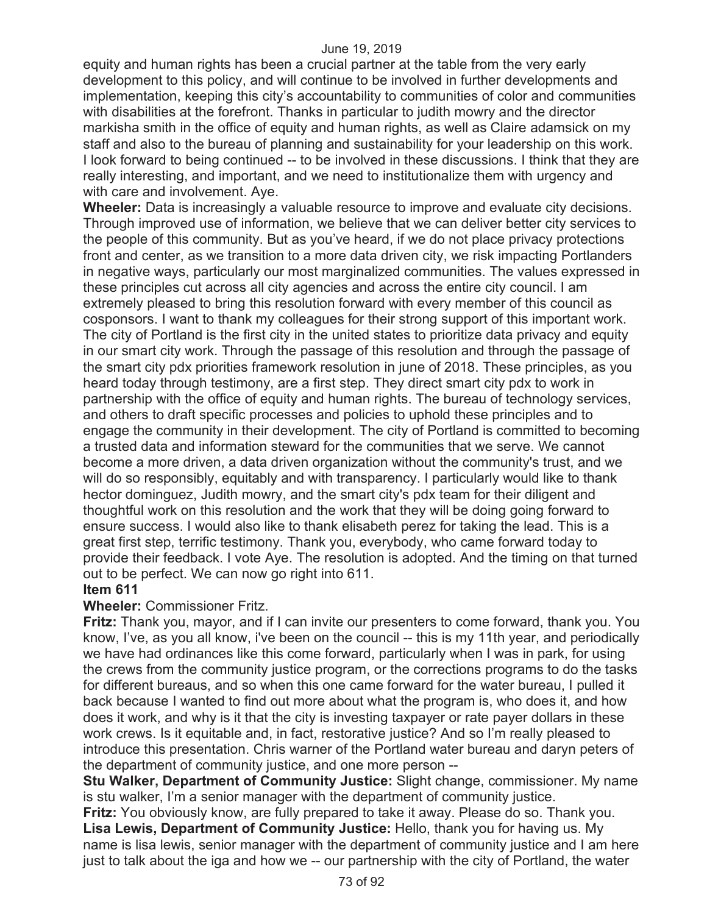equity and human rights has been a crucial partner at the table from the very early development to this policy, and will continue to be involved in further developments and implementation, keeping this city's accountability to communities of color and communities with disabilities at the forefront. Thanks in particular to judith mowry and the director markisha smith in the office of equity and human rights, as well as Claire adamsick on my staff and also to the bureau of planning and sustainability for your leadership on this work. I look forward to being continued -- to be involved in these discussions. I think that they are really interesting, and important, and we need to institutionalize them with urgency and with care and involvement. Aye.

**Wheeler:** Data is increasingly a valuable resource to improve and evaluate city decisions. Through improved use of information, we believe that we can deliver better city services to the people of this community. But as you've heard, if we do not place privacy protections front and center, as we transition to a more data driven city, we risk impacting Portlanders in negative ways, particularly our most marginalized communities. The values expressed in these principles cut across all city agencies and across the entire city council. I am extremely pleased to bring this resolution forward with every member of this council as cosponsors. I want to thank my colleagues for their strong support of this important work. The city of Portland is the first city in the united states to prioritize data privacy and equity in our smart city work. Through the passage of this resolution and through the passage of the smart city pdx priorities framework resolution in june of 2018. These principles, as you heard today through testimony, are a first step. They direct smart city pdx to work in partnership with the office of equity and human rights. The bureau of technology services, and others to draft specific processes and policies to uphold these principles and to engage the community in their development. The city of Portland is committed to becoming a trusted data and information steward for the communities that we serve. We cannot become a more driven, a data driven organization without the community's trust, and we will do so responsibly, equitably and with transparency. I particularly would like to thank hector dominguez, Judith mowry, and the smart city's pdx team for their diligent and thoughtful work on this resolution and the work that they will be doing going forward to ensure success. I would also like to thank elisabeth perez for taking the lead. This is a great first step, terrific testimony. Thank you, everybody, who came forward today to provide their feedback. I vote Aye. The resolution is adopted. And the timing on that turned out to be perfect. We can now go right into 611.

**Item 611**

**Wheeler:** Commissioner Fritz.

**Fritz:** Thank you, mayor, and if I can invite our presenters to come forward, thank you. You know, I've, as you all know, i've been on the council -- this is my 11th year, and periodically we have had ordinances like this come forward, particularly when I was in park, for using the crews from the community justice program, or the corrections programs to do the tasks for different bureaus, and so when this one came forward for the water bureau, I pulled it back because I wanted to find out more about what the program is, who does it, and how does it work, and why is it that the city is investing taxpayer or rate payer dollars in these work crews. Is it equitable and, in fact, restorative justice? And so I'm really pleased to introduce this presentation. Chris warner of the Portland water bureau and daryn peters of the department of community justice, and one more person --

**Stu Walker, Department of Community Justice:** Slight change, commissioner. My name is stu walker, I'm a senior manager with the department of community justice.

**Fritz:** You obviously know, are fully prepared to take it away. Please do so. Thank you.

**Lisa Lewis, Department of Community Justice:** Hello, thank you for having us. My name is lisa lewis, senior manager with the department of community justice and I am here just to talk about the iga and how we -- our partnership with the city of Portland, the water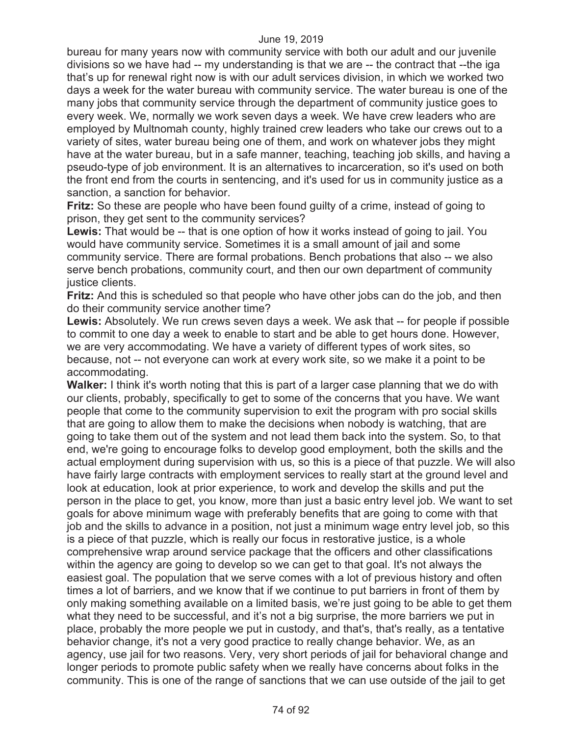bureau for many years now with community service with both our adult and our juvenile divisions so we have had -- my understanding is that we are -- the contract that --the iga that's up for renewal right now is with our adult services division, in which we worked two days a week for the water bureau with community service. The water bureau is one of the many jobs that community service through the department of community justice goes to every week. We, normally we work seven days a week. We have crew leaders who are employed by Multnomah county, highly trained crew leaders who take our crews out to a variety of sites, water bureau being one of them, and work on whatever jobs they might have at the water bureau, but in a safe manner, teaching, teaching job skills, and having a pseudo-type of job environment. It is an alternatives to incarceration, so it's used on both the front end from the courts in sentencing, and it's used for us in community justice as a sanction, a sanction for behavior.

**Fritz:** So these are people who have been found guilty of a crime, instead of going to prison, they get sent to the community services?

**Lewis:** That would be -- that is one option of how it works instead of going to jail. You would have community service. Sometimes it is a small amount of jail and some community service. There are formal probations. Bench probations that also -- we also serve bench probations, community court, and then our own department of community justice clients.

**Fritz:** And this is scheduled so that people who have other jobs can do the job, and then do their community service another time?

**Lewis:** Absolutely. We run crews seven days a week. We ask that -- for people if possible to commit to one day a week to enable to start and be able to get hours done. However, we are very accommodating. We have a variety of different types of work sites, so because, not -- not everyone can work at every work site, so we make it a point to be accommodating.

**Walker:** I think it's worth noting that this is part of a larger case planning that we do with our clients, probably, specifically to get to some of the concerns that you have. We want people that come to the community supervision to exit the program with pro social skills that are going to allow them to make the decisions when nobody is watching, that are going to take them out of the system and not lead them back into the system. So, to that end, we're going to encourage folks to develop good employment, both the skills and the actual employment during supervision with us, so this is a piece of that puzzle. We will also have fairly large contracts with employment services to really start at the ground level and look at education, look at prior experience, to work and develop the skills and put the person in the place to get, you know, more than just a basic entry level job. We want to set goals for above minimum wage with preferably benefits that are going to come with that job and the skills to advance in a position, not just a minimum wage entry level job, so this is a piece of that puzzle, which is really our focus in restorative justice, is a whole comprehensive wrap around service package that the officers and other classifications within the agency are going to develop so we can get to that goal. It's not always the easiest goal. The population that we serve comes with a lot of previous history and often times a lot of barriers, and we know that if we continue to put barriers in front of them by only making something available on a limited basis, we're just going to be able to get them what they need to be successful, and it's not a big surprise, the more barriers we put in place, probably the more people we put in custody, and that's, that's really, as a tentative behavior change, it's not a very good practice to really change behavior. We, as an agency, use jail for two reasons. Very, very short periods of jail for behavioral change and longer periods to promote public safety when we really have concerns about folks in the community. This is one of the range of sanctions that we can use outside of the jail to get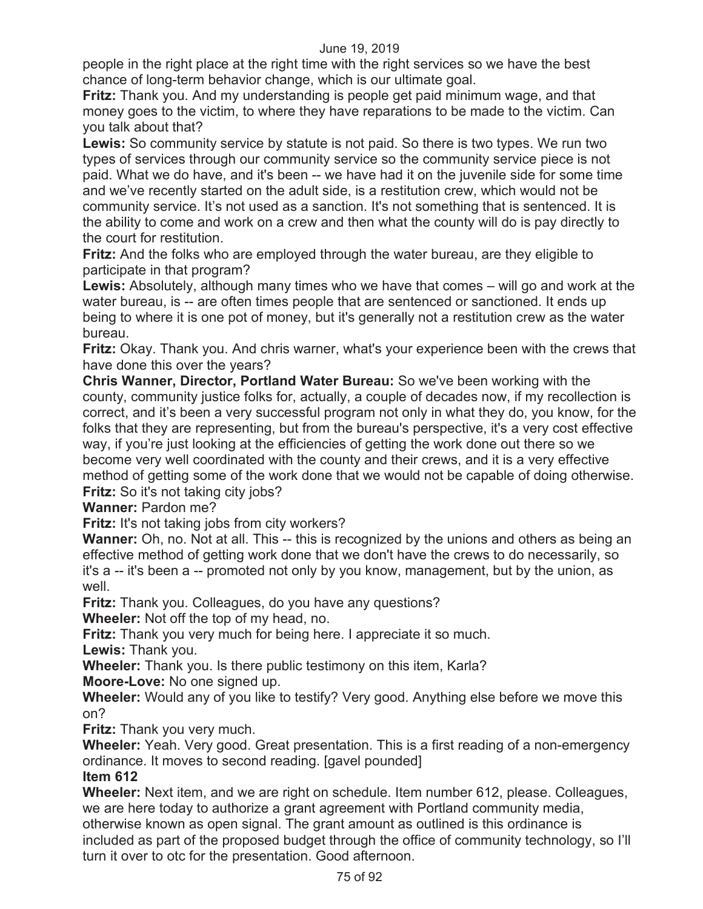people in the right place at the right time with the right services so we have the best chance of long-term behavior change, which is our ultimate goal.

**Fritz:** Thank you. And my understanding is people get paid minimum wage, and that money goes to the victim, to where they have reparations to be made to the victim. Can you talk about that?

**Lewis:** So community service by statute is not paid. So there is two types. We run two types of services through our community service so the community service piece is not paid. What we do have, and it's been -- we have had it on the juvenile side for some time and we've recently started on the adult side, is a restitution crew, which would not be community service. It's not used as a sanction. It's not something that is sentenced. It is the ability to come and work on a crew and then what the county will do is pay directly to the court for restitution.

**Fritz:** And the folks who are employed through the water bureau, are they eligible to participate in that program?

**Lewis:** Absolutely, although many times who we have that comes – will go and work at the water bureau, is -- are often times people that are sentenced or sanctioned. It ends up being to where it is one pot of money, but it's generally not a restitution crew as the water bureau.

**Fritz:** Okay. Thank you. And chris warner, what's your experience been with the crews that have done this over the years?

**Chris Wanner, Director, Portland Water Bureau:** So we've been working with the county, community justice folks for, actually, a couple of decades now, if my recollection is correct, and it's been a very successful program not only in what they do, you know, for the folks that they are representing, but from the bureau's perspective, it's a very cost effective way, if you're just looking at the efficiencies of getting the work done out there so we become very well coordinated with the county and their crews, and it is a very effective method of getting some of the work done that we would not be capable of doing otherwise.

**Fritz:** So it's not taking city jobs?

**Wanner:** Pardon me?

**Fritz:** It's not taking jobs from city workers?

**Wanner:** Oh, no. Not at all. This -- this is recognized by the unions and others as being an effective method of getting work done that we don't have the crews to do necessarily, so it's a -- it's been a -- promoted not only by you know, management, but by the union, as well.

**Fritz:** Thank you. Colleagues, do you have any questions?

**Wheeler:** Not off the top of my head, no.

**Fritz:** Thank you very much for being here. I appreciate it so much.

**Lewis:** Thank you.

**Wheeler:** Thank you. Is there public testimony on this item, Karla?

**Moore-Love:** No one signed up.

**Wheeler:** Would any of you like to testify? Very good. Anything else before we move this on?

**Fritz:** Thank you very much.

**Wheeler:** Yeah. Very good. Great presentation. This is a first reading of a non-emergency ordinance. It moves to second reading. [gavel pounded]

**Item 612**

**Wheeler:** Next item, and we are right on schedule. Item number 612, please. Colleagues, we are here today to authorize a grant agreement with Portland community media, otherwise known as open signal. The grant amount as outlined is this ordinance is included as part of the proposed budget through the office of community technology, so I'll turn it over to otc for the presentation. Good afternoon.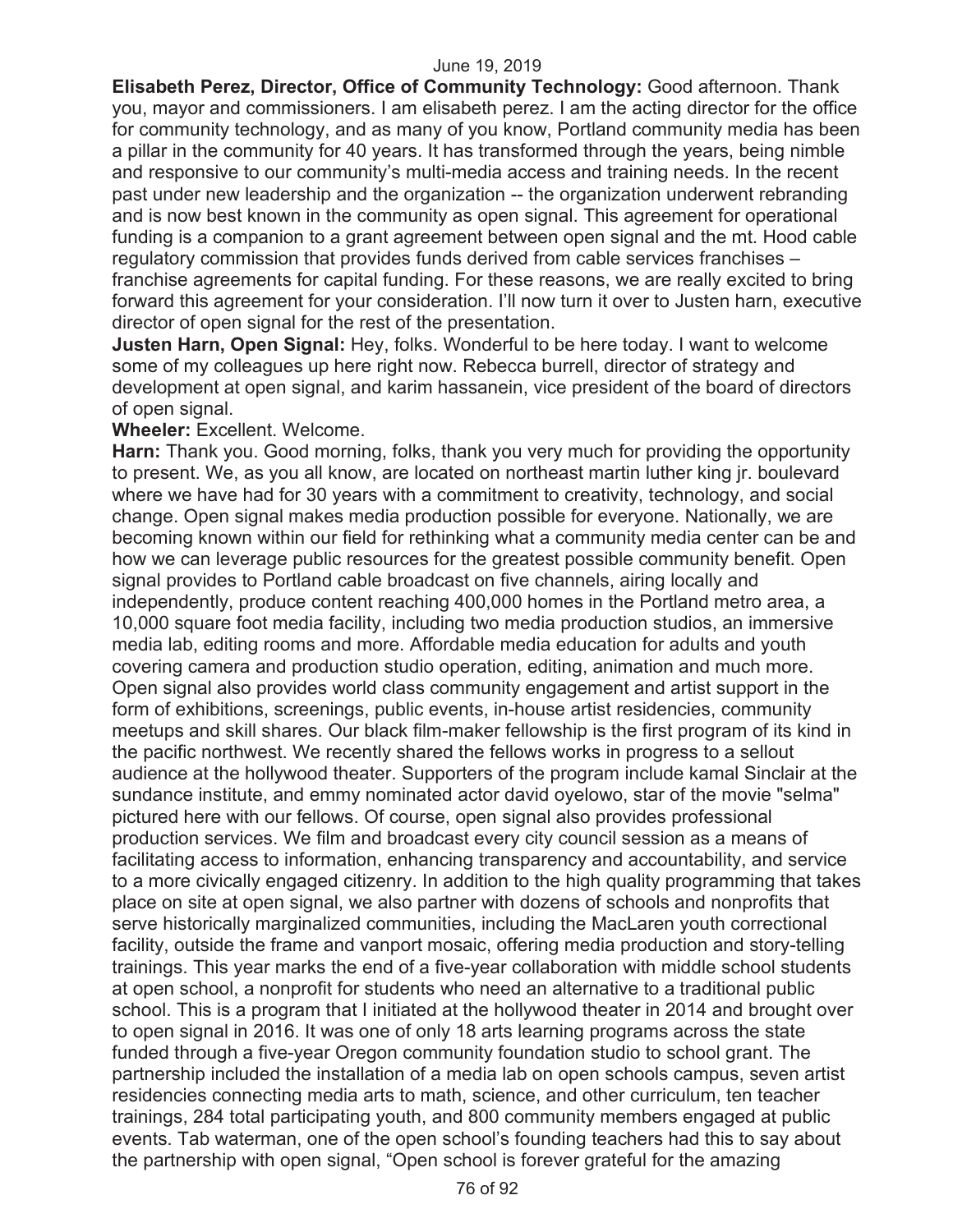**Elisabeth Perez, Director, Office of Community Technology:** Good afternoon. Thank you, mayor and commissioners. I am elisabeth perez. I am the acting director for the office for community technology, and as many of you know, Portland community media has been a pillar in the community for 40 years. It has transformed through the years, being nimble and responsive to our community's multi-media access and training needs. In the recent past under new leadership and the organization -- the organization underwent rebranding and is now best known in the community as open signal. This agreement for operational funding is a companion to a grant agreement between open signal and the mt. Hood cable regulatory commission that provides funds derived from cable services franchises – franchise agreements for capital funding. For these reasons, we are really excited to bring forward this agreement for your consideration. I'll now turn it over to Justen harn, executive director of open signal for the rest of the presentation.

**Justen Harn, Open Signal:** Hey, folks. Wonderful to be here today. I want to welcome some of my colleagues up here right now. Rebecca burrell, director of strategy and development at open signal, and karim hassanein, vice president of the board of directors of open signal.

**Wheeler:** Excellent. Welcome.

**Harn:** Thank you. Good morning, folks, thank you very much for providing the opportunity to present. We, as you all know, are located on northeast martin luther king jr. boulevard where we have had for 30 years with a commitment to creativity, technology, and social change. Open signal makes media production possible for everyone. Nationally, we are becoming known within our field for rethinking what a community media center can be and how we can leverage public resources for the greatest possible community benefit. Open signal provides to Portland cable broadcast on five channels, airing locally and independently, produce content reaching 400,000 homes in the Portland metro area, a 10,000 square foot media facility, including two media production studios, an immersive media lab, editing rooms and more. Affordable media education for adults and youth covering camera and production studio operation, editing, animation and much more. Open signal also provides world class community engagement and artist support in the form of exhibitions, screenings, public events, in-house artist residencies, community meetups and skill shares. Our black film-maker fellowship is the first program of its kind in the pacific northwest. We recently shared the fellows works in progress to a sellout audience at the hollywood theater. Supporters of the program include kamal Sinclair at the sundance institute, and emmy nominated actor david oyelowo, star of the movie "selma" pictured here with our fellows. Of course, open signal also provides professional production services. We film and broadcast every city council session as a means of facilitating access to information, enhancing transparency and accountability, and service to a more civically engaged citizenry. In addition to the high quality programming that takes place on site at open signal, we also partner with dozens of schools and nonprofits that serve historically marginalized communities, including the MacLaren youth correctional facility, outside the frame and vanport mosaic, offering media production and story-telling trainings. This year marks the end of a five-year collaboration with middle school students at open school, a nonprofit for students who need an alternative to a traditional public school. This is a program that I initiated at the hollywood theater in 2014 and brought over to open signal in 2016. It was one of only 18 arts learning programs across the state funded through a five-year Oregon community foundation studio to school grant. The partnership included the installation of a media lab on open schools campus, seven artist residencies connecting media arts to math, science, and other curriculum, ten teacher trainings, 284 total participating youth, and 800 community members engaged at public events. Tab waterman, one of the open school's founding teachers had this to say about the partnership with open signal, "Open school is forever grateful for the amazing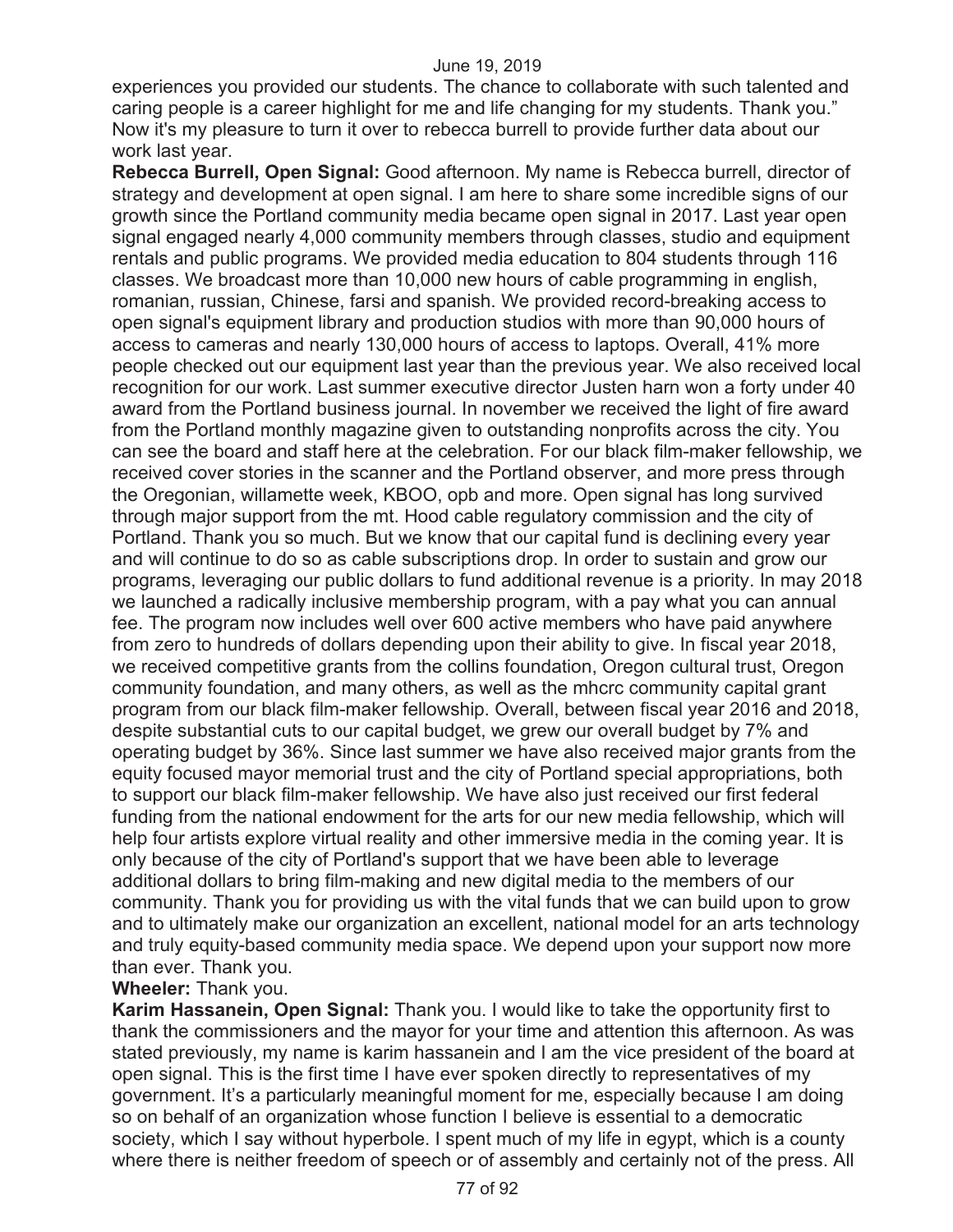experiences you provided our students. The chance to collaborate with such talented and caring people is a career highlight for me and life changing for my students. Thank you." Now it's my pleasure to turn it over to rebecca burrell to provide further data about our work last year.

**Rebecca Burrell, Open Signal:** Good afternoon. My name is Rebecca burrell, director of strategy and development at open signal. I am here to share some incredible signs of our growth since the Portland community media became open signal in 2017. Last year open signal engaged nearly 4,000 community members through classes, studio and equipment rentals and public programs. We provided media education to 804 students through 116 classes. We broadcast more than 10,000 new hours of cable programming in english, romanian, russian, Chinese, farsi and spanish. We provided record-breaking access to open signal's equipment library and production studios with more than 90,000 hours of access to cameras and nearly 130,000 hours of access to laptops. Overall, 41% more people checked out our equipment last year than the previous year. We also received local recognition for our work. Last summer executive director Justen harn won a forty under 40 award from the Portland business journal. In november we received the light of fire award from the Portland monthly magazine given to outstanding nonprofits across the city. You can see the board and staff here at the celebration. For our black film-maker fellowship, we received cover stories in the scanner and the Portland observer, and more press through the Oregonian, willamette week, KBOO, opb and more. Open signal has long survived through major support from the mt. Hood cable regulatory commission and the city of Portland. Thank you so much. But we know that our capital fund is declining every year and will continue to do so as cable subscriptions drop. In order to sustain and grow our programs, leveraging our public dollars to fund additional revenue is a priority. In may 2018 we launched a radically inclusive membership program, with a pay what you can annual fee. The program now includes well over 600 active members who have paid anywhere from zero to hundreds of dollars depending upon their ability to give. In fiscal year 2018, we received competitive grants from the collins foundation, Oregon cultural trust, Oregon community foundation, and many others, as well as the mhcrc community capital grant program from our black film-maker fellowship. Overall, between fiscal year 2016 and 2018, despite substantial cuts to our capital budget, we grew our overall budget by 7% and operating budget by 36%. Since last summer we have also received major grants from the equity focused mayor memorial trust and the city of Portland special appropriations, both to support our black film-maker fellowship. We have also just received our first federal funding from the national endowment for the arts for our new media fellowship, which will help four artists explore virtual reality and other immersive media in the coming year. It is only because of the city of Portland's support that we have been able to leverage additional dollars to bring film-making and new digital media to the members of our community. Thank you for providing us with the vital funds that we can build upon to grow and to ultimately make our organization an excellent, national model for an arts technology and truly equity-based community media space. We depend upon your support now more than ever. Thank you.

**Wheeler:** Thank you.

**Karim Hassanein, Open Signal:** Thank you. I would like to take the opportunity first to thank the commissioners and the mayor for your time and attention this afternoon. As was stated previously, my name is karim hassanein and I am the vice president of the board at open signal. This is the first time I have ever spoken directly to representatives of my government. It's a particularly meaningful moment for me, especially because I am doing so on behalf of an organization whose function I believe is essential to a democratic society, which I say without hyperbole. I spent much of my life in egypt, which is a county where there is neither freedom of speech or of assembly and certainly not of the press. All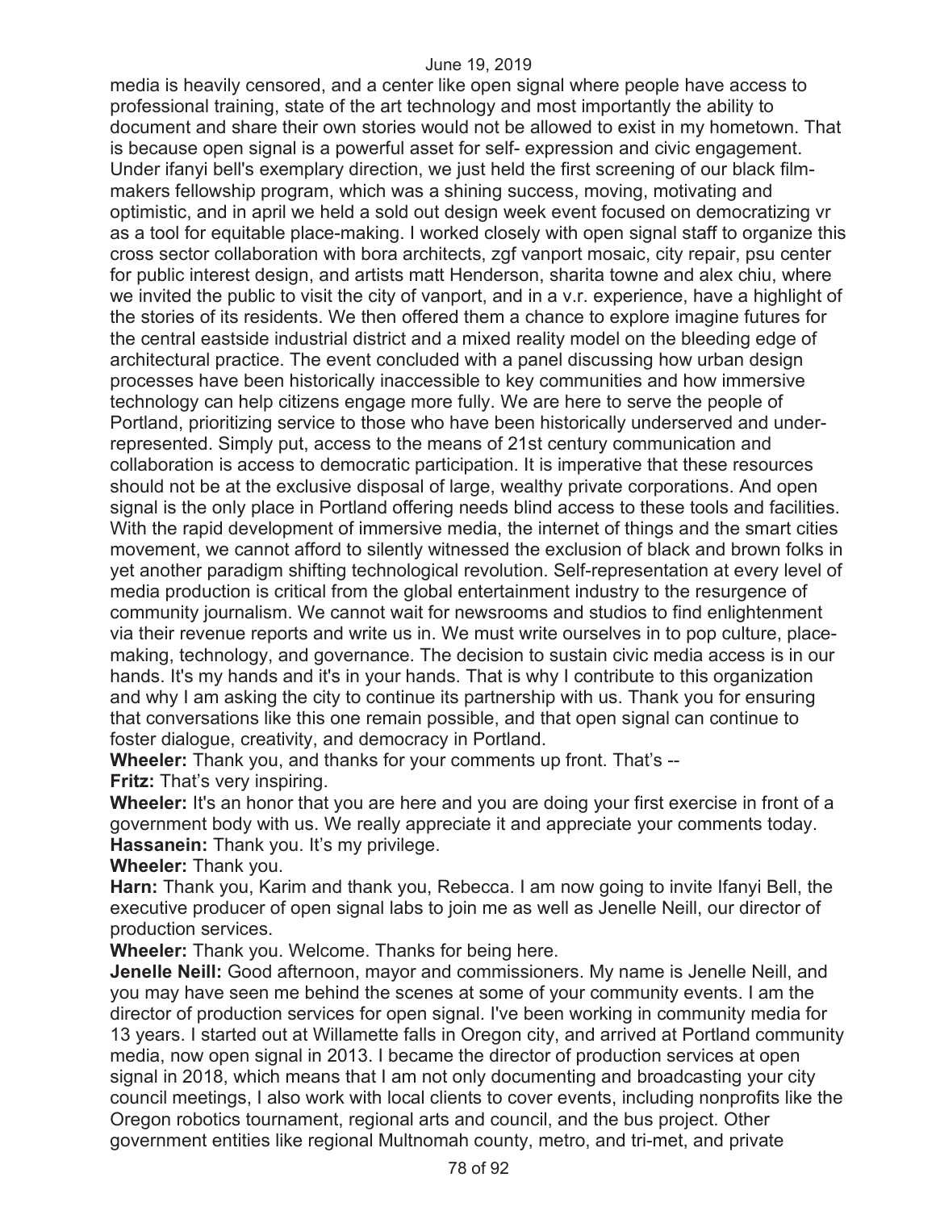media is heavily censored, and a center like open signal where people have access to professional training, state of the art technology and most importantly the ability to document and share their own stories would not be allowed to exist in my hometown. That is because open signal is a powerful asset for self- expression and civic engagement. Under ifanyi bell's exemplary direction, we just held the first screening of our black film-makers fellowship program, which was a shining success, moving, motivating and optimistic, and in april we held a sold out design week event focused on democratizing vr as a tool for equitable place-making. I worked closely with open signal staff to organize this cross sector collaboration with bora architects, zgf vanport mosaic, city repair, psu center for public interest design, and artists matt Henderson, sharita towne and alex chiu, where we invited the public to visit the city of vanport, and in a v.r. experience, have a highlight of the stories of its residents. We then offered them a chance to explore imagine futures for the central eastside industrial district and a mixed reality model on the bleeding edge of architectural practice. The event concluded with a panel discussing how urban design processes have been historically inaccessible to key communities and how immersive technology can help citizens engage more fully. We are here to serve the people of Portland, prioritizing service to those who have been historically underserved and under-represented. Simply put, access to the means of 21st century communication and collaboration is access to democratic participation. It is imperative that these resources should not be at the exclusive disposal of large, wealthy private corporations. And open signal is the only place in Portland offering needs blind access to these tools and facilities. With the rapid development of immersive media, the internet of things and the smart cities movement, we cannot afford to silently witnessed the exclusion of black and brown folks in yet another paradigm shifting technological revolution. Self-representation at every level of media production is critical from the global entertainment industry to the resurgence of community journalism. We cannot wait for newsrooms and studios to find enlightenment via their revenue reports and write us in. We must write ourselves in to pop culture, place-making, technology, and governance. The decision to sustain civic media access is in our hands. It's my hands and it's in your hands. That is why I contribute to this organization and why I am asking the city to continue its partnership with us. Thank you for ensuring that conversations like this one remain possible, and that open signal can continue to foster dialogue, creativity, and democracy in Portland.

**Wheeler:** Thank you, and thanks for your comments up front. That's --

**Fritz:** That's very inspiring.

**Wheeler:** It's an honor that you are here and you are doing your first exercise in front of a government body with us. We really appreciate it and appreciate your comments today.

**Hassanein:** Thank you. It's my privilege.

**Wheeler:** Thank you.

**Harn:** Thank you, Karim and thank you, Rebecca. I am now going to invite Ifanyi Bell, the executive producer of open signal labs to join me as well as Jenelle Neill, our director of production services.

**Wheeler:** Thank you. Welcome. Thanks for being here.

**Jenelle Neill:** Good afternoon, mayor and commissioners. My name is Jenelle Neill, and you may have seen me behind the scenes at some of your community events. I am the director of production services for open signal. I've been working in community media for 13 years. I started out at Willamette falls in Oregon city, and arrived at Portland community media, now open signal in 2013. I became the director of production services at open signal in 2018, which means that I am not only documenting and broadcasting your city council meetings, I also work with local clients to cover events, including nonprofits like the Oregon robotics tournament, regional arts and council, and the bus project. Other government entities like regional Multnomah county, metro, and tri-met, and private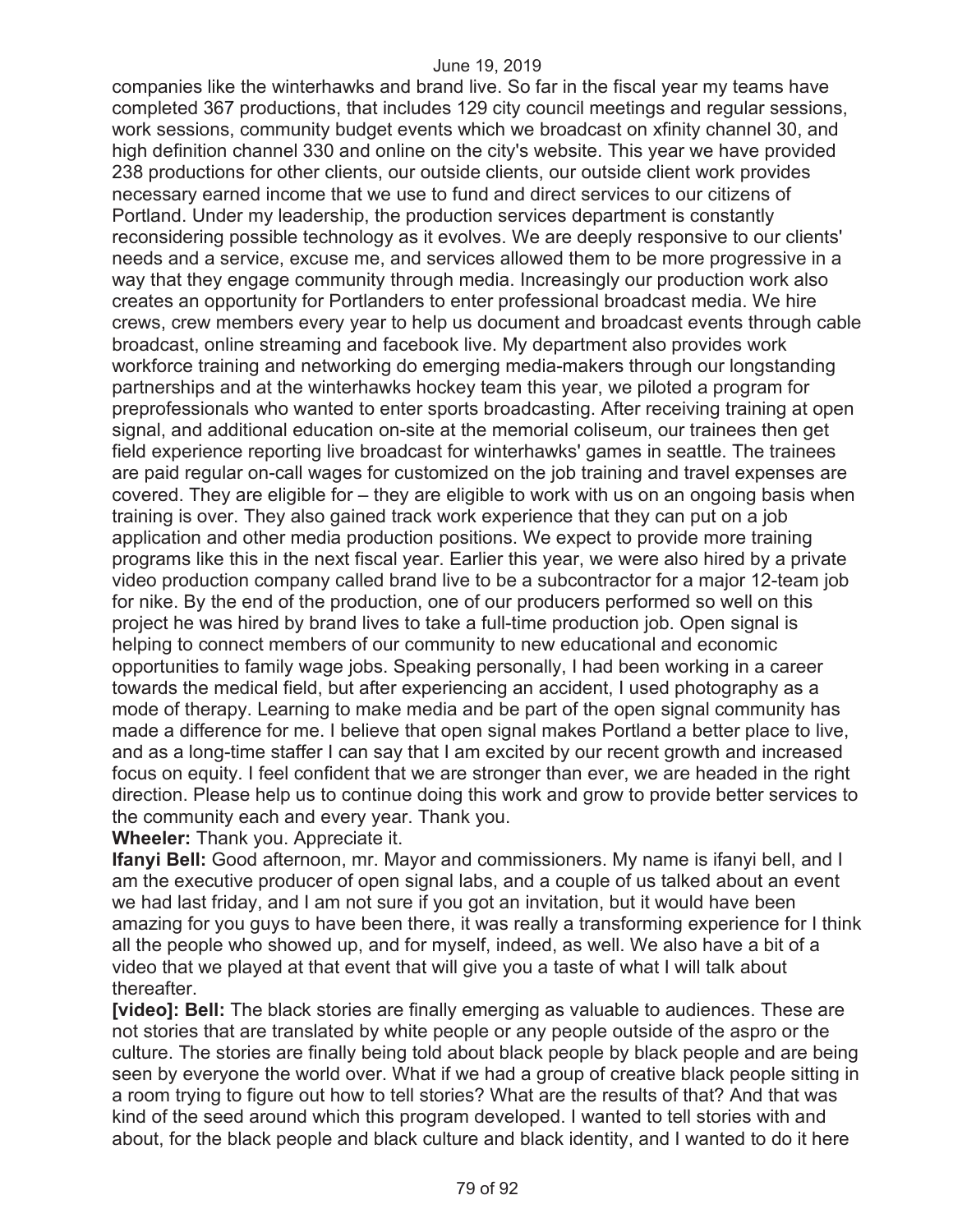companies like the winterhawks and brand live. So far in the fiscal year my teams have completed 367 productions, that includes 129 city council meetings and regular sessions, work sessions, community budget events which we broadcast on xfinity channel 30, and high definition channel 330 and online on the city's website. This year we have provided 238 productions for other clients, our outside clients, our outside client work provides necessary earned income that we use to fund and direct services to our citizens of Portland. Under my leadership, the production services department is constantly reconsidering possible technology as it evolves. We are deeply responsive to our clients' needs and a service, excuse me, and services allowed them to be more progressive in a way that they engage community through media. Increasingly our production work also creates an opportunity for Portlanders to enter professional broadcast media. We hire crews, crew members every year to help us document and broadcast events through cable broadcast, online streaming and facebook live. My department also provides work workforce training and networking do emerging media-makers through our longstanding partnerships and at the winterhawks hockey team this year, we piloted a program for preprofessionals who wanted to enter sports broadcasting. After receiving training at open signal, and additional education on-site at the memorial coliseum, our trainees then get field experience reporting live broadcast for winterhawks' games in seattle. The trainees are paid regular on-call wages for customized on the job training and travel expenses are covered. They are eligible for – they are eligible to work with us on an ongoing basis when training is over. They also gained track work experience that they can put on a job application and other media production positions. We expect to provide more training programs like this in the next fiscal year. Earlier this year, we were also hired by a private video production company called brand live to be a subcontractor for a major 12-team job for nike. By the end of the production, one of our producers performed so well on this project he was hired by brand lives to take a full-time production job. Open signal is helping to connect members of our community to new educational and economic opportunities to family wage jobs. Speaking personally, I had been working in a career towards the medical field, but after experiencing an accident, I used photography as a mode of therapy. Learning to make media and be part of the open signal community has made a difference for me. I believe that open signal makes Portland a better place to live, and as a long-time staffer I can say that I am excited by our recent growth and increased focus on equity. I feel confident that we are stronger than ever, we are headed in the right direction. Please help us to continue doing this work and grow to provide better services to the community each and every year. Thank you.

**Wheeler:** Thank you. Appreciate it.

**Ifanyi Bell:** Good afternoon, mr. Mayor and commissioners. My name is ifanyi bell, and I am the executive producer of open signal labs, and a couple of us talked about an event we had last friday, and I am not sure if you got an invitation, but it would have been amazing for you guys to have been there, it was really a transforming experience for I think all the people who showed up, and for myself, indeed, as well. We also have a bit of a video that we played at that event that will give you a taste of what I will talk about thereafter.

**[video]: Bell:** The black stories are finally emerging as valuable to audiences. These are not stories that are translated by white people or any people outside of the aspro or the culture. The stories are finally being told about black people by black people and are being seen by everyone the world over. What if we had a group of creative black people sitting in a room trying to figure out how to tell stories? What are the results of that? And that was kind of the seed around which this program developed. I wanted to tell stories with and about, for the black people and black culture and black identity, and I wanted to do it here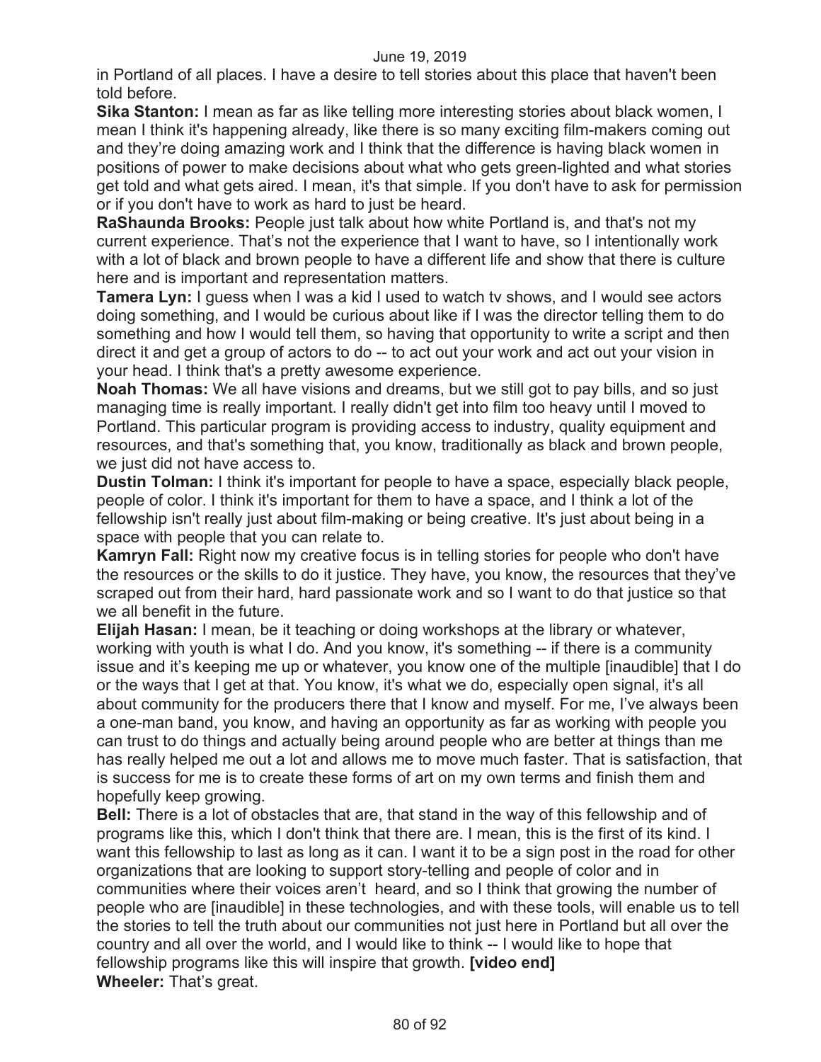in Portland of all places. I have a desire to tell stories about this place that haven't been told before.

**Sika Stanton:** I mean as far as like telling more interesting stories about black women, I mean I think it's happening already, like there is so many exciting film-makers coming out and they're doing amazing work and I think that the difference is having black women in positions of power to make decisions about what who gets green-lighted and what stories get told and what gets aired. I mean, it's that simple. If you don't have to ask for permission or if you don't have to work as hard to just be heard.

**RaShaunda Brooks:** People just talk about how white Portland is, and that's not my current experience. That's not the experience that I want to have, so I intentionally work with a lot of black and brown people to have a different life and show that there is culture here and is important and representation matters.

**Tamera Lyn:** I guess when I was a kid I used to watch tv shows, and I would see actors doing something, and I would be curious about like if I was the director telling them to do something and how I would tell them, so having that opportunity to write a script and then direct it and get a group of actors to do -- to act out your work and act out your vision in your head. I think that's a pretty awesome experience.

**Noah Thomas:** We all have visions and dreams, but we still got to pay bills, and so just managing time is really important. I really didn't get into film too heavy until I moved to Portland. This particular program is providing access to industry, quality equipment and resources, and that's something that, you know, traditionally as black and brown people, we just did not have access to.

**Dustin Tolman:** I think it's important for people to have a space, especially black people, people of color. I think it's important for them to have a space, and I think a lot of the fellowship isn't really just about film-making or being creative. It's just about being in a space with people that you can relate to.

**Kamryn Fall:** Right now my creative focus is in telling stories for people who don't have the resources or the skills to do it justice. They have, you know, the resources that they've scraped out from their hard, hard passionate work and so I want to do that justice so that we all benefit in the future.

**Elijah Hasan:** I mean, be it teaching or doing workshops at the library or whatever, working with youth is what I do. And you know, it's something -- if there is a community issue and it's keeping me up or whatever, you know one of the multiple [inaudible] that I do or the ways that I get at that. You know, it's what we do, especially open signal, it's all about community for the producers there that I know and myself. For me, I've always been a one-man band, you know, and having an opportunity as far as working with people you can trust to do things and actually being around people who are better at things than me has really helped me out a lot and allows me to move much faster. That is satisfaction, that is success for me is to create these forms of art on my own terms and finish them and hopefully keep growing.

**Bell:** There is a lot of obstacles that are, that stand in the way of this fellowship and of programs like this, which I don't think that there are. I mean, this is the first of its kind. I want this fellowship to last as long as it can. I want it to be a sign post in the road for other organizations that are looking to support story-telling and people of color and in communities where their voices aren't heard, and so I think that growing the number of people who are [inaudible] in these technologies, and with these tools, will enable us to tell the stories to tell the truth about our communities not just here in Portland but all over the country and all over the world, and I would like to think -- I would like to hope that fellowship programs like this will inspire that growth. **[video end]**

**Wheeler:** That's great.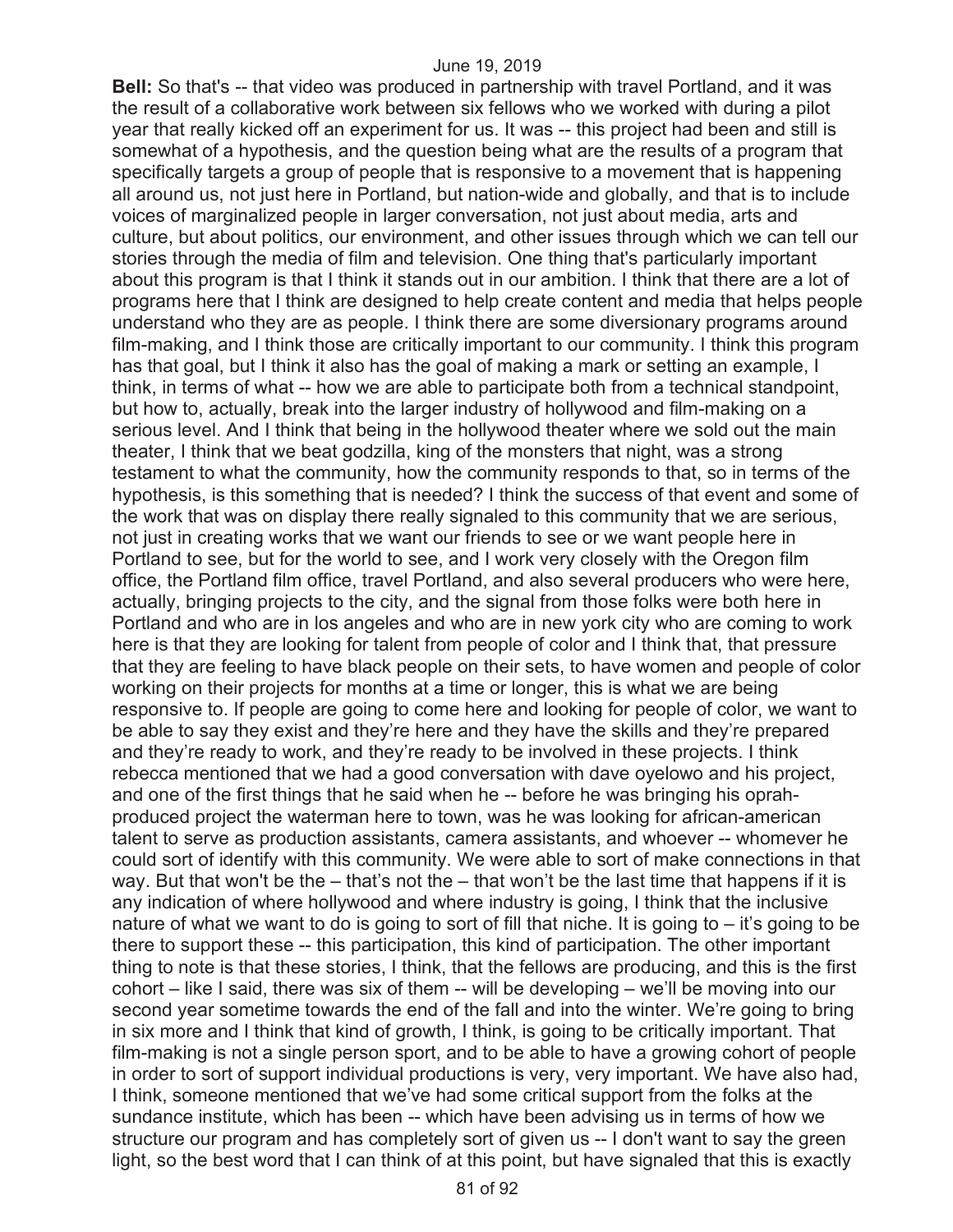**Bell:** So that's -- that video was produced in partnership with travel Portland, and it was the result of a collaborative work between six fellows who we worked with during a pilot year that really kicked off an experiment for us. It was -- this project had been and still is somewhat of a hypothesis, and the question being what are the results of a program that specifically targets a group of people that is responsive to a movement that is happening all around us, not just here in Portland, but nation-wide and globally, and that is to include voices of marginalized people in larger conversation, not just about media, arts and culture, but about politics, our environment, and other issues through which we can tell our stories through the media of film and television. One thing that's particularly important about this program is that I think it stands out in our ambition. I think that there are a lot of programs here that I think are designed to help create content and media that helps people understand who they are as people. I think there are some diversionary programs around film-making, and I think those are critically important to our community. I think this program has that goal, but I think it also has the goal of making a mark or setting an example, I think, in terms of what -- how we are able to participate both from a technical standpoint, but how to, actually, break into the larger industry of hollywood and film-making on a serious level. And I think that being in the hollywood theater where we sold out the main theater, I think that we beat godzilla, king of the monsters that night, was a strong testament to what the community, how the community responds to that, so in terms of the hypothesis, is this something that is needed? I think the success of that event and some of the work that was on display there really signaled to this community that we are serious, not just in creating works that we want our friends to see or we want people here in Portland to see, but for the world to see, and I work very closely with the Oregon film office, the Portland film office, travel Portland, and also several producers who were here, actually, bringing projects to the city, and the signal from those folks were both here in Portland and who are in los angeles and who are in new york city who are coming to work here is that they are looking for talent from people of color and I think that, that pressure that they are feeling to have black people on their sets, to have women and people of color working on their projects for months at a time or longer, this is what we are being responsive to. If people are going to come here and looking for people of color, we want to be able to say they exist and they're here and they have the skills and they're prepared and they're ready to work, and they're ready to be involved in these projects. I think rebecca mentioned that we had a good conversation with dave oyelowo and his project, and one of the first things that he said when he -- before he was bringing his oprah-produced project the waterman here to town, was he was looking for african-american talent to serve as production assistants, camera assistants, and whoever -- whomever he could sort of identify with this community. We were able to sort of make connections in that way. But that won't be the – that's not the – that won't be the last time that happens if it is any indication of where hollywood and where industry is going, I think that the inclusive nature of what we want to do is going to sort of fill that niche. It is going to – it's going to be there to support these -- this participation, this kind of participation. The other important thing to note is that these stories, I think, that the fellows are producing, and this is the first cohort – like I said, there was six of them -- will be developing – we'll be moving into our second year sometime towards the end of the fall and into the winter. We're going to bring in six more and I think that kind of growth, I think, is going to be critically important. That film-making is not a single person sport, and to be able to have a growing cohort of people in order to sort of support individual productions is very, very important. We have also had, I think, someone mentioned that we've had some critical support from the folks at the sundance institute, which has been -- which have been advising us in terms of how we structure our program and has completely sort of given us -- I don't want to say the green light, so the best word that I can think of at this point, but have signaled that this is exactly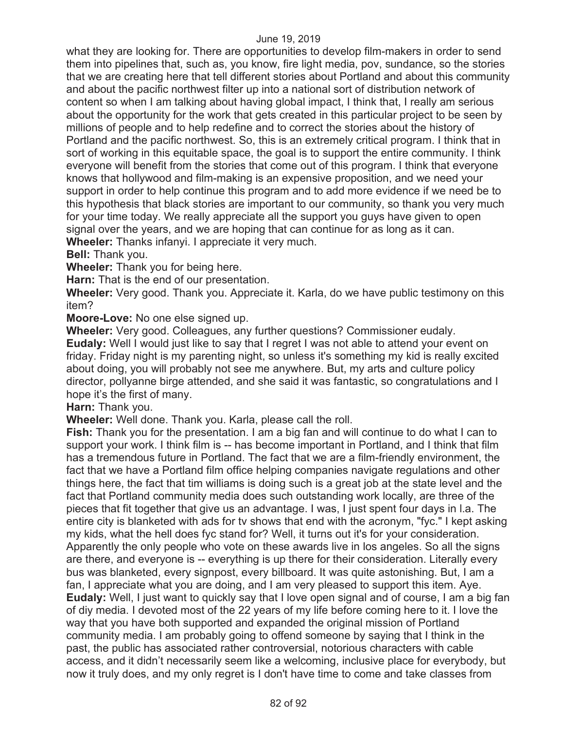what they are looking for. There are opportunities to develop film-makers in order to send them into pipelines that, such as, you know, fire light media, pov, sundance, so the stories that we are creating here that tell different stories about Portland and about this community and about the pacific northwest filter up into a national sort of distribution network of content so when I am talking about having global impact, I think that, I really am serious about the opportunity for the work that gets created in this particular project to be seen by millions of people and to help redefine and to correct the stories about the history of Portland and the pacific northwest. So, this is an extremely critical program. I think that in sort of working in this equitable space, the goal is to support the entire community. I think everyone will benefit from the stories that come out of this program. I think that everyone knows that hollywood and film-making is an expensive proposition, and we need your support in order to help continue this program and to add more evidence if we need be to this hypothesis that black stories are important to our community, so thank you very much for your time today. We really appreciate all the support you guys have given to open signal over the years, and we are hoping that can continue for as long as it can.

**Wheeler:** Thanks infanyi. I appreciate it very much.

**Bell:** Thank you.

**Wheeler:** Thank you for being here.

**Harn:** That is the end of our presentation.

**Wheeler:** Very good. Thank you. Appreciate it. Karla, do we have public testimony on this item?

**Moore-Love:** No one else signed up.

**Wheeler:** Very good. Colleagues, any further questions? Commissioner eudaly.

**Eudaly:** Well I would just like to say that I regret I was not able to attend your event on friday. Friday night is my parenting night, so unless it's something my kid is really excited about doing, you will probably not see me anywhere. But, my arts and culture policy director, pollyanne birge attended, and she said it was fantastic, so congratulations and I hope it's the first of many.

**Harn:** Thank you.

**Wheeler:** Well done. Thank you. Karla, please call the roll.

**Fish:** Thank you for the presentation. I am a big fan and will continue to do what I can to support your work. I think film is -- has become important in Portland, and I think that film has a tremendous future in Portland. The fact that we are a film-friendly environment, the fact that we have a Portland film office helping companies navigate regulations and other things here, the fact that tim williams is doing such is a great job at the state level and the fact that Portland community media does such outstanding work locally, are three of the pieces that fit together that give us an advantage. I was, I just spent four days in l.a. The entire city is blanketed with ads for tv shows that end with the acronym, "fyc." I kept asking my kids, what the hell does fyc stand for? Well, it turns out it's for your consideration. Apparently the only people who vote on these awards live in los angeles. So all the signs are there, and everyone is -- everything is up there for their consideration. Literally every bus was blanketed, every signpost, every billboard. It was quite astonishing. But, I am a fan, I appreciate what you are doing, and I am very pleased to support this item. Aye.

**Eudaly:** Well, I just want to quickly say that I love open signal and of course, I am a big fan of diy media. I devoted most of the 22 years of my life before coming here to it. I love the way that you have both supported and expanded the original mission of Portland community media. I am probably going to offend someone by saying that I think in the past, the public has associated rather controversial, notorious characters with cable access, and it didn't necessarily seem like a welcoming, inclusive place for everybody, but now it truly does, and my only regret is I don't have time to come and take classes from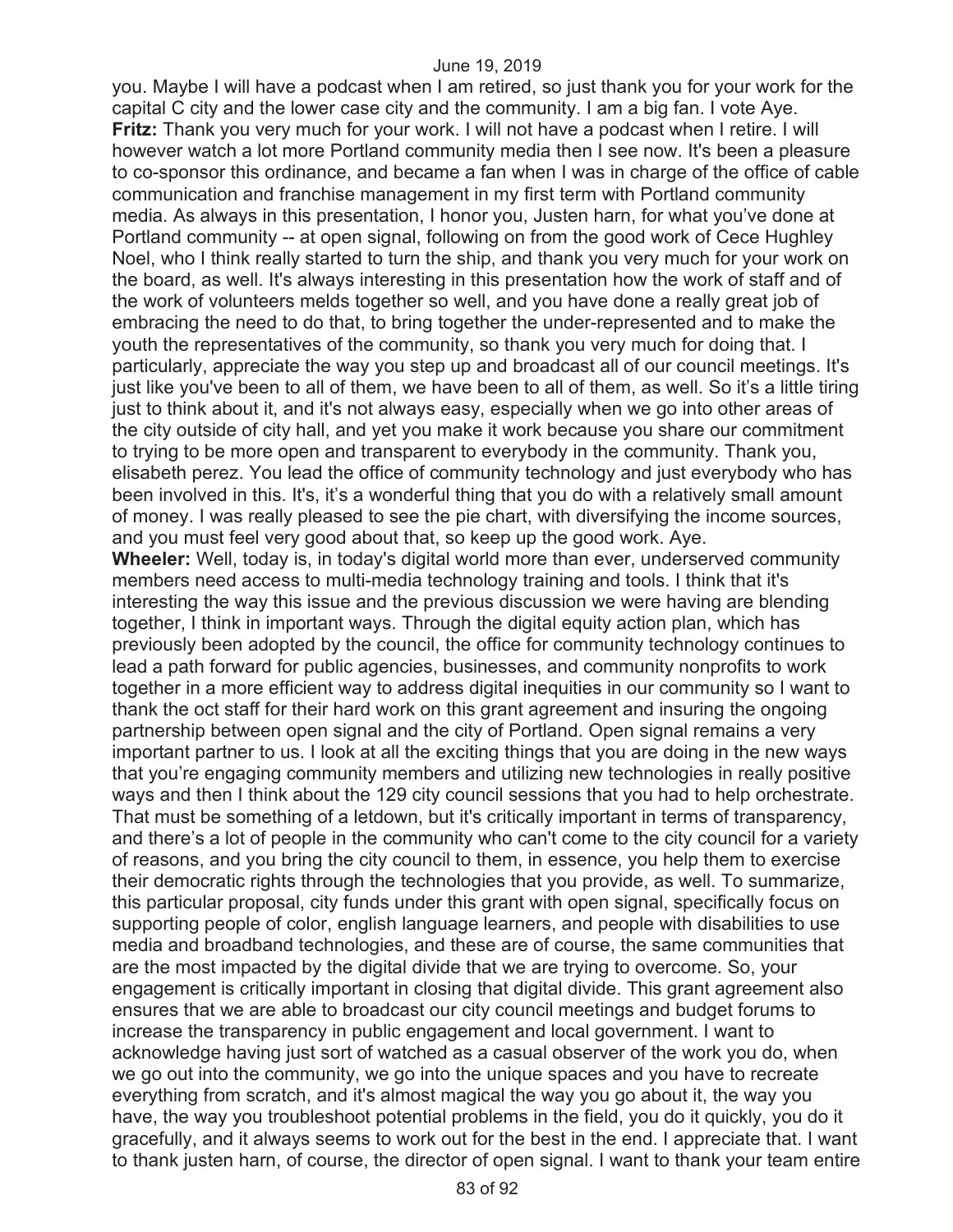you. Maybe I will have a podcast when I am retired, so just thank you for your work for the capital C city and the lower case city and the community. I am a big fan. I vote Aye.

**Fritz:** Thank you very much for your work. I will not have a podcast when I retire. I will however watch a lot more Portland community media then I see now. It's been a pleasure to co-sponsor this ordinance, and became a fan when I was in charge of the office of cable communication and franchise management in my first term with Portland community media. As always in this presentation, I honor you, Justen harn, for what you've done at Portland community -- at open signal, following on from the good work of Cece Hughley Noel, who I think really started to turn the ship, and thank you very much for your work on the board, as well. It's always interesting in this presentation how the work of staff and of the work of volunteers melds together so well, and you have done a really great job of embracing the need to do that, to bring together the under-represented and to make the youth the representatives of the community, so thank you very much for doing that. I particularly, appreciate the way you step up and broadcast all of our council meetings. It's just like you've been to all of them, we have been to all of them, as well. So it's a little tiring just to think about it, and it's not always easy, especially when we go into other areas of the city outside of city hall, and yet you make it work because you share our commitment to trying to be more open and transparent to everybody in the community. Thank you, elisabeth perez. You lead the office of community technology and just everybody who has been involved in this. It's, it's a wonderful thing that you do with a relatively small amount of money. I was really pleased to see the pie chart, with diversifying the income sources, and you must feel very good about that, so keep up the good work. Aye.

**Wheeler:** Well, today is, in today's digital world more than ever, underserved community members need access to multi-media technology training and tools. I think that it's interesting the way this issue and the previous discussion we were having are blending together, I think in important ways. Through the digital equity action plan, which has previously been adopted by the council, the office for community technology continues to lead a path forward for public agencies, businesses, and community nonprofits to work together in a more efficient way to address digital inequities in our community so I want to thank the oct staff for their hard work on this grant agreement and insuring the ongoing partnership between open signal and the city of Portland. Open signal remains a very important partner to us. I look at all the exciting things that you are doing in the new ways that you're engaging community members and utilizing new technologies in really positive ways and then I think about the 129 city council sessions that you had to help orchestrate. That must be something of a letdown, but it's critically important in terms of transparency, and there's a lot of people in the community who can't come to the city council for a variety of reasons, and you bring the city council to them, in essence, you help them to exercise their democratic rights through the technologies that you provide, as well. To summarize, this particular proposal, city funds under this grant with open signal, specifically focus on supporting people of color, english language learners, and people with disabilities to use media and broadband technologies, and these are of course, the same communities that are the most impacted by the digital divide that we are trying to overcome. So, your engagement is critically important in closing that digital divide. This grant agreement also ensures that we are able to broadcast our city council meetings and budget forums to increase the transparency in public engagement and local government. I want to acknowledge having just sort of watched as a casual observer of the work you do, when we go out into the community, we go into the unique spaces and you have to recreate everything from scratch, and it's almost magical the way you go about it, the way you have, the way you troubleshoot potential problems in the field, you do it quickly, you do it gracefully, and it always seems to work out for the best in the end. I appreciate that. I want to thank justen harn, of course, the director of open signal. I want to thank your team entire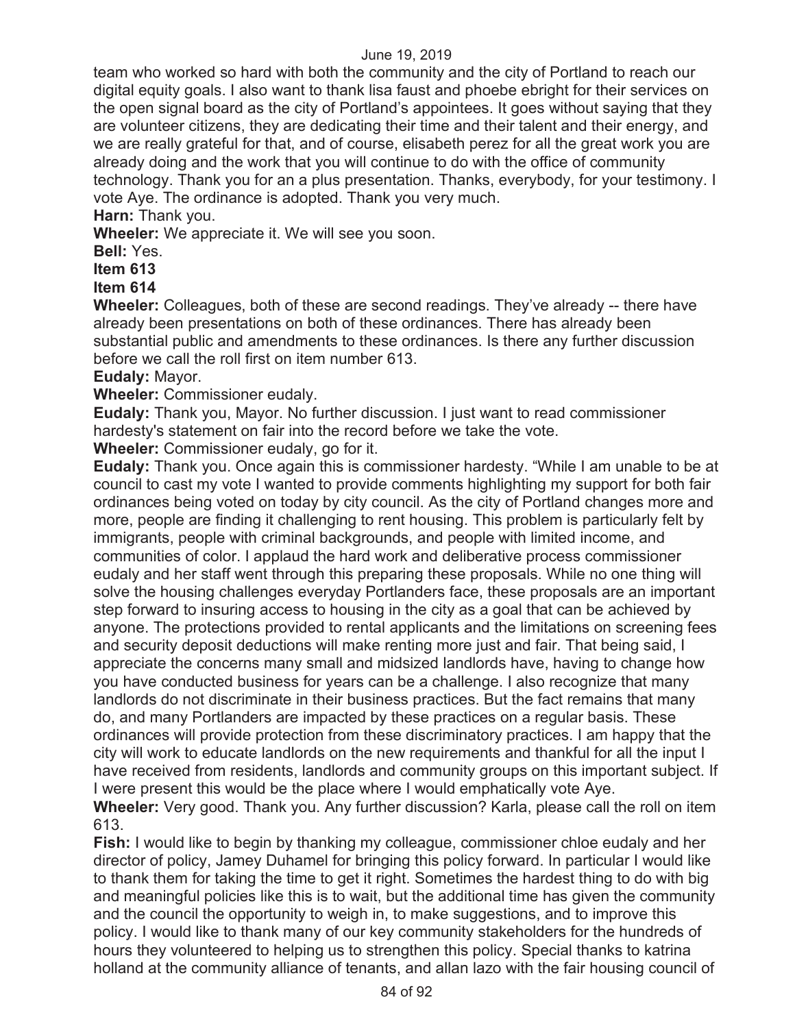team who worked so hard with both the community and the city of Portland to reach our digital equity goals. I also want to thank lisa faust and phoebe ebright for their services on the open signal board as the city of Portland's appointees. It goes without saying that they are volunteer citizens, they are dedicating their time and their talent and their energy, and we are really grateful for that, and of course, elisabeth perez for all the great work you are already doing and the work that you will continue to do with the office of community technology. Thank you for an a plus presentation. Thanks, everybody, for your testimony. I vote Aye. The ordinance is adopted. Thank you very much.

**Harn:** Thank you.

**Wheeler:** We appreciate it. We will see you soon.

**Bell:** Yes.

**Item 613**

**Item 614**

**Wheeler:** Colleagues, both of these are second readings. They've already -- there have already been presentations on both of these ordinances. There has already been substantial public and amendments to these ordinances. Is there any further discussion before we call the roll first on item number 613.

**Eudaly:** Mayor.

**Wheeler:** Commissioner eudaly.

**Eudaly:** Thank you, Mayor. No further discussion. I just want to read commissioner hardesty's statement on fair into the record before we take the vote.

**Wheeler:** Commissioner eudaly, go for it.

**Eudaly:** Thank you. Once again this is commissioner hardesty. "While I am unable to be at council to cast my vote I wanted to provide comments highlighting my support for both fair ordinances being voted on today by city council. As the city of Portland changes more and more, people are finding it challenging to rent housing. This problem is particularly felt by immigrants, people with criminal backgrounds, and people with limited income, and communities of color. I applaud the hard work and deliberative process commissioner eudaly and her staff went through this preparing these proposals. While no one thing will solve the housing challenges everyday Portlanders face, these proposals are an important step forward to insuring access to housing in the city as a goal that can be achieved by anyone. The protections provided to rental applicants and the limitations on screening fees and security deposit deductions will make renting more just and fair. That being said, I appreciate the concerns many small and midsized landlords have, having to change how you have conducted business for years can be a challenge. I also recognize that many landlords do not discriminate in their business practices. But the fact remains that many do, and many Portlanders are impacted by these practices on a regular basis. These ordinances will provide protection from these discriminatory practices. I am happy that the city will work to educate landlords on the new requirements and thankful for all the input I have received from residents, landlords and community groups on this important subject. If I were present this would be the place where I would emphatically vote Aye.

**Wheeler:** Very good. Thank you. Any further discussion? Karla, please call the roll on item 613.

**Fish:** I would like to begin by thanking my colleague, commissioner chloe eudaly and her director of policy, Jamey Duhamel for bringing this policy forward. In particular I would like to thank them for taking the time to get it right. Sometimes the hardest thing to do with big and meaningful policies like this is to wait, but the additional time has given the community and the council the opportunity to weigh in, to make suggestions, and to improve this policy. I would like to thank many of our key community stakeholders for the hundreds of hours they volunteered to helping us to strengthen this policy. Special thanks to katrina holland at the community alliance of tenants, and allan lazo with the fair housing council of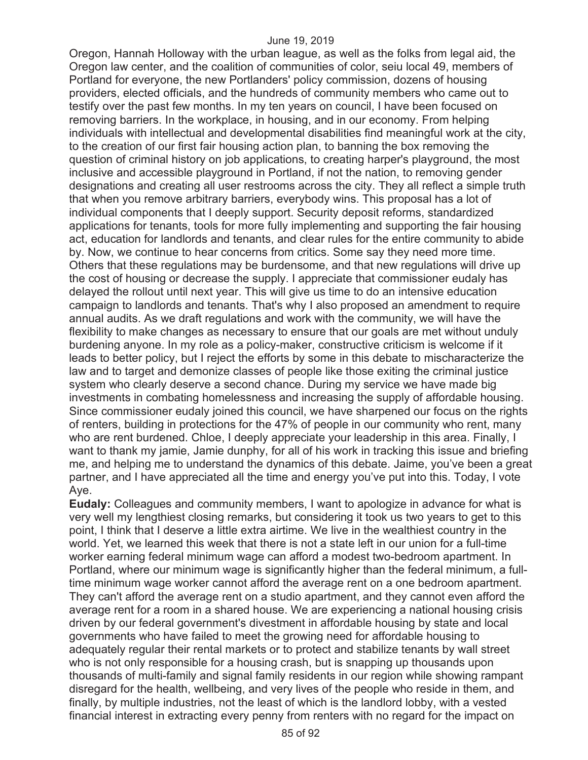Oregon, Hannah Holloway with the urban league, as well as the folks from legal aid, the Oregon law center, and the coalition of communities of color, seiu local 49, members of Portland for everyone, the new Portlanders' policy commission, dozens of housing providers, elected officials, and the hundreds of community members who came out to testify over the past few months. In my ten years on council, I have been focused on removing barriers. In the workplace, in housing, and in our economy. From helping individuals with intellectual and developmental disabilities find meaningful work at the city, to the creation of our first fair housing action plan, to banning the box removing the question of criminal history on job applications, to creating harper's playground, the most inclusive and accessible playground in Portland, if not the nation, to removing gender designations and creating all user restrooms across the city. They all reflect a simple truth that when you remove arbitrary barriers, everybody wins. This proposal has a lot of individual components that I deeply support. Security deposit reforms, standardized applications for tenants, tools for more fully implementing and supporting the fair housing act, education for landlords and tenants, and clear rules for the entire community to abide by. Now, we continue to hear concerns from critics. Some say they need more time. Others that these regulations may be burdensome, and that new regulations will drive up the cost of housing or decrease the supply. I appreciate that commissioner eudaly has delayed the rollout until next year. This will give us time to do an intensive education campaign to landlords and tenants. That's why I also proposed an amendment to require annual audits. As we draft regulations and work with the community, we will have the flexibility to make changes as necessary to ensure that our goals are met without unduly burdening anyone. In my role as a policy-maker, constructive criticism is welcome if it leads to better policy, but I reject the efforts by some in this debate to mischaracterize the law and to target and demonize classes of people like those exiting the criminal justice system who clearly deserve a second chance. During my service we have made big investments in combating homelessness and increasing the supply of affordable housing. Since commissioner eudaly joined this council, we have sharpened our focus on the rights of renters, building in protections for the 47% of people in our community who rent, many who are rent burdened. Chloe, I deeply appreciate your leadership in this area. Finally, I want to thank my jamie, Jamie dunphy, for all of his work in tracking this issue and briefing me, and helping me to understand the dynamics of this debate. Jaime, you've been a great partner, and I have appreciated all the time and energy you've put into this. Today, I vote Aye.

**Eudaly:** Colleagues and community members, I want to apologize in advance for what is very well my lengthiest closing remarks, but considering it took us two years to get to this point, I think that I deserve a little extra airtime. We live in the wealthiest country in the world. Yet, we learned this week that there is not a state left in our union for a full-time worker earning federal minimum wage can afford a modest two-bedroom apartment. In Portland, where our minimum wage is significantly higher than the federal minimum, a full-time minimum wage worker cannot afford the average rent on a one bedroom apartment. They can't afford the average rent on a studio apartment, and they cannot even afford the average rent for a room in a shared house. We are experiencing a national housing crisis driven by our federal government's divestment in affordable housing by state and local governments who have failed to meet the growing need for affordable housing to adequately regular their rental markets or to protect and stabilize tenants by wall street who is not only responsible for a housing crash, but is snapping up thousands upon thousands of multi-family and signal family residents in our region while showing rampant disregard for the health, wellbeing, and very lives of the people who reside in them, and finally, by multiple industries, not the least of which is the landlord lobby, with a vested financial interest in extracting every penny from renters with no regard for the impact on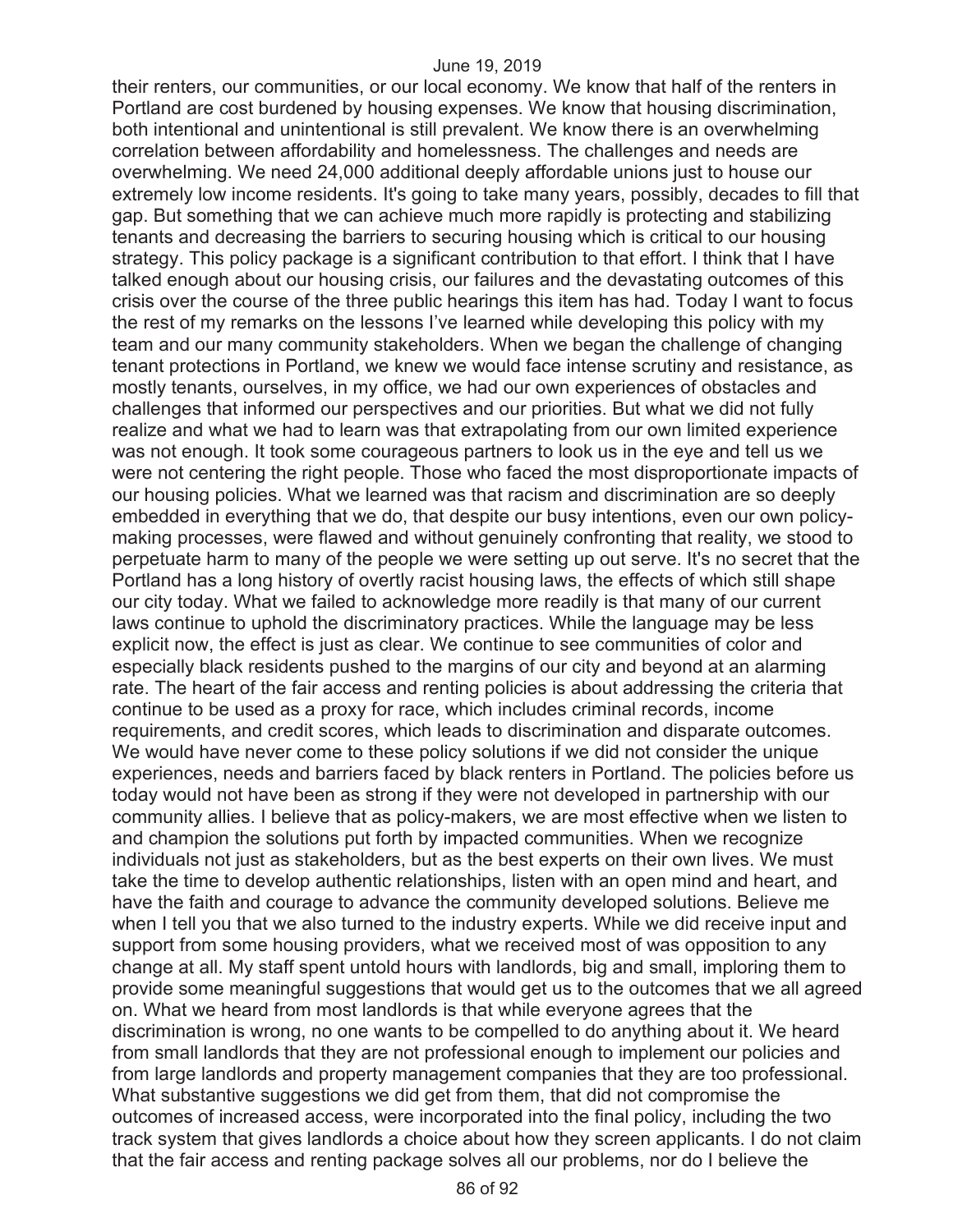their renters, our communities, or our local economy. We know that half of the renters in Portland are cost burdened by housing expenses. We know that housing discrimination, both intentional and unintentional is still prevalent. We know there is an overwhelming correlation between affordability and homelessness. The challenges and needs are overwhelming. We need 24,000 additional deeply affordable unions just to house our extremely low income residents. It's going to take many years, possibly, decades to fill that gap. But something that we can achieve much more rapidly is protecting and stabilizing tenants and decreasing the barriers to securing housing which is critical to our housing strategy. This policy package is a significant contribution to that effort. I think that I have talked enough about our housing crisis, our failures and the devastating outcomes of this crisis over the course of the three public hearings this item has had. Today I want to focus the rest of my remarks on the lessons I've learned while developing this policy with my team and our many community stakeholders. When we began the challenge of changing tenant protections in Portland, we knew we would face intense scrutiny and resistance, as mostly tenants, ourselves, in my office, we had our own experiences of obstacles and challenges that informed our perspectives and our priorities. But what we did not fully realize and what we had to learn was that extrapolating from our own limited experience was not enough. It took some courageous partners to look us in the eye and tell us we were not centering the right people. Those who faced the most disproportionate impacts of our housing policies. What we learned was that racism and discrimination are so deeply embedded in everything that we do, that despite our busy intentions, even our own policy-making processes, were flawed and without genuinely confronting that reality, we stood to perpetuate harm to many of the people we were setting up out serve. It's no secret that the Portland has a long history of overtly racist housing laws, the effects of which still shape our city today. What we failed to acknowledge more readily is that many of our current laws continue to uphold the discriminatory practices. While the language may be less explicit now, the effect is just as clear. We continue to see communities of color and especially black residents pushed to the margins of our city and beyond at an alarming rate. The heart of the fair access and renting policies is about addressing the criteria that continue to be used as a proxy for race, which includes criminal records, income requirements, and credit scores, which leads to discrimination and disparate outcomes. We would have never come to these policy solutions if we did not consider the unique experiences, needs and barriers faced by black renters in Portland. The policies before us today would not have been as strong if they were not developed in partnership with our community allies. I believe that as policy-makers, we are most effective when we listen to and champion the solutions put forth by impacted communities. When we recognize individuals not just as stakeholders, but as the best experts on their own lives. We must take the time to develop authentic relationships, listen with an open mind and heart, and have the faith and courage to advance the community developed solutions. Believe me when I tell you that we also turned to the industry experts. While we did receive input and support from some housing providers, what we received most of was opposition to any change at all. My staff spent untold hours with landlords, big and small, imploring them to provide some meaningful suggestions that would get us to the outcomes that we all agreed on. What we heard from most landlords is that while everyone agrees that the discrimination is wrong, no one wants to be compelled to do anything about it. We heard from small landlords that they are not professional enough to implement our policies and from large landlords and property management companies that they are too professional. What substantive suggestions we did get from them, that did not compromise the outcomes of increased access, were incorporated into the final policy, including the two track system that gives landlords a choice about how they screen applicants. I do not claim that the fair access and renting package solves all our problems, nor do I believe the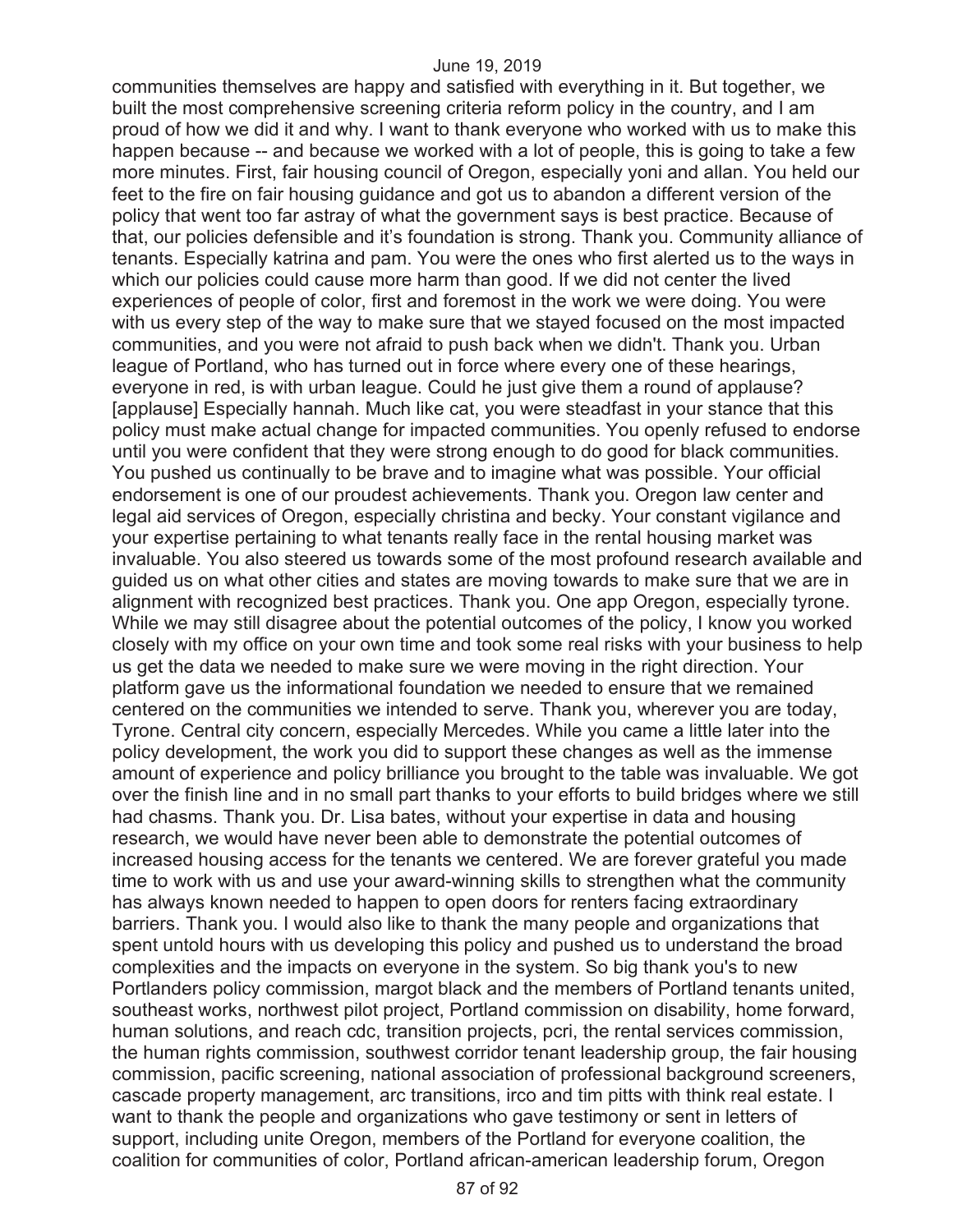communities themselves are happy and satisfied with everything in it. But together, we built the most comprehensive screening criteria reform policy in the country, and I am proud of how we did it and why. I want to thank everyone who worked with us to make this happen because -- and because we worked with a lot of people, this is going to take a few more minutes. First, fair housing council of Oregon, especially yoni and allan. You held our feet to the fire on fair housing guidance and got us to abandon a different version of the policy that went too far astray of what the government says is best practice. Because of that, our policies defensible and it's foundation is strong. Thank you. Community alliance of tenants. Especially katrina and pam. You were the ones who first alerted us to the ways in which our policies could cause more harm than good. If we did not center the lived experiences of people of color, first and foremost in the work we were doing. You were with us every step of the way to make sure that we stayed focused on the most impacted communities, and you were not afraid to push back when we didn't. Thank you. Urban league of Portland, who has turned out in force where every one of these hearings, everyone in red, is with urban league. Could he just give them a round of applause? [applause] Especially hannah. Much like cat, you were steadfast in your stance that this policy must make actual change for impacted communities. You openly refused to endorse until you were confident that they were strong enough to do good for black communities. You pushed us continually to be brave and to imagine what was possible. Your official endorsement is one of our proudest achievements. Thank you. Oregon law center and legal aid services of Oregon, especially christina and becky. Your constant vigilance and your expertise pertaining to what tenants really face in the rental housing market was invaluable. You also steered us towards some of the most profound research available and guided us on what other cities and states are moving towards to make sure that we are in alignment with recognized best practices. Thank you. One app Oregon, especially tyrone. While we may still disagree about the potential outcomes of the policy, I know you worked closely with my office on your own time and took some real risks with your business to help us get the data we needed to make sure we were moving in the right direction. Your platform gave us the informational foundation we needed to ensure that we remained centered on the communities we intended to serve. Thank you, wherever you are today, Tyrone. Central city concern, especially Mercedes. While you came a little later into the policy development, the work you did to support these changes as well as the immense amount of experience and policy brilliance you brought to the table was invaluable. We got over the finish line and in no small part thanks to your efforts to build bridges where we still had chasms. Thank you. Dr. Lisa bates, without your expertise in data and housing research, we would have never been able to demonstrate the potential outcomes of increased housing access for the tenants we centered. We are forever grateful you made time to work with us and use your award-winning skills to strengthen what the community has always known needed to happen to open doors for renters facing extraordinary barriers. Thank you. I would also like to thank the many people and organizations that spent untold hours with us developing this policy and pushed us to understand the broad complexities and the impacts on everyone in the system. So big thank you's to new Portlanders policy commission, margot black and the members of Portland tenants united, southeast works, northwest pilot project, Portland commission on disability, home forward, human solutions, and reach cdc, transition projects, pcri, the rental services commission, the human rights commission, southwest corridor tenant leadership group, the fair housing commission, pacific screening, national association of professional background screeners, cascade property management, arc transitions, irco and tim pitts with think real estate. I want to thank the people and organizations who gave testimony or sent in letters of support, including unite Oregon, members of the Portland for everyone coalition, the coalition for communities of color, Portland african-american leadership forum, Oregon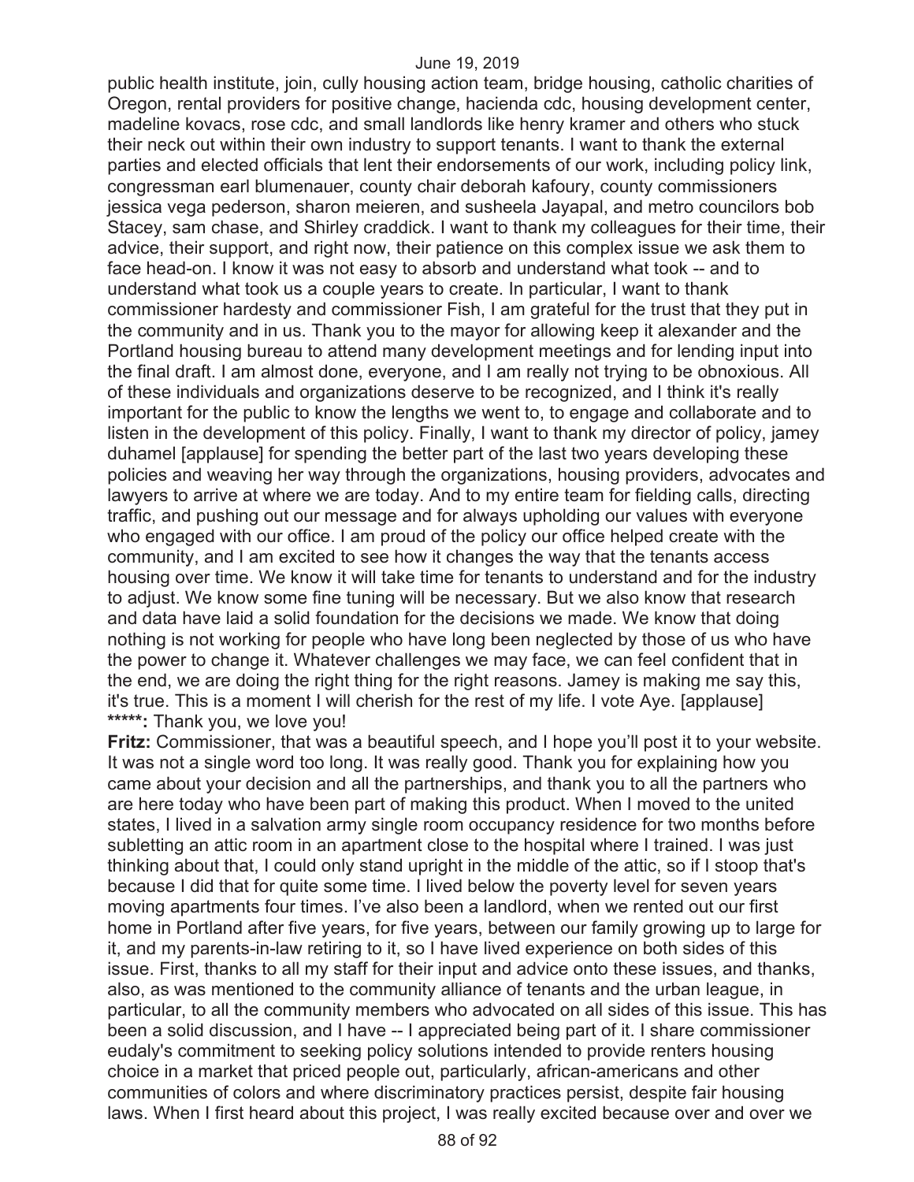public health institute, join, cully housing action team, bridge housing, catholic charities of Oregon, rental providers for positive change, hacienda cdc, housing development center, madeline kovacs, rose cdc, and small landlords like henry kramer and others who stuck their neck out within their own industry to support tenants. I want to thank the external parties and elected officials that lent their endorsements of our work, including policy link, congressman earl blumenauer, county chair deborah kafoury, county commissioners jessica vega pederson, sharon meieren, and susheela Jayapal, and metro councilors bob Stacey, sam chase, and Shirley craddick. I want to thank my colleagues for their time, their advice, their support, and right now, their patience on this complex issue we ask them to face head-on. I know it was not easy to absorb and understand what took -- and to understand what took us a couple years to create. In particular, I want to thank commissioner hardesty and commissioner Fish, I am grateful for the trust that they put in the community and in us. Thank you to the mayor for allowing keep it alexander and the Portland housing bureau to attend many development meetings and for lending input into the final draft. I am almost done, everyone, and I am really not trying to be obnoxious. All of these individuals and organizations deserve to be recognized, and I think it's really important for the public to know the lengths we went to, to engage and collaborate and to listen in the development of this policy. Finally, I want to thank my director of policy, jamey duhamel [applause] for spending the better part of the last two years developing these policies and weaving her way through the organizations, housing providers, advocates and lawyers to arrive at where we are today. And to my entire team for fielding calls, directing traffic, and pushing out our message and for always upholding our values with everyone who engaged with our office. I am proud of the policy our office helped create with the community, and I am excited to see how it changes the way that the tenants access housing over time. We know it will take time for tenants to understand and for the industry to adjust. We know some fine tuning will be necessary. But we also know that research and data have laid a solid foundation for the decisions we made. We know that doing nothing is not working for people who have long been neglected by those of us who have the power to change it. Whatever challenges we may face, we can feel confident that in the end, we are doing the right thing for the right reasons. Jamey is making me say this, it's true. This is a moment I will cherish for the rest of my life. I vote Aye. [applause]

*****: Thank you, we love you!

**Fritz:** Commissioner, that was a beautiful speech, and I hope you'll post it to your website. It was not a single word too long. It was really good. Thank you for explaining how you came about your decision and all the partnerships, and thank you to all the partners who are here today who have been part of making this product. When I moved to the united states, I lived in a salvation army single room occupancy residence for two months before subletting an attic room in an apartment close to the hospital where I trained. I was just thinking about that, I could only stand upright in the middle of the attic, so if I stoop that's because I did that for quite some time. I lived below the poverty level for seven years moving apartments four times. I've also been a landlord, when we rented out our first home in Portland after five years, for five years, between our family growing up to large for it, and my parents-in-law retiring to it, so I have lived experience on both sides of this issue. First, thanks to all my staff for their input and advice onto these issues, and thanks, also, as was mentioned to the community alliance of tenants and the urban league, in particular, to all the community members who advocated on all sides of this issue. This has been a solid discussion, and I have -- I appreciated being part of it. I share commissioner eudaly's commitment to seeking policy solutions intended to provide renters housing choice in a market that priced people out, particularly, african-americans and other communities of colors and where discriminatory practices persist, despite fair housing laws. When I first heard about this project, I was really excited because over and over we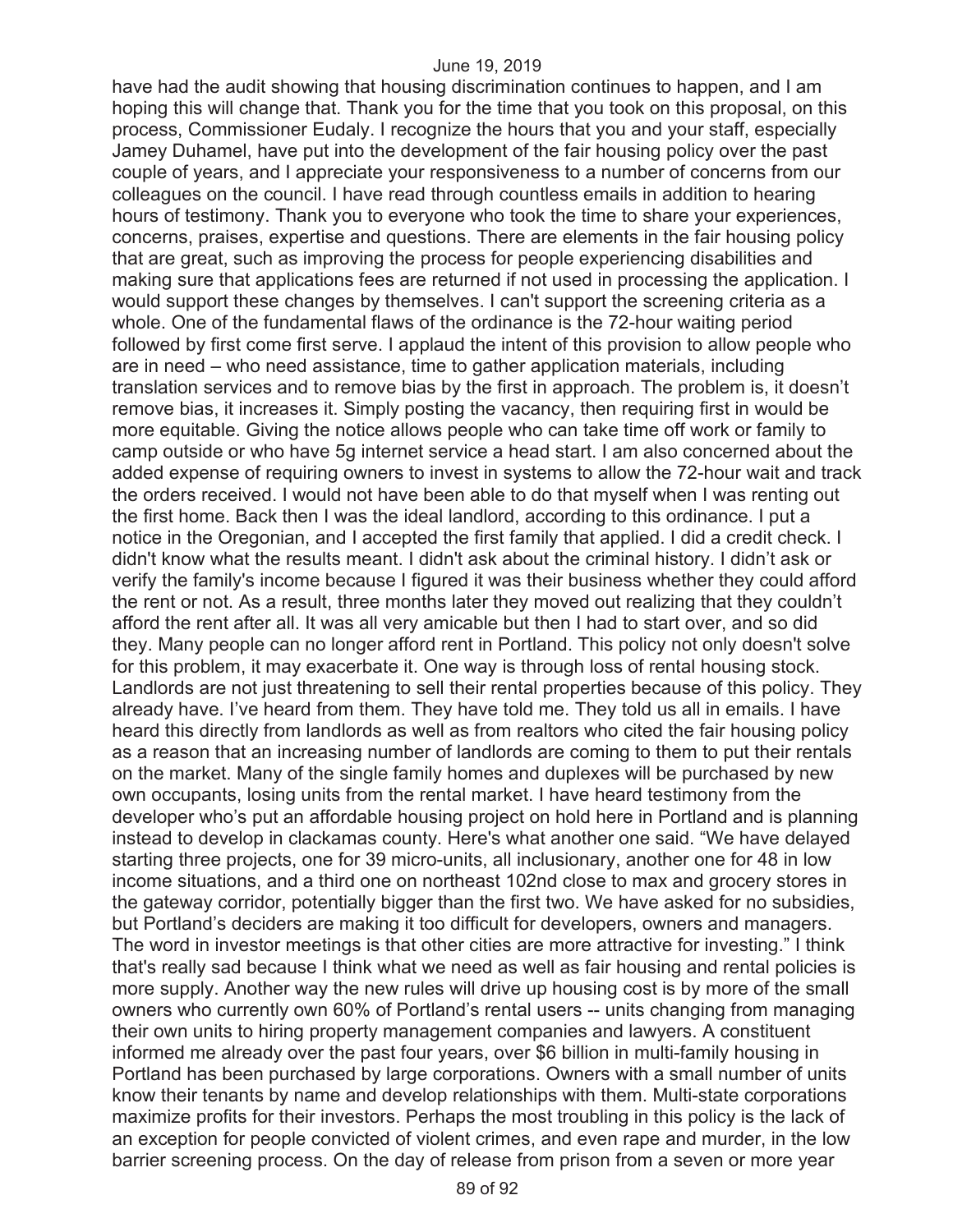have had the audit showing that housing discrimination continues to happen, and I am hoping this will change that. Thank you for the time that you took on this proposal, on this process, Commissioner Eudaly. I recognize the hours that you and your staff, especially Jamey Duhamel, have put into the development of the fair housing policy over the past couple of years, and I appreciate your responsiveness to a number of concerns from our colleagues on the council. I have read through countless emails in addition to hearing hours of testimony. Thank you to everyone who took the time to share your experiences, concerns, praises, expertise and questions. There are elements in the fair housing policy that are great, such as improving the process for people experiencing disabilities and making sure that applications fees are returned if not used in processing the application. I would support these changes by themselves. I can't support the screening criteria as a whole. One of the fundamental flaws of the ordinance is the 72-hour waiting period followed by first come first serve. I applaud the intent of this provision to allow people who are in need – who need assistance, time to gather application materials, including translation services and to remove bias by the first in approach. The problem is, it doesn't remove bias, it increases it. Simply posting the vacancy, then requiring first in would be more equitable. Giving the notice allows people who can take time off work or family to camp outside or who have 5g internet service a head start. I am also concerned about the added expense of requiring owners to invest in systems to allow the 72-hour wait and track the orders received. I would not have been able to do that myself when I was renting out the first home. Back then I was the ideal landlord, according to this ordinance. I put a notice in the Oregonian, and I accepted the first family that applied. I did a credit check. I didn't know what the results meant. I didn't ask about the criminal history. I didn't ask or verify the family's income because I figured it was their business whether they could afford the rent or not. As a result, three months later they moved out realizing that they couldn't afford the rent after all. It was all very amicable but then I had to start over, and so did they. Many people can no longer afford rent in Portland. This policy not only doesn't solve for this problem, it may exacerbate it. One way is through loss of rental housing stock. Landlords are not just threatening to sell their rental properties because of this policy. They already have. I've heard from them. They have told me. They told us all in emails. I have heard this directly from landlords as well as from realtors who cited the fair housing policy as a reason that an increasing number of landlords are coming to them to put their rentals on the market. Many of the single family homes and duplexes will be purchased by new own occupants, losing units from the rental market. I have heard testimony from the developer who's put an affordable housing project on hold here in Portland and is planning instead to develop in clackamas county. Here's what another one said. "We have delayed starting three projects, one for 39 micro-units, all inclusionary, another one for 48 in low income situations, and a third one on northeast 102nd close to max and grocery stores in the gateway corridor, potentially bigger than the first two. We have asked for no subsidies, but Portland's deciders are making it too difficult for developers, owners and managers. The word in investor meetings is that other cities are more attractive for investing." I think that's really sad because I think what we need as well as fair housing and rental policies is more supply. Another way the new rules will drive up housing cost is by more of the small owners who currently own 60% of Portland's rental users -- units changing from managing their own units to hiring property management companies and lawyers. A constituent informed me already over the past four years, over $6 billion in multi-family housing in Portland has been purchased by large corporations. Owners with a small number of units know their tenants by name and develop relationships with them. Multi-state corporations maximize profits for their investors. Perhaps the most troubling in this policy is the lack of an exception for people convicted of violent crimes, and even rape and murder, in the low barrier screening process. On the day of release from prison from a seven or more year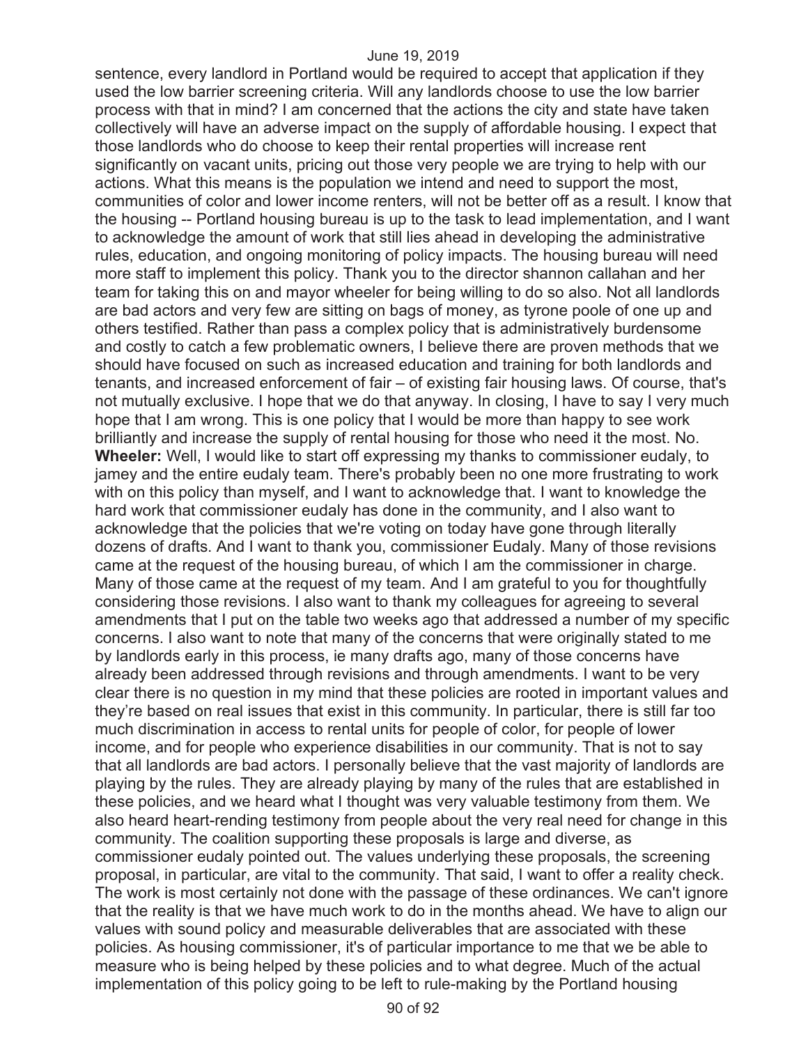sentence, every landlord in Portland would be required to accept that application if they used the low barrier screening criteria. Will any landlords choose to use the low barrier process with that in mind? I am concerned that the actions the city and state have taken collectively will have an adverse impact on the supply of affordable housing. I expect that those landlords who do choose to keep their rental properties will increase rent significantly on vacant units, pricing out those very people we are trying to help with our actions. What this means is the population we intend and need to support the most, communities of color and lower income renters, will not be better off as a result. I know that the housing -- Portland housing bureau is up to the task to lead implementation, and I want to acknowledge the amount of work that still lies ahead in developing the administrative rules, education, and ongoing monitoring of policy impacts. The housing bureau will need more staff to implement this policy. Thank you to the director shannon callahan and her team for taking this on and mayor wheeler for being willing to do so also. Not all landlords are bad actors and very few are sitting on bags of money, as tyrone poole of one up and others testified. Rather than pass a complex policy that is administratively burdensome and costly to catch a few problematic owners, I believe there are proven methods that we should have focused on such as increased education and training for both landlords and tenants, and increased enforcement of fair – of existing fair housing laws. Of course, that's not mutually exclusive. I hope that we do that anyway. In closing, I have to say I very much hope that I am wrong. This is one policy that I would be more than happy to see work brilliantly and increase the supply of rental housing for those who need it the most. No.

**Wheeler:** Well, I would like to start off expressing my thanks to commissioner eudaly, to jamey and the entire eudaly team. There's probably been no one more frustrating to work with on this policy than myself, and I want to acknowledge that. I want to knowledge the hard work that commissioner eudaly has done in the community, and I also want to acknowledge that the policies that we're voting on today have gone through literally dozens of drafts. And I want to thank you, commissioner Eudaly. Many of those revisions came at the request of the housing bureau, of which I am the commissioner in charge. Many of those came at the request of my team. And I am grateful to you for thoughtfully considering those revisions. I also want to thank my colleagues for agreeing to several amendments that I put on the table two weeks ago that addressed a number of my specific concerns. I also want to note that many of the concerns that were originally stated to me by landlords early in this process, ie many drafts ago, many of those concerns have already been addressed through revisions and through amendments. I want to be very clear there is no question in my mind that these policies are rooted in important values and they're based on real issues that exist in this community. In particular, there is still far too much discrimination in access to rental units for people of color, for people of lower income, and for people who experience disabilities in our community. That is not to say that all landlords are bad actors. I personally believe that the vast majority of landlords are playing by the rules. They are already playing by many of the rules that are established in these policies, and we heard what I thought was very valuable testimony from them. We also heard heart-rending testimony from people about the very real need for change in this community. The coalition supporting these proposals is large and diverse, as commissioner eudaly pointed out. The values underlying these proposals, the screening proposal, in particular, are vital to the community. That said, I want to offer a reality check. The work is most certainly not done with the passage of these ordinances. We can't ignore that the reality is that we have much work to do in the months ahead. We have to align our values with sound policy and measurable deliverables that are associated with these policies. As housing commissioner, it's of particular importance to me that we be able to measure who is being helped by these policies and to what degree. Much of the actual implementation of this policy going to be left to rule-making by the Portland housing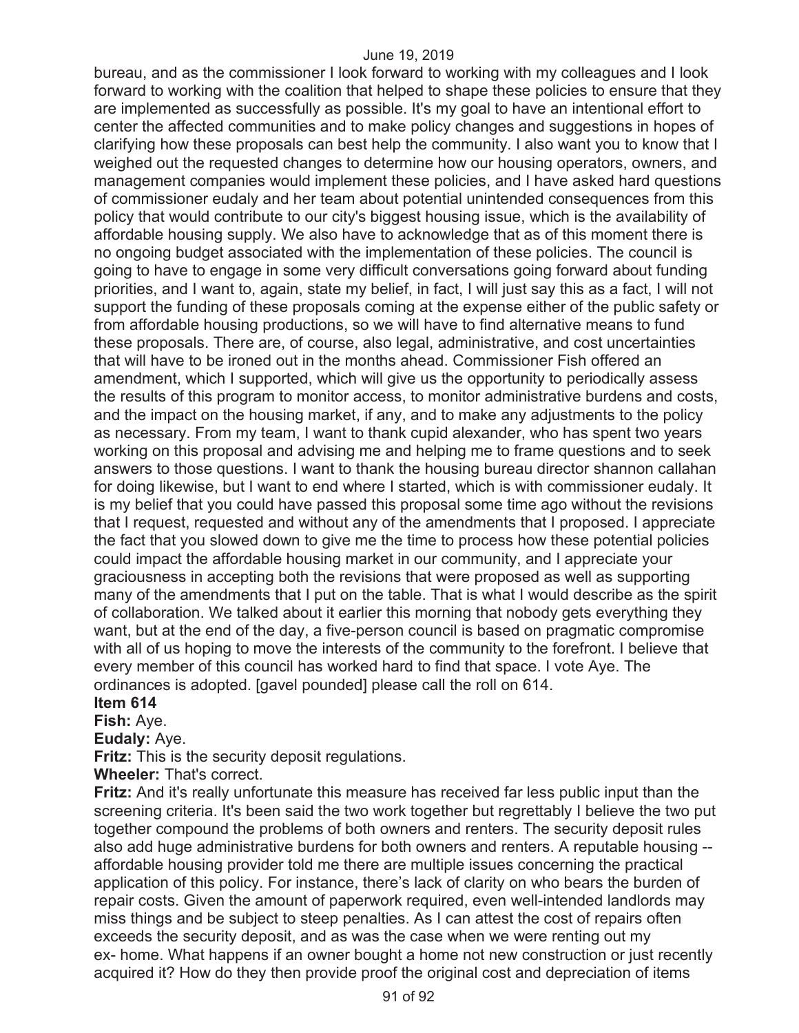bureau, and as the commissioner I look forward to working with my colleagues and I look forward to working with the coalition that helped to shape these policies to ensure that they are implemented as successfully as possible. It's my goal to have an intentional effort to center the affected communities and to make policy changes and suggestions in hopes of clarifying how these proposals can best help the community. I also want you to know that I weighed out the requested changes to determine how our housing operators, owners, and management companies would implement these policies, and I have asked hard questions of commissioner eudaly and her team about potential unintended consequences from this policy that would contribute to our city's biggest housing issue, which is the availability of affordable housing supply. We also have to acknowledge that as of this moment there is no ongoing budget associated with the implementation of these policies. The council is going to have to engage in some very difficult conversations going forward about funding priorities, and I want to, again, state my belief, in fact, I will just say this as a fact, I will not support the funding of these proposals coming at the expense either of the public safety or from affordable housing productions, so we will have to find alternative means to fund these proposals. There are, of course, also legal, administrative, and cost uncertainties that will have to be ironed out in the months ahead. Commissioner Fish offered an amendment, which I supported, which will give us the opportunity to periodically assess the results of this program to monitor access, to monitor administrative burdens and costs, and the impact on the housing market, if any, and to make any adjustments to the policy as necessary. From my team, I want to thank cupid alexander, who has spent two years working on this proposal and advising me and helping me to frame questions and to seek answers to those questions. I want to thank the housing bureau director shannon callahan for doing likewise, but I want to end where I started, which is with commissioner eudaly. It is my belief that you could have passed this proposal some time ago without the revisions that I request, requested and without any of the amendments that I proposed. I appreciate the fact that you slowed down to give me the time to process how these potential policies could impact the affordable housing market in our community, and I appreciate your graciousness in accepting both the revisions that were proposed as well as supporting many of the amendments that I put on the table. That is what I would describe as the spirit of collaboration. We talked about it earlier this morning that nobody gets everything they want, but at the end of the day, a five-person council is based on pragmatic compromise with all of us hoping to move the interests of the community to the forefront. I believe that every member of this council has worked hard to find that space. I vote Aye. The ordinances is adopted. [gavel pounded] please call the roll on 614.

**Item 614**

**Fish:** Aye.

**Eudaly:** Aye.

**Fritz:** This is the security deposit regulations.

**Wheeler:** That's correct.

**Fritz:** And it's really unfortunate this measure has received far less public input than the screening criteria. It's been said the two work together but regrettably I believe the two put together compound the problems of both owners and renters. The security deposit rules also add huge administrative burdens for both owners and renters. A reputable housing -- affordable housing provider told me there are multiple issues concerning the practical application of this policy. For instance, there's lack of clarity on who bears the burden of repair costs. Given the amount of paperwork required, even well-intended landlords may miss things and be subject to steep penalties. As I can attest the cost of repairs often exceeds the security deposit, and as was the case when we were renting out my ex- home. What happens if an owner bought a home not new construction or just recently acquired it? How do they then provide proof the original cost and depreciation of items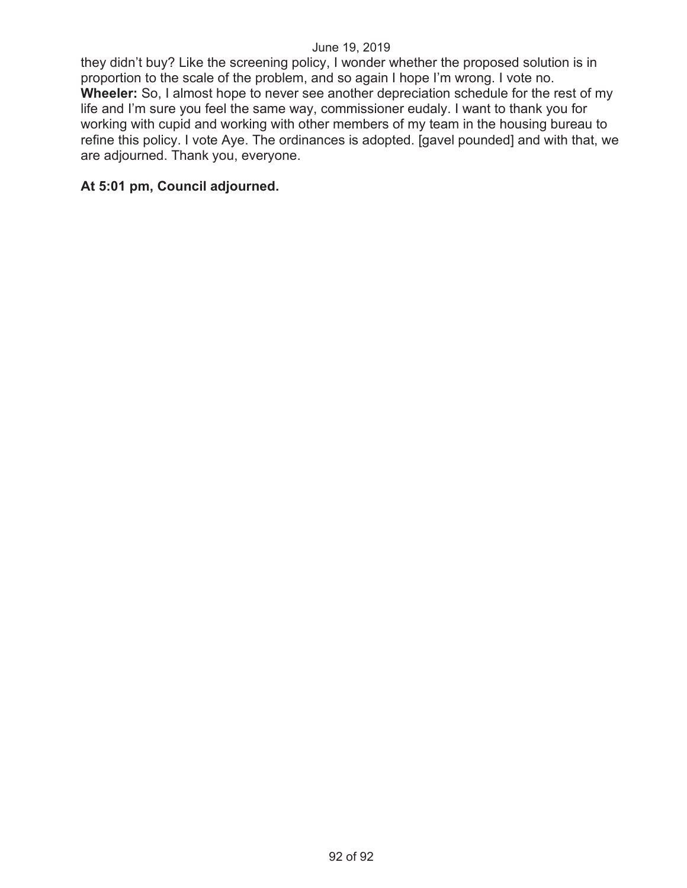they didn't buy? Like the screening policy, I wonder whether the proposed solution is in proportion to the scale of the problem, and so again I hope I'm wrong. I vote no.

**Wheeler:** So, I almost hope to never see another depreciation schedule for the rest of my life and I'm sure you feel the same way, commissioner eudaly. I want to thank you for working with cupid and working with other members of my team in the housing bureau to refine this policy. I vote Aye. The ordinances is adopted. [gavel pounded] and with that, we are adjourned. Thank you, everyone.

**At 5:01 pm, Council adjourned.**